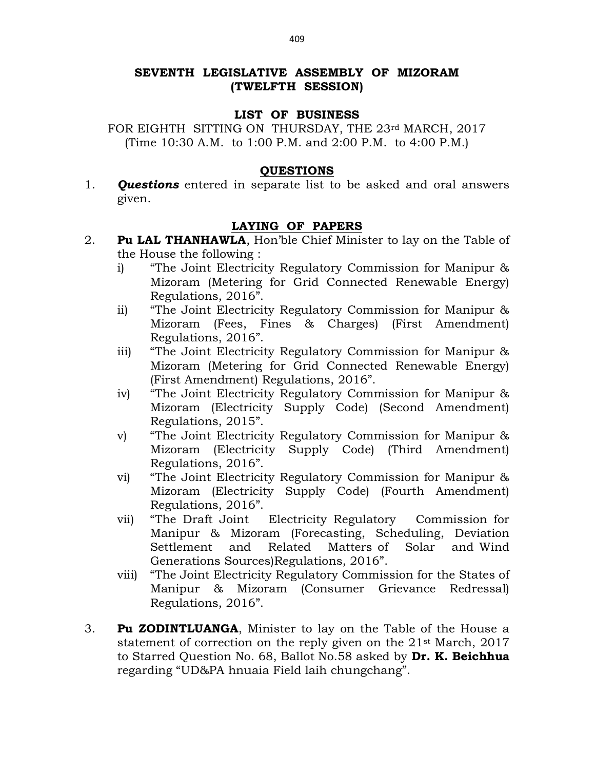# SEVENTH LEGISLATIVE ASSEMBLY OF MIZORAM
## (TWELFTH SESSION)

### LIST OF BUSINESS

FOR EIGHTH SITTING ON THURSDAY, THE 23rd MARCH, 2017
(Time 10:30 A.M. to 1:00 P.M. and 2:00 P.M. to 4:00 P.M.)

### QUESTIONS

1. ***Questions*** entered in separate list to be asked and oral answers given.

### LAYING OF PAPERS

2. **Pu LAL THANHAWLA**, Hon'ble Chief Minister to lay on the Table of the House the following :
   - i) "The Joint Electricity Regulatory Commission for Manipur & Mizoram (Metering for Grid Connected Renewable Energy) Regulations, 2016".
   - ii) "The Joint Electricity Regulatory Commission for Manipur & Mizoram (Fees, Fines & Charges) (First Amendment) Regulations, 2016".
   - iii) "The Joint Electricity Regulatory Commission for Manipur & Mizoram (Metering for Grid Connected Renewable Energy) (First Amendment) Regulations, 2016".
   - iv) "The Joint Electricity Regulatory Commission for Manipur & Mizoram (Electricity Supply Code) (Second Amendment) Regulations, 2015".
   - v) "The Joint Electricity Regulatory Commission for Manipur & Mizoram (Electricity Supply Code) (Third Amendment) Regulations, 2016".
   - vi) "The Joint Electricity Regulatory Commission for Manipur & Mizoram (Electricity Supply Code) (Fourth Amendment) Regulations, 2016".
   - vii) "The Draft Joint Electricity Regulatory Commission for Manipur & Mizoram (Forecasting, Scheduling, Deviation Settlement and Related Matters of Solar and Wind Generations Sources)Regulations, 2016".
   - viii) "The Joint Electricity Regulatory Commission for the States of Manipur & Mizoram (Consumer Grievance Redressal) Regulations, 2016".

3. **Pu ZODINTLUANGA**, Minister to lay on the Table of the House a statement of correction on the reply given on the 21st March, 2017 to Starred Question No. 68, Ballot No.58 asked by **Dr. K. Beichhua** regarding "UD&PA hnuaia Field laih chungchang".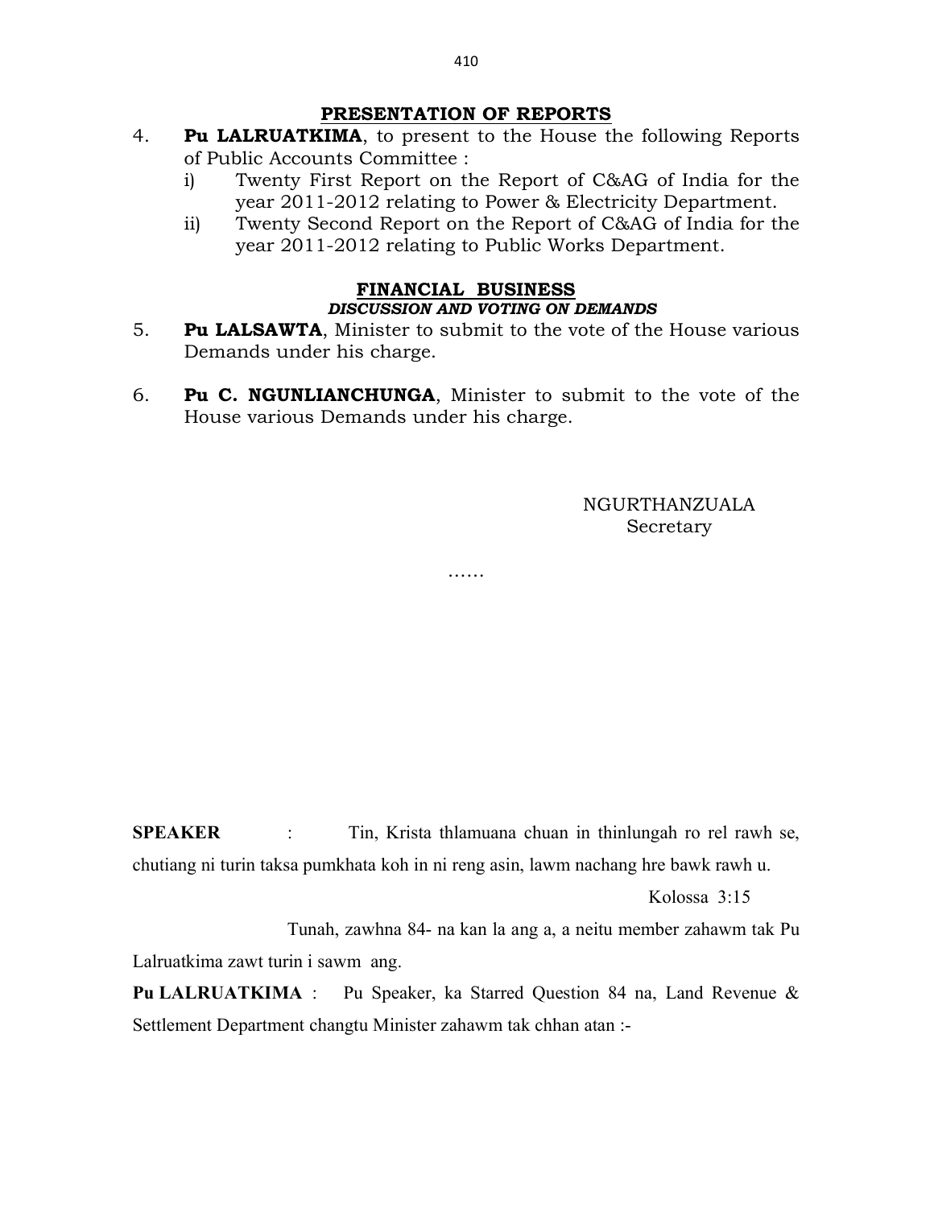## PRESENTATION OF REPORTS

4. **Pu LALRUATKIMA**, to present to the House the following Reports of Public Accounts Committee :
   - i) Twenty First Report on the Report of C&AG of India for the year 2011-2012 relating to Power & Electricity Department.
   - ii) Twenty Second Report on the Report of C&AG of India for the year 2011-2012 relating to Public Works Department.

## FINANCIAL BUSINESS

### *DISCUSSION AND VOTING ON DEMANDS*

5. **Pu LALSAWTA**, Minister to submit to the vote of the House various Demands under his charge.

6. **Pu C. NGUNLIANCHUNGA**, Minister to submit to the vote of the House various Demands under his charge.

NGURTHANZUALA
Secretary

……

**SPEAKER** : Tin, Krista thlamuana chuan in thinlungah ro rel rawh se, chutiang ni turin taksa pumkhata koh in ni reng asin, lawm nachang hre bawk rawh u.

Kolossa 3:15

Tunah, zawhna 84- na kan la ang a, a neitu member zahawm tak Pu Lalruatkima zawt turin i sawm ang.

**Pu LALRUATKIMA** : Pu Speaker, ka Starred Question 84 na, Land Revenue & Settlement Department changtu Minister zahawm tak chhan atan :-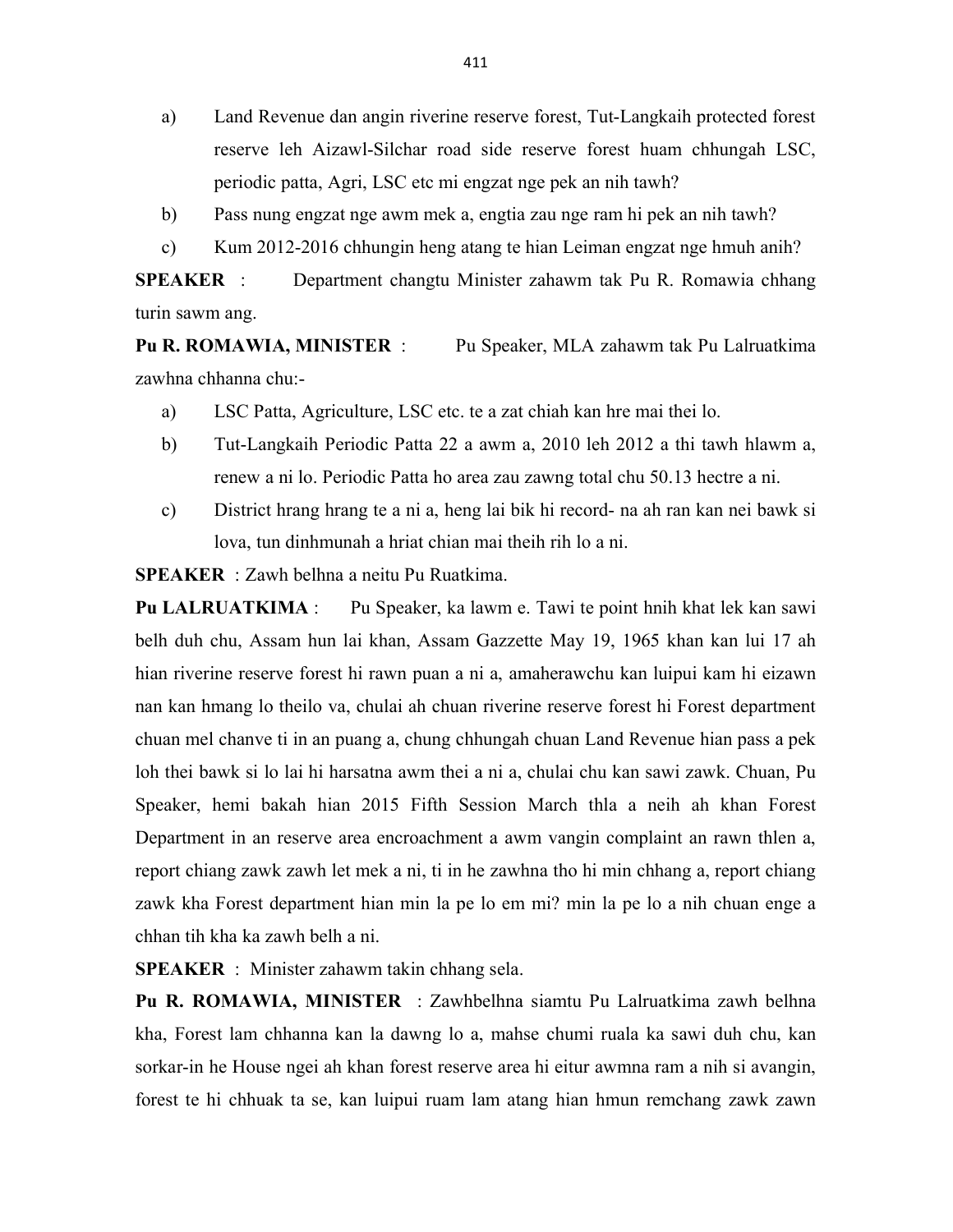a) Land Revenue dan angin riverine reserve forest, Tut-Langkaih protected forest reserve leh Aizawl-Silchar road side reserve forest huam chhungah LSC, periodic patta, Agri, LSC etc mi engzat nge pek an nih tawh?

b) Pass nung engzat nge awm mek a, engtia zau nge ram hi pek an nih tawh?

c) Kum 2012-2016 chhungin heng atang te hian Leiman engzat nge hmuh anih?

**SPEAKER** : Department changtu Minister zahawm tak Pu R. Romawia chhang turin sawm ang.

**Pu R. ROMAWIA, MINISTER** : Pu Speaker, MLA zahawm tak Pu Lalruatkima zawhna chhanna chu:-

a) LSC Patta, Agriculture, LSC etc. te a zat chiah kan hre mai thei lo.

b) Tut-Langkaih Periodic Patta 22 a awm a, 2010 leh 2012 a thi tawh hlawm a, renew a ni lo. Periodic Patta ho area zau zawng total chu 50.13 hectre a ni.

c) District hrang hrang te a ni a, heng lai bik hi record- na ah ran kan nei bawk si lova, tun dinhmunah a hriat chian mai theih rih lo a ni.

**SPEAKER** : Zawh belhna a neitu Pu Ruatkima.

**Pu LALRUATKIMA** : Pu Speaker, ka lawm e. Tawi te point hnih khat lek kan sawi belh duh chu, Assam hun lai khan, Assam Gazzette May 19, 1965 khan kan lui 17 ah hian riverine reserve forest hi rawn puan a ni a, amaherawchu kan luipui kam hi eizawn nan kan hmang lo theilo va, chulai ah chuan riverine reserve forest hi Forest department chuan mel chanve ti in an puang a, chung chhungah chuan Land Revenue hian pass a pek loh thei bawk si lo lai hi harsatna awm thei a ni a, chulai chu kan sawi zawk. Chuan, Pu Speaker, hemi bakah hian 2015 Fifth Session March thla a neih ah khan Forest Department in an reserve area encroachment a awm vangin complaint an rawn thlen a, report chiang zawk zawh let mek a ni, ti in he zawhna tho hi min chhang a, report chiang zawk kha Forest department hian min la pe lo em mi? min la pe lo a nih chuan enge a chhan tih kha ka zawh belh a ni.

**SPEAKER** : Minister zahawm takin chhang sela.

**Pu R. ROMAWIA, MINISTER** : Zawhbelhna siamtu Pu Lalruatkima zawh belhna kha, Forest lam chhanna kan la dawng lo a, mahse chumi ruala ka sawi duh chu, kan sorkar-in he House ngei ah khan forest reserve area hi eitur awmna ram a nih si avangin, forest te hi chhuak ta se, kan luipui ruam lam atang hian hmun remchang zawk zawn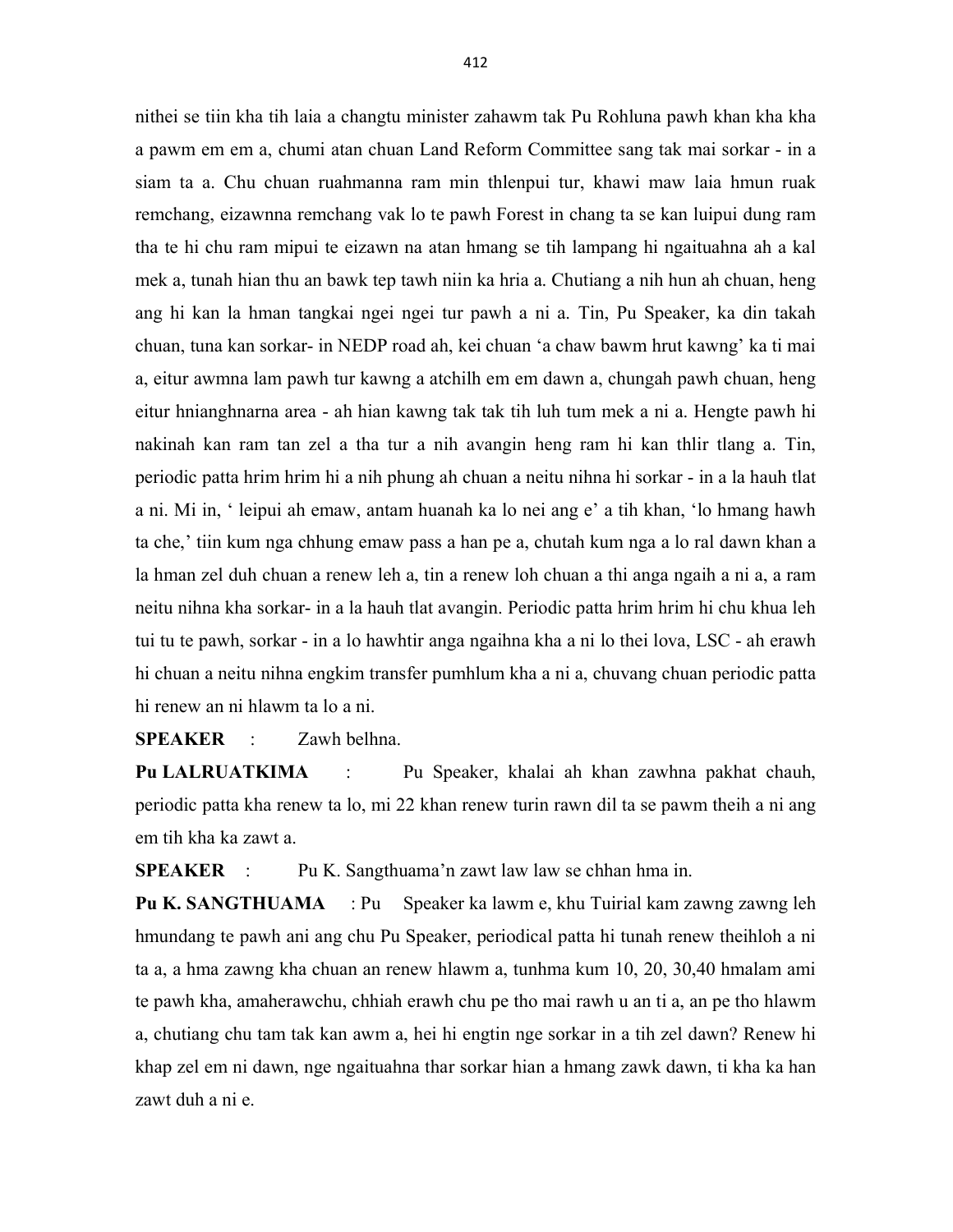nithei se tiin kha tih laia a changtu minister zahawm tak Pu Rohluna pawh khan kha kha a pawm em em a, chumi atan chuan Land Reform Committee sang tak mai sorkar - in a siam ta a. Chu chuan ruahmanna ram min thlenpui tur, khawi maw laia hmun ruak remchang, eizawnna remchang vak lo te pawh Forest in chang ta se kan luipui dung ram tha te hi chu ram mipui te eizawn na atan hmang se tih lampang hi ngaituahna ah a kal mek a, tunah hian thu an bawk tep tawh niin ka hria a. Chutiang a nih hun ah chuan, heng ang hi kan la hman tangkai ngei ngei tur pawh a ni a. Tin, Pu Speaker, ka din takah chuan, tuna kan sorkar- in NEDP road ah, kei chuan 'a chaw bawm hrut kawng' ka ti mai a, eitur awmna lam pawh tur kawng a atchilh em em dawn a, chungah pawh chuan, heng eitur hnianghnarna area - ah hian kawng tak tak tih luh tum mek a ni a. Hengte pawh hi nakinah kan ram tan zel a tha tur a nih avangin heng ram hi kan thlir tlang a. Tin, periodic patta hrim hrim hi a nih phung ah chuan a neitu nihna hi sorkar - in a la hauh tlat a ni. Mi in, ' leipui ah emaw, antam huanah ka lo nei ang e' a tih khan, 'lo hmang hawh ta che,' tiin kum nga chhung emaw pass a han pe a, chutah kum nga a lo ral dawn khan a la hman zel duh chuan a renew leh a, tin a renew loh chuan a thi anga ngaih a ni a, a ram neitu nihna kha sorkar- in a la hauh tlat avangin. Periodic patta hrim hrim hi chu khua leh tui tu te pawh, sorkar - in a lo hawhtir anga ngaihna kha a ni lo thei lova, LSC - ah erawh hi chuan a neitu nihna engkim transfer pumhlum kha a ni a, chuvang chuan periodic patta hi renew an ni hlawm ta lo a ni.

**SPEAKER** : Zawh belhna.

**Pu LALRUATKIMA** : Pu Speaker, khalai ah khan zawhna pakhat chauh, periodic patta kha renew ta lo, mi 22 khan renew turin rawn dil ta se pawm theih a ni ang em tih kha ka zawt a.

**SPEAKER** : Pu K. Sangthuama'n zawt law law se chhan hma in.

**Pu K. SANGTHUAMA** : Pu Speaker ka lawm e, khu Tuirial kam zawng zawng leh hmundang te pawh ani ang chu Pu Speaker, periodical patta hi tunah renew theihloh a ni ta a, a hma zawng kha chuan an renew hlawm a, tunhma kum 10, 20, 30,40 hmalam ami te pawh kha, amaherawchu, chhiah erawh chu pe tho mai rawh u an ti a, an pe tho hlawm a, chutiang chu tam tak kan awm a, hei hi engtin nge sorkar in a tih zel dawn? Renew hi khap zel em ni dawn, nge ngaituahna thar sorkar hian a hmang zawk dawn, ti kha ka han zawt duh a ni e.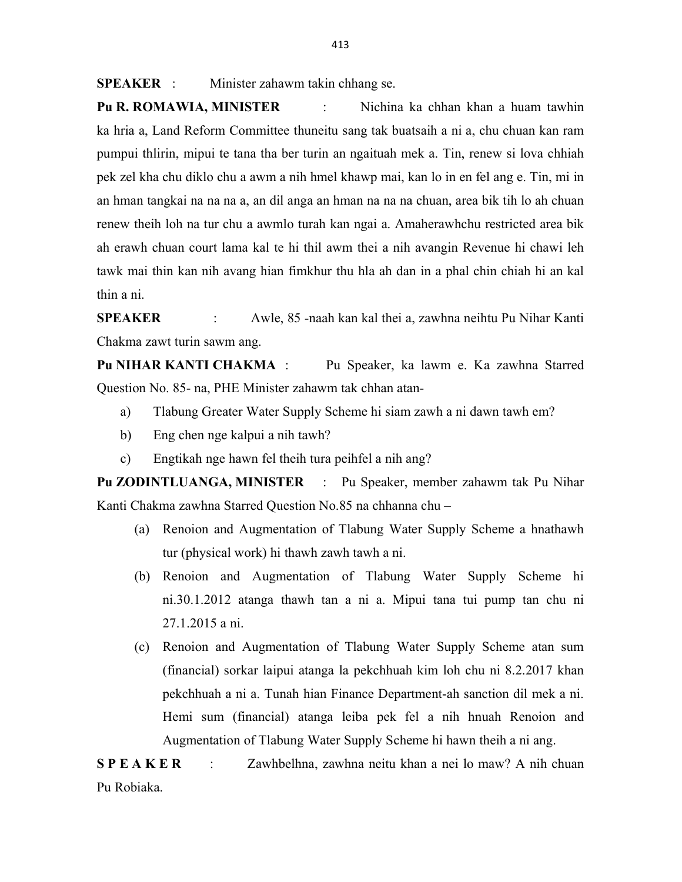**SPEAKER** : Minister zahawm takin chhang se.

**Pu R. ROMAWIA, MINISTER** : Nichina ka chhan khan a huam tawhin ka hria a, Land Reform Committee thuneitu sang tak buatsaih a ni a, chu chuan kan ram pumpui thlirin, mipui te tana tha ber turin an ngaituah mek a. Tin, renew si lova chhiah pek zel kha chu diklo chu a awm a nih hmel khawp mai, kan lo in en fel ang e. Tin, mi in an hman tangkai na na na a, an dil anga an hman na na na chuan, area bik tih lo ah chuan renew theih loh na tur chu a awmlo turah kan ngai a. Amaherawhchu restricted area bik ah erawh chuan court lama kal te hi thil awm thei a nih avangin Revenue hi chawi leh tawk mai thin kan nih avang hian fimkhur thu hla ah dan in a phal chin chiah hi an kal thin a ni.

**SPEAKER** : Awle, 85 -naah kan kal thei a, zawhna neihtu Pu Nihar Kanti Chakma zawt turin sawm ang.

**Pu NIHAR KANTI CHAKMA** : Pu Speaker, ka lawm e. Ka zawhna Starred Question No. 85- na, PHE Minister zahawm tak chhan atan-

a) Tlabung Greater Water Supply Scheme hi siam zawh a ni dawn tawh em?
b) Eng chen nge kalpui a nih tawh?
c) Engtikah nge hawn fel theih tura peihfel a nih ang?

**Pu ZODINTLUANGA, MINISTER** : Pu Speaker, member zahawm tak Pu Nihar Kanti Chakma zawhna Starred Question No.85 na chhanna chu –

(a) Renoion and Augmentation of Tlabung Water Supply Scheme a hnathawh tur (physical work) hi thawh zawh tawh a ni.

(b) Renoion and Augmentation of Tlabung Water Supply Scheme hi ni.30.1.2012 atanga thawh tan a ni a. Mipui tana tui pump tan chu ni 27.1.2015 a ni.

(c) Renoion and Augmentation of Tlabung Water Supply Scheme atan sum (financial) sorkar laipui atanga la pekchhuah kim loh chu ni 8.2.2017 khan pekchhuah a ni a. Tunah hian Finance Department-ah sanction dil mek a ni. Hemi sum (financial) atanga leiba pek fel a nih hnuah Renoion and Augmentation of Tlabung Water Supply Scheme hi hawn theih a ni ang.

**S P E A K E R** : Zawhbelhna, zawhna neitu khan a nei lo maw? A nih chuan Pu Robiaka.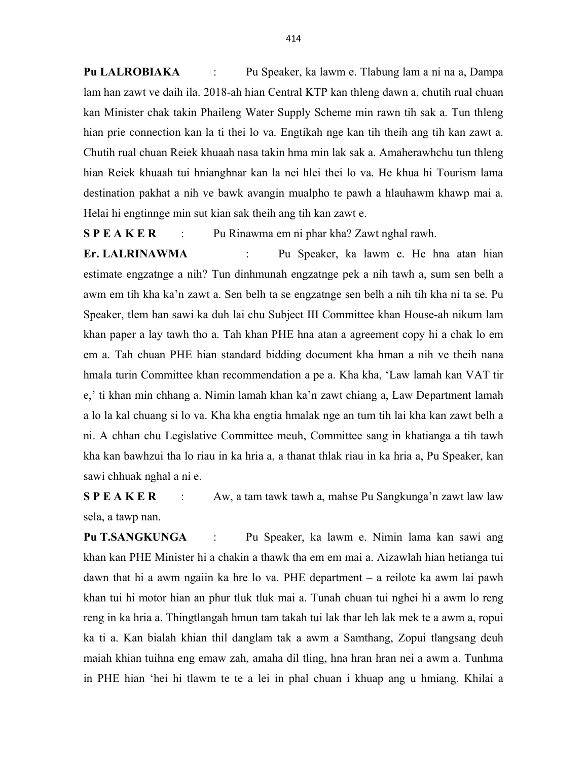**Pu LALROBIAKA** : Pu Speaker, ka lawm e. Tlabung lam a ni na a, Dampa lam han zawt ve daih ila. 2018-ah hian Central KTP kan thleng dawn a, chutih rual chuan kan Minister chak takin Phaileng Water Supply Scheme min rawn tih sak a. Tun thleng hian prie connection kan la ti thei lo va. Engtikah nge kan tih theih ang tih kan zawt a. Chutih rual chuan Reiek khuaah nasa takin hma min lak sak a. Amaherawhchu tun thleng hian Reiek khuaah tui hnianghnar kan la nei hlei thei lo va. He khua hi Tourism lama destination pakhat a nih ve bawk avangin mualpho te pawh a hlauhawm khawp mai a. Helai hi engtinnge min sut kian sak theih ang tih kan zawt e.

**S P E A K E R** : Pu Rinawma em ni phar kha? Zawt nghal rawh.

**Er. LALRINAWMA** : Pu Speaker, ka lawm e. He hna atan hian estimate engzatnge a nih? Tun dinhmunah engzatnge pek a nih tawh a, sum sen belh a awm em tih kha ka'n zawt a. Sen belh ta se engzatnge sen belh a nih tih kha ni ta se. Pu Speaker, tlem han sawi ka duh lai chu Subject III Committee khan House-ah nikum lam khan paper a lay tawh tho a. Tah khan PHE hna atan a agreement copy hi a chak lo em em a. Tah chuan PHE hian standard bidding document kha hman a nih ve theih nana hmala turin Committee khan recommendation a pe a. Kha kha, 'Law lamah kan VAT tir e,' ti khan min chhang a. Nimin lamah khan ka'n zawt chiang a, Law Department lamah a lo la kal chuang si lo va. Kha kha engtia hmalak nge an tum tih lai kha kan zawt belh a ni. A chhan chu Legislative Committee meuh, Committee sang in khatianga a tih tawh kha kan bawhzui tha lo riau in ka hria a, a thanat thlak riau in ka hria a, Pu Speaker, kan sawi chhuak nghal a ni e.

**S P E A K E R** : Aw, a tam tawk tawh a, mahse Pu Sangkunga'n zawt law law sela, a tawp nan.

**Pu T.SANGKUNGA** : Pu Speaker, ka lawm e. Nimin lama kan sawi ang khan kan PHE Minister hi a chakin a thawk tha em em mai a. Aizawlah hian hetianga tui dawn that hi a awm ngaiin ka hre lo va. PHE department – a reilote ka awm lai pawh khan tui hi motor hian an phur tluk tluk mai a. Tunah chuan tui nghei hi a awm lo reng reng in ka hria a. Thingtlangah hmun tam takah tui lak thar leh lak mek te a awm a, ropui ka ti a. Kan bialah khian thil danglam tak a awm a Samthang, Zopui tlangsang deuh maiah khian tuihna eng emaw zah, amaha dil tling, hna hran hran nei a awm a. Tunhma in PHE hian 'hei hi tlawm te te a lei in phal chuan i khuap ang u hmiang. Khilai a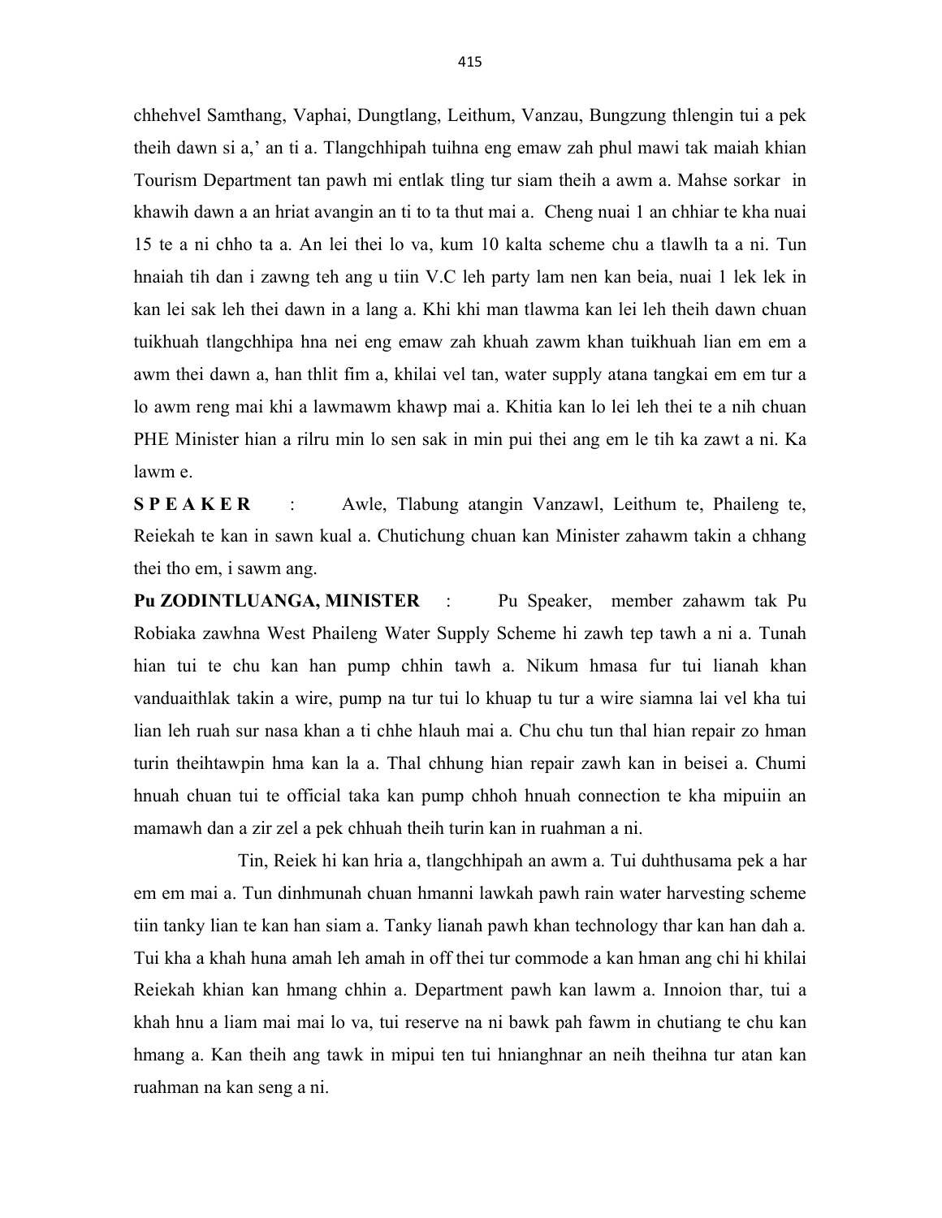chhehvel Samthang, Vaphai, Dungtlang, Leithum, Vanzau, Bungzung thlengin tui a pek theih dawn si a,' an ti a. Tlangchhipah tuihna eng emaw zah phul mawi tak maiah khian Tourism Department tan pawh mi entlak tling tur siam theih a awm a. Mahse sorkar in khawih dawn a an hriat avangin an ti to ta thut mai a. Cheng nuai 1 an chhiar te kha nuai 15 te a ni chho ta a. An lei thei lo va, kum 10 kalta scheme chu a tlawlh ta a ni. Tun hnaiah tih dan i zawng teh ang u tiin V.C leh party lam nen kan beia, nuai 1 lek lek in kan lei sak leh thei dawn in a lang a. Khi khi man tlawma kan lei leh theih dawn chuan tuikhuah tlangchhipa hna nei eng emaw zah khuah zawm khan tuikhuah lian em em a awm thei dawn a, han thlit fim a, khilai vel tan, water supply atana tangkai em em tur a lo awm reng mai khi a lawmawm khawp mai a. Khitia kan lo lei leh thei te a nih chuan PHE Minister hian a rilru min lo sen sak in min pui thei ang em le tih ka zawt a ni. Ka lawm e.

**S P E A K E R** : Awle, Tlabung atangin Vanzawl, Leithum te, Phaileng te, Reiekah te kan in sawn kual a. Chutichung chuan kan Minister zahawm takin a chhang thei tho em, i sawm ang.

**Pu ZODINTLUANGA, MINISTER** : Pu Speaker, member zahawm tak Pu Robiaka zawhna West Phaileng Water Supply Scheme hi zawh tep tawh a ni a. Tunah hian tui te chu kan han pump chhin tawh a. Nikum hmasa fur tui lianah khan vanduaithlak takin a wire, pump na tur tui lo khuap tu tur a wire siamna lai vel kha tui lian leh ruah sur nasa khan a ti chhe hlauh mai a. Chu chu tun thal hian repair zo hman turin theihtawpin hma kan la a. Thal chhung hian repair zawh kan in beisei a. Chumi hnuah chuan tui te official taka kan pump chhoh hnuah connection te kha mipuiin an mamawh dan a zir zel a pek chhuah theih turin kan in ruahman a ni.

Tin, Reiek hi kan hria a, tlangchhipah an awm a. Tui duhthusama pek a har em em mai a. Tun dinhmunah chuan hmanni lawkah pawh rain water harvesting scheme tiin tanky lian te kan han siam a. Tanky lianah pawh khan technology thar kan han dah a. Tui kha a khah huna amah leh amah in off thei tur commode a kan hman ang chi hi khilai Reiekah khian kan hmang chhin a. Department pawh kan lawm a. Innoion thar, tui a khah hnu a liam mai mai lo va, tui reserve na ni bawk pah fawm in chutiang te chu kan hmang a. Kan theih ang tawk in mipui ten tui hnianghnar an neih theihna tur atan kan ruahman na kan seng a ni.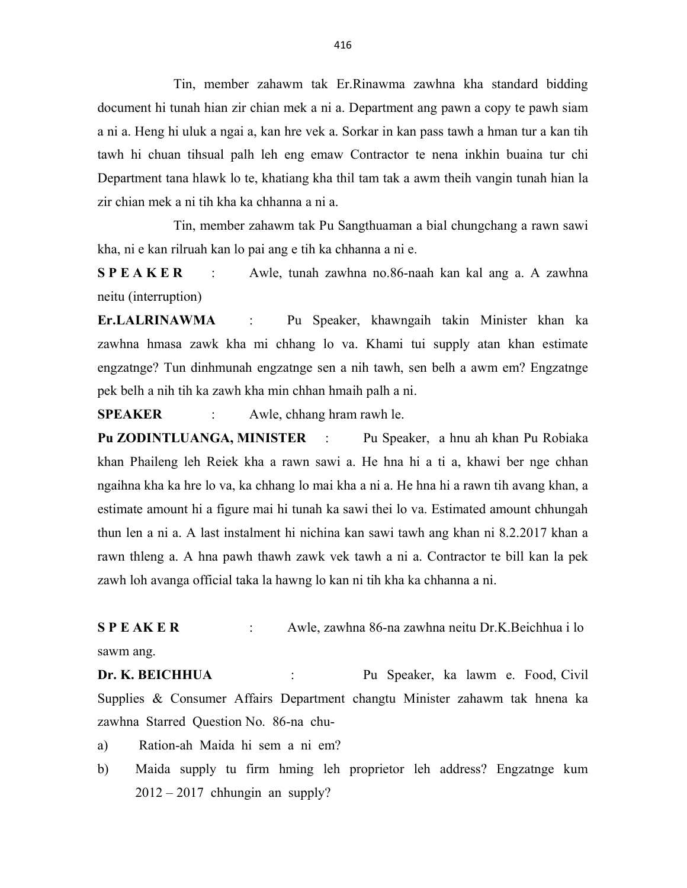Tin, member zahawm tak Er.Rinawma zawhna kha standard bidding document hi tunah hian zir chian mek a ni a. Department ang pawn a copy te pawh siam a ni a. Heng hi uluk a ngai a, kan hre vek a. Sorkar in kan pass tawh a hman tur a kan tih tawh hi chuan tihsual palh leh eng emaw Contractor te nena inkhin buaina tur chi Department tana hlawk lo te, khatiang kha thil tam tak a awm theih vangin tunah hian la zir chian mek a ni tih kha ka chhanna a ni a.

Tin, member zahawm tak Pu Sangthuaman a bial chungchang a rawn sawi kha, ni e kan rilruah kan lo pai ang e tih ka chhanna a ni e.

**S P E A K E R** : Awle, tunah zawhna no.86-naah kan kal ang a. A zawhna neitu (interruption)

**Er.LALRINAWMA** : Pu Speaker, khawngaih takin Minister khan ka zawhna hmasa zawk kha mi chhang lo va. Khami tui supply atan khan estimate engzatnge? Tun dinhmunah engzatnge sen a nih tawh, sen belh a awm em? Engzatnge pek belh a nih tih ka zawh kha min chhan hmaih palh a ni.

**SPEAKER** : Awle, chhang hram rawh le.

**Pu ZODINTLUANGA, MINISTER** : Pu Speaker, a hnu ah khan Pu Robiaka khan Phaileng leh Reiek kha a rawn sawi a. He hna hi a ti a, khawi ber nge chhan ngaihna kha ka hre lo va, ka chhang lo mai kha a ni a. He hna hi a rawn tih avang khan, a estimate amount hi a figure mai hi tunah ka sawi thei lo va. Estimated amount chhungah thun len a ni a. A last instalment hi nichina kan sawi tawh ang khan ni 8.2.2017 khan a rawn thleng a. A hna pawh thawh zawk vek tawh a ni a. Contractor te bill kan la pek zawh loh avanga official taka la hawng lo kan ni tih kha ka chhanna a ni.

**S P E AK E R** : Awle, zawhna 86-na zawhna neitu Dr.K.Beichhua i lo sawm ang.

**Dr. K. BEICHHUA** : Pu Speaker, ka lawm e. Food, Civil Supplies & Consumer Affairs Department changtu Minister zahawm tak hnena ka zawhna Starred Question No. 86-na chu-

a) Ration-ah Maida hi sem a ni em?

b) Maida supply tu firm hming leh proprietor leh address? Engzatnge kum 2012 – 2017 chhungin an supply?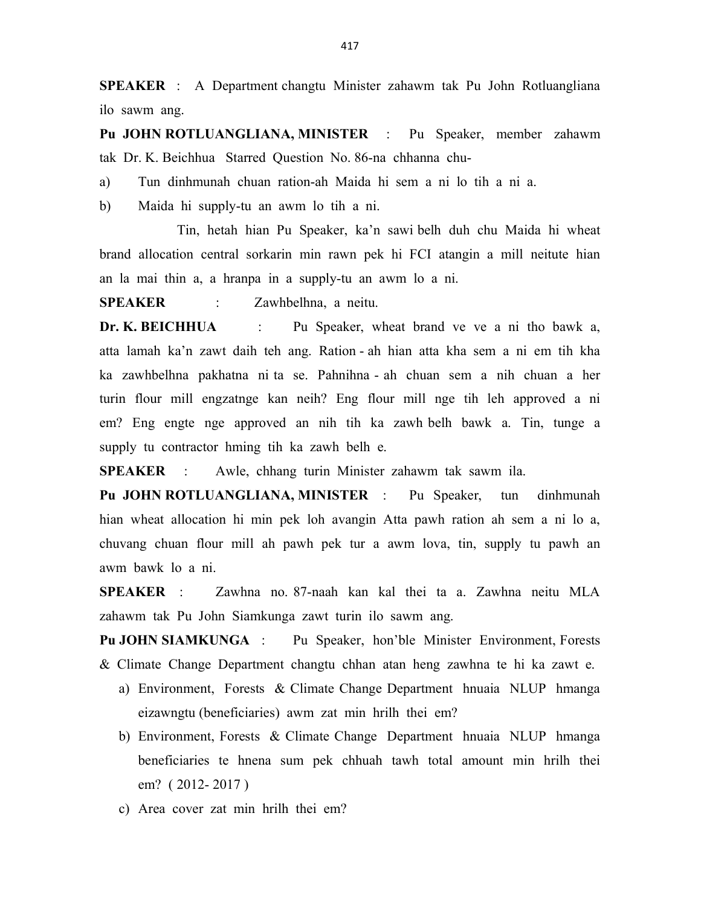**SPEAKER** : A Department changtu Minister zahawm tak Pu John Rotluangliana ilo sawm ang.

**Pu JOHN ROTLUANGLIANA, MINISTER** : Pu Speaker, member zahawm tak Dr. K. Beichhua Starred Question No. 86-na chhanna chu-

a) Tun dinhmunah chuan ration-ah Maida hi sem a ni lo tih a ni a.

b) Maida hi supply-tu an awm lo tih a ni.

Tin, hetah hian Pu Speaker, ka'n sawi belh duh chu Maida hi wheat brand allocation central sorkarin min rawn pek hi FCI atangin a mill neitute hian an la mai thin a, a hranpa in a supply-tu an awm lo a ni.

**SPEAKER** : Zawhbelhna, a neitu.

**Dr. K. BEICHHUA** : Pu Speaker, wheat brand ve ve a ni tho bawk a, atta lamah ka'n zawt daih teh ang. Ration - ah hian atta kha sem a ni em tih kha ka zawhbelhna pakhatna ni ta se. Pahnihna - ah chuan sem a nih chuan a her turin flour mill engzatnge kan neih? Eng flour mill nge tih leh approved a ni em? Eng engte nge approved an nih tih ka zawh belh bawk a. Tin, tunge a supply tu contractor hming tih ka zawh belh e.

**SPEAKER** : Awle, chhang turin Minister zahawm tak sawm ila.

**Pu JOHN ROTLUANGLIANA, MINISTER** : Pu Speaker, tun dinhmunah hian wheat allocation hi min pek loh avangin Atta pawh ration ah sem a ni lo a, chuvang chuan flour mill ah pawh pek tur a awm lova, tin, supply tu pawh an awm bawk lo a ni.

**SPEAKER** : Zawhna no. 87-naah kan kal thei ta a. Zawhna neitu MLA zahawm tak Pu John Siamkunga zawt turin ilo sawm ang.

**Pu JOHN SIAMKUNGA** : Pu Speaker, hon'ble Minister Environment, Forests & Climate Change Department changtu chhan atan heng zawhna te hi ka zawt e.

a) Environment, Forests & Climate Change Department hnuaia NLUP hmanga eizawngtu (beneficiaries) awm zat min hrilh thei em?

b) Environment, Forests & Climate Change Department hnuaia NLUP hmanga beneficiaries te hnena sum pek chhuah tawh total amount min hrilh thei em? ( 2012- 2017 )

c) Area cover zat min hrilh thei em?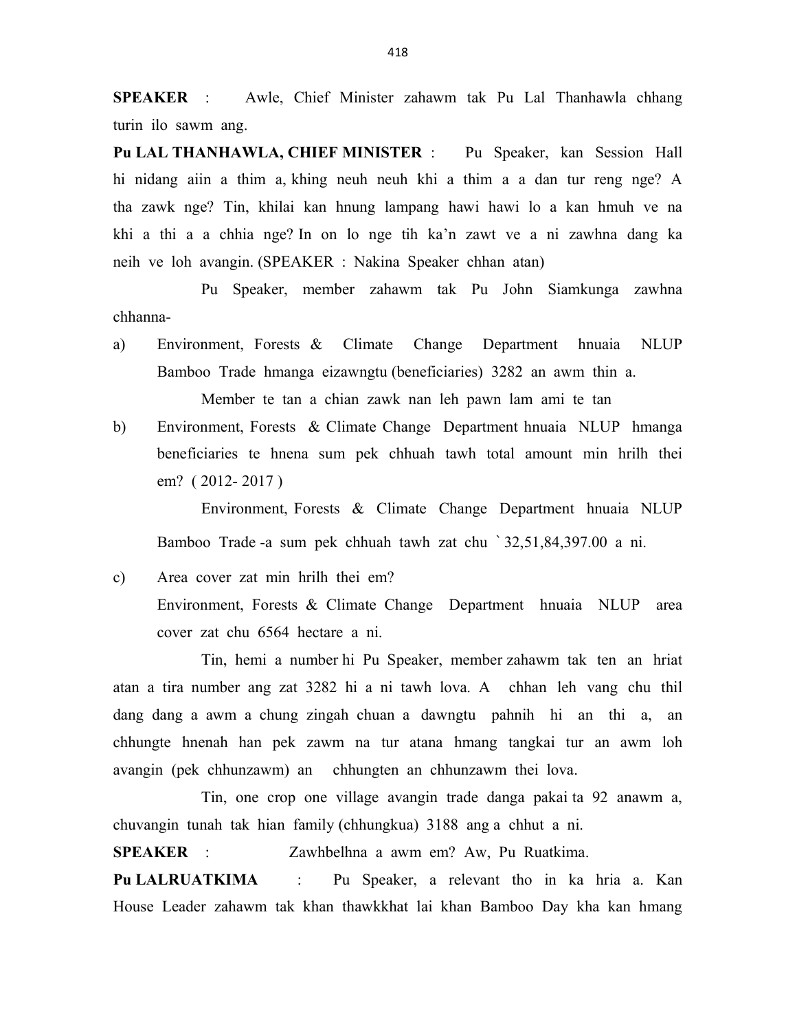**SPEAKER** : Awle, Chief Minister zahawm tak Pu Lal Thanhawla chhang turin ilo sawm ang.

**Pu LAL THANHAWLA, CHIEF MINISTER** : Pu Speaker, kan Session Hall hi nidang aiin a thim a, khing neuh neuh khi a thim a a dan tur reng nge? A tha zawk nge? Tin, khilai kan hnung lampang hawi hawi lo a kan hmuh ve na khi a thi a a chhia nge? In on lo nge tih ka'n zawt ve a ni zawhna dang ka neih ve loh avangin. (SPEAKER : Nakina Speaker chhan atan)

Pu Speaker, member zahawm tak Pu John Siamkunga zawhna chhanna-

a) Environment, Forests & Climate Change Department hnuaia NLUP Bamboo Trade hmanga eizawngtu (beneficiaries) 3282 an awm thin a.

   Member te tan a chian zawk nan leh pawn lam ami te tan

b) Environment, Forests & Climate Change Department hnuaia NLUP hmanga beneficiaries te hnena sum pek chhuah tawh total amount min hrilh thei em? ( 2012- 2017 )

   Environment, Forests & Climate Change Department hnuaia NLUP Bamboo Trade -a sum pek chhuah tawh zat chu ` 32,51,84,397.00 a ni.

c) Area cover zat min hrilh thei em?

   Environment, Forests & Climate Change Department hnuaia NLUP area cover zat chu 6564 hectare a ni.

Tin, hemi a number hi Pu Speaker, member zahawm tak ten an hriat atan a tira number ang zat 3282 hi a ni tawh lova. A chhan leh vang chu thil dang dang a awm a chung zingah chuan a dawngtu pahnih hi an thi a, an chhungte hnenah han pek zawm na tur atana hmang tangkai tur an awm loh avangin (pek chhunzawm) an chhungten an chhunzawm thei lova.

Tin, one crop one village avangin trade danga pakai ta 92 anawm a, chuvangin tunah tak hian family (chhungkua) 3188 ang a chhut a ni.

**SPEAKER** : Zawhbelhna a awm em? Aw, Pu Ruatkima.

**Pu LALRUATKIMA** : Pu Speaker, a relevant tho in ka hria a. Kan House Leader zahawm tak khan thawkkhat lai khan Bamboo Day kha kan hmang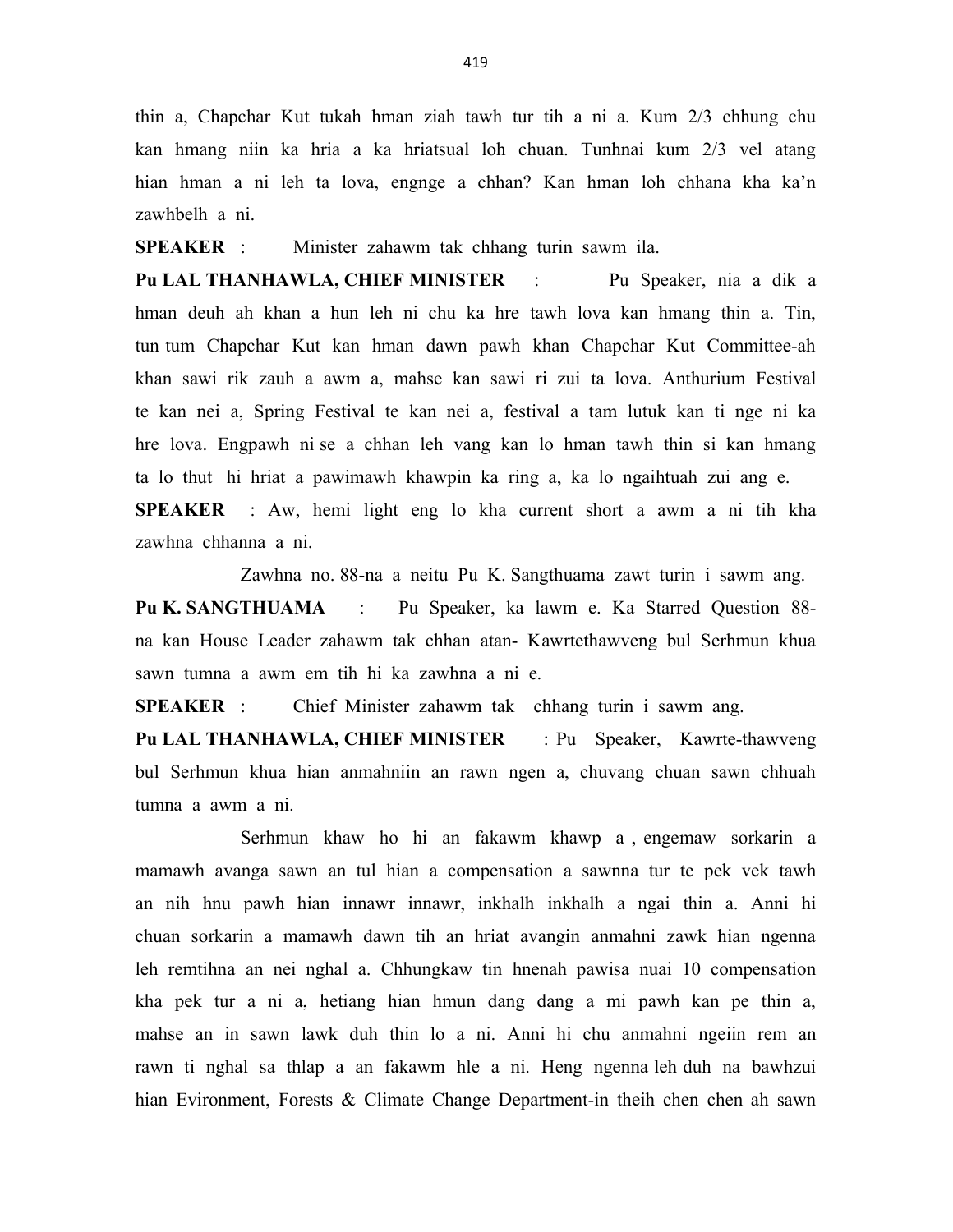thin a, Chapchar Kut tukah hman ziah tawh tur tih a ni a. Kum 2/3 chhung chu kan hmang niin ka hria a ka hriatsual loh chuan. Tunhnai kum 2/3 vel atang hian hman a ni leh ta lova, engnge a chhan? Kan hman loh chhana kha ka'n zawhbelh a ni.

**SPEAKER** : Minister zahawm tak chhang turin sawm ila.

**Pu LAL THANHAWLA, CHIEF MINISTER** : Pu Speaker, nia a dik a hman deuh ah khan a hun leh ni chu ka hre tawh lova kan hmang thin a. Tin, tun tum Chapchar Kut kan hman dawn pawh khan Chapchar Kut Committee-ah khan sawi rik zauh a awm a, mahse kan sawi ri zui ta lova. Anthurium Festival te kan nei a, Spring Festival te kan nei a, festival a tam lutuk kan ti nge ni ka hre lova. Engpawh ni se a chhan leh vang kan lo hman tawh thin si kan hmang ta lo thut hi hriat a pawimawh khawpin ka ring a, ka lo ngaihtuah zui ang e.

**SPEAKER** : Aw, hemi light eng lo kha current short a awm a ni tih kha zawhna chhanna a ni.

Zawhna no. 88-na a neitu Pu K. Sangthuama zawt turin i sawm ang.

**Pu K. SANGTHUAMA** : Pu Speaker, ka lawm e. Ka Starred Question 88-na kan House Leader zahawm tak chhan atan- Kawrtethawveng bul Serhmun khua sawn tumna a awm em tih hi ka zawhna a ni e.

**SPEAKER** : Chief Minister zahawm tak chhang turin i sawm ang.

**Pu LAL THANHAWLA, CHIEF MINISTER** : Pu Speaker, Kawrte-thawveng bul Serhmun khua hian anmahniin an rawn ngen a, chuvang chuan sawn chhuah tumna a awm a ni.

Serhmun khaw ho hi an fakawm khawp a , engemaw sorkarin a mamawh avanga sawn an tul hian a compensation a sawnna tur te pek vek tawh an nih hnu pawh hian innawr innawr, inkhalh inkhalh a ngai thin a. Anni hi chuan sorkarin a mamawh dawn tih an hriat avangin anmahni zawk hian ngenna leh remtihna an nei nghal a. Chhungkaw tin hnenah pawisa nuai 10 compensation kha pek tur a ni a, hetiang hian hmun dang dang a mi pawh kan pe thin a, mahse an in sawn lawk duh thin lo a ni. Anni hi chu anmahni ngeiin rem an rawn ti nghal sa thlap a an fakawm hle a ni. Heng ngenna leh duh na bawhzui hian Evironment, Forests & Climate Change Department-in theih chen chen ah sawn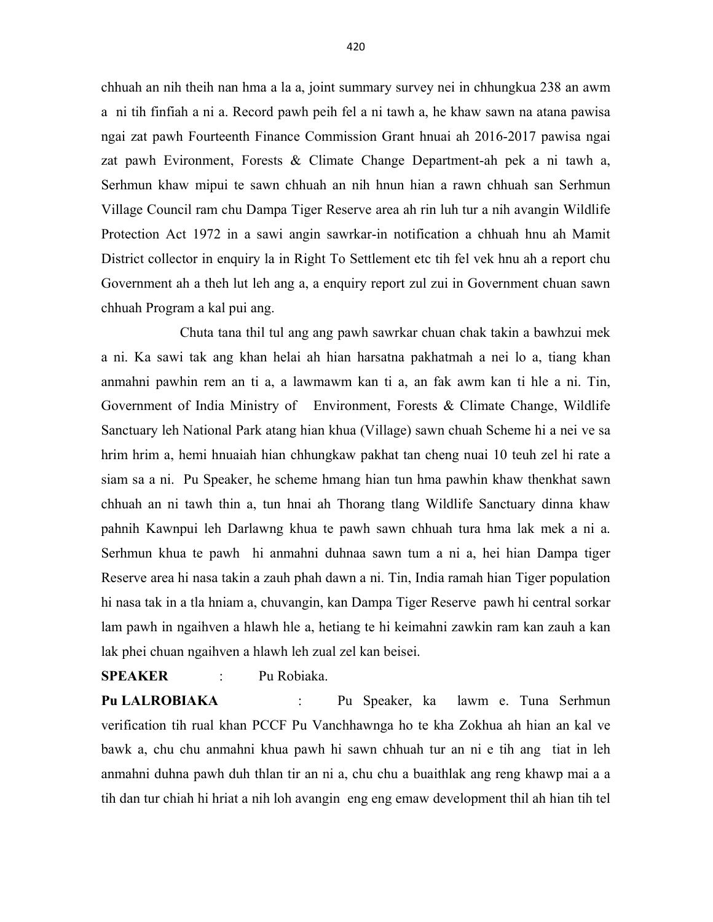chhuah an nih theih nan hma a la a, joint summary survey nei in chhungkua 238 an awm a ni tih finfiah a ni a. Record pawh peih fel a ni tawh a, he khaw sawn na atana pawisa ngai zat pawh Fourteenth Finance Commission Grant hnuai ah 2016-2017 pawisa ngai zat pawh Evironment, Forests & Climate Change Department-ah pek a ni tawh a, Serhmun khaw mipui te sawn chhuah an nih hnun hian a rawn chhuah san Serhmun Village Council ram chu Dampa Tiger Reserve area ah rin luh tur a nih avangin Wildlife Protection Act 1972 in a sawi angin sawrkar-in notification a chhuah hnu ah Mamit District collector in enquiry la in Right To Settlement etc tih fel vek hnu ah a report chu Government ah a theh lut leh ang a, a enquiry report zul zui in Government chuan sawn chhuah Program a kal pui ang.

Chuta tana thil tul ang ang pawh sawrkar chuan chak takin a bawhzui mek a ni. Ka sawi tak ang khan helai ah hian harsatna pakhatmah a nei lo a, tiang khan anmahni pawhin rem an ti a, a lawmawm kan ti a, an fak awm kan ti hle a ni. Tin, Government of India Ministry of Environment, Forests & Climate Change, Wildlife Sanctuary leh National Park atang hian khua (Village) sawn chuah Scheme hi a nei ve sa hrim hrim a, hemi hnuaiah hian chhungkaw pakhat tan cheng nuai 10 teuh zel hi rate a siam sa a ni. Pu Speaker, he scheme hmang hian tun hma pawhin khaw thenkhat sawn chhuah an ni tawh thin a, tun hnai ah Thorang tlang Wildlife Sanctuary dinna khaw pahnih Kawnpui leh Darlawng khua te pawh sawn chhuah tura hma lak mek a ni a. Serhmun khua te pawh hi anmahni duhnaa sawn tum a ni a, hei hian Dampa tiger Reserve area hi nasa takin a zauh phah dawn a ni. Tin, India ramah hian Tiger population hi nasa tak in a tla hniam a, chuvangin, kan Dampa Tiger Reserve pawh hi central sorkar lam pawh in ngaihven a hlawh hle a, hetiang te hi keimahni zawkin ram kan zauh a kan lak phei chuan ngaihven a hlawh leh zual zel kan beisei.

**SPEAKER** : Pu Robiaka.

**Pu LALROBIAKA** : Pu Speaker, ka lawm e. Tuna Serhmun verification tih rual khan PCCF Pu Vanchhawnga ho te kha Zokhua ah hian an kal ve bawk a, chu chu anmahni khua pawh hi sawn chhuah tur an ni e tih ang tiat in leh anmahni duhna pawh duh thlan tir an ni a, chu chu a buaithlak ang reng khawp mai a a tih dan tur chiah hi hriat a nih loh avangin eng eng emaw development thil ah hian tih tel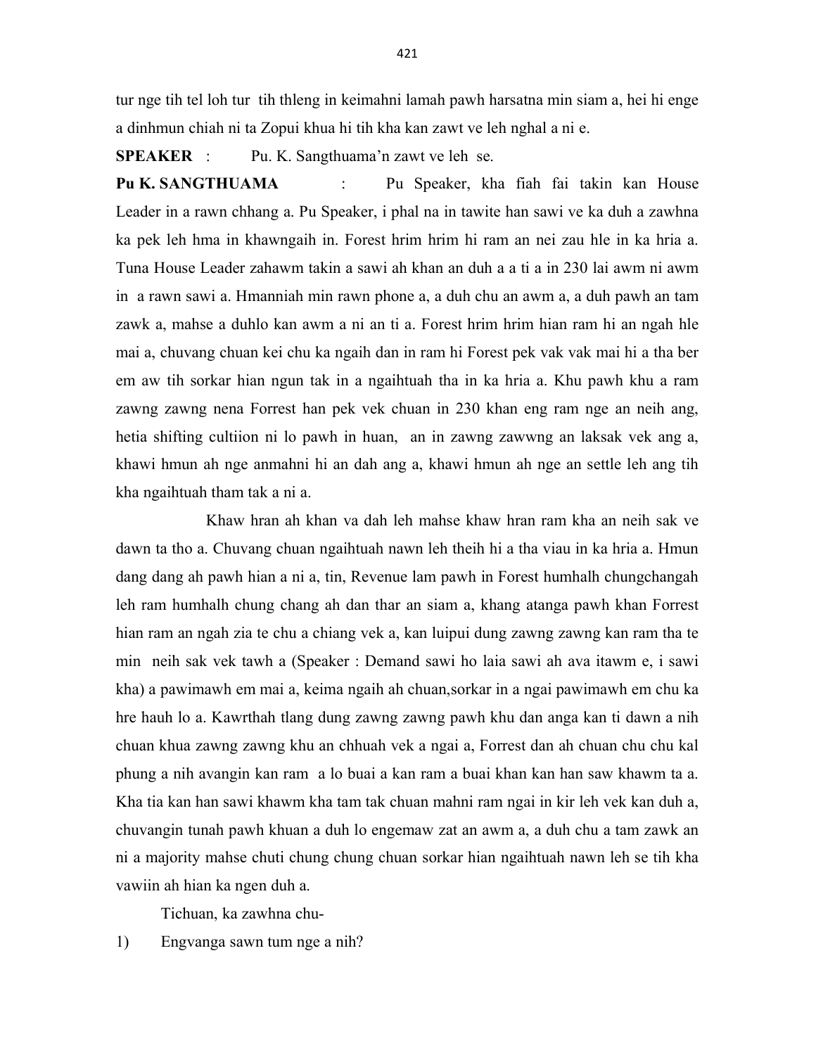tur nge tih tel loh tur  tih thleng in keimahni lamah pawh harsatna min siam a, hei hi enge a dinhmun chiah ni ta Zopui khua hi tih kha kan zawt ve leh nghal a ni e.

**SPEAKER** :  Pu. K. Sangthuama'n zawt ve leh  se.

**Pu K. SANGTHUAMA** :  Pu Speaker, kha fiah fai takin kan House Leader in a rawn chhang a. Pu Speaker, i phal na in tawite han sawi ve ka duh a zawhna ka pek leh hma in khawngaih in. Forest hrim hrim hi ram an nei zau hle in ka hria a. Tuna House Leader zahawm takin a sawi ah khan an duh a a ti a in 230 lai awm ni awm in  a rawn sawi a. Hmanniah min rawn phone a, a duh chu an awm a, a duh pawh an tam zawk a, mahse a duhlo kan awm a ni an ti a. Forest hrim hrim hian ram hi an ngah hle mai a, chuvang chuan kei chu ka ngaih dan in ram hi Forest pek vak vak mai hi a tha ber em aw tih sorkar hian ngun tak in a ngaihtuah tha in ka hria a. Khu pawh khu a ram zawng zawng nena Forrest han pek vek chuan in 230 khan eng ram nge an neih ang, hetia shifting cultiion ni lo pawh in huan,  an in zawng zawwng an laksak vek ang a, khawi hmun ah nge anmahni hi an dah ang a, khawi hmun ah nge an settle leh ang tih kha ngaihtuah tham tak a ni a.

Khaw hran ah khan va dah leh mahse khaw hran ram kha an neih sak ve dawn ta tho a. Chuvang chuan ngaihtuah nawn leh theih hi a tha viau in ka hria a. Hmun dang dang ah pawh hian a ni a, tin, Revenue lam pawh in Forest humhalh chungchangah leh ram humhalh chung chang ah dan thar an siam a, khang atanga pawh khan Forrest hian ram an ngah zia te chu a chiang vek a, kan luipui dung zawng zawng kan ram tha te min  neih sak vek tawh a (Speaker : Demand sawi ho laia sawi ah ava itawm e, i sawi kha) a pawimawh em mai a, keima ngaih ah chuan,sorkar in a ngai pawimawh em chu ka hre hauh lo a. Kawrthah tlang dung zawng zawng pawh khu dan anga kan ti dawn a nih chuan khua zawng zawng khu an chhuah vek a ngai a, Forrest dan ah chuan chu chu kal phung a nih avangin kan ram  a lo buai a kan ram a buai khan kan han saw khawm ta a. Kha tia kan han sawi khawm kha tam tak chuan mahni ram ngai in kir leh vek kan duh a, chuvangin tunah pawh khuan a duh lo engemaw zat an awm a, a duh chu a tam zawk an ni a majority mahse chuti chung chung chuan sorkar hian ngaihtuah nawn leh se tih kha vawiin ah hian ka ngen duh a.

Tichuan, ka zawhna chu-

1) Engvanga sawn tum nge a nih?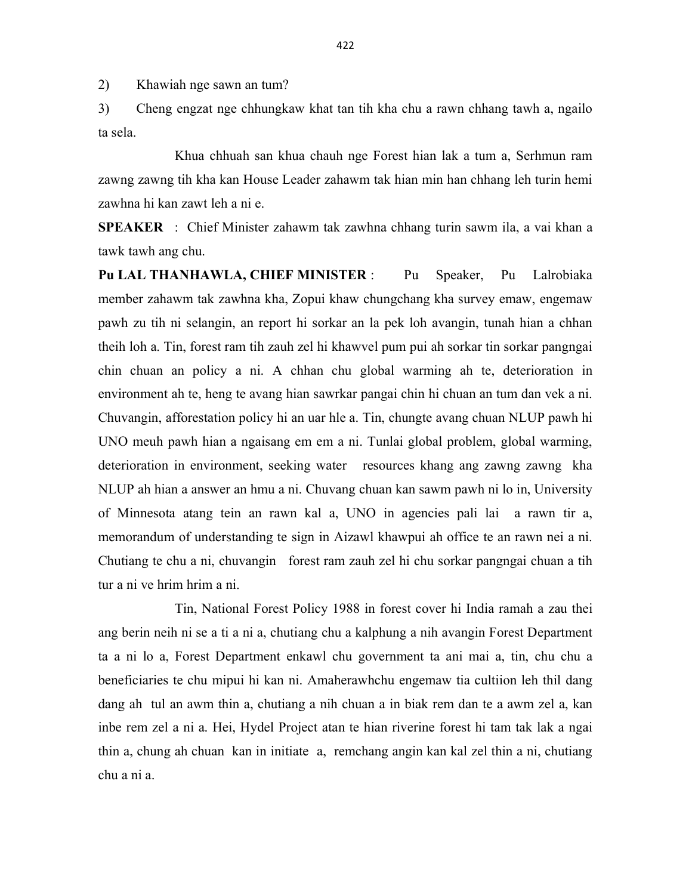2) Khawiah nge sawn an tum?

3) Cheng engzat nge chhungkaw khat tan tih kha chu a rawn chhang tawh a, ngailo ta sela.

Khua chhuah san khua chauh nge Forest hian lak a tum a, Serhmun ram zawng zawng tih kha kan House Leader zahawm tak hian min han chhang leh turin hemi zawhna hi kan zawt leh a ni e.

**SPEAKER** : Chief Minister zahawm tak zawhna chhang turin sawm ila, a vai khan a tawk tawh ang chu.

**Pu LAL THANHAWLA, CHIEF MINISTER** : Pu Speaker, Pu Lalrobiaka member zahawm tak zawhna kha, Zopui khaw chungchang kha survey emaw, engemaw pawh zu tih ni selangin, an report hi sorkar an la pek loh avangin, tunah hian a chhan theih loh a. Tin, forest ram tih zauh zel hi khawvel pum pui ah sorkar tin sorkar pangngai chin chuan an policy a ni. A chhan chu global warming ah te, deterioration in environment ah te, heng te avang hian sawrkar pangai chin hi chuan an tum dan vek a ni. Chuvangin, afforestation policy hi an uar hle a. Tin, chungte avang chuan NLUP pawh hi UNO meuh pawh hian a ngaisang em em a ni. Tunlai global problem, global warming, deterioration in environment, seeking water resources khang ang zawng zawng kha NLUP ah hian a answer an hmu a ni. Chuvang chuan kan sawm pawh ni lo in, University of Minnesota atang tein an rawn kal a, UNO in agencies pali lai a rawn tir a, memorandum of understanding te sign in Aizawl khawpui ah office te an rawn nei a ni. Chutiang te chu a ni, chuvangin forest ram zauh zel hi chu sorkar pangngai chuan a tih tur a ni ve hrim hrim a ni.

Tin, National Forest Policy 1988 in forest cover hi India ramah a zau thei ang berin neih ni se a ti a ni a, chutiang chu a kalphung a nih avangin Forest Department ta a ni lo a, Forest Department enkawl chu government ta ani mai a, tin, chu chu a beneficiaries te chu mipui hi kan ni. Amaherawhchu engemaw tia cultiion leh thil dang dang ah tul an awm thin a, chutiang a nih chuan a in biak rem dan te a awm zel a, kan inbe rem zel a ni a. Hei, Hydel Project atan te hian riverine forest hi tam tak lak a ngai thin a, chung ah chuan kan in initiate a, remchang angin kan kal zel thin a ni, chutiang chu a ni a.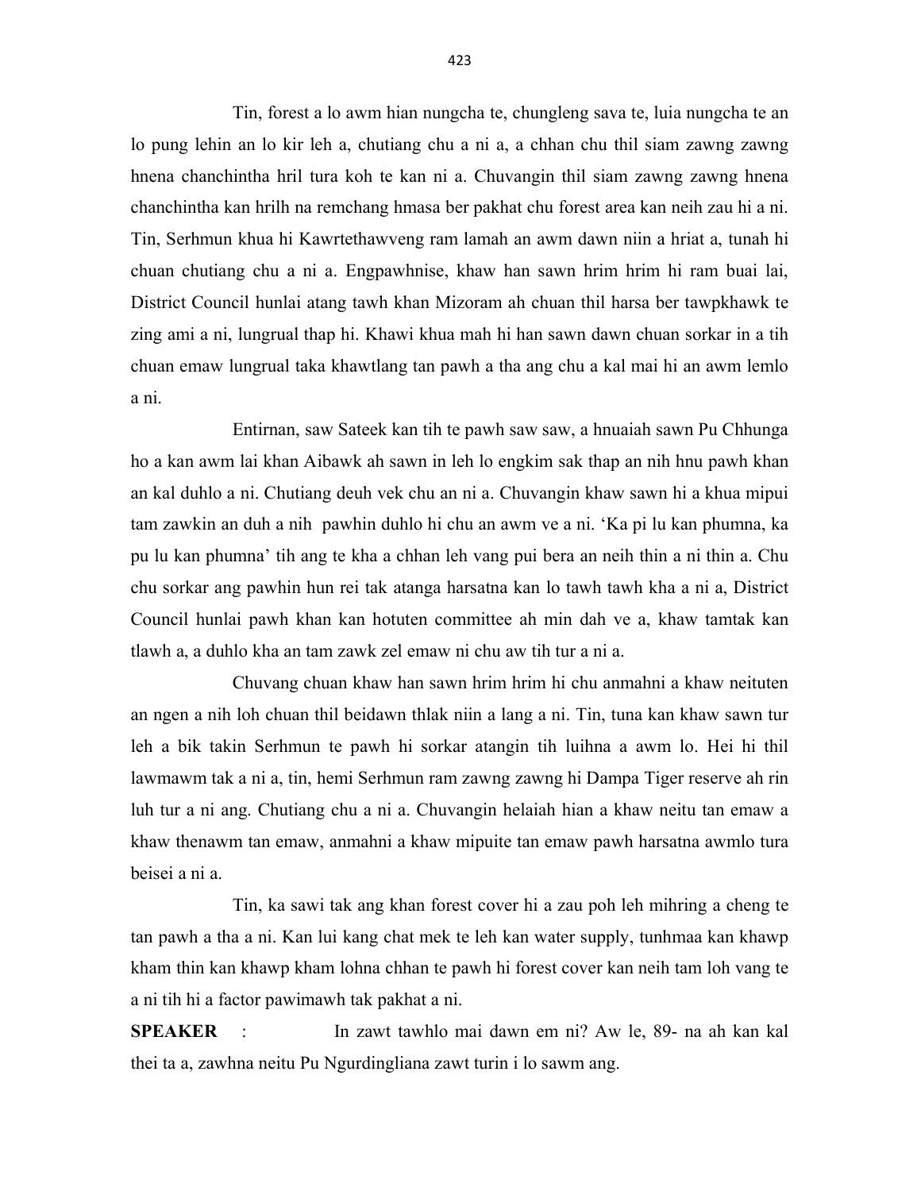Tin, forest a lo awm hian nungcha te, chungleng sava te, luia nungcha te an lo pung lehin an lo kir leh a, chutiang chu a ni a, a chhan chu thil siam zawng zawng hnena chanchintha hril tura koh te kan ni a. Chuvangin thil siam zawng zawng hnena chanchintha kan hrilh na remchang hmasa ber pakhat chu forest area kan neih zau hi a ni. Tin, Serhmun khua hi Kawrtethawveng ram lamah an awm dawn niin a hriat a, tunah hi chuan chutiang chu a ni a. Engpawhnise, khaw han sawn hrim hrim hi ram buai lai, District Council hunlai atang tawh khan Mizoram ah chuan thil harsa ber tawpkhawk te zing ami a ni, lungrual thap hi. Khawi khua mah hi han sawn dawn chuan sorkar in a tih chuan emaw lungrual taka khawtlang tan pawh a tha ang chu a kal mai hi an awm lemlo a ni.

Entirnan, saw Sateek kan tih te pawh saw saw, a hnuaiah sawn Pu Chhunga ho a kan awm lai khan Aibawk ah sawn in leh lo engkim sak thap an nih hnu pawh khan an kal duhlo a ni. Chutiang deuh vek chu an ni a. Chuvangin khaw sawn hi a khua mipui tam zawkin an duh a nih pawhin duhlo hi chu an awm ve a ni. 'Ka pi lu kan phumna, ka pu lu kan phumna' tih ang te kha a chhan leh vang pui bera an neih thin a ni thin a. Chu chu sorkar ang pawhin hun rei tak atanga harsatna kan lo tawh tawh kha a ni a, District Council hunlai pawh khan kan hotuten committee ah min dah ve a, khaw tamtak kan tlawh a, a duhlo kha an tam zawk zel emaw ni chu aw tih tur a ni a.

Chuvang chuan khaw han sawn hrim hrim hi chu anmahni a khaw neituten an ngen a nih loh chuan thil beidawn thlak niin a lang a ni. Tin, tuna kan khaw sawn tur leh a bik takin Serhmun te pawh hi sorkar atangin tih luihna a awm lo. Hei hi thil lawmawm tak a ni a, tin, hemi Serhmun ram zawng zawng hi Dampa Tiger reserve ah rin luh tur a ni ang. Chutiang chu a ni a. Chuvangin helaiah hian a khaw neitu tan emaw a khaw thenawm tan emaw, anmahni a khaw mipuite tan emaw pawh harsatna awmlo tura beisei a ni a.

Tin, ka sawi tak ang khan forest cover hi a zau poh leh mihring a cheng te tan pawh a tha a ni. Kan lui kang chat mek te leh kan water supply, tunhmaa kan khawp kham thin kan khawp kham lohna chhan te pawh hi forest cover kan neih tam loh vang te a ni tih hi a factor pawimawh tak pakhat a ni.

**SPEAKER** : In zawt tawhlo mai dawn em ni? Aw le, 89- na ah kan kal thei ta a, zawhna neitu Pu Ngurdingliana zawt turin i lo sawm ang.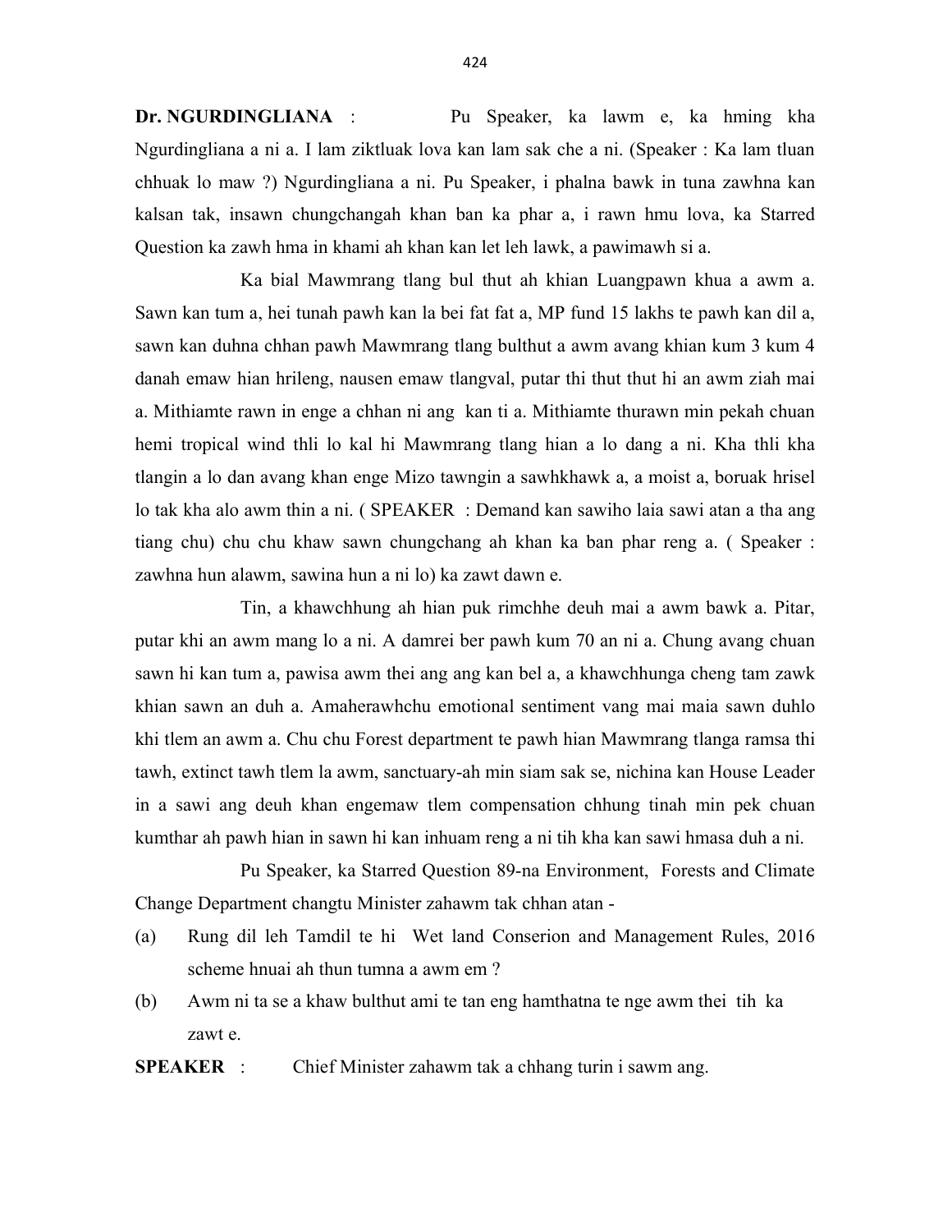**Dr. NGURDINGLIANA** : Pu Speaker, ka lawm e, ka hming kha Ngurdingliana a ni a. I lam ziktluak lova kan lam sak che a ni. (Speaker : Ka lam tluan chhuak lo maw ?) Ngurdingliana a ni. Pu Speaker, i phalna bawk in tuna zawhna kan kalsan tak, insawn chungchangah khan ban ka phar a, i rawn hmu lova, ka Starred Question ka zawh hma in khami ah khan kan let leh lawk, a pawimawh si a.

Ka bial Mawmrang tlang bul thut ah khian Luangpawn khua a awm a. Sawn kan tum a, hei tunah pawh kan la bei fat fat a, MP fund 15 lakhs te pawh kan dil a, sawn kan duhna chhan pawh Mawmrang tlang bulthut a awm avang khian kum 3 kum 4 danah emaw hian hrileng, nausen emaw tlangval, putar thi thut thut hi an awm ziah mai a. Mithiamte rawn in enge a chhan ni ang kan ti a. Mithiamte thurawn min pekah chuan hemi tropical wind thli lo kal hi Mawmrang tlang hian a lo dang a ni. Kha thli kha tlangin a lo dan avang khan enge Mizo tawngin a sawhkhawk a, a moist a, boruak hrisel lo tak kha alo awm thin a ni. ( SPEAKER : Demand kan sawiho laia sawi atan a tha ang tiang chu) chu chu khaw sawn chungchang ah khan ka ban phar reng a. ( Speaker : zawhna hun alawm, sawina hun a ni lo) ka zawt dawn e.

Tin, a khawchhung ah hian puk rimchhe deuh mai a awm bawk a. Pitar, putar khi an awm mang lo a ni. A damrei ber pawh kum 70 an ni a. Chung avang chuan sawn hi kan tum a, pawisa awm thei ang ang kan bel a, a khawchhunga cheng tam zawk khian sawn an duh a. Amaherawhchu emotional sentiment vang mai maia sawn duhlo khi tlem an awm a. Chu chu Forest department te pawh hian Mawmrang tlanga ramsa thi tawh, extinct tawh tlem la awm, sanctuary-ah min siam sak se, nichina kan House Leader in a sawi ang deuh khan engemaw tlem compensation chhung tinah min pek chuan kumthar ah pawh hian in sawn hi kan inhuam reng a ni tih kha kan sawi hmasa duh a ni.

Pu Speaker, ka Starred Question 89-na Environment, Forests and Climate Change Department changtu Minister zahawm tak chhan atan -

(a) Rung dil leh Tamdil te hi Wet land Conserion and Management Rules, 2016 scheme hnuai ah thun tumna a awm em ?

(b) Awm ni ta se a khaw bulthut ami te tan eng hamthatna te nge awm thei tih ka zawt e.

**SPEAKER** : Chief Minister zahawm tak a chhang turin i sawm ang.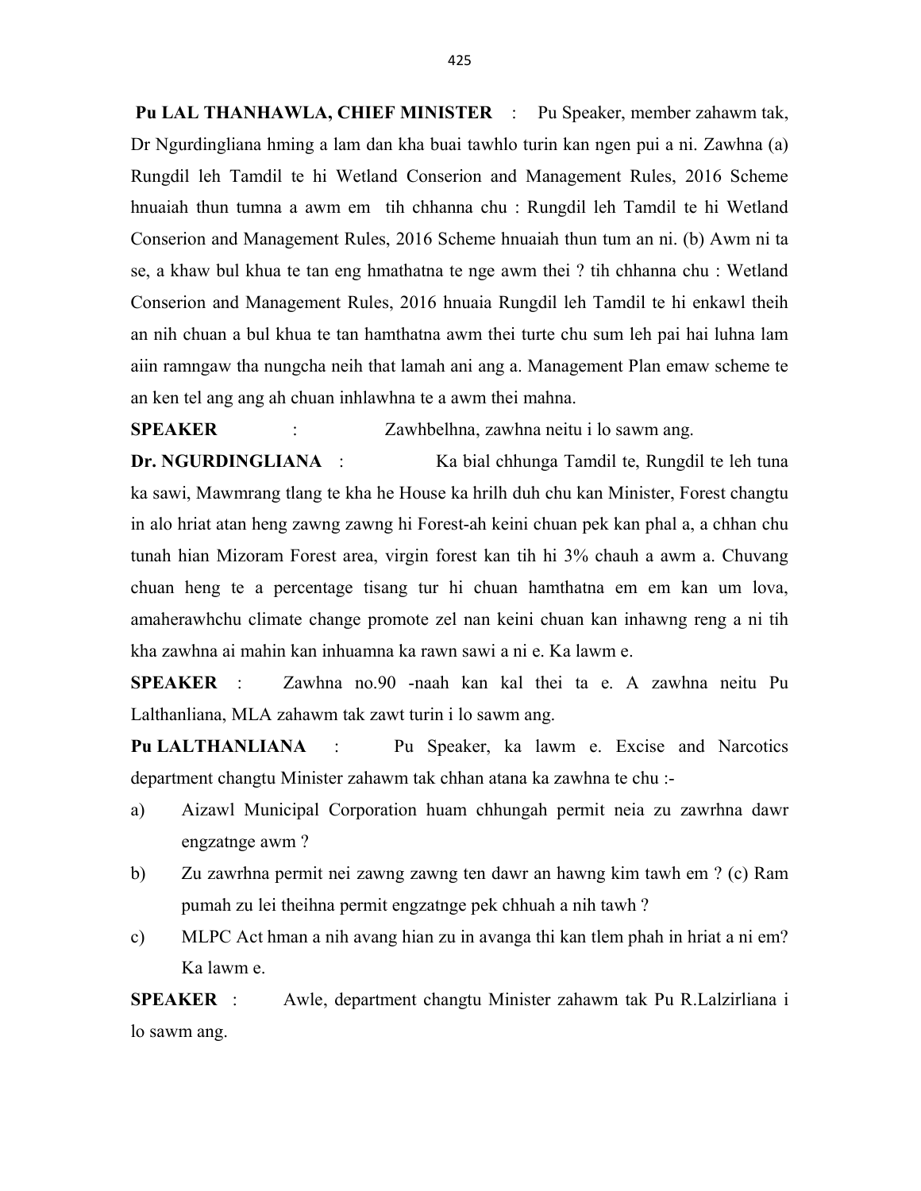**Pu LAL THANHAWLA, CHIEF MINISTER** : Pu Speaker, member zahawm tak, Dr Ngurdingliana hming a lam dan kha buai tawhlo turin kan ngen pui a ni. Zawhna (a) Rungdil leh Tamdil te hi Wetland Conserion and Management Rules, 2016 Scheme hnuaiah thun tumna a awm em tih chhanna chu : Rungdil leh Tamdil te hi Wetland Conserion and Management Rules, 2016 Scheme hnuaiah thun tum an ni. (b) Awm ni ta se, a khaw bul khua te tan eng hmathatna te nge awm thei ? tih chhanna chu : Wetland Conserion and Management Rules, 2016 hnuaia Rungdil leh Tamdil te hi enkawl theih an nih chuan a bul khua te tan hamthatna awm thei turte chu sum leh pai hai luhna lam aiin ramngaw tha nungcha neih that lamah ani ang a. Management Plan emaw scheme te an ken tel ang ang ah chuan inhlawhna te a awm thei mahna.

**SPEAKER** : Zawhbelhna, zawhna neitu i lo sawm ang.

**Dr. NGURDINGLIANA** : Ka bial chhunga Tamdil te, Rungdil te leh tuna ka sawi, Mawmrang tlang te kha he House ka hrilh duh chu kan Minister, Forest changtu in alo hriat atan heng zawng zawng hi Forest-ah keini chuan pek kan phal a, a chhan chu tunah hian Mizoram Forest area, virgin forest kan tih hi 3% chauh a awm a. Chuvang chuan heng te a percentage tisang tur hi chuan hamthatna em em kan um lova, amaherawhchu climate change promote zel nan keini chuan kan inhawng reng a ni tih kha zawhna ai mahin kan inhuamna ka rawn sawi a ni e. Ka lawm e.

**SPEAKER** : Zawhna no.90 -naah kan kal thei ta e. A zawhna neitu Pu Lalthanliana, MLA zahawm tak zawt turin i lo sawm ang.

**Pu LALTHANLIANA** : Pu Speaker, ka lawm e. Excise and Narcotics department changtu Minister zahawm tak chhan atana ka zawhna te chu :-

a) Aizawl Municipal Corporation huam chhungah permit neia zu zawrhna dawr engzatnge awm ?

b) Zu zawrhna permit nei zawng zawng ten dawr an hawng kim tawh em ? (c) Ram pumah zu lei theihna permit engzatnge pek chhuah a nih tawh ?

c) MLPC Act hman a nih avang hian zu in avanga thi kan tlem phah in hriat a ni em? Ka lawm e.

**SPEAKER** : Awle, department changtu Minister zahawm tak Pu R.Lalzirliana i lo sawm ang.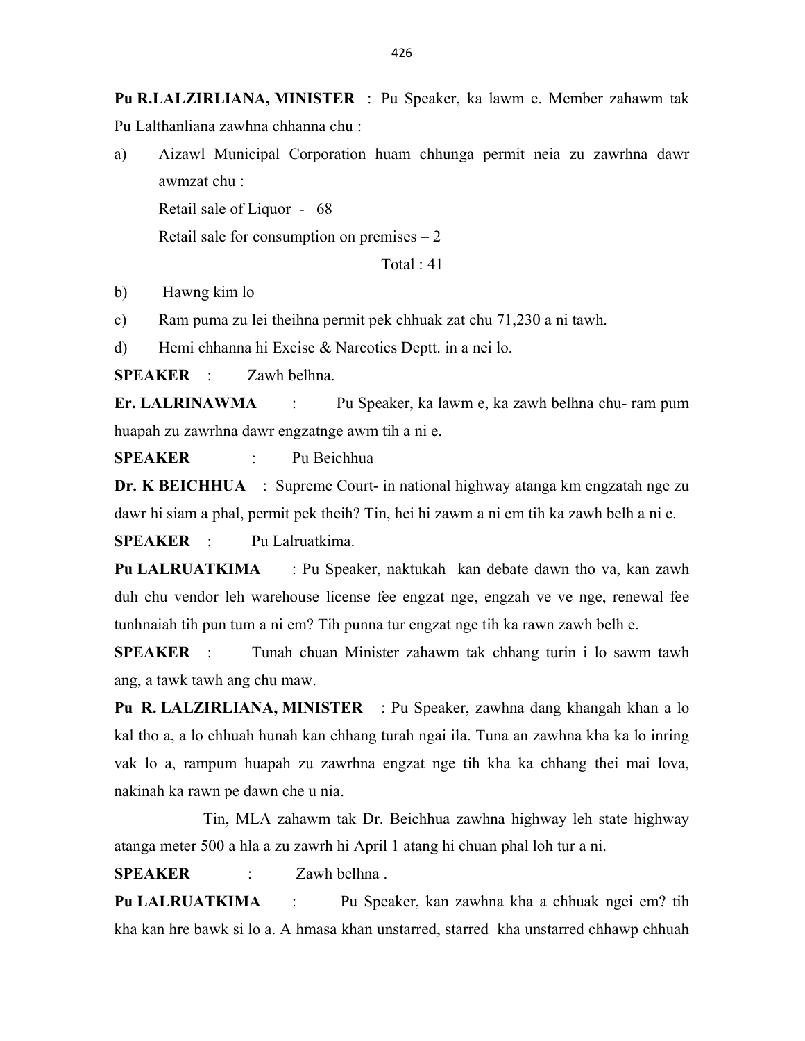**Pu R.LALZIRLIANA, MINISTER** : Pu Speaker, ka lawm e. Member zahawm tak Pu Lalthanliana zawhna chhanna chu :

a) Aizawl Municipal Corporation huam chhunga permit neia zu zawrhna dawr awmzat chu :

Retail sale of Liquor - 68

Retail sale for consumption on premises – 2

Total : 41

b) Hawng kim lo

c) Ram puma zu lei theihna permit pek chhuak zat chu 71,230 a ni tawh.

d) Hemi chhanna hi Excise & Narcotics Deptt. in a nei lo.

**SPEAKER** : Zawh belhna.

**Er. LALRINAWMA** : Pu Speaker, ka lawm e, ka zawh belhna chu- ram pum huapah zu zawrhna dawr engzatnge awm tih a ni e.

**SPEAKER** : Pu Beichhua

**Dr. K BEICHHUA** : Supreme Court- in national highway atanga km engzatah nge zu dawr hi siam a phal, permit pek theih? Tin, hei hi zawm a ni em tih ka zawh belh a ni e.

**SPEAKER** : Pu Lalruatkima.

**Pu LALRUATKIMA** : Pu Speaker, naktukah kan debate dawn tho va, kan zawh duh chu vendor leh warehouse license fee engzat nge, engzah ve ve nge, renewal fee tunhnaiah tih pun tum a ni em? Tih punna tur engzat nge tih ka rawn zawh belh e.

**SPEAKER** : Tunah chuan Minister zahawm tak chhang turin i lo sawm tawh ang, a tawk tawh ang chu maw.

**Pu R. LALZIRLIANA, MINISTER** : Pu Speaker, zawhna dang khangah khan a lo kal tho a, a lo chhuah hunah kan chhang turah ngai ila. Tuna an zawhna kha ka lo inring vak lo a, rampum huapah zu zawrhna engzat nge tih kha ka chhang thei mai lova, nakinah ka rawn pe dawn che u nia.

Tin, MLA zahawm tak Dr. Beichhua zawhna highway leh state highway atanga meter 500 a hla a zu zawrh hi April 1 atang hi chuan phal loh tur a ni.

**SPEAKER** : Zawh belhna .

**Pu LALRUATKIMA** : Pu Speaker, kan zawhna kha a chhuak ngei em? tih kha kan hre bawk si lo a. A hmasa khan unstarred, starred kha unstarred chhawp chhuah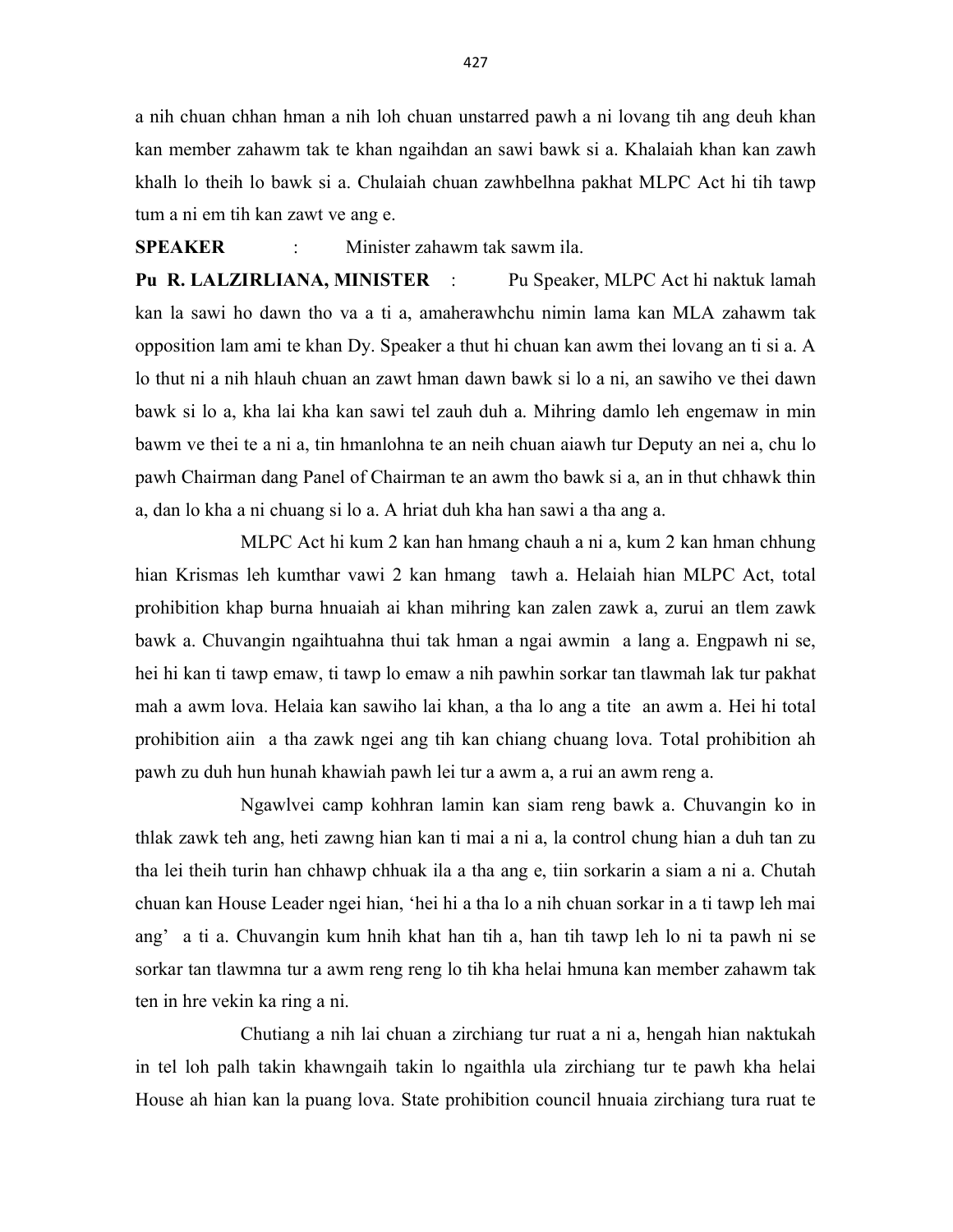a nih chuan chhan hman a nih loh chuan unstarred pawh a ni lovang tih ang deuh khan kan member zahawm tak te khan ngaihdan an sawi bawk si a. Khalaiah khan kan zawh khalh lo theih lo bawk si a. Chulaiah chuan zawhbelhna pakhat MLPC Act hi tih tawp tum a ni em tih kan zawt ve ang e.

**SPEAKER** : Minister zahawm tak sawm ila.

**Pu R. LALZIRLIANA, MINISTER** : Pu Speaker, MLPC Act hi naktuk lamah kan la sawi ho dawn tho va a ti a, amaherawhchu nimin lama kan MLA zahawm tak opposition lam ami te khan Dy. Speaker a thut hi chuan kan awm thei lovang an ti si a. A lo thut ni a nih hlauh chuan an zawt hman dawn bawk si lo a ni, an sawiho ve thei dawn bawk si lo a, kha lai kha kan sawi tel zauh duh a. Mihring damlo leh engemaw in min bawm ve thei te a ni a, tin hmanlohna te an neih chuan aiawh tur Deputy an nei a, chu lo pawh Chairman dang Panel of Chairman te an awm tho bawk si a, an in thut chhawk thin a, dan lo kha a ni chuang si lo a. A hriat duh kha han sawi a tha ang a.

MLPC Act hi kum 2 kan han hmang chauh a ni a, kum 2 kan hman chhung hian Krismas leh kumthar vawi 2 kan hmang tawh a. Helaiah hian MLPC Act, total prohibition khap burna hnuaiah ai khan mihring kan zalen zawk a, zurui an tlem zawk bawk a. Chuvangin ngaihtuahna thui tak hman a ngai awmin a lang a. Engpawh ni se, hei hi kan ti tawp emaw, ti tawp lo emaw a nih pawhin sorkar tan tlawmah lak tur pakhat mah a awm lova. Helaia kan sawiho lai khan, a tha lo ang a tite an awm a. Hei hi total prohibition aiin a tha zawk ngei ang tih kan chiang chuang lova. Total prohibition ah pawh zu duh hun hunah khawiah pawh lei tur a awm a, a rui an awm reng a.

Ngawlvei camp kohhran lamin kan siam reng bawk a. Chuvangin ko in thlak zawk teh ang, heti zawng hian kan ti mai a ni a, la control chung hian a duh tan zu tha lei theih turin han chhawp chhuak ila a tha ang e, tiin sorkarin a siam a ni a. Chutah chuan kan House Leader ngei hian, 'hei hi a tha lo a nih chuan sorkar in a ti tawp leh mai ang' a ti a. Chuvangin kum hnih khat han tih a, han tih tawp leh lo ni ta pawh ni se sorkar tan tlawmna tur a awm reng reng lo tih kha helai hmuna kan member zahawm tak ten in hre vekin ka ring a ni.

Chutiang a nih lai chuan a zirchiang tur ruat a ni a, hengah hian naktukah in tel loh palh takin khawngaih takin lo ngaithla ula zirchiang tur te pawh kha helai House ah hian kan la puang lova. State prohibition council hnuaia zirchiang tura ruat te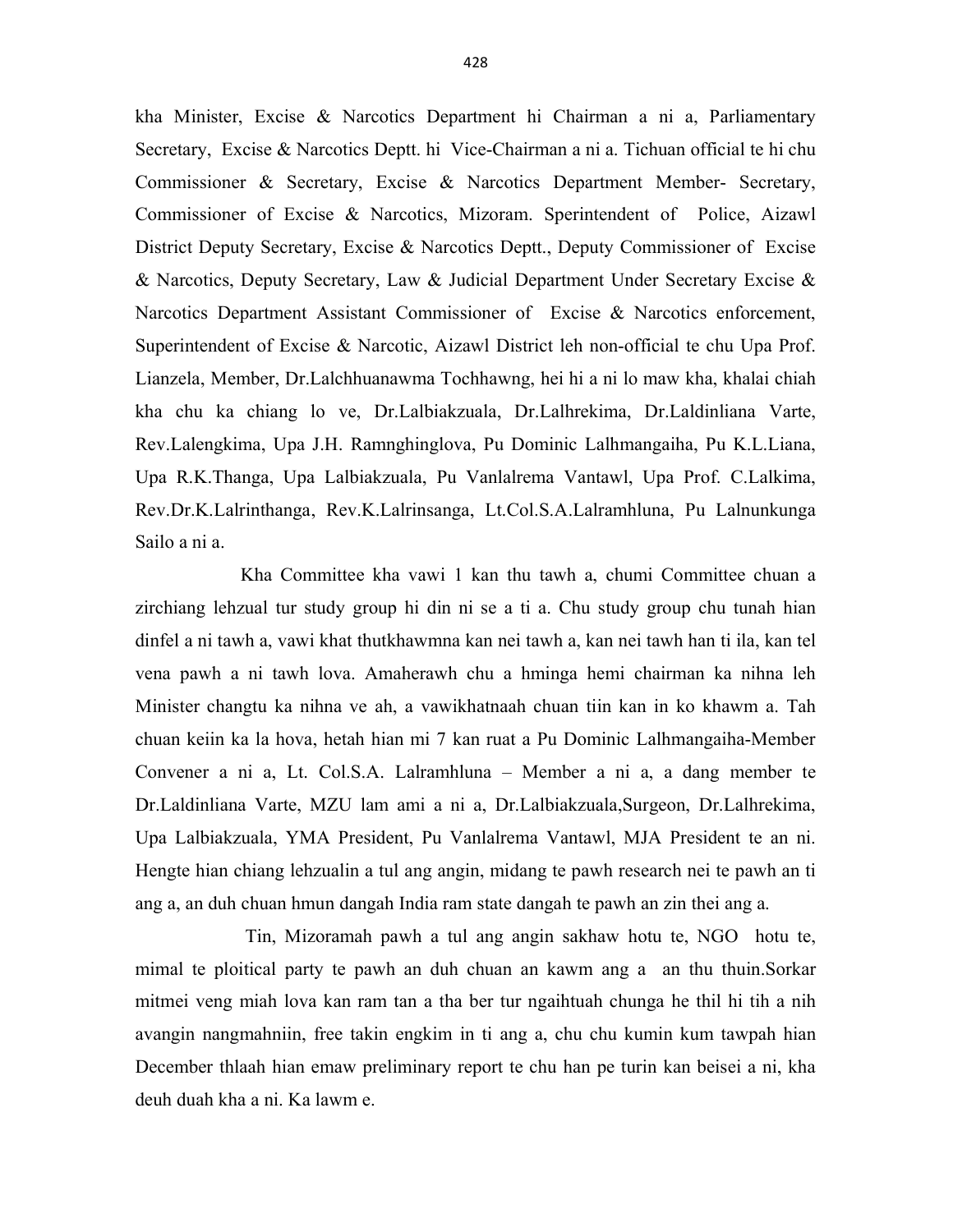kha Minister, Excise & Narcotics Department hi Chairman a ni a, Parliamentary Secretary, Excise & Narcotics Deptt. hi Vice-Chairman a ni a. Tichuan official te hi chu Commissioner & Secretary, Excise & Narcotics Department Member- Secretary, Commissioner of Excise & Narcotics, Mizoram. Sperintendent of Police, Aizawl District Deputy Secretary, Excise & Narcotics Deptt., Deputy Commissioner of Excise & Narcotics, Deputy Secretary, Law & Judicial Department Under Secretary Excise & Narcotics Department Assistant Commissioner of Excise & Narcotics enforcement, Superintendent of Excise & Narcotic, Aizawl District leh non-official te chu Upa Prof. Lianzela, Member, Dr.Lalchhuanawma Tochhawng, hei hi a ni lo maw kha, khalai chiah kha chu ka chiang lo ve, Dr.Lalbiakzuala, Dr.Lalhrekima, Dr.Laldinliana Varte, Rev.Lalengkima, Upa J.H. Ramnghinglova, Pu Dominic Lalhmangaiha, Pu K.L.Liana, Upa R.K.Thanga, Upa Lalbiakzuala, Pu Vanlalrema Vantawl, Upa Prof. C.Lalkima, Rev.Dr.K.Lalrinthanga, Rev.K.Lalrinsanga, Lt.Col.S.A.Lalramhluna, Pu Lalnunkunga Sailo a ni a.

Kha Committee kha vawi 1 kan thu tawh a, chumi Committee chuan a zirchiang lehzual tur study group hi din ni se a ti a. Chu study group chu tunah hian dinfel a ni tawh a, vawi khat thutkhawmna kan nei tawh a, kan nei tawh han ti ila, kan tel vena pawh a ni tawh lova. Amaherawh chu a hminga hemi chairman ka nihna leh Minister changtu ka nihna ve ah, a vawikhatnaah chuan tiin kan in ko khawm a. Tah chuan keiin ka la hova, hetah hian mi 7 kan ruat a Pu Dominic Lalhmangaiha-Member Convener a ni a, Lt. Col.S.A. Lalramhluna – Member a ni a, a dang member te Dr.Laldinliana Varte, MZU lam ami a ni a, Dr.Lalbiakzuala,Surgeon, Dr.Lalhrekima, Upa Lalbiakzuala, YMA President, Pu Vanlalrema Vantawl, MJA President te an ni. Hengte hian chiang lehzualin a tul ang angin, midang te pawh research nei te pawh an ti ang a, an duh chuan hmun dangah India ram state dangah te pawh an zin thei ang a.

Tin, Mizoramah pawh a tul ang angin sakhaw hotu te, NGO hotu te, mimal te ploitical party te pawh an duh chuan an kawm ang a an thu thuin.Sorkar mitmei veng miah lova kan ram tan a tha ber tur ngaihtuah chunga he thil hi tih a nih avangin nangmahniin, free takin engkim in ti ang a, chu chu kumin kum tawpah hian December thlaah hian emaw preliminary report te chu han pe turin kan beisei a ni, kha deuh duah kha a ni. Ka lawm e.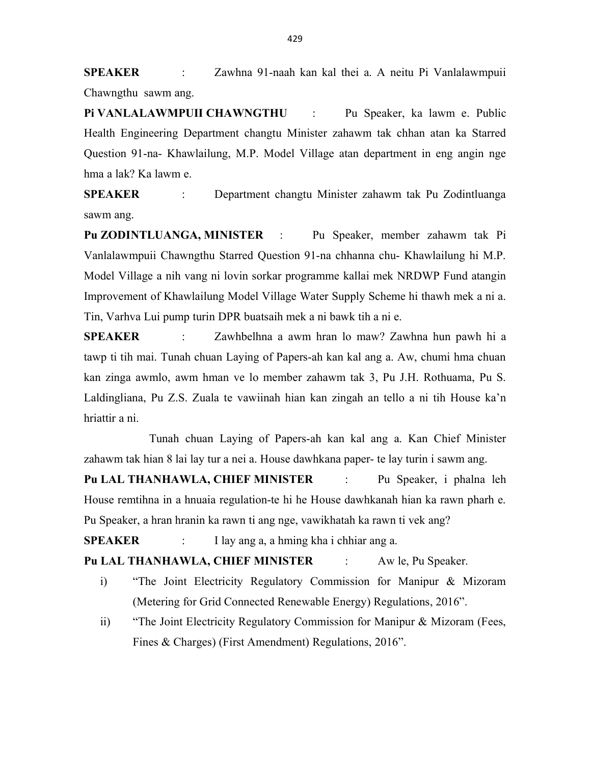**SPEAKER** : Zawhna 91-naah kan kal thei a. A neitu Pi Vanlalawmpuii Chawngthu sawm ang.

**Pi VANLALAWMPUII CHAWNGTHU** : Pu Speaker, ka lawm e. Public Health Engineering Department changtu Minister zahawm tak chhan atan ka Starred Question 91-na- Khawlailung, M.P. Model Village atan department in eng angin nge hma a lak? Ka lawm e.

**SPEAKER** : Department changtu Minister zahawm tak Pu Zodintluanga sawm ang.

**Pu ZODINTLUANGA, MINISTER** : Pu Speaker, member zahawm tak Pi Vanlalawmpuii Chawngthu Starred Question 91-na chhanna chu- Khawlailung hi M.P. Model Village a nih vang ni lovin sorkar programme kallai mek NRDWP Fund atangin Improvement of Khawlailung Model Village Water Supply Scheme hi thawh mek a ni a. Tin, Varhva Lui pump turin DPR buatsaih mek a ni bawk tih a ni e.

**SPEAKER** : Zawhbelhna a awm hran lo maw? Zawhna hun pawh hi a tawp ti tih mai. Tunah chuan Laying of Papers-ah kan kal ang a. Aw, chumi hma chuan kan zinga awmlo, awm hman ve lo member zahawm tak 3, Pu J.H. Rothuama, Pu S. Laldingliana, Pu Z.S. Zuala te vawiinah hian kan zingah an tello a ni tih House ka'n hriattir a ni.

Tunah chuan Laying of Papers-ah kan kal ang a. Kan Chief Minister zahawm tak hian 8 lai lay tur a nei a. House dawhkana paper- te lay turin i sawm ang.

**Pu LAL THANHAWLA, CHIEF MINISTER** : Pu Speaker, i phalna leh House remtihna in a hnuaia regulation-te hi he House dawhkanah hian ka rawn pharh e. Pu Speaker, a hran hranin ka rawn ti ang nge, vawikhatah ka rawn ti vek ang?

**SPEAKER** : I lay ang a, a hming kha i chhiar ang a.

**Pu LAL THANHAWLA, CHIEF MINISTER** : Aw le, Pu Speaker.

i) "The Joint Electricity Regulatory Commission for Manipur & Mizoram (Metering for Grid Connected Renewable Energy) Regulations, 2016".

ii) "The Joint Electricity Regulatory Commission for Manipur & Mizoram (Fees, Fines & Charges) (First Amendment) Regulations, 2016".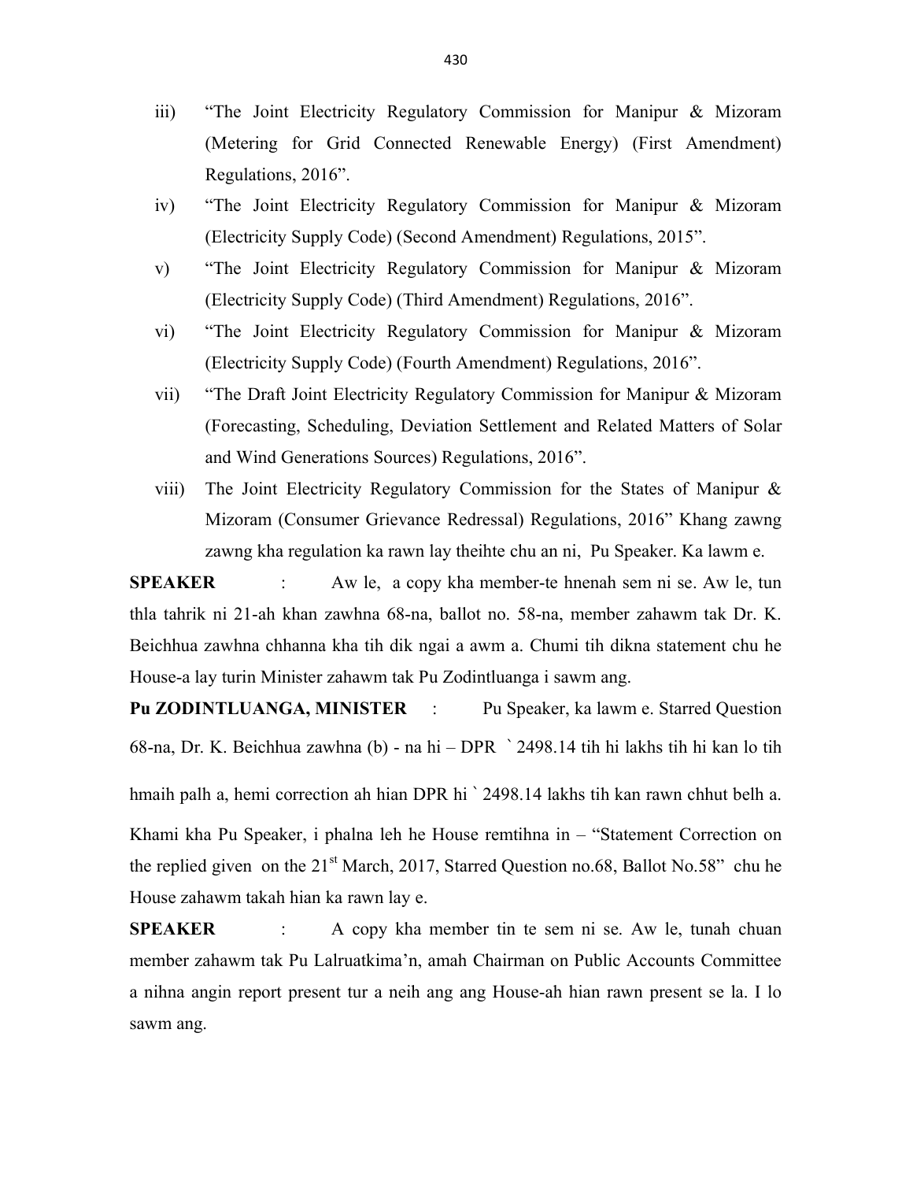iii) "The Joint Electricity Regulatory Commission for Manipur & Mizoram (Metering for Grid Connected Renewable Energy) (First Amendment) Regulations, 2016".

iv) "The Joint Electricity Regulatory Commission for Manipur & Mizoram (Electricity Supply Code) (Second Amendment) Regulations, 2015".

v) "The Joint Electricity Regulatory Commission for Manipur & Mizoram (Electricity Supply Code) (Third Amendment) Regulations, 2016".

vi) "The Joint Electricity Regulatory Commission for Manipur & Mizoram (Electricity Supply Code) (Fourth Amendment) Regulations, 2016".

vii) "The Draft Joint Electricity Regulatory Commission for Manipur & Mizoram (Forecasting, Scheduling, Deviation Settlement and Related Matters of Solar and Wind Generations Sources) Regulations, 2016".

viii) The Joint Electricity Regulatory Commission for the States of Manipur & Mizoram (Consumer Grievance Redressal) Regulations, 2016" Khang zawng zawng kha regulation ka rawn lay theihte chu an ni, Pu Speaker. Ka lawm e.

**SPEAKER** : Aw le, a copy kha member-te hnenah sem ni se. Aw le, tun thla tahrik ni 21-ah khan zawhna 68-na, ballot no. 58-na, member zahawm tak Dr. K. Beichhua zawhna chhanna kha tih dik ngai a awm a. Chumi tih dikna statement chu he House-a lay turin Minister zahawm tak Pu Zodintluanga i sawm ang.

**Pu ZODINTLUANGA, MINISTER** : Pu Speaker, ka lawm e. Starred Question 68-na, Dr. K. Beichhua zawhna (b) - na hi – DPR ` 2498.14 tih hi lakhs tih hi kan lo tih hmaih palh a, hemi correction ah hian DPR hi ` 2498.14 lakhs tih kan rawn chhut belh a. Khami kha Pu Speaker, i phalna leh he House remtihna in – "Statement Correction on the replied given on the 21st March, 2017, Starred Question no.68, Ballot No.58" chu he House zahawm takah hian ka rawn lay e.

**SPEAKER** : A copy kha member tin te sem ni se. Aw le, tunah chuan member zahawm tak Pu Lalruatkima'n, amah Chairman on Public Accounts Committee a nihna angin report present tur a neih ang ang House-ah hian rawn present se la. I lo sawm ang.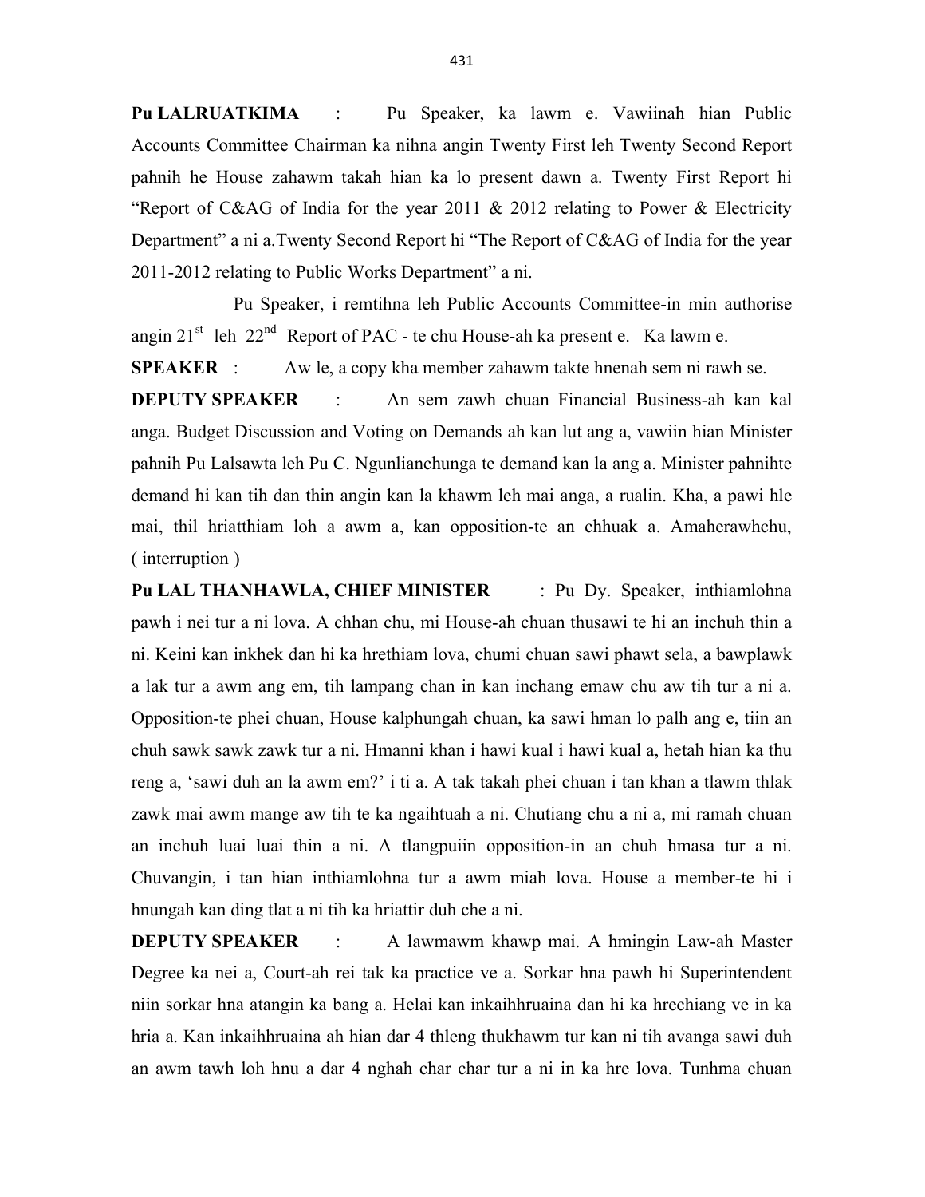**Pu LALRUATKIMA** : Pu Speaker, ka lawm e. Vawiinah hian Public Accounts Committee Chairman ka nihna angin Twenty First leh Twenty Second Report pahnih he House zahawm takah hian ka lo present dawn a. Twenty First Report hi "Report of C&AG of India for the year 2011 & 2012 relating to Power & Electricity Department" a ni a.Twenty Second Report hi "The Report of C&AG of India for the year 2011-2012 relating to Public Works Department" a ni.

Pu Speaker, i remtihna leh Public Accounts Committee-in min authorise angin 21st leh 22nd Report of PAC - te chu House-ah ka present e. Ka lawm e.

**SPEAKER** : Aw le, a copy kha member zahawm takte hnenah sem ni rawh se.

**DEPUTY SPEAKER** : An sem zawh chuan Financial Business-ah kan kal anga. Budget Discussion and Voting on Demands ah kan lut ang a, vawiin hian Minister pahnih Pu Lalsawta leh Pu C. Ngunlianchunga te demand kan la ang a. Minister pahnihte demand hi kan tih dan thin angin kan la khawm leh mai anga, a rualin. Kha, a pawi hle mai, thil hriatthiam loh a awm a, kan opposition-te an chhuak a. Amaherawhchu, ( interruption )

**Pu LAL THANHAWLA, CHIEF MINISTER** : Pu Dy. Speaker, inthiamlohna pawh i nei tur a ni lova. A chhan chu, mi House-ah chuan thusawi te hi an inchuh thin a ni. Keini kan inkhek dan hi ka hrethiam lova, chumi chuan sawi phawt sela, a bawplawk a lak tur a awm ang em, tih lampang chan in kan inchang emaw chu aw tih tur a ni a. Opposition-te phei chuan, House kalphungah chuan, ka sawi hman lo palh ang e, tiin an chuh sawk sawk zawk tur a ni. Hmanni khan i hawi kual i hawi kual a, hetah hian ka thu reng a, 'sawi duh an la awm em?' i ti a. A tak takah phei chuan i tan khan a tlawm thlak zawk mai awm mange aw tih te ka ngaihtuah a ni. Chutiang chu a ni a, mi ramah chuan an inchuh luai luai thin a ni. A tlangpuiin opposition-in an chuh hmasa tur a ni. Chuvangin, i tan hian inthiamlohna tur a awm miah lova. House a member-te hi i hnungah kan ding tlat a ni tih ka hriattir duh che a ni.

**DEPUTY SPEAKER** : A lawmawm khawp mai. A hmingin Law-ah Master Degree ka nei a, Court-ah rei tak ka practice ve a. Sorkar hna pawh hi Superintendent niin sorkar hna atangin ka bang a. Helai kan inkaihhruaina dan hi ka hrechiang ve in ka hria a. Kan inkaihhruaina ah hian dar 4 thleng thukhawm tur kan ni tih avanga sawi duh an awm tawh loh hnu a dar 4 nghah char char tur a ni in ka hre lova. Tunhma chuan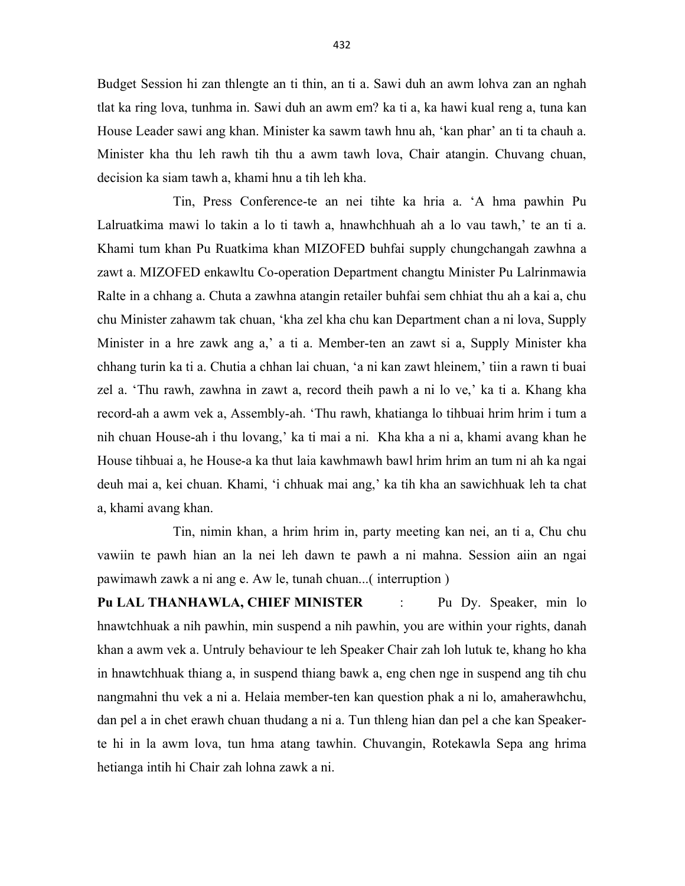Budget Session hi zan thlengte an ti thin, an ti a. Sawi duh an awm lohva zan an nghah tlat ka ring lova, tunhma in. Sawi duh an awm em? ka ti a, ka hawi kual reng a, tuna kan House Leader sawi ang khan. Minister ka sawm tawh hnu ah, 'kan phar' an ti ta chauh a. Minister kha thu leh rawh tih thu a awm tawh lova, Chair atangin. Chuvang chuan, decision ka siam tawh a, khami hnu a tih leh kha.

Tin, Press Conference-te an nei tihte ka hria a. 'A hma pawhin Pu Lalruatkima mawi lo takin a lo ti tawh a, hnawhchhuah ah a lo vau tawh,' te an ti a. Khami tum khan Pu Ruatkima khan MIZOFED buhfai supply chungchangah zawhna a zawt a. MIZOFED enkawltu Co-operation Department changtu Minister Pu Lalrinmawia Ralte in a chhang a. Chuta a zawhna atangin retailer buhfai sem chhiat thu ah a kai a, chu chu Minister zahawm tak chuan, 'kha zel kha chu kan Department chan a ni lova, Supply Minister in a hre zawk ang a,' a ti a. Member-ten an zawt si a, Supply Minister kha chhang turin ka ti a. Chutia a chhan lai chuan, 'a ni kan zawt hleinem,' tiin a rawn ti buai zel a. 'Thu rawh, zawhna in zawt a, record theih pawh a ni lo ve,' ka ti a. Khang kha record-ah a awm vek a, Assembly-ah. 'Thu rawh, khatianga lo tihbuai hrim hrim i tum a nih chuan House-ah i thu lovang,' ka ti mai a ni. Kha kha a ni a, khami avang khan he House tihbuai a, he House-a ka thut laia kawhmawh bawl hrim hrim an tum ni ah ka ngai deuh mai a, kei chuan. Khami, 'i chhuak mai ang,' ka tih kha an sawichhuak leh ta chat a, khami avang khan.

Tin, nimin khan, a hrim hrim in, party meeting kan nei, an ti a, Chu chu vawiin te pawh hian an la nei leh dawn te pawh a ni mahna. Session aiin an ngai pawimawh zawk a ni ang e. Aw le, tunah chuan...( interruption )

**Pu LAL THANHAWLA, CHIEF MINISTER** : Pu Dy. Speaker, min lo hnawtchhuak a nih pawhin, min suspend a nih pawhin, you are within your rights, danah khan a awm vek a. Untruly behaviour te leh Speaker Chair zah loh lutuk te, khang ho kha in hnawtchhuak thiang a, in suspend thiang bawk a, eng chen nge in suspend ang tih chu nangmahni thu vek a ni a. Helaia member-ten kan question phak a ni lo, amaherawhchu, dan pel a in chet erawh chuan thudang a ni a. Tun thleng hian dan pel a che kan Speaker-te hi in la awm lova, tun hma atang tawhin. Chuvangin, Rotekawla Sepa ang hrima hetianga intih hi Chair zah lohna zawk a ni.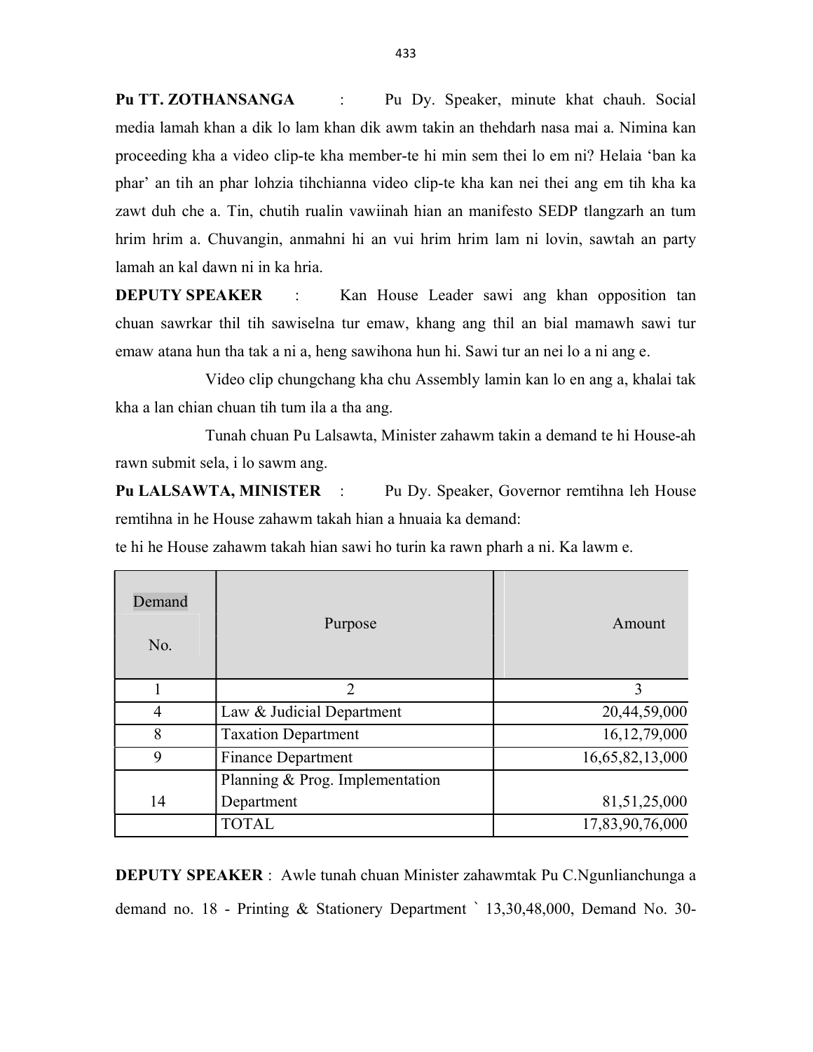**Pu TT. ZOTHANSANGA** : Pu Dy. Speaker, minute khat chauh. Social media lamah khan a dik lo lam khan dik awm takin an thehdarh nasa mai a. Nimina kan proceeding kha a video clip-te kha member-te hi min sem thei lo em ni? Helaia 'ban ka phar' an tih an phar lohzia tihchianna video clip-te kha kan nei thei ang em tih kha ka zawt duh che a. Tin, chutih rualin vawiinah hian an manifesto SEDP tlangzarh an tum hrim hrim a. Chuvangin, anmahni hi an vui hrim hrim lam ni lovin, sawtah an party lamah an kal dawn ni in ka hria.

**DEPUTY SPEAKER** : Kan House Leader sawi ang khan opposition tan chuan sawrkar thil tih sawiselna tur emaw, khang ang thil an bial mamawh sawi tur emaw atana hun tha tak a ni a, heng sawihona hun hi. Sawi tur an nei lo a ni ang e.

Video clip chungchang kha chu Assembly lamin kan lo en ang a, khalai tak kha a lan chian chuan tih tum ila a tha ang.

Tunah chuan Pu Lalsawta, Minister zahawm takin a demand te hi House-ah rawn submit sela, i lo sawm ang.

**Pu LALSAWTA, MINISTER** : Pu Dy. Speaker, Governor remtihna leh House remtihna in he House zahawm takah hian a hnuaia ka demand:

te hi he House zahawm takah hian sawi ho turin ka rawn pharh a ni. Ka lawm e.

| Demand No. | Purpose | Amount |
|---|---|---|
| 1 | 2 | 3 |
| 4 | Law & Judicial Department | 20,44,59,000 |
| 8 | Taxation Department | 16,12,79,000 |
| 9 | Finance Department | 16,65,82,13,000 |
| 14 | Planning & Prog. Implementation Department | 81,51,25,000 |
| | TOTAL | 17,83,90,76,000 |

**DEPUTY SPEAKER** : Awle tunah chuan Minister zahawmtak Pu C.Ngunlianchunga a demand no. 18 - Printing & Stationery Department ` 13,30,48,000, Demand No. 30-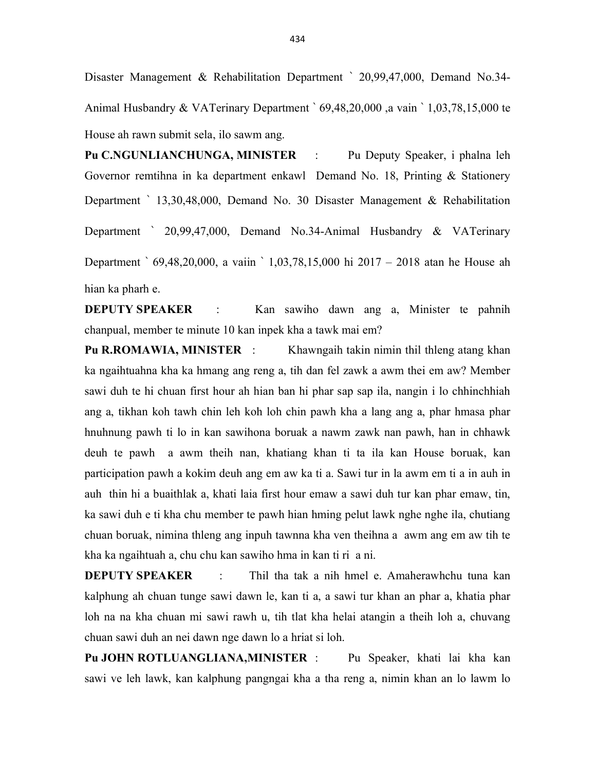Disaster Management & Rehabilitation Department ` 20,99,47,000, Demand No.34-Animal Husbandry & VATerinary Department ` 69,48,20,000 ,a vain ` 1,03,78,15,000 te House ah rawn submit sela, ilo sawm ang.

**Pu C.NGUNLIANCHUNGA, MINISTER** : Pu Deputy Speaker, i phalna leh Governor remtihna in ka department enkawl Demand No. 18, Printing & Stationery Department ` 13,30,48,000, Demand No. 30 Disaster Management & Rehabilitation Department ` 20,99,47,000, Demand No.34-Animal Husbandry & VATerinary Department ` 69,48,20,000, a vaiin ` 1,03,78,15,000 hi 2017 – 2018 atan he House ah hian ka pharh e.

**DEPUTY SPEAKER** : Kan sawiho dawn ang a, Minister te pahnih chanpual, member te minute 10 kan inpek kha a tawk mai em?

**Pu R.ROMAWIA, MINISTER** : Khawngaih takin nimin thil thleng atang khan ka ngaihtuahna kha ka hmang ang reng a, tih dan fel zawk a awm thei em aw? Member sawi duh te hi chuan first hour ah hian ban hi phar sap sap ila, nangin i lo chhinchhiah ang a, tikhan koh tawh chin leh koh loh chin pawh kha a lang ang a, phar hmasa phar hnuhnung pawh ti lo in kan sawihona boruak a nawm zawk nan pawh, han in chhawk deuh te pawh a awm theih nan, khatiang khan ti ta ila kan House boruak, kan participation pawh a kokim deuh ang em aw ka ti a. Sawi tur in la awm em ti a in auh in auh thin hi a buaithlak a, khati laia first hour emaw a sawi duh tur kan phar emaw, tin, ka sawi duh e ti kha chu member te pawh hian hming pelut lawk nghe nghe ila, chutiang chuan boruak, nimina thleng ang inpuh tawnna kha ven theihna a awm ang em aw tih te kha ka ngaihtuah a, chu chu kan sawiho hma in kan ti ri a ni.

**DEPUTY SPEAKER** : Thil tha tak a nih hmel e. Amaherawhchu tuna kan kalphung ah chuan tunge sawi dawn le, kan ti a, a sawi tur khan an phar a, khatia phar loh na na kha chuan mi sawi rawh u, tih tlat kha helai atangin a theih loh a, chuvang chuan sawi duh an nei dawn nge dawn lo a hriat si loh.

**Pu JOHN ROTLUANGLIANA,MINISTER** : Pu Speaker, khati lai kha kan sawi ve leh lawk, kan kalphung pangngai kha a tha reng a, nimin khan an lo lawm lo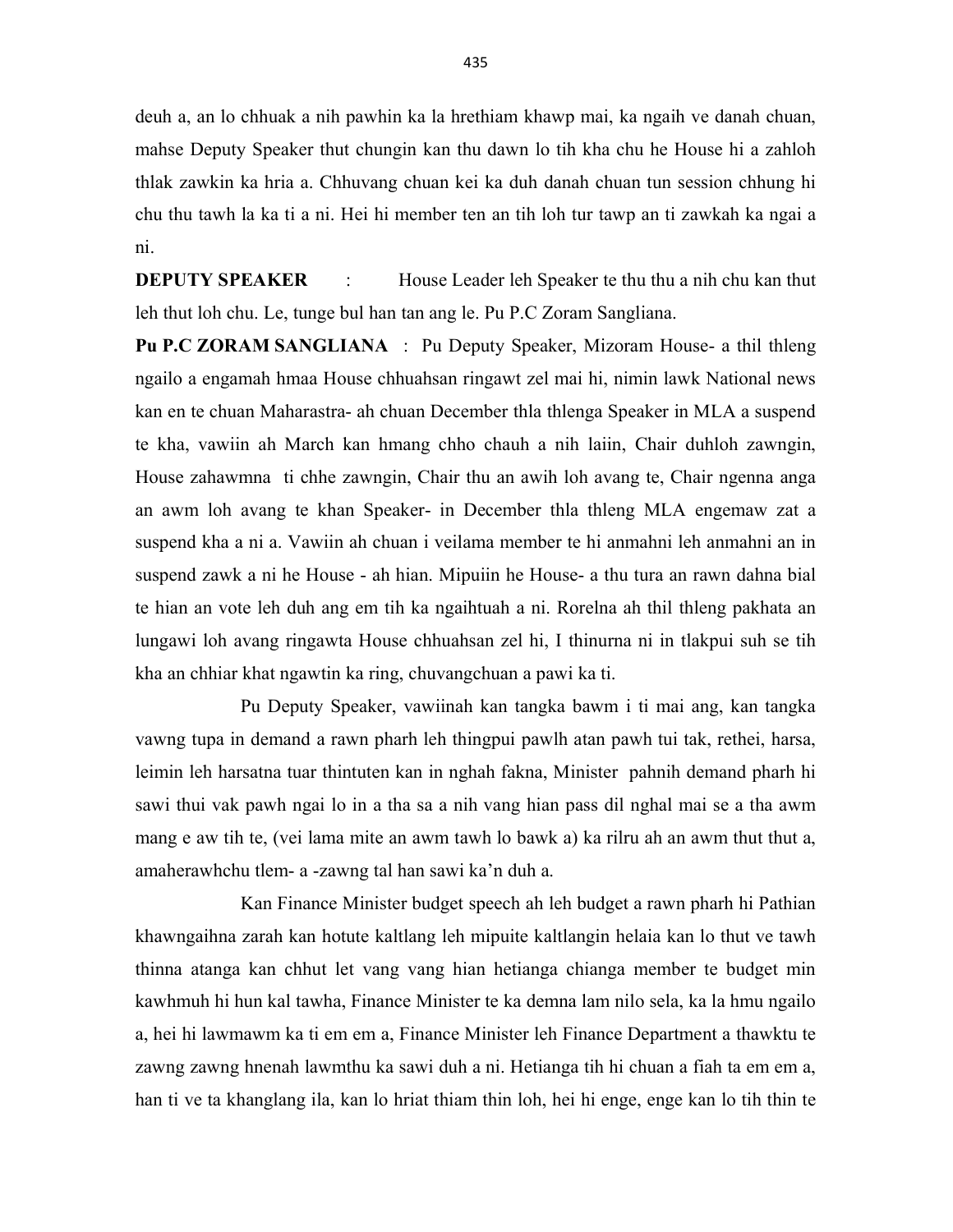deuh a, an lo chhuak a nih pawhin ka la hrethiam khawp mai, ka ngaih ve danah chuan, mahse Deputy Speaker thut chungin kan thu dawn lo tih kha chu he House hi a zahloh thlak zawkin ka hria a. Chhuvang chuan kei ka duh danah chuan tun session chhung hi chu thu tawh la ka ti a ni. Hei hi member ten an tih loh tur tawp an ti zawkah ka ngai a ni.

**DEPUTY SPEAKER** : House Leader leh Speaker te thu thu a nih chu kan thut leh thut loh chu. Le, tunge bul han tan ang le. Pu P.C Zoram Sangliana.

**Pu P.C ZORAM SANGLIANA** : Pu Deputy Speaker, Mizoram House- a thil thleng ngailo a engamah hmaa House chhuahsan ringawt zel mai hi, nimin lawk National news kan en te chuan Maharastra- ah chuan December thla thlenga Speaker in MLA a suspend te kha, vawiin ah March kan hmang chho chauh a nih laiin, Chair duhloh zawngin, House zahawmna ti chhe zawngin, Chair thu an awih loh avang te, Chair ngenna anga an awm loh avang te khan Speaker- in December thla thleng MLA engemaw zat a suspend kha a ni a. Vawiin ah chuan i veilama member te hi anmahni leh anmahni an in suspend zawk a ni he House - ah hian. Mipuiin he House- a thu tura an rawn dahna bial te hian an vote leh duh ang em tih ka ngaihtuah a ni. Rorelna ah thil thleng pakhata an lungawi loh avang ringawta House chhuahsan zel hi, I thinurna ni in tlakpui suh se tih kha an chhiar khat ngawtin ka ring, chuvangchuan a pawi ka ti.

Pu Deputy Speaker, vawiinah kan tangka bawm i ti mai ang, kan tangka vawng tupa in demand a rawn pharh leh thingpui pawlh atan pawh tui tak, rethei, harsa, leimin leh harsatna tuar thintuten kan in nghah fakna, Minister pahnih demand pharh hi sawi thui vak pawh ngai lo in a tha sa a nih vang hian pass dil nghal mai se a tha awm mang e aw tih te, (vei lama mite an awm tawh lo bawk a) ka rilru ah an awm thut thut a, amaherawhchu tlem- a -zawng tal han sawi ka'n duh a.

Kan Finance Minister budget speech ah leh budget a rawn pharh hi Pathian khawngaihna zarah kan hotute kaltlang leh mipuite kaltlangin helaia kan lo thut ve tawh thinna atanga kan chhut let vang vang hian hetianga chianga member te budget min kawhmuh hi hun kal tawha, Finance Minister te ka demna lam nilo sela, ka la hmu ngailo a, hei hi lawmawm ka ti em em a, Finance Minister leh Finance Department a thawktu te zawng zawng hnenah lawmthu ka sawi duh a ni. Hetianga tih hi chuan a fiah ta em em a, han ti ve ta khanglang ila, kan lo hriat thiam thin loh, hei hi enge, enge kan lo tih thin te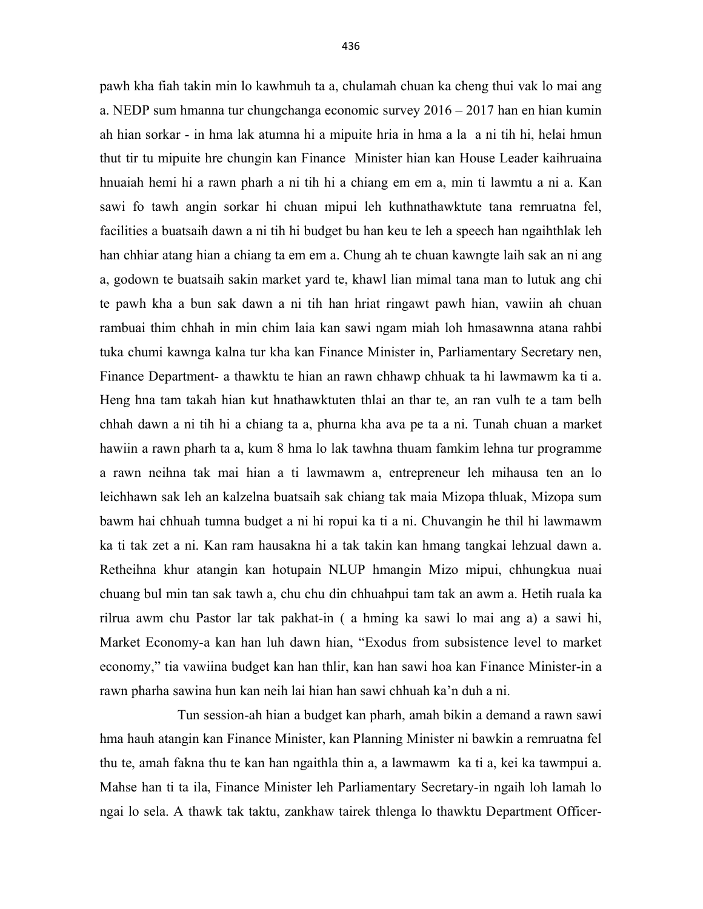pawh kha fiah takin min lo kawhmuh ta a, chulamah chuan ka cheng thui vak lo mai ang a. NEDP sum hmanna tur chungchanga economic survey 2016 – 2017 han en hian kumin ah hian sorkar - in hma lak atumna hi a mipuite hria in hma a la a ni tih hi, helai hmun thut tir tu mipuite hre chungin kan Finance Minister hian kan House Leader kaihruaina hnuaiah hemi hi a rawn pharh a ni tih hi a chiang em em a, min ti lawmtu a ni a. Kan sawi fo tawh angin sorkar hi chuan mipui leh kuthnathawktute tana remruatna fel, facilities a buatsaih dawn a ni tih hi budget bu han keu te leh a speech han ngaihthlak leh han chhiar atang hian a chiang ta em em a. Chung ah te chuan kawngte laih sak an ni ang a, godown te buatsaih sakin market yard te, khawl lian mimal tana man to lutuk ang chi te pawh kha a bun sak dawn a ni tih han hriat ringawt pawh hian, vawiin ah chuan rambuai thim chhah in min chim laia kan sawi ngam miah loh hmasawnna atana rahbi tuka chumi kawnga kalna tur kha kan Finance Minister in, Parliamentary Secretary nen, Finance Department- a thawktu te hian an rawn chhawp chhuak ta hi lawmawm ka ti a. Heng hna tam takah hian kut hnathawktuten thlai an thar te, an ran vulh te a tam belh chhah dawn a ni tih hi a chiang ta a, phurna kha ava pe ta a ni. Tunah chuan a market hawiin a rawn pharh ta a, kum 8 hma lo lak tawhna thuam famkim lehna tur programme a rawn neihna tak mai hian a ti lawmawm a, entrepreneur leh mihausa ten an lo leichhawn sak leh an kalzelna buatsaih sak chiang tak maia Mizopa thluak, Mizopa sum bawm hai chhuah tumna budget a ni hi ropui ka ti a ni. Chuvangin he thil hi lawmawm ka ti tak zet a ni. Kan ram hausakna hi a tak takin kan hmang tangkai lehzual dawn a. Retheihna khur atangin kan hotupain NLUP hmangin Mizo mipui, chhungkua nuai chuang bul min tan sak tawh a, chu chu din chhuahpui tam tak an awm a. Hetih ruala ka rilrua awm chu Pastor lar tak pakhat-in ( a hming ka sawi lo mai ang a) a sawi hi, Market Economy-a kan han luh dawn hian, "Exodus from subsistence level to market economy," tia vawiina budget kan han thlir, kan han sawi hoa kan Finance Minister-in a rawn pharha sawina hun kan neih lai hian han sawi chhuah ka'n duh a ni.

Tun session-ah hian a budget kan pharh, amah bikin a demand a rawn sawi hma hauh atangin kan Finance Minister, kan Planning Minister ni bawkin a remruatna fel thu te, amah fakna thu te kan han ngaithla thin a, a lawmawm ka ti a, kei ka tawmpui a. Mahse han ti ta ila, Finance Minister leh Parliamentary Secretary-in ngaih loh lamah lo ngai lo sela. A thawk tak taktu, zankhaw tairek thlenga lo thawktu Department Officer-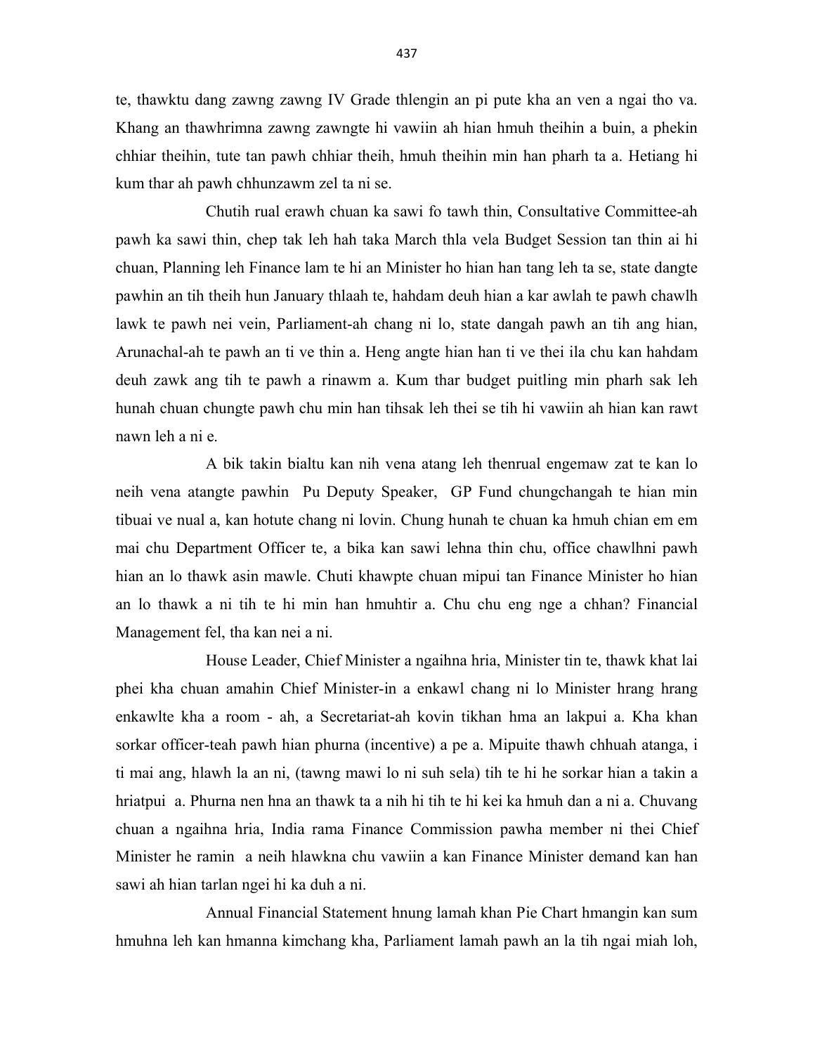te, thawktu dang zawng zawng IV Grade thlengin an pi pute kha an ven a ngai tho va. Khang an thawhrimna zawng zawngte hi vawiin ah hian hmuh theihin a buin, a phekin chhiar theihin, tute tan pawh chhiar theih, hmuh theihin min han pharh ta a. Hetiang hi kum thar ah pawh chhunzawm zel ta ni se.

Chutih rual erawh chuan ka sawi fo tawh thin, Consultative Committee-ah pawh ka sawi thin, chep tak leh hah taka March thla vela Budget Session tan thin ai hi chuan, Planning leh Finance lam te hi an Minister ho hian han tang leh ta se, state dangte pawhin an tih theih hun January thlaah te, hahdam deuh hian a kar awlah te pawh chawlh lawk te pawh nei vein, Parliament-ah chang ni lo, state dangah pawh an tih ang hian, Arunachal-ah te pawh an ti ve thin a. Heng angte hian han ti ve thei ila chu kan hahdam deuh zawk ang tih te pawh a rinawm a. Kum thar budget puitling min pharh sak leh hunah chuan chungte pawh chu min han tihsak leh thei se tih hi vawiin ah hian kan rawt nawn leh a ni e.

A bik takin bialtu kan nih vena atang leh thenrual engemaw zat te kan lo neih vena atangte pawhin Pu Deputy Speaker, GP Fund chungchangah te hian min tibuai ve nual a, kan hotute chang ni lovin. Chung hunah te chuan ka hmuh chian em em mai chu Department Officer te, a bika kan sawi lehna thin chu, office chawlhni pawh hian an lo thawk asin mawle. Chuti khawpte chuan mipui tan Finance Minister ho hian an lo thawk a ni tih te hi min han hmuhtir a. Chu chu eng nge a chhan? Financial Management fel, tha kan nei a ni.

House Leader, Chief Minister a ngaihna hria, Minister tin te, thawk khat lai phei kha chuan amahin Chief Minister-in a enkawl chang ni lo Minister hrang hrang enkawlte kha a room - ah, a Secretariat-ah kovin tikhan hma an lakpui a. Kha khan sorkar officer-teah pawh hian phurna (incentive) a pe a. Mipuite thawh chhuah atanga, i ti mai ang, hlawh la an ni, (tawng mawi lo ni suh sela) tih te hi he sorkar hian a takin a hriatpui a. Phurna nen hna an thawk ta a nih hi tih te hi kei ka hmuh dan a ni a. Chuvang chuan a ngaihna hria, India rama Finance Commission pawha member ni thei Chief Minister he ramin a neih hlawkna chu vawiin a kan Finance Minister demand kan han sawi ah hian tarlan ngei hi ka duh a ni.

Annual Financial Statement hnung lamah khan Pie Chart hmangin kan sum hmuhna leh kan hmanna kimchang kha, Parliament lamah pawh an la tih ngai miah loh,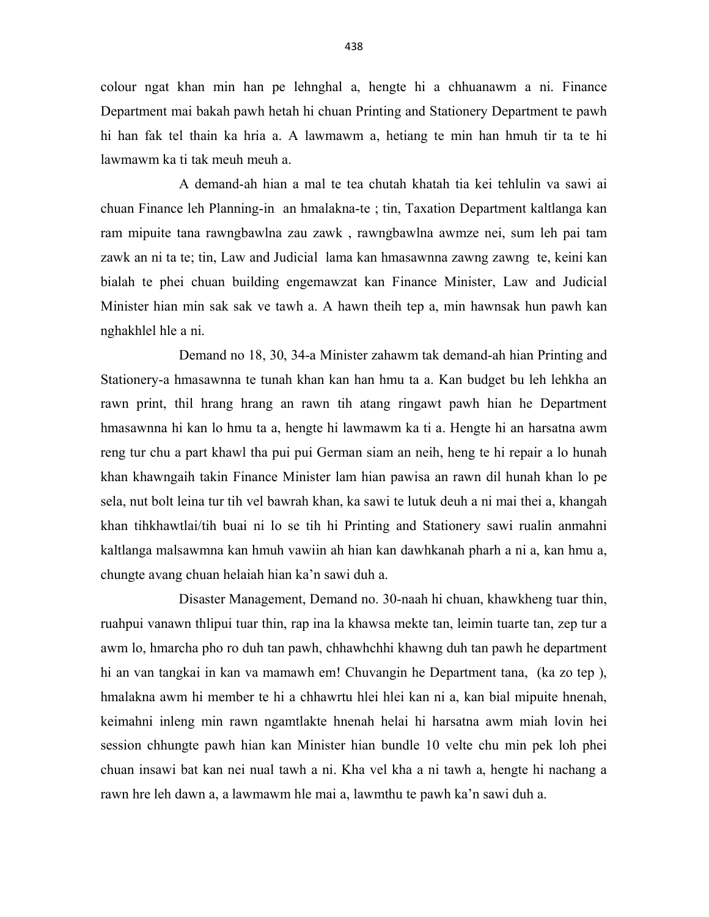colour ngat khan min han pe lehnghal a, hengte hi a chhuanawm a ni. Finance Department mai bakah pawh hetah hi chuan Printing and Stationery Department te pawh hi han fak tel thain ka hria a. A lawmawm a, hetiang te min han hmuh tir ta te hi lawmawm ka ti tak meuh meuh a.

A demand-ah hian a mal te tea chutah khatah tia kei tehlulin va sawi ai chuan Finance leh Planning-in an hmalakna-te ; tin, Taxation Department kaltlanga kan ram mipuite tana rawngbawlna zau zawk , rawngbawlna awmze nei, sum leh pai tam zawk an ni ta te; tin, Law and Judicial lama kan hmasawnna zawng zawng te, keini kan bialah te phei chuan building engemawzat kan Finance Minister, Law and Judicial Minister hian min sak sak ve tawh a. A hawn theih tep a, min hawnsak hun pawh kan nghakhlel hle a ni.

Demand no 18, 30, 34-a Minister zahawm tak demand-ah hian Printing and Stationery-a hmasawnna te tunah khan kan han hmu ta a. Kan budget bu leh lehkha an rawn print, thil hrang hrang an rawn tih atang ringawt pawh hian he Department hmasawnna hi kan lo hmu ta a, hengte hi lawmawm ka ti a. Hengte hi an harsatna awm reng tur chu a part khawl tha pui pui German siam an neih, heng te hi repair a lo hunah khan khawngaih takin Finance Minister lam hian pawisa an rawn dil hunah khan lo pe sela, nut bolt leina tur tih vel bawrah khan, ka sawi te lutuk deuh a ni mai thei a, khangah khan tihkhawtlai/tih buai ni lo se tih hi Printing and Stationery sawi rualin anmahni kaltlanga malsawmna kan hmuh vawiin ah hian kan dawhkanah pharh a ni a, kan hmu a, chungte avang chuan helaiah hian ka'n sawi duh a.

Disaster Management, Demand no. 30-naah hi chuan, khawkheng tuar thin, ruahpui vanawn thlipui tuar thin, rap ina la khawsa mekte tan, leimin tuarte tan, zep tur a awm lo, hmarcha pho ro duh tan pawh, chhawchhi khawng duh tan pawh he department hi an van tangkai in kan va mamawh em! Chuvangin he Department tana, (ka zo tep ), hmalakna awm hi member te hi a chhawrtu hlei hlei kan ni a, kan bial mipuite hnenah, keimahni inleng min rawn ngamtlakte hnenah helai hi harsatna awm miah lovin hei session chhungte pawh hian kan Minister hian bundle 10 velte chu min pek loh phei chuan insawi bat kan nei nual tawh a ni. Kha vel kha a ni tawh a, hengte hi nachang a rawn hre leh dawn a, a lawmawm hle mai a, lawmthu te pawh ka'n sawi duh a.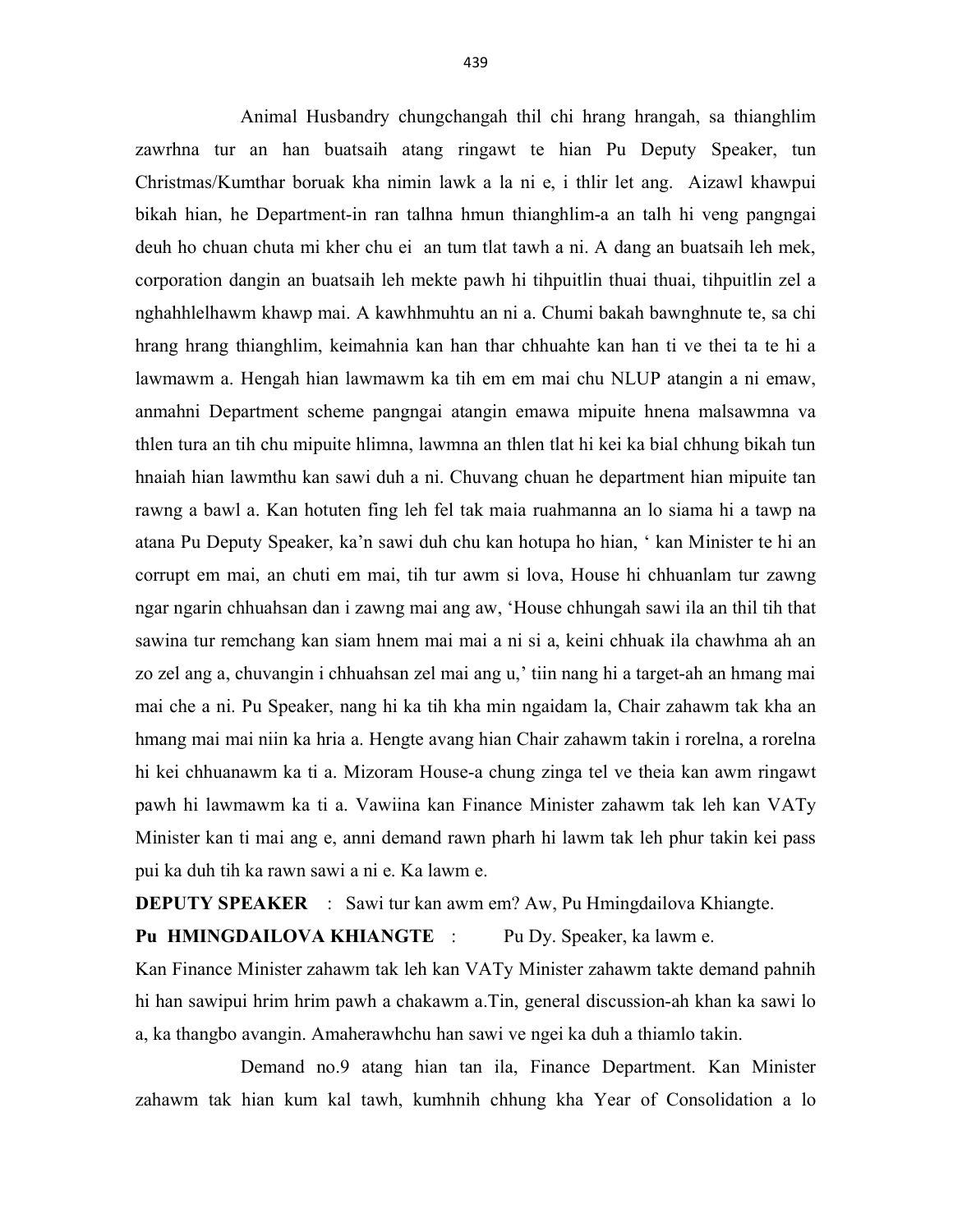Animal Husbandry chungchangah thil chi hrang hrangah, sa thianghlim zawrhna tur an han buatsaih atang ringawt te hian Pu Deputy Speaker, tun Christmas/Kumthar boruak kha nimin lawk a la ni e, i thlir let ang. Aizawl khawpui bikah hian, he Department-in ran talhna hmun thianghlim-a an talh hi veng pangngai deuh ho chuan chuta mi kher chu ei an tum tlat tawh a ni. A dang an buatsaih leh mek, corporation dangin an buatsaih leh mekte pawh hi tihpuitlin thuai thuai, tihpuitlin zel a nghahhlelhawm khawp mai. A kawhhmuhtu an ni a. Chumi bakah bawnghnute te, sa chi hrang hrang thianghlim, keimahnia kan han thar chhuahte kan han ti ve thei ta te hi a lawmawm a. Hengah hian lawmawm ka tih em em mai chu NLUP atangin a ni emaw, anmahni Department scheme pangngai atangin emawa mipuite hnena malsawmna va thlen tura an tih chu mipuite hlimna, lawmna an thlen tlat hi kei ka bial chhung bikah tun hnaiah hian lawmthu kan sawi duh a ni. Chuvang chuan he department hian mipuite tan rawng a bawl a. Kan hotuten fing leh fel tak maia ruahmanna an lo siama hi a tawp na atana Pu Deputy Speaker, ka'n sawi duh chu kan hotupa ho hian, ' kan Minister te hi an corrupt em mai, an chuti em mai, tih tur awm si lova, House hi chhuanlam tur zawng ngar ngarin chhuahsan dan i zawng mai ang aw, 'House chhungah sawi ila an thil tih that sawina tur remchang kan siam hnem mai mai a ni si a, keini chhuak ila chawhma ah an zo zel ang a, chuvangin i chhuahsan zel mai ang u,' tiin nang hi a target-ah an hmang mai mai che a ni. Pu Speaker, nang hi ka tih kha min ngaidam la, Chair zahawm tak kha an hmang mai mai niin ka hria a. Hengte avang hian Chair zahawm takin i rorelna, a rorelna hi kei chhuanawm ka ti a. Mizoram House-a chung zinga tel ve theia kan awm ringawt pawh hi lawmawm ka ti a. Vawiina kan Finance Minister zahawm tak leh kan VATy Minister kan ti mai ang e, anni demand rawn pharh hi lawm tak leh phur takin kei pass pui ka duh tih ka rawn sawi a ni e. Ka lawm e.

**DEPUTY SPEAKER** : Sawi tur kan awm em? Aw, Pu Hmingdailova Khiangte.

**Pu HMINGDAILOVA KHIANGTE** : Pu Dy. Speaker, ka lawm e.

Kan Finance Minister zahawm tak leh kan VATy Minister zahawm takte demand pahnih hi han sawipui hrim hrim pawh a chakawm a.Tin, general discussion-ah khan ka sawi lo a, ka thangbo avangin. Amaherawhchu han sawi ve ngei ka duh a thiamlo takin.

Demand no.9 atang hian tan ila, Finance Department. Kan Minister zahawm tak hian kum kal tawh, kumhnih chhung kha Year of Consolidation a lo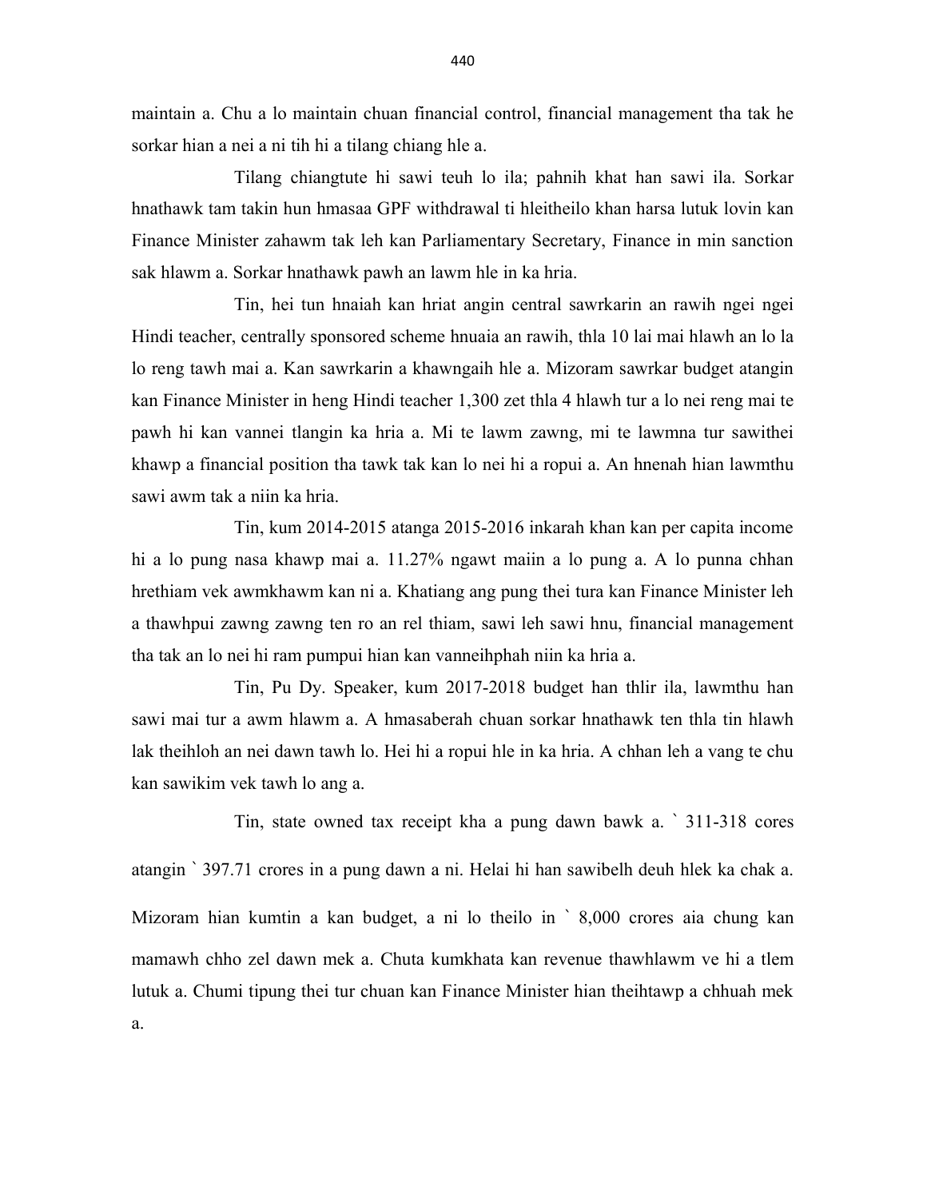maintain a. Chu a lo maintain chuan financial control, financial management tha tak he sorkar hian a nei a ni tih hi a tilang chiang hle a.

Tilang chiangtute hi sawi teuh lo ila; pahnih khat han sawi ila. Sorkar hnathawk tam takin hun hmasaa GPF withdrawal ti hleitheilo khan harsa lutuk lovin kan Finance Minister zahawm tak leh kan Parliamentary Secretary, Finance in min sanction sak hlawm a. Sorkar hnathawk pawh an lawm hle in ka hria.

Tin, hei tun hnaiah kan hriat angin central sawrkarin an rawih ngei ngei Hindi teacher, centrally sponsored scheme hnuaia an rawih, thla 10 lai mai hlawh an lo la lo reng tawh mai a. Kan sawrkarin a khawngaih hle a. Mizoram sawrkar budget atangin kan Finance Minister in heng Hindi teacher 1,300 zet thla 4 hlawh tur a lo nei reng mai te pawh hi kan vannei tlangin ka hria a. Mi te lawm zawng, mi te lawmna tur sawithei khawp a financial position tha tawk tak kan lo nei hi a ropui a. An hnenah hian lawmthu sawi awm tak a niin ka hria.

Tin, kum 2014-2015 atanga 2015-2016 inkarah khan kan per capita income hi a lo pung nasa khawp mai a. 11.27% ngawt maiin a lo pung a. A lo punna chhan hrethiam vek awmkhawm kan ni a. Khatiang ang pung thei tura kan Finance Minister leh a thawhpui zawng zawng ten ro an rel thiam, sawi leh sawi hnu, financial management tha tak an lo nei hi ram pumpui hian kan vanneihphah niin ka hria a.

Tin, Pu Dy. Speaker, kum 2017-2018 budget han thlir ila, lawmthu han sawi mai tur a awm hlawm a. A hmasaberah chuan sorkar hnathawk ten thla tin hlawh lak theihloh an nei dawn tawh lo. Hei hi a ropui hle in ka hria. A chhan leh a vang te chu kan sawikim vek tawh lo ang a.

Tin, state owned tax receipt kha a pung dawn bawk a. ` 311-318 cores atangin ` 397.71 crores in a pung dawn a ni. Helai hi han sawibelh deuh hlek ka chak a. Mizoram hian kumtin a kan budget, a ni lo theilo in ` 8,000 crores aia chung kan mamawh chho zel dawn mek a. Chuta kumkhata kan revenue thawhlawm ve hi a tlem lutuk a. Chumi tipung thei tur chuan kan Finance Minister hian theihtawp a chhuah mek a.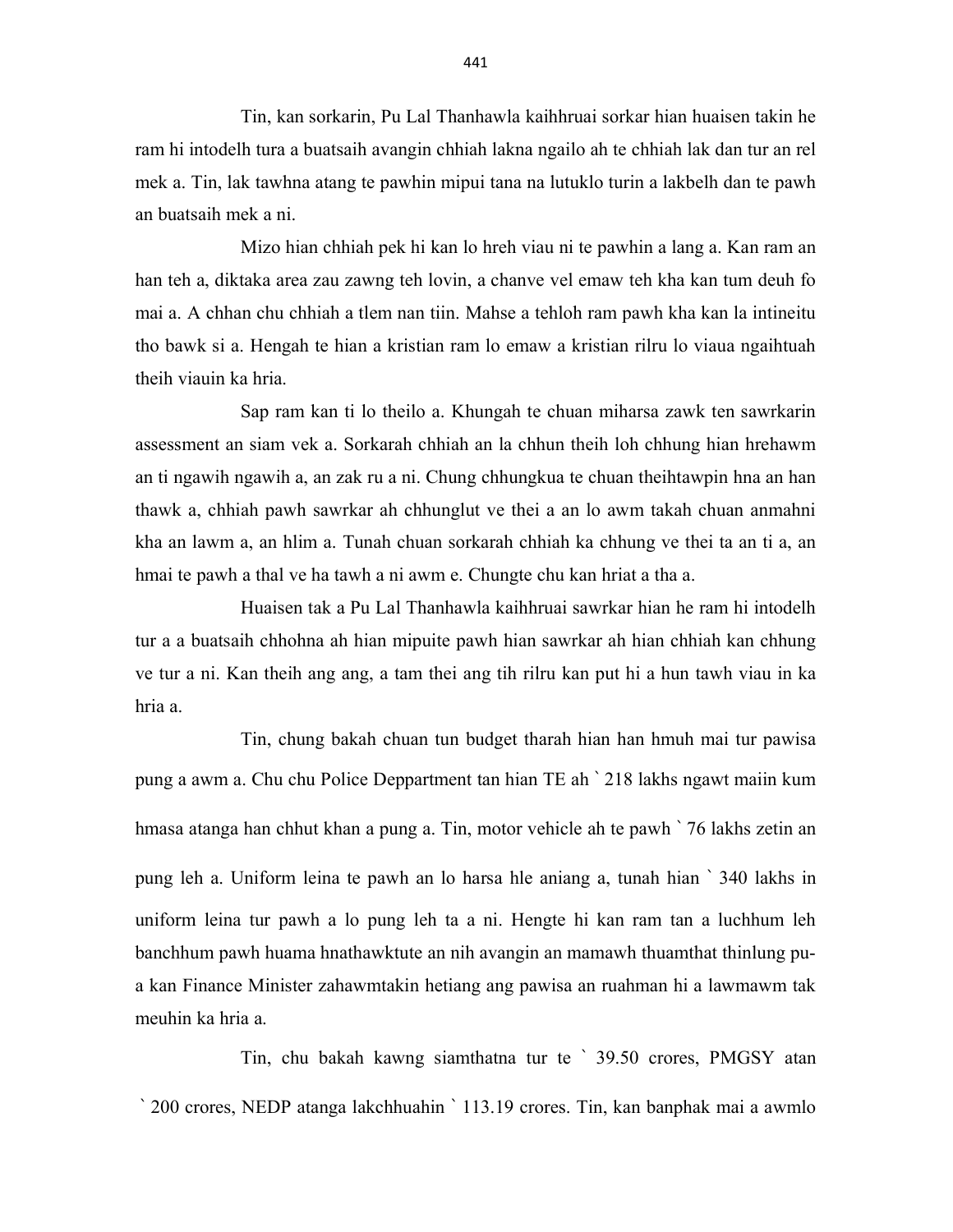Tin, kan sorkarin, Pu Lal Thanhawla kaihhruai sorkar hian huaisen takin he ram hi intodelh tura a buatsaih avangin chhiah lakna ngailo ah te chhiah lak dan tur an rel mek a. Tin, lak tawhna atang te pawhin mipui tana na lutuklo turin a lakbelh dan te pawh an buatsaih mek a ni.

Mizo hian chhiah pek hi kan lo hreh viau ni te pawhin a lang a. Kan ram an han teh a, diktaka area zau zawng teh lovin, a chanve vel emaw teh kha kan tum deuh fo mai a. A chhan chu chhiah a tlem nan tiin. Mahse a tehloh ram pawh kha kan la intineitu tho bawk si a. Hengah te hian a kristian ram lo emaw a kristian rilru lo viaua ngaihtuah theih viauin ka hria.

Sap ram kan ti lo theilo a. Khungah te chuan miharsa zawk ten sawrkarin assessment an siam vek a. Sorkarah chhiah an la chhun theih loh chhung hian hrehawm an ti ngawih ngawih a, an zak ru a ni. Chung chhungkua te chuan theihtawpin hna an han thawk a, chhiah pawh sawrkar ah chhunglut ve thei a an lo awm takah chuan anmahni kha an lawm a, an hlim a. Tunah chuan sorkarah chhiah ka chhung ve thei ta an ti a, an hmai te pawh a thal ve ha tawh a ni awm e. Chungte chu kan hriat a tha a.

Huaisen tak a Pu Lal Thanhawla kaihhruai sawrkar hian he ram hi intodelh tur a a buatsaih chhohna ah hian mipuite pawh hian sawrkar ah hian chhiah kan chhung ve tur a ni. Kan theih ang ang, a tam thei ang tih rilru kan put hi a hun tawh viau in ka hria a.

Tin, chung bakah chuan tun budget tharah hian han hmuh mai tur pawisa pung a awm a. Chu chu Police Deppartment tan hian TE ah ` 218 lakhs ngawt maiin kum hmasa atanga han chhut khan a pung a. Tin, motor vehicle ah te pawh ` 76 lakhs zetin an pung leh a. Uniform leina te pawh an lo harsa hle aniang a, tunah hian ` 340 lakhs in uniform leina tur pawh a lo pung leh ta a ni. Hengte hi kan ram tan a luchhum leh banchhum pawh huama hnathawktute an nih avangin an mamawh thuamthat thinlung pu-a kan Finance Minister zahawmtakin hetiang ang pawisa an ruahman hi a lawmawm tak meuhin ka hria a.

Tin, chu bakah kawng siamthatna tur te ` 39.50 crores, PMGSY atan ` 200 crores, NEDP atanga lakchhuahin ` 113.19 crores. Tin, kan banphak mai a awmlo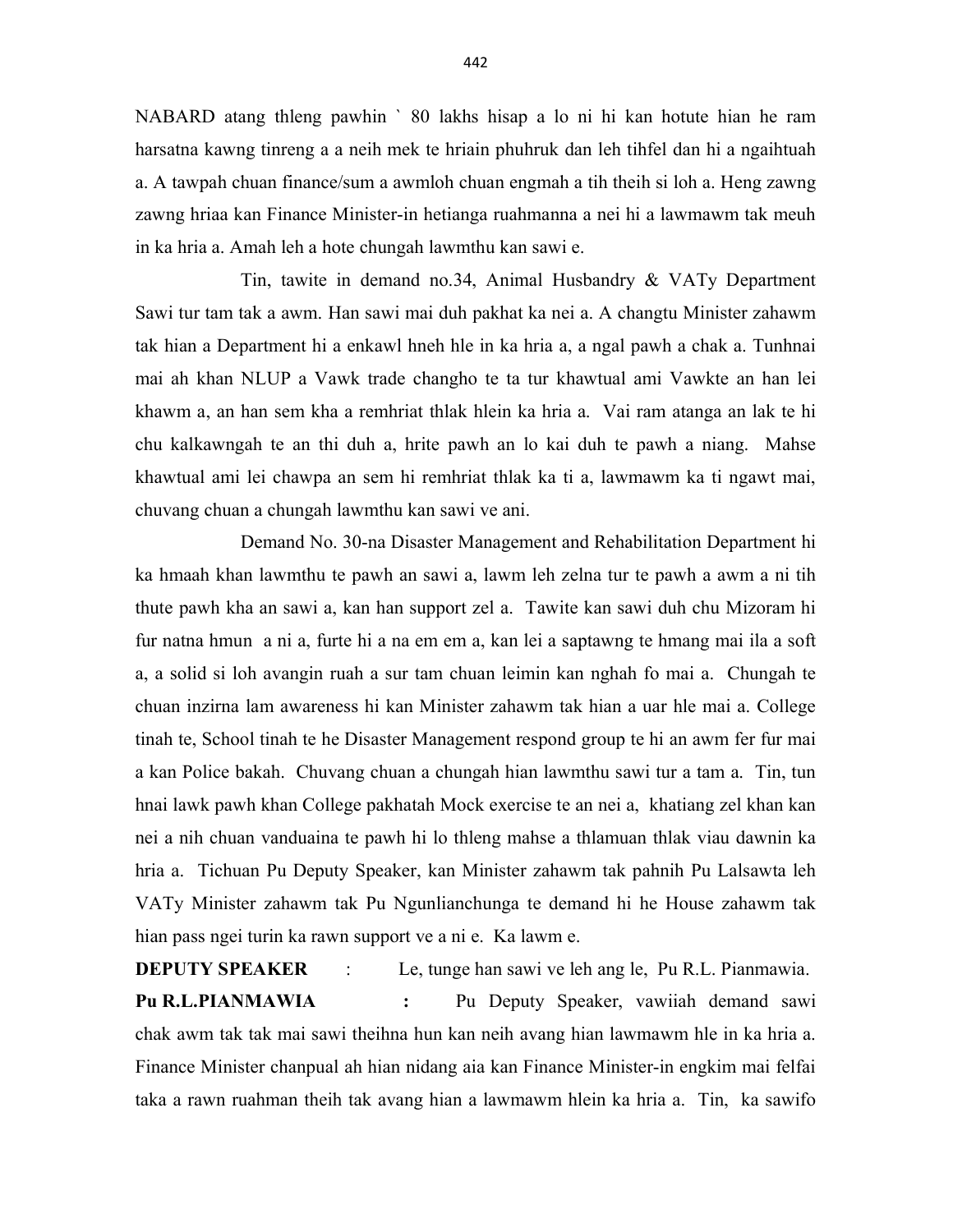NABARD atang thleng pawhin ` 80 lakhs hisap a lo ni hi kan hotute hian he ram harsatna kawng tinreng a a neih mek te hriain phuhruk dan leh tihfel dan hi a ngaihtuah a. A tawpah chuan finance/sum a awmloh chuan engmah a tih theih si loh a. Heng zawng zawng hriaa kan Finance Minister-in hetianga ruahmanna a nei hi a lawmawm tak meuh in ka hria a. Amah leh a hote chungah lawmthu kan sawi e.

Tin, tawite in demand no.34, Animal Husbandry & VATy Department Sawi tur tam tak a awm. Han sawi mai duh pakhat ka nei a. A changtu Minister zahawm tak hian a Department hi a enkawl hneh hle in ka hria a, a ngal pawh a chak a. Tunhnai mai ah khan NLUP a Vawk trade changho te ta tur khawtual ami Vawkte an han lei khawm a, an han sem kha a remhriat thlak hlein ka hria a. Vai ram atanga an lak te hi chu kalkawngah te an thi duh a, hrite pawh an lo kai duh te pawh a niang. Mahse khawtual ami lei chawpa an sem hi remhriat thlak ka ti a, lawmawm ka ti ngawt mai, chuvang chuan a chungah lawmthu kan sawi ve ani.

Demand No. 30-na Disaster Management and Rehabilitation Department hi ka hmaah khan lawmthu te pawh an sawi a, lawm leh zelna tur te pawh a awm a ni tih thute pawh kha an sawi a, kan han support zel a. Tawite kan sawi duh chu Mizoram hi fur natna hmun a ni a, furte hi a na em em a, kan lei a saptawng te hmang mai ila a soft a, a solid si loh avangin ruah a sur tam chuan leimin kan nghah fo mai a. Chungah te chuan inzirna lam awareness hi kan Minister zahawm tak hian a uar hle mai a. College tinah te, School tinah te he Disaster Management respond group te hi an awm fer fur mai a kan Police bakah. Chuvang chuan a chungah hian lawmthu sawi tur a tam a. Tin, tun hnai lawk pawh khan College pakhatah Mock exercise te an nei a, khatiang zel khan kan nei a nih chuan vanduaina te pawh hi lo thleng mahse a thlamuan thlak viau dawnin ka hria a. Tichuan Pu Deputy Speaker, kan Minister zahawm tak pahnih Pu Lalsawta leh VATy Minister zahawm tak Pu Ngunlianchunga te demand hi he House zahawm tak hian pass ngei turin ka rawn support ve a ni e. Ka lawm e.

**DEPUTY SPEAKER** : Le, tunge han sawi ve leh ang le, Pu R.L. Pianmawia.

**Pu R.L.PIANMAWIA** : Pu Deputy Speaker, vawiiah demand sawi chak awm tak tak mai sawi theihna hun kan neih avang hian lawmawm hle in ka hria a. Finance Minister chanpual ah hian nidang aia kan Finance Minister-in engkim mai felfai taka a rawn ruahman theih tak avang hian a lawmawm hlein ka hria a. Tin, ka sawifo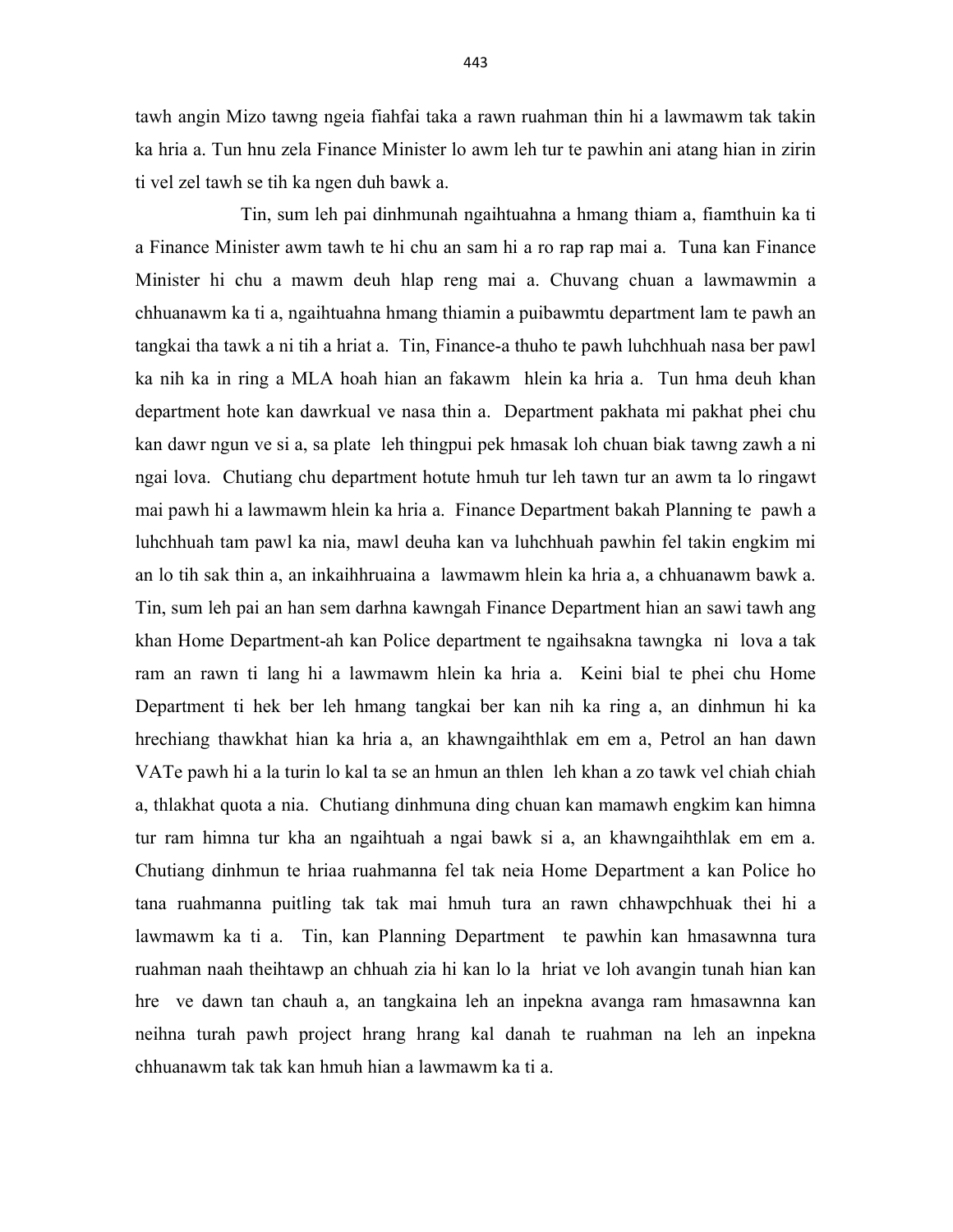tawh angin Mizo tawng ngeia fiahfai taka a rawn ruahman thin hi a lawmawm tak takin ka hria a. Tun hnu zela Finance Minister lo awm leh tur te pawhin ani atang hian in zirin ti vel zel tawh se tih ka ngen duh bawk a.

Tin, sum leh pai dinhmunah ngaihtuahna a hmang thiam a, fiamthuin ka ti a Finance Minister awm tawh te hi chu an sam hi a ro rap rap mai a. Tuna kan Finance Minister hi chu a mawm deuh hlap reng mai a. Chuvang chuan a lawmawmin a chhuanawm ka ti a, ngaihtuahna hmang thiamin a puibawmtu department lam te pawh an tangkai tha tawk a ni tih a hriat a. Tin, Finance-a thuho te pawh luhchhuah nasa ber pawl ka nih ka in ring a MLA hoah hian an fakawm hlein ka hria a. Tun hma deuh khan department hote kan dawrkual ve nasa thin a. Department pakhata mi pakhat phei chu kan dawr ngun ve si a, sa plate leh thingpui pek hmasak loh chuan biak tawng zawh a ni ngai lova. Chutiang chu department hotute hmuh tur leh tawn tur an awm ta lo ringawt mai pawh hi a lawmawm hlein ka hria a. Finance Department bakah Planning te pawh a luhchhuah tam pawl ka nia, mawl deuha kan va luhchhuah pawhin fel takin engkim mi an lo tih sak thin a, an inkaihhruaina a lawmawm hlein ka hria a, a chhuanawm bawk a. Tin, sum leh pai an han sem darhna kawngah Finance Department hian an sawi tawh ang khan Home Department-ah kan Police department te ngaihsakna tawngka ni lova a tak ram an rawn ti lang hi a lawmawm hlein ka hria a. Keini bial te phei chu Home Department ti hek ber leh hmang tangkai ber kan nih ka ring a, an dinhmun hi ka hrechiang thawkhat hian ka hria a, an khawngaihthlak em em a, Petrol an han dawn VATe pawh hi a la turin lo kal ta se an hmun an thlen leh khan a zo tawk vel chiah chiah a, thlakhat quota a nia. Chutiang dinhmuna ding chuan kan mamawh engkim kan himna tur ram himna tur kha an ngaihtuah a ngai bawk si a, an khawngaihthlak em em a. Chutiang dinhmun te hriaa ruahmanna fel tak neia Home Department a kan Police ho tana ruahmanna puitling tak tak mai hmuh tura an rawn chhawpchhuak thei hi a lawmawm ka ti a. Tin, kan Planning Department te pawhin kan hmasawnna tura ruahman naah theihtawp an chhuah zia hi kan lo la hriat ve loh avangin tunah hian kan hre ve dawn tan chauh a, an tangkaina leh an inpekna avanga ram hmasawnna kan neihna turah pawh project hrang hrang kal danah te ruahman na leh an inpekna chhuanawm tak tak kan hmuh hian a lawmawm ka ti a.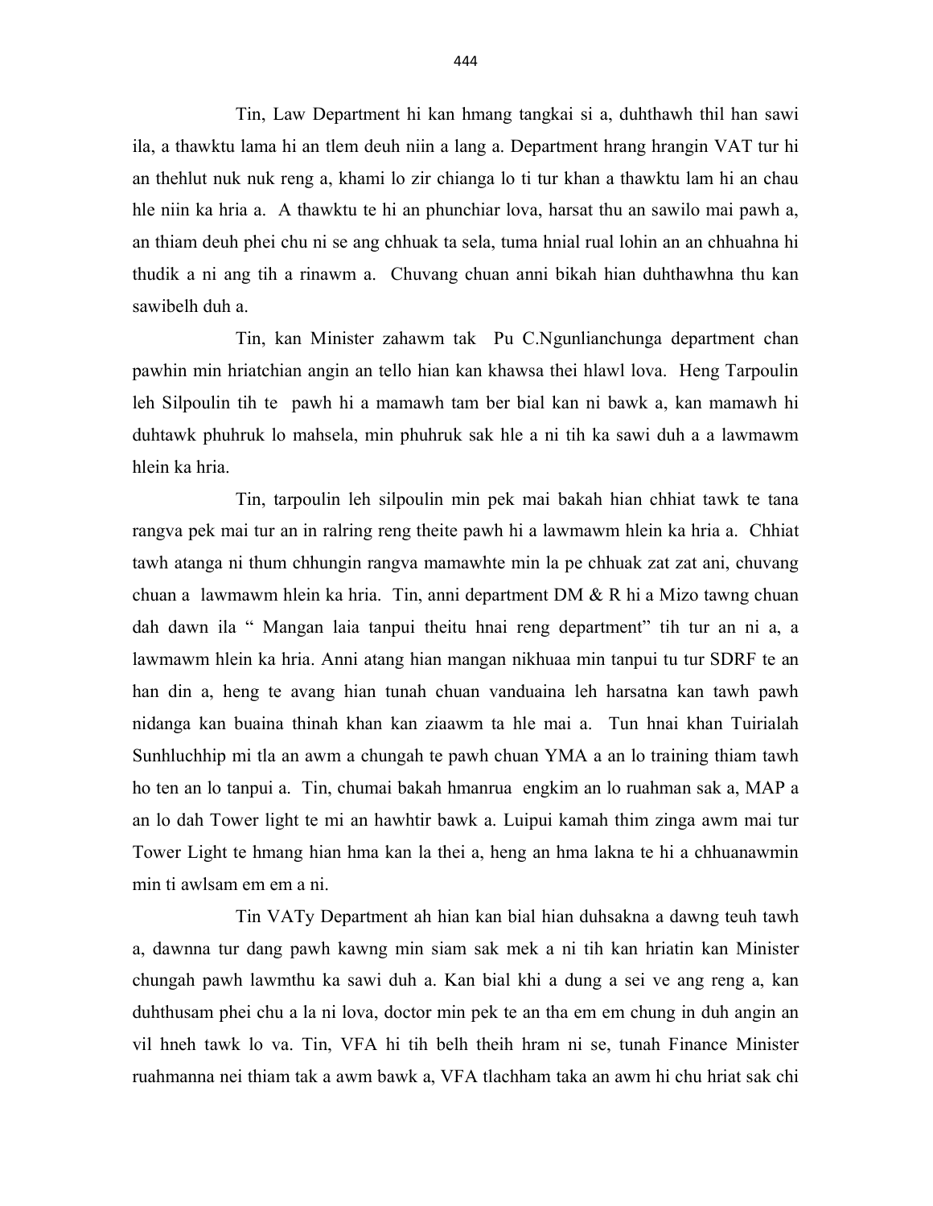Tin, Law Department hi kan hmang tangkai si a, duhthawh thil han sawi ila, a thawktu lama hi an tlem deuh niin a lang a. Department hrang hrangin VAT tur hi an thehlut nuk nuk reng a, khami lo zir chianga lo ti tur khan a thawktu lam hi an chau hle niin ka hria a. A thawktu te hi an phunchiar lova, harsat thu an sawilo mai pawh a, an thiam deuh phei chu ni se ang chhuak ta sela, tuma hnial rual lohin an an chhuahna hi thudik a ni ang tih a rinawm a. Chuvang chuan anni bikah hian duhthawhna thu kan sawibelh duh a.

Tin, kan Minister zahawm tak Pu C.Ngunlianchunga department chan pawhin min hriatchian angin an tello hian kan khawsa thei hlawl lova. Heng Tarpoulin leh Silpoulin tih te pawh hi a mamawh tam ber bial kan ni bawk a, kan mamawh hi duhtawk phuhruk lo mahsela, min phuhruk sak hle a ni tih ka sawi duh a a lawmawm hlein ka hria.

Tin, tarpoulin leh silpoulin min pek mai bakah hian chhiat tawk te tana rangva pek mai tur an in ralring reng theite pawh hi a lawmawm hlein ka hria a. Chhiat tawh atanga ni thum chhungin rangva mamawhte min la pe chhuak zat zat ani, chuvang chuan a lawmawm hlein ka hria. Tin, anni department DM & R hi a Mizo tawng chuan dah dawn ila " Mangan laia tanpui theitu hnai reng department" tih tur an ni a, a lawmawm hlein ka hria. Anni atang hian mangan nikhuaa min tanpui tu tur SDRF te an han din a, heng te avang hian tunah chuan vanduaina leh harsatna kan tawh pawh nidanga kan buaina thinah khan kan ziaawm ta hle mai a. Tun hnai khan Tuirialah Sunhluchhip mi tla an awm a chungah te pawh chuan YMA a an lo training thiam tawh ho ten an lo tanpui a. Tin, chumai bakah hmanrua engkim an lo ruahman sak a, MAP a an lo dah Tower light te mi an hawhtir bawk a. Luipui kamah thim zinga awm mai tur Tower Light te hmang hian hma kan la thei a, heng an hma lakna te hi a chhuanawmin min ti awlsam em em a ni.

Tin VATy Department ah hian kan bial hian duhsakna a dawng teuh tawh a, dawnna tur dang pawh kawng min siam sak mek a ni tih kan hriatin kan Minister chungah pawh lawmthu ka sawi duh a. Kan bial khi a dung a sei ve ang reng a, kan duhthusam phei chu a la ni lova, doctor min pek te an tha em em chung in duh angin an vil hneh tawk lo va. Tin, VFA hi tih belh theih hram ni se, tunah Finance Minister ruahmanna nei thiam tak a awm bawk a, VFA tlachham taka an awm hi chu hriat sak chi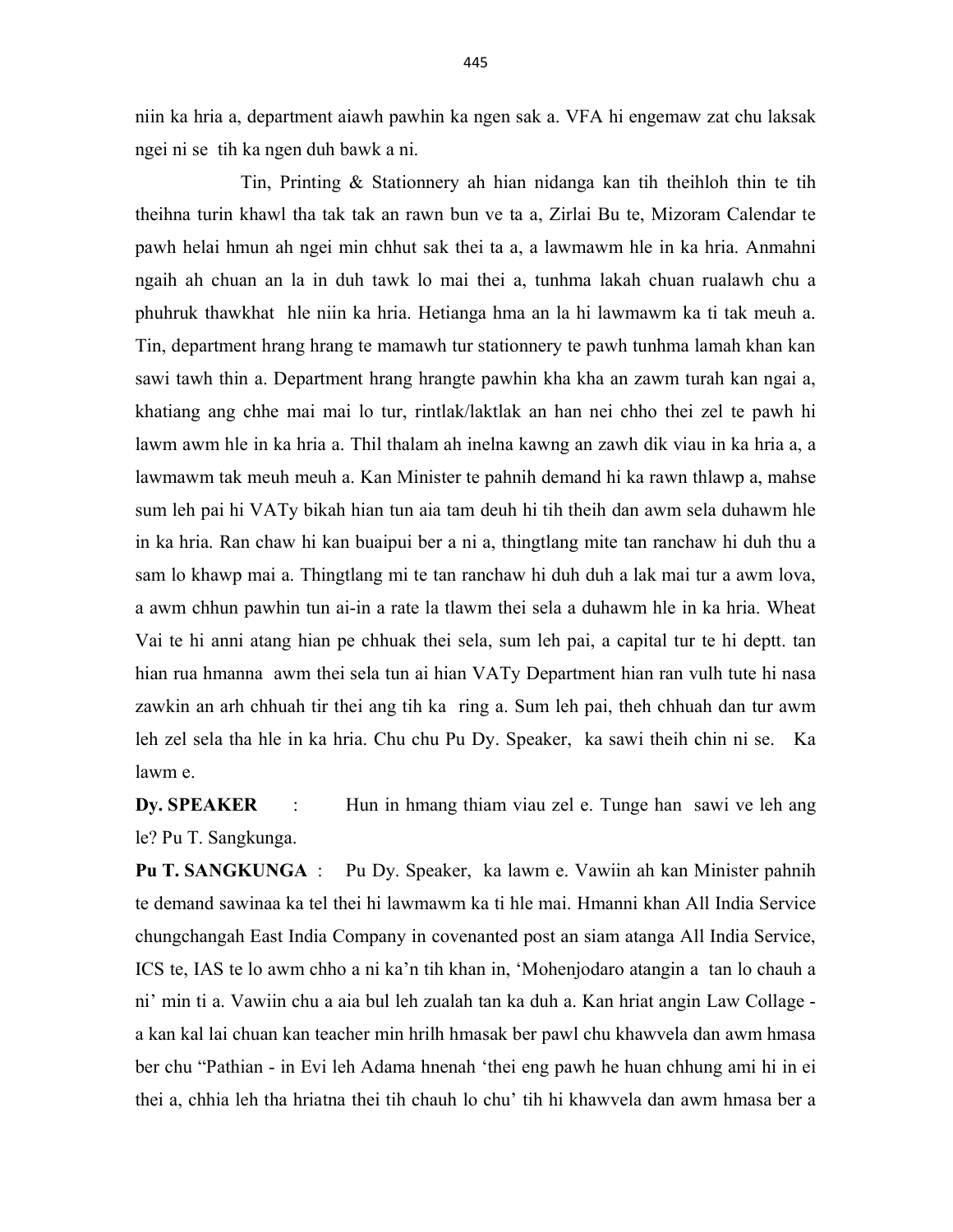niin ka hria a, department aiawh pawhin ka ngen sak a. VFA hi engemaw zat chu laksak ngei ni se tih ka ngen duh bawk a ni.

Tin, Printing & Stationnery ah hian nidanga kan tih theihloh thin te tih theihna turin khawl tha tak tak an rawn bun ve ta a, Zirlai Bu te, Mizoram Calendar te pawh helai hmun ah ngei min chhut sak thei ta a, a lawmawm hle in ka hria. Anmahni ngaih ah chuan an la in duh tawk lo mai thei a, tunhma lakah chuan rualawh chu a phuhruk thawkhat hle niin ka hria. Hetianga hma an la hi lawmawm ka ti tak meuh a. Tin, department hrang hrang te mamawh tur stationnery te pawh tunhma lamah khan kan sawi tawh thin a. Department hrang hrangte pawhin kha kha an zawm turah kan ngai a, khatiang ang chhe mai mai lo tur, rintlak/laktlak an han nei chho thei zel te pawh hi lawm awm hle in ka hria a. Thil thalam ah inelna kawng an zawh dik viau in ka hria a, a lawmawm tak meuh meuh a. Kan Minister te pahnih demand hi ka rawn thlawp a, mahse sum leh pai hi VATy bikah hian tun aia tam deuh hi tih theih dan awm sela duhawm hle in ka hria. Ran chaw hi kan buaipui ber a ni a, thingtlang mite tan ranchaw hi duh thu a sam lo khawp mai a. Thingtlang mi te tan ranchaw hi duh duh a lak mai tur a awm lova, a awm chhun pawhin tun ai-in a rate la tlawm thei sela a duhawm hle in ka hria. Wheat Vai te hi anni atang hian pe chhuak thei sela, sum leh pai, a capital tur te hi deptt. tan hian rua hmanna awm thei sela tun ai hian VATy Department hian ran vulh tute hi nasa zawkin an arh chhuah tir thei ang tih ka ring a. Sum leh pai, theh chhuah dan tur awm leh zel sela tha hle in ka hria. Chu chu Pu Dy. Speaker, ka sawi theih chin ni se. Ka lawm e.

**Dy. SPEAKER** : Hun in hmang thiam viau zel e. Tunge han sawi ve leh ang le? Pu T. Sangkunga.

**Pu T. SANGKUNGA** : Pu Dy. Speaker, ka lawm e. Vawiin ah kan Minister pahnih te demand sawinaa ka tel thei hi lawmawm ka ti hle mai. Hmanni khan All India Service chungchangah East India Company in covenanted post an siam atanga All India Service, ICS te, IAS te lo awm chho a ni ka'n tih khan in, 'Mohenjodaro atangin a tan lo chauh a ni' min ti a. Vawiin chu a aia bul leh zualah tan ka duh a. Kan hriat angin Law Collage - a kan kal lai chuan kan teacher min hrilh hmasak ber pawl chu khawvela dan awm hmasa ber chu "Pathian - in Evi leh Adama hnenah 'thei eng pawh he huan chhung ami hi in ei thei a, chhia leh tha hriatna thei tih chauh lo chu' tih hi khawvela dan awm hmasa ber a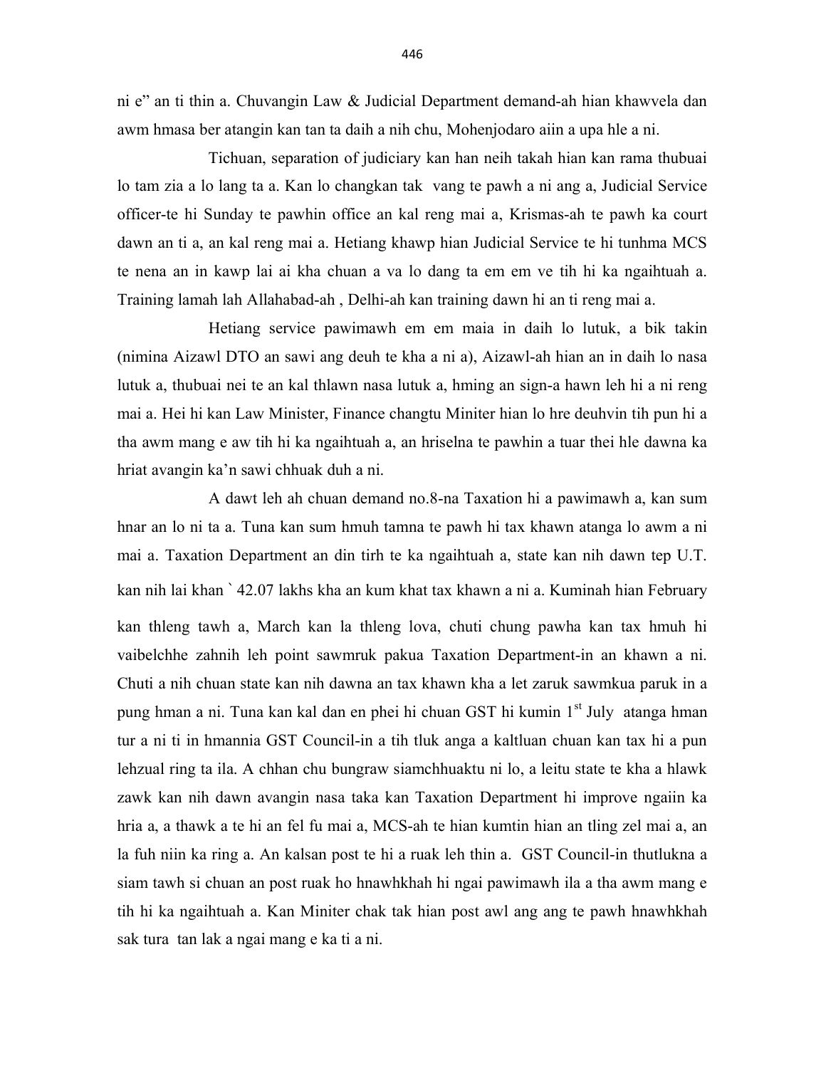ni e" an ti thin a. Chuvangin Law & Judicial Department demand-ah hian khawvela dan awm hmasa ber atangin kan tan ta daih a nih chu, Mohenjodaro aiin a upa hle a ni.

Tichuan, separation of judiciary kan han neih takah hian kan rama thubuai lo tam zia a lo lang ta a. Kan lo changkan tak vang te pawh a ni ang a, Judicial Service officer-te hi Sunday te pawhin office an kal reng mai a, Krismas-ah te pawh ka court dawn an ti a, an kal reng mai a. Hetiang khawp hian Judicial Service te hi tunhma MCS te nena an in kawp lai ai kha chuan a va lo dang ta em em ve tih hi ka ngaihtuah a. Training lamah lah Allahabad-ah , Delhi-ah kan training dawn hi an ti reng mai a.

Hetiang service pawimawh em em maia in daih lo lutuk, a bik takin (nimina Aizawl DTO an sawi ang deuh te kha a ni a), Aizawl-ah hian an in daih lo nasa lutuk a, thubuai nei te an kal thlawn nasa lutuk a, hming an sign-a hawn leh hi a ni reng mai a. Hei hi kan Law Minister, Finance changtu Miniter hian lo hre deuhvin tih pun hi a tha awm mang e aw tih hi ka ngaihtuah a, an hriselna te pawhin a tuar thei hle dawna ka hriat avangin ka'n sawi chhuak duh a ni.

A dawt leh ah chuan demand no.8-na Taxation hi a pawimawh a, kan sum hnar an lo ni ta a. Tuna kan sum hmuh tamna te pawh hi tax khawn atanga lo awm a ni mai a. Taxation Department an din tirh te ka ngaihtuah a, state kan nih dawn tep U.T. kan nih lai khan ` 42.07 lakhs kha an kum khat tax khawn a ni a. Kuminah hian February kan thleng tawh a, March kan la thleng lova, chuti chung pawha kan tax hmuh hi vaibelchhe zahnih leh point sawmruk pakua Taxation Department-in an khawn a ni. Chuti a nih chuan state kan nih dawna an tax khawn kha a let zaruk sawmkua paruk in a pung hman a ni. Tuna kan kal dan en phei hi chuan GST hi kumin 1st July atanga hman tur a ni ti in hmannia GST Council-in a tih tluk anga a kaltluan chuan kan tax hi a pun lehzual ring ta ila. A chhan chu bungraw siamchhuaktu ni lo, a leitu state te kha a hlawk zawk kan nih dawn avangin nasa taka kan Taxation Department hi improve ngaiin ka hria a, a thawk a te hi an fel fu mai a, MCS-ah te hian kumtin hian an tling zel mai a, an la fuh niin ka ring a. An kalsan post te hi a ruak leh thin a. GST Council-in thutlukna a siam tawh si chuan an post ruak ho hnawhkhah hi ngai pawimawh ila a tha awm mang e tih hi ka ngaihtuah a. Kan Miniter chak tak hian post awl ang ang te pawh hnawhkhah sak tura tan lak a ngai mang e ka ti a ni.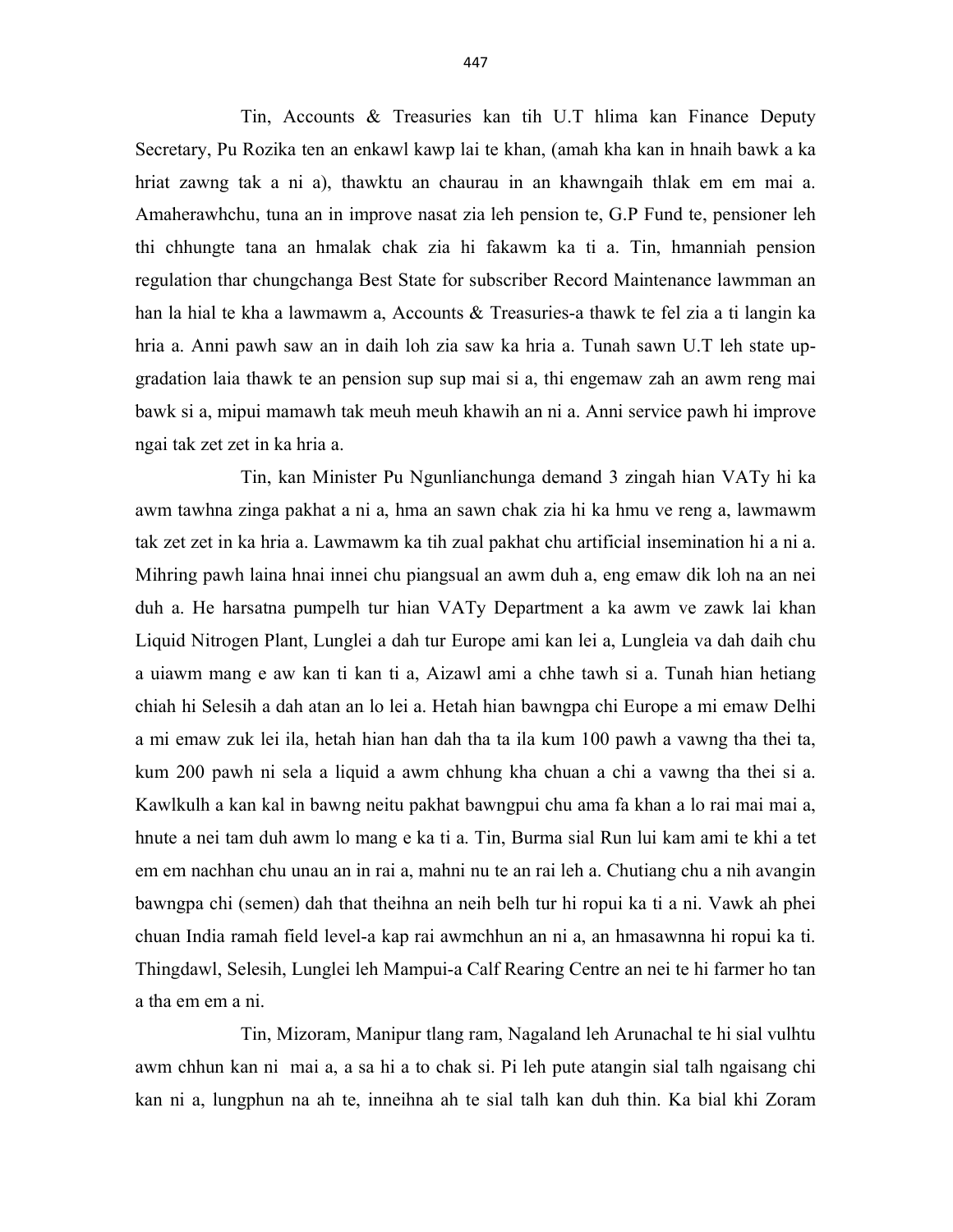Tin, Accounts & Treasuries kan tih U.T hlima kan Finance Deputy Secretary, Pu Rozika ten an enkawl kawp lai te khan, (amah kha kan in hnaih bawk a ka hriat zawng tak a ni a), thawktu an chaurau in an khawngaih thlak em em mai a. Amaherawhchu, tuna an in improve nasat zia leh pension te, G.P Fund te, pensioner leh thi chhungte tana an hmalak chak zia hi fakawm ka ti a. Tin, hmanniah pension regulation thar chungchanga Best State for subscriber Record Maintenance lawmman an han la hial te kha a lawmawm a, Accounts & Treasuries-a thawk te fel zia a ti langin ka hria a. Anni pawh saw an in daih loh zia saw ka hria a. Tunah sawn U.T leh state up-gradation laia thawk te an pension sup sup mai si a, thi engemaw zah an awm reng mai bawk si a, mipui mamawh tak meuh meuh khawih an ni a. Anni service pawh hi improve ngai tak zet zet in ka hria a.

Tin, kan Minister Pu Ngunlianchunga demand 3 zingah hian VATy hi ka awm tawhna zinga pakhat a ni a, hma an sawn chak zia hi ka hmu ve reng a, lawmawm tak zet zet in ka hria a. Lawmawm ka tih zual pakhat chu artificial insemination hi a ni a. Mihring pawh laina hnai innei chu piangsual an awm duh a, eng emaw dik loh na an nei duh a. He harsatna pumpelh tur hian VATy Department a ka awm ve zawk lai khan Liquid Nitrogen Plant, Lunglei a dah tur Europe ami kan lei a, Lungleia va dah daih chu a uiawm mang e aw kan ti kan ti a, Aizawl ami a chhe tawh si a. Tunah hian hetiang chiah hi Selesih a dah atan an lo lei a. Hetah hian bawngpa chi Europe a mi emaw Delhi a mi emaw zuk lei ila, hetah hian han dah tha ta ila kum 100 pawh a vawng tha thei ta, kum 200 pawh ni sela a liquid a awm chhung kha chuan a chi a vawng tha thei si a. Kawlkulh a kan kal in bawng neitu pakhat bawngpui chu ama fa khan a lo rai mai mai a, hnute a nei tam duh awm lo mang e ka ti a. Tin, Burma sial Run lui kam ami te khi a tet em em nachhan chu unau an in rai a, mahni nu te an rai leh a. Chutiang chu a nih avangin bawngpa chi (semen) dah that theihna an neih belh tur hi ropui ka ti a ni. Vawk ah phei chuan India ramah field level-a kap rai awmchhun an ni a, an hmasawnna hi ropui ka ti. Thingdawl, Selesih, Lunglei leh Mampui-a Calf Rearing Centre an nei te hi farmer ho tan a tha em em a ni.

Tin, Mizoram, Manipur tlang ram, Nagaland leh Arunachal te hi sial vulhtu awm chhun kan ni mai a, a sa hi a to chak si. Pi leh pute atangin sial talh ngaisang chi kan ni a, lungphun na ah te, inneihna ah te sial talh kan duh thin. Ka bial khi Zoram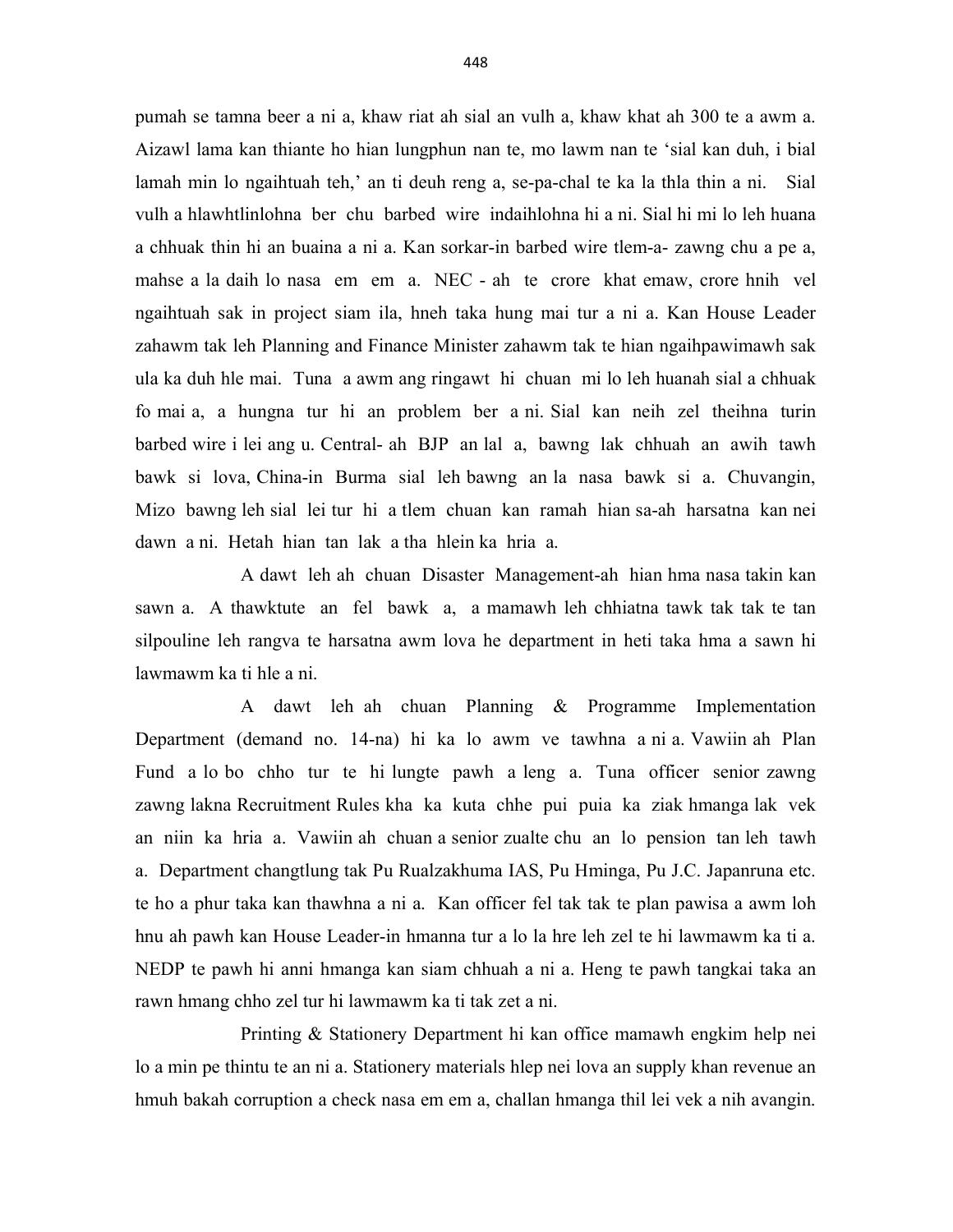pumah se tamna beer a ni a, khaw riat ah sial an vulh a, khaw khat ah 300 te a awm a. Aizawl lama kan thiante ho hian lungphun nan te, mo lawm nan te 'sial kan duh, i bial lamah min lo ngaihtuah teh,' an ti deuh reng a, se-pa-chal te ka la thla thin a ni. Sial vulh a hlawhtlinlohna ber chu barbed wire indaihlohna hi a ni. Sial hi mi lo leh huana a chhuak thin hi an buaina a ni a. Kan sorkar-in barbed wire tlem-a- zawng chu a pe a, mahse a la daih lo nasa em em a. NEC - ah te crore khat emaw, crore hnih vel ngaihtuah sak in project siam ila, hneh taka hung mai tur a ni a. Kan House Leader zahawm tak leh Planning and Finance Minister zahawm tak te hian ngaihpawimawh sak ula ka duh hle mai. Tuna a awm ang ringawt hi chuan mi lo leh huanah sial a chhuak fo mai a, a hungna tur hi an problem ber a ni. Sial kan neih zel theihna turin barbed wire i lei ang u. Central- ah BJP an lal a, bawng lak chhuah an awih tawh bawk si lova, China-in Burma sial leh bawng an la nasa bawk si a. Chuvangin, Mizo bawng leh sial lei tur hi a tlem chuan kan ramah hian sa-ah harsatna kan nei dawn a ni. Hetah hian tan lak a tha hlein ka hria a.

A dawt leh ah chuan Disaster Management-ah hian hma nasa takin kan sawn a. A thawktute an fel bawk a, a mamawh leh chhiatna tawk tak tak te tan silpouline leh rangva te harsatna awm lova he department in heti taka hma a sawn hi lawmawm ka ti hle a ni.

A dawt leh ah chuan Planning & Programme Implementation Department (demand no. 14-na) hi ka lo awm ve tawhna a ni a. Vawiin ah Plan Fund a lo bo chho tur te hi lungte pawh a leng a. Tuna officer senior zawng zawng lakna Recruitment Rules kha ka kuta chhe pui puia ka ziak hmanga lak vek an niin ka hria a. Vawiin ah chuan a senior zualte chu an lo pension tan leh tawh a. Department changtlung tak Pu Rualzakhuma IAS, Pu Hminga, Pu J.C. Japanruna etc. te ho a phur taka kan thawhna a ni a. Kan officer fel tak tak te plan pawisa a awm loh hnu ah pawh kan House Leader-in hmanna tur a lo la hre leh zel te hi lawmawm ka ti a. NEDP te pawh hi anni hmanga kan siam chhuah a ni a. Heng te pawh tangkai taka an rawn hmang chho zel tur hi lawmawm ka ti tak zet a ni.

Printing & Stationery Department hi kan office mamawh engkim help nei lo a min pe thintu te an ni a. Stationery materials hlep nei lova an supply khan revenue an hmuh bakah corruption a check nasa em em a, challan hmanga thil lei vek a nih avangin.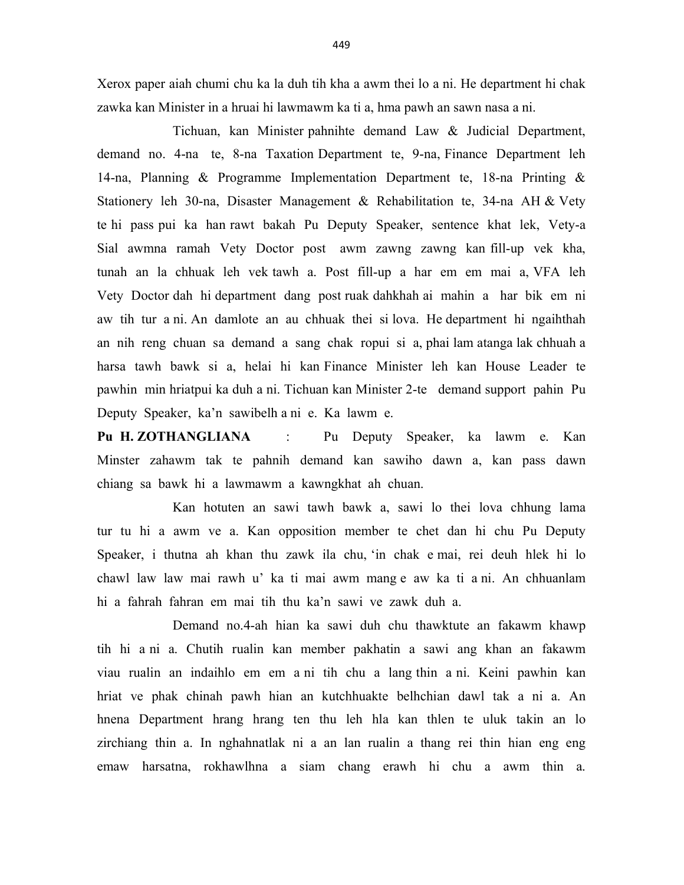Xerox paper aiah chumi chu ka la duh tih kha a awm thei lo a ni. He department hi chak zawka kan Minister in a hruai hi lawmawm ka ti a, hma pawh an sawn nasa a ni.

Tichuan, kan Minister pahnihte demand Law & Judicial Department, demand no. 4-na te, 8-na Taxation Department te, 9-na, Finance Department leh 14-na, Planning & Programme Implementation Department te, 18-na Printing & Stationery leh 30-na, Disaster Management & Rehabilitation te, 34-na AH & Vety te hi pass pui ka han rawt bakah Pu Deputy Speaker, sentence khat lek, Vety-a Sial awmna ramah Vety Doctor post awm zawng zawng kan fill-up vek kha, tunah an la chhuak leh vek tawh a. Post fill-up a har em em mai a, VFA leh Vety Doctor dah hi department dang post ruak dahkhah ai mahin a har bik em ni aw tih tur a ni. An damlote an au chhuak thei si lova. He department hi ngaihthah an nih reng chuan sa demand a sang chak ropui si a, phai lam atanga lak chhuah a harsa tawh bawk si a, helai hi kan Finance Minister leh kan House Leader te pawhin min hriatpui ka duh a ni. Tichuan kan Minister 2-te demand support pahin Pu Deputy Speaker, ka'n sawibelh a ni e. Ka lawm e.

**Pu H. ZOTHANGLIANA** : Pu Deputy Speaker, ka lawm e. Kan Minster zahawm tak te pahnih demand kan sawiho dawn a, kan pass dawn chiang sa bawk hi a lawmawm a kawngkhat ah chuan.

Kan hotuten an sawi tawh bawk a, sawi lo thei lova chhung lama tur tu hi a awm ve a. Kan opposition member te chet dan hi chu Pu Deputy Speaker, i thutna ah khan thu zawk ila chu, 'in chak e mai, rei deuh hlek hi lo chawl law law mai rawh u' ka ti mai awm mang e aw ka ti a ni. An chhuanlam hi a fahrah fahran em mai tih thu ka'n sawi ve zawk duh a.

Demand no.4-ah hian ka sawi duh chu thawktute an fakawm khawp tih hi a ni a. Chutih rualin kan member pakhatin a sawi ang khan an fakawm viau rualin an indaihlo em em a ni tih chu a lang thin a ni. Keini pawhin kan hriat ve phak chinah pawh hian an kutchhuakte belhchian dawl tak a ni a. An hnena Department hrang hrang ten thu leh hla kan thlen te uluk takin an lo zirchiang thin a. In nghahnatlak ni a an lan rualin a thang rei thin hian eng eng emaw harsatna, rokhawlhna a siam chang erawh hi chu a awm thin a.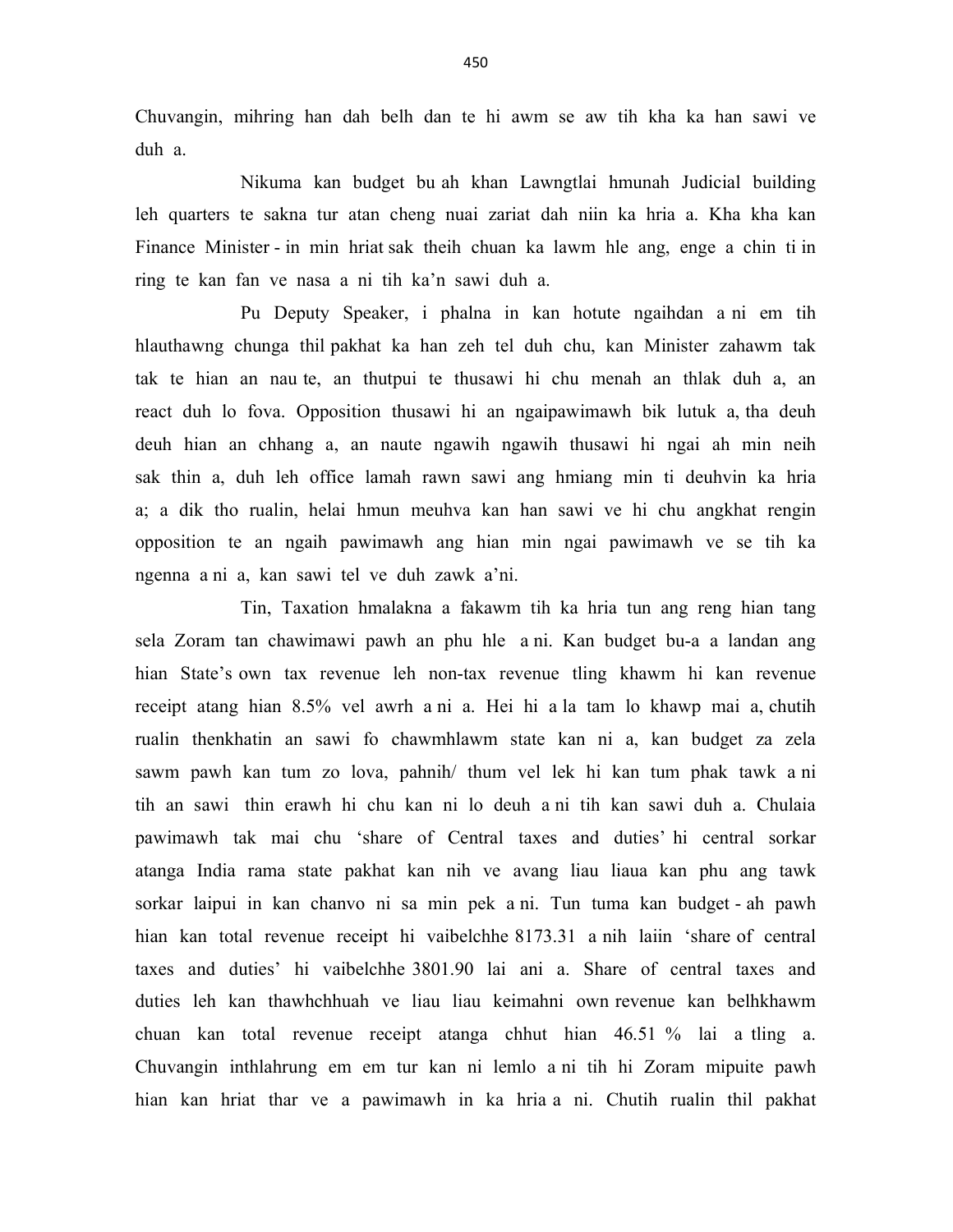Chuvangin, mihring han dah belh dan te hi awm se aw tih kha ka han sawi ve duh a.

Nikuma kan budget bu ah khan Lawngtlai hmunah Judicial building leh quarters te sakna tur atan cheng nuai zariat dah niin ka hria a. Kha kha kan Finance Minister - in min hriat sak theih chuan ka lawm hle ang, enge a chin ti in ring te kan fan ve nasa a ni tih ka'n sawi duh a.

Pu Deputy Speaker, i phalna in kan hotute ngaihdan a ni em tih hlauthawng chunga thil pakhat ka han zeh tel duh chu, kan Minister zahawm tak tak te hian an nau te, an thutpui te thusawi hi chu menah an thlak duh a, an react duh lo fova. Opposition thusawi hi an ngaipawimawh bik lutuk a, tha deuh deuh hian an chhang a, an naute ngawih ngawih thusawi hi ngai ah min neih sak thin a, duh leh office lamah rawn sawi ang hmiang min ti deuhvin ka hria a; a dik tho rualin, helai hmun meuhva kan han sawi ve hi chu angkhat rengin opposition te an ngaih pawimawh ang hian min ngai pawimawh ve se tih ka ngenna a ni a, kan sawi tel ve duh zawk a'ni.

Tin, Taxation hmalakna a fakawm tih ka hria tun ang reng hian tang sela Zoram tan chawimawi pawh an phu hle a ni. Kan budget bu-a a landan ang hian State's own tax revenue leh non-tax revenue tling khawm hi kan revenue receipt atang hian 8.5% vel awrh a ni a. Hei hi a la tam lo khawp mai a, chutih rualin thenkhatin an sawi fo chawmhlawm state kan ni a, kan budget za zela sawm pawh kan tum zo lova, pahnih/ thum vel lek hi kan tum phak tawk a ni tih an sawi thin erawh hi chu kan ni lo deuh a ni tih kan sawi duh a. Chulaia pawimawh tak mai chu 'share of Central taxes and duties' hi central sorkar atanga India rama state pakhat kan nih ve avang liau liaua kan phu ang tawk sorkar laipui in kan chanvo ni sa min pek a ni. Tun tuma kan budget - ah pawh hian kan total revenue receipt hi vaibelchhe 8173.31 a nih laiin 'share of central taxes and duties' hi vaibelchhe 3801.90 lai ani a. Share of central taxes and duties leh kan thawhchhuah ve liau liau keimahni own revenue kan belhkhawm chuan kan total revenue receipt atanga chhut hian 46.51 % lai a tling a. Chuvangin inthlahrung em em tur kan ni lemlo a ni tih hi Zoram mipuite pawh hian kan hriat thar ve a pawimawh in ka hria a ni. Chutih rualin thil pakhat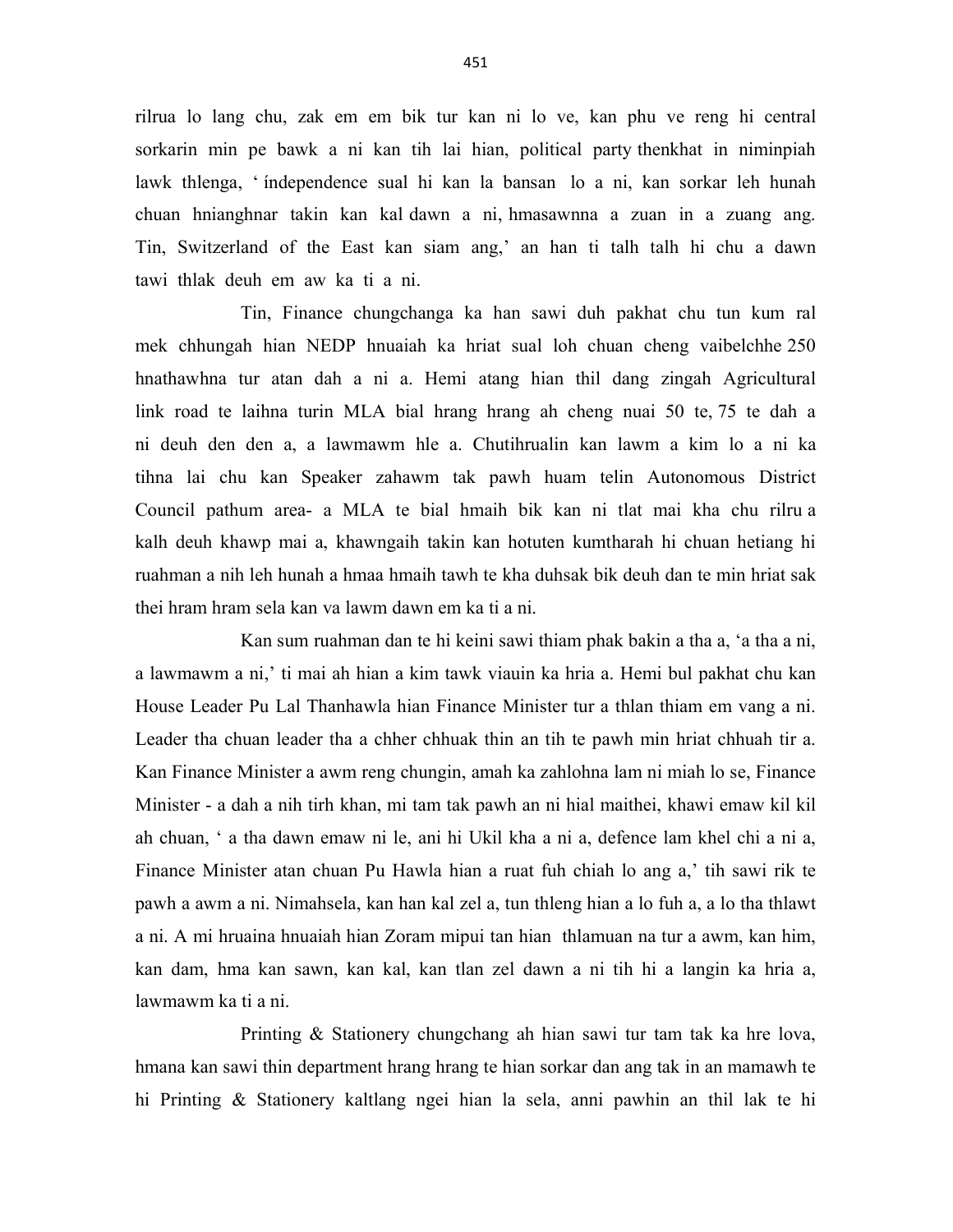rilrua lo lang chu, zak em em bik tur kan ni lo ve, kan phu ve reng hi central sorkarin min pe bawk a ni kan tih lai hian, political party thenkhat in niminpiah lawk thlenga, ' índependence sual hi kan la bansan lo a ni, kan sorkar leh hunah chuan hnianghnar takin kan kal dawn a ni, hmasawnna a zuan in a zuang ang. Tin, Switzerland of the East kan siam ang,' an han ti talh talh hi chu a dawn tawi thlak deuh em aw ka ti a ni.

Tin, Finance chungchanga ka han sawi duh pakhat chu tun kum ral mek chhungah hian NEDP hnuaiah ka hriat sual loh chuan cheng vaibelchhe 250 hnathawhna tur atan dah a ni a. Hemi atang hian thil dang zingah Agricultural link road te laihna turin MLA bial hrang hrang ah cheng nuai 50 te, 75 te dah a ni deuh den den a, a lawmawm hle a. Chutihrualin kan lawm a kim lo a ni ka tihna lai chu kan Speaker zahawm tak pawh huam telin Autonomous District Council pathum area- a MLA te bial hmaih bik kan ni tlat mai kha chu rilru a kalh deuh khawp mai a, khawngaih takin kan hotuten kumtharah hi chuan hetiang hi ruahman a nih leh hunah a hmaa hmaih tawh te kha duhsak bik deuh dan te min hriat sak thei hram hram sela kan va lawm dawn em ka ti a ni.

Kan sum ruahman dan te hi keini sawi thiam phak bakin a tha a, 'a tha a ni, a lawmawm a ni,' ti mai ah hian a kim tawk viauin ka hria a. Hemi bul pakhat chu kan House Leader Pu Lal Thanhawla hian Finance Minister tur a thlan thiam em vang a ni. Leader tha chuan leader tha a chher chhuak thin an tih te pawh min hriat chhuah tir a. Kan Finance Minister a awm reng chungin, amah ka zahlohna lam ni miah lo se, Finance Minister - a dah a nih tirh khan, mi tam tak pawh an ni hial maithei, khawi emaw kil kil ah chuan, ' a tha dawn emaw ni le, ani hi Ukil kha a ni a, defence lam khel chi a ni a, Finance Minister atan chuan Pu Hawla hian a ruat fuh chiah lo ang a,' tih sawi rik te pawh a awm a ni. Nimahsela, kan han kal zel a, tun thleng hian a lo fuh a, a lo tha thlawt a ni. A mi hruaina hnuaiah hian Zoram mipui tan hian thlamuan na tur a awm, kan him, kan dam, hma kan sawn, kan kal, kan tlan zel dawn a ni tih hi a langin ka hria a, lawmawm ka ti a ni.

Printing & Stationery chungchang ah hian sawi tur tam tak ka hre lova, hmana kan sawi thin department hrang hrang te hian sorkar dan ang tak in an mamawh te hi Printing & Stationery kaltlang ngei hian la sela, anni pawhin an thil lak te hi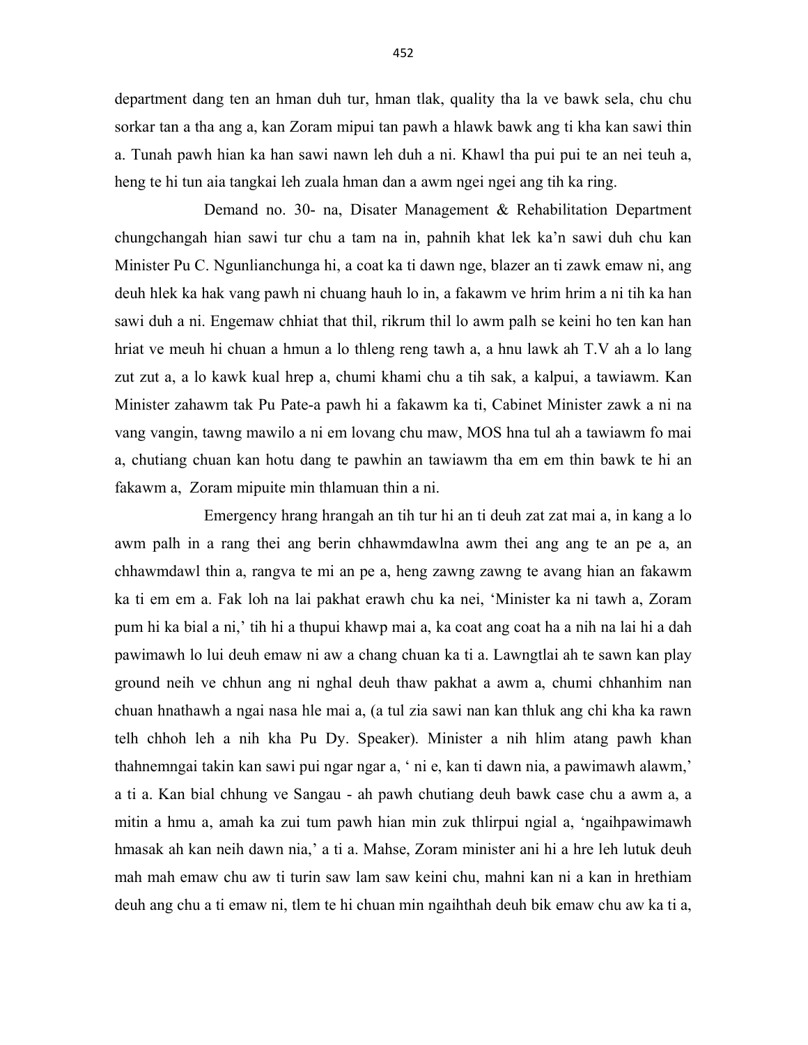department dang ten an hman duh tur, hman tlak, quality tha la ve bawk sela, chu chu sorkar tan a tha ang a, kan Zoram mipui tan pawh a hlawk bawk ang ti kha kan sawi thin a. Tunah pawh hian ka han sawi nawn leh duh a ni. Khawl tha pui pui te an nei teuh a, heng te hi tun aia tangkai leh zuala hman dan a awm ngei ngei ang tih ka ring.

Demand no. 30- na, Disater Management & Rehabilitation Department chungchangah hian sawi tur chu a tam na in, pahnih khat lek ka'n sawi duh chu kan Minister Pu C. Ngunlianchunga hi, a coat ka ti dawn nge, blazer an ti zawk emaw ni, ang deuh hlek ka hak vang pawh ni chuang hauh lo in, a fakawm ve hrim hrim a ni tih ka han sawi duh a ni. Engemaw chhiat that thil, rikrum thil lo awm palh se keini ho ten kan han hriat ve meuh hi chuan a hmun a lo thleng reng tawh a, a hnu lawk ah T.V ah a lo lang zut zut a, a lo kawk kual hrep a, chumi khami chu a tih sak, a kalpui, a tawiawm. Kan Minister zahawm tak Pu Pate-a pawh hi a fakawm ka ti, Cabinet Minister zawk a ni na vang vangin, tawng mawilo a ni em lovang chu maw, MOS hna tul ah a tawiawm fo mai a, chutiang chuan kan hotu dang te pawhin an tawiawm tha em em thin bawk te hi an fakawm a, Zoram mipuite min thlamuan thin a ni.

Emergency hrang hrangah an tih tur hi an ti deuh zat zat mai a, in kang a lo awm palh in a rang thei ang berin chhawmdawlna awm thei ang ang te an pe a, an chhawmdawl thin a, rangva te mi an pe a, heng zawng zawng te avang hian an fakawm ka ti em em a. Fak loh na lai pakhat erawh chu ka nei, 'Minister ka ni tawh a, Zoram pum hi ka bial a ni,' tih hi a thupui khawp mai a, ka coat ang coat ha a nih na lai hi a dah pawimawh lo lui deuh emaw ni aw a chang chuan ka ti a. Lawngtlai ah te sawn kan play ground neih ve chhun ang ni nghal deuh thaw pakhat a awm a, chumi chhanhim nan chuan hnathawh a ngai nasa hle mai a, (a tul zia sawi nan kan thluk ang chi kha ka rawn telh chhoh leh a nih kha Pu Dy. Speaker). Minister a nih hlim atang pawh khan thahnemngai takin kan sawi pui ngar ngar a, ' ni e, kan ti dawn nia, a pawimawh alawm,' a ti a. Kan bial chhung ve Sangau - ah pawh chutiang deuh bawk case chu a awm a, a mitin a hmu a, amah ka zui tum pawh hian min zuk thlirpui ngial a, 'ngaihpawimawh hmasak ah kan neih dawn nia,' a ti a. Mahse, Zoram minister ani hi a hre leh lutuk deuh mah mah emaw chu aw ti turin saw lam saw keini chu, mahni kan ni a kan in hrethiam deuh ang chu a ti emaw ni, tlem te hi chuan min ngaihthah deuh bik emaw chu aw ka ti a,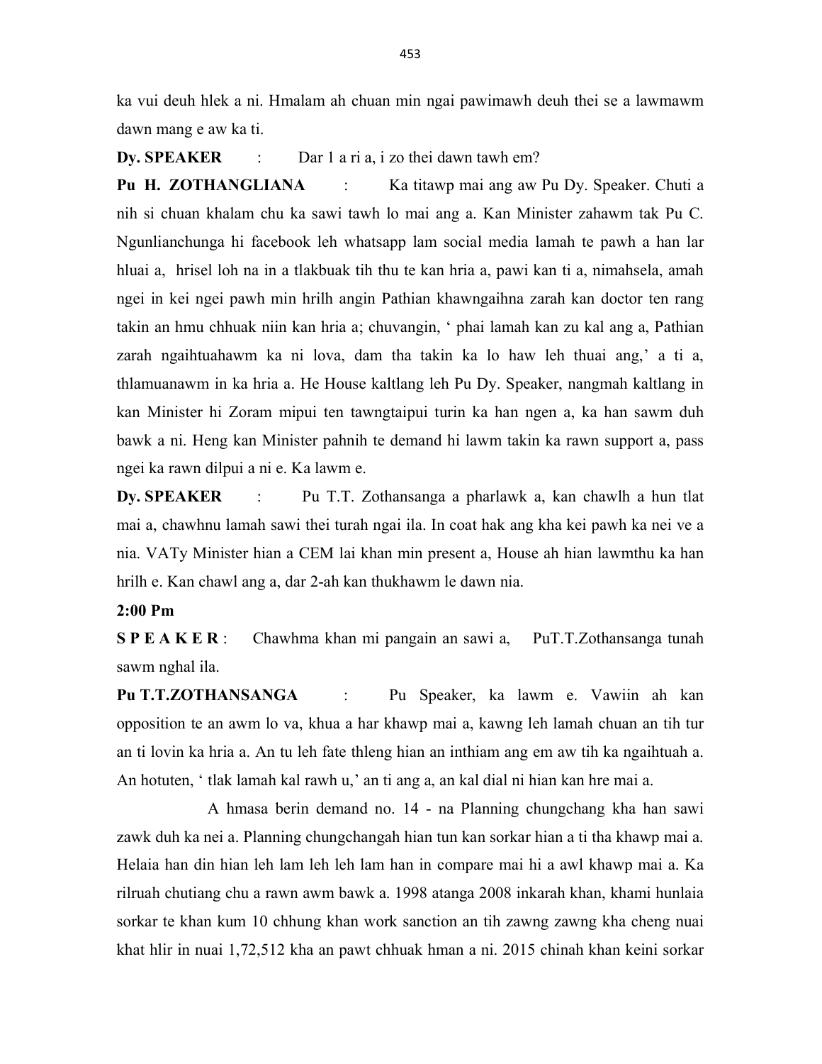ka vui deuh hlek a ni. Hmalam ah chuan min ngai pawimawh deuh thei se a lawmawm dawn mang e aw ka ti.

**Dy. SPEAKER** : Dar 1 a ri a, i zo thei dawn tawh em?

**Pu H. ZOTHANGLIANA** : Ka titawp mai ang aw Pu Dy. Speaker. Chuti a nih si chuan khalam chu ka sawi tawh lo mai ang a. Kan Minister zahawm tak Pu C. Ngunlianchunga hi facebook leh whatsapp lam social media lamah te pawh a han lar hluai a, hrisel loh na in a tlakbuak tih thu te kan hria a, pawi kan ti a, nimahsela, amah ngei in kei ngei pawh min hrilh angin Pathian khawngaihna zarah kan doctor ten rang takin an hmu chhuak niin kan hria a; chuvangin, ' phai lamah kan zu kal ang a, Pathian zarah ngaihtuahawm ka ni lova, dam tha takin ka lo haw leh thuai ang,' a ti a, thlamuanawm in ka hria a. He House kaltlang leh Pu Dy. Speaker, nangmah kaltlang in kan Minister hi Zoram mipui ten tawngtaipui turin ka han ngen a, ka han sawm duh bawk a ni. Heng kan Minister pahnih te demand hi lawm takin ka rawn support a, pass ngei ka rawn dilpui a ni e. Ka lawm e.

**Dy. SPEAKER** : Pu T.T. Zothansanga a pharlawk a, kan chawlh a hun tlat mai a, chawhnu lamah sawi thei turah ngai ila. In coat hak ang kha kei pawh ka nei ve a nia. VATy Minister hian a CEM lai khan min present a, House ah hian lawmthu ka han hrilh e. Kan chawl ang a, dar 2-ah kan thukhawm le dawn nia.

**2:00 Pm**

**S P E A K E R** : Chawhma khan mi pangain an sawi a, PuT.T.Zothansanga tunah sawm nghal ila.

**Pu T.T.ZOTHANSANGA** : Pu Speaker, ka lawm e. Vawiin ah kan opposition te an awm lo va, khua a har khawp mai a, kawng leh lamah chuan an tih tur an ti lovin ka hria a. An tu leh fate thleng hian an inthiam ang em aw tih ka ngaihtuah a. An hotuten, ' tlak lamah kal rawh u,' an ti ang a, an kal dial ni hian kan hre mai a.

A hmasa berin demand no. 14 - na Planning chungchang kha han sawi zawk duh ka nei a. Planning chungchangah hian tun kan sorkar hian a ti tha khawp mai a. Helaia han din hian leh lam leh leh lam han in compare mai hi a awl khawp mai a. Ka rilruah chutiang chu a rawn awm bawk a. 1998 atanga 2008 inkarah khan, khami hunlaia sorkar te khan kum 10 chhung khan work sanction an tih zawng zawng kha cheng nuai khat hlir in nuai 1,72,512 kha an pawt chhuak hman a ni. 2015 chinah khan keini sorkar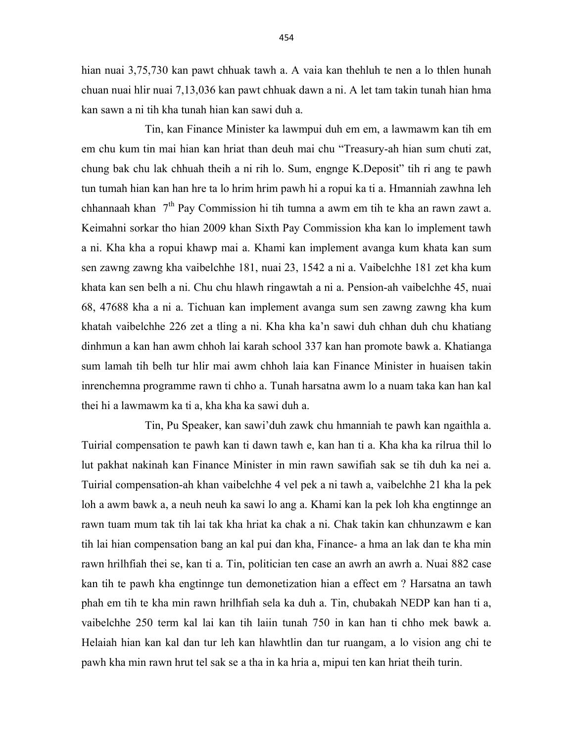hian nuai 3,75,730 kan pawt chhuak tawh a. A vaia kan thehluh te nen a lo thlen hunah chuan nuai hlir nuai 7,13,036 kan pawt chhuak dawn a ni. A let tam takin tunah hian hma kan sawn a ni tih kha tunah hian kan sawi duh a.

Tin, kan Finance Minister ka lawmpui duh em em, a lawmawm kan tih em em chu kum tin mai hian kan hriat than deuh mai chu "Treasury-ah hian sum chuti zat, chung bak chu lak chhuah theih a ni rih lo. Sum, engnge K.Deposit" tih ri ang te pawh tun tumah hian kan han hre ta lo hrim hrim pawh hi a ropui ka ti a. Hmanniah zawhna leh chhannaah khan 7th Pay Commission hi tih tumna a awm em tih te kha an rawn zawt a. Keimahni sorkar tho hian 2009 khan Sixth Pay Commission kha kan lo implement tawh a ni. Kha kha a ropui khawp mai a. Khami kan implement avanga kum khata kan sum sen zawng zawng kha vaibelchhe 181, nuai 23, 1542 a ni a. Vaibelchhe 181 zet kha kum khata kan sen belh a ni. Chu chu hlawh ringawtah a ni a. Pension-ah vaibelchhe 45, nuai 68, 47688 kha a ni a. Tichuan kan implement avanga sum sen zawng zawng kha kum khatah vaibelchhe 226 zet a tling a ni. Kha kha ka'n sawi duh chhan duh chu khatiang dinhmun a kan han awm chhoh lai karah school 337 kan han promote bawk a. Khatianga sum lamah tih belh tur hlir mai awm chhoh laia kan Finance Minister in huaisen takin inrenchemna programme rawn ti chho a. Tunah harsatna awm lo a nuam taka kan han kal thei hi a lawmawm ka ti a, kha kha ka sawi duh a.

Tin, Pu Speaker, kan sawi'duh zawk chu hmanniah te pawh kan ngaithla a. Tuirial compensation te pawh kan ti dawn tawh e, kan han ti a. Kha kha ka rilrua thil lo lut pakhat nakinah kan Finance Minister in min rawn sawifiah sak se tih duh ka nei a. Tuirial compensation-ah khan vaibelchhe 4 vel pek a ni tawh a, vaibelchhe 21 kha la pek loh a awm bawk a, a neuh neuh ka sawi lo ang a. Khami kan la pek loh kha engtinnge an rawn tuam mum tak tih lai tak kha hriat ka chak a ni. Chak takin kan chhunzawm e kan tih lai hian compensation bang an kal pui dan kha, Finance- a hma an lak dan te kha min rawn hrilhfiah thei se, kan ti a. Tin, politician ten case an awrh an awrh a. Nuai 882 case kan tih te pawh kha engtinnge tun demonetization hian a effect em ? Harsatna an tawh phah em tih te kha min rawn hrilhfiah sela ka duh a. Tin, chubakah NEDP kan han ti a, vaibelchhe 250 term kal lai kan tih laiin tunah 750 in kan han ti chho mek bawk a. Helaiah hian kan kal dan tur leh kan hlawhtlin dan tur ruangam, a lo vision ang chi te pawh kha min rawn hrut tel sak se a tha in ka hria a, mipui ten kan hriat theih turin.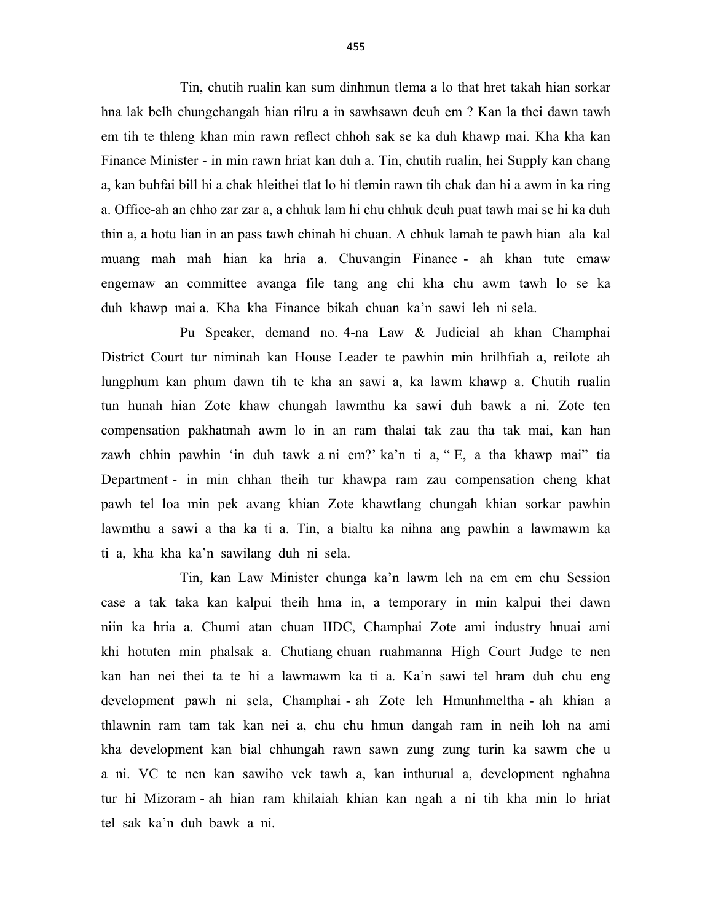Tin, chutih rualin kan sum dinhmun tlema a lo that hret takah hian sorkar hna lak belh chungchangah hian rilru a in sawhsawn deuh em ? Kan la thei dawn tawh em tih te thleng khan min rawn reflect chhoh sak se ka duh khawp mai. Kha kha kan Finance Minister - in min rawn hriat kan duh a. Tin, chutih rualin, hei Supply kan chang a, kan buhfai bill hi a chak hleithei tlat lo hi tlemin rawn tih chak dan hi a awm in ka ring a. Office-ah an chho zar zar a, a chhuk lam hi chu chhuk deuh puat tawh mai se hi ka duh thin a, a hotu lian in an pass tawh chinah hi chuan. A chhuk lamah te pawh hian ala kal muang mah mah hian ka hria a. Chuvangin Finance - ah khan tute emaw engemaw an committee avanga file tang ang chi kha chu awm tawh lo se ka duh khawp mai a. Kha kha Finance bikah chuan ka'n sawi leh ni sela.

Pu Speaker, demand no. 4-na Law & Judicial ah khan Champhai District Court tur niminah kan House Leader te pawhin min hrilhfiah a, reilote ah lungphum kan phum dawn tih te kha an sawi a, ka lawm khawp a. Chutih rualin tun hunah hian Zote khaw chungah lawmthu ka sawi duh bawk a ni. Zote ten compensation pakhatmah awm lo in an ram thalai tak zau tha tak mai, kan han zawh chhin pawhin 'in duh tawk a ni em?' ka'n ti a, " E, a tha khawp mai" tia Department - in min chhan theih tur khawpa ram zau compensation cheng khat pawh tel loa min pek avang khian Zote khawtlang chungah khian sorkar pawhin lawmthu a sawi a tha ka ti a. Tin, a bialtu ka nihna ang pawhin a lawmawm ka ti a, kha kha ka'n sawilang duh ni sela.

Tin, kan Law Minister chunga ka'n lawm leh na em em chu Session case a tak taka kan kalpui theih hma in, a temporary in min kalpui thei dawn niin ka hria a. Chumi atan chuan IIDC, Champhai Zote ami industry hnuai ami khi hotuten min phalsak a. Chutiang chuan ruahmanna High Court Judge te nen kan han nei thei ta te hi a lawmawm ka ti a. Ka'n sawi tel hram duh chu eng development pawh ni sela, Champhai - ah Zote leh Hmunhmeltha - ah khian a thlawnin ram tam tak kan nei a, chu chu hmun dangah ram in neih loh na ami kha development kan bial chhungah rawn sawn zung zung turin ka sawm che u a ni. VC te nen kan sawiho vek tawh a, kan inthurual a, development nghahna tur hi Mizoram - ah hian ram khilaiah khian kan ngah a ni tih kha min lo hriat tel sak ka'n duh bawk a ni.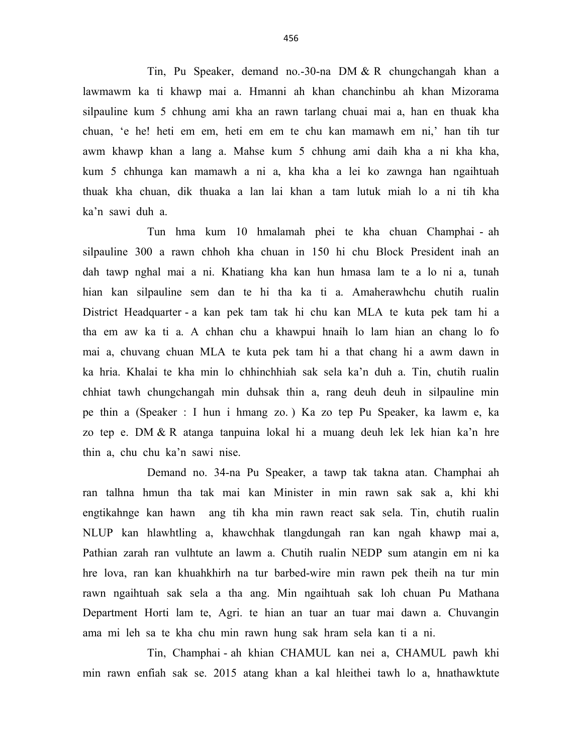Tin, Pu Speaker, demand no.-30-na DM & R chungchangah khan a lawmawm ka ti khawp mai a. Hmanni ah khan chanchinbu ah khan Mizorama silpauline kum 5 chhung ami kha an rawn tarlang chuai mai a, han en thuak kha chuan, 'e he! heti em em, heti em em te chu kan mamawh em ni,' han tih tur awm khawp khan a lang a. Mahse kum 5 chhung ami daih kha a ni kha kha, kum 5 chhunga kan mamawh a ni a, kha kha a lei ko zawnga han ngaihtuah thuak kha chuan, dik thuaka a lan lai khan a tam lutuk miah lo a ni tih kha ka'n sawi duh a.

Tun hma kum 10 hmalamah phei te kha chuan Champhai - ah silpauline 300 a rawn chhoh kha chuan in 150 hi chu Block President inah an dah tawp nghal mai a ni. Khatiang kha kan hun hmasa lam te a lo ni a, tunah hian kan silpauline sem dan te hi tha ka ti a. Amaherawhchu chutih rualin District Headquarter - a kan pek tam tak hi chu kan MLA te kuta pek tam hi a tha em aw ka ti a. A chhan chu a khawpui hnaih lo lam hian an chang lo fo mai a, chuvang chuan MLA te kuta pek tam hi a that chang hi a awm dawn in ka hria. Khalai te kha min lo chhinchhiah sak sela ka'n duh a. Tin, chutih rualin chhiat tawh chungchangah min duhsak thin a, rang deuh deuh in silpauline min pe thin a (Speaker : I hun i hmang zo. ) Ka zo tep Pu Speaker, ka lawm e, ka zo tep e. DM & R atanga tanpuina lokal hi a muang deuh lek lek hian ka'n hre thin a, chu chu ka'n sawi nise.

Demand no. 34-na Pu Speaker, a tawp tak takna atan. Champhai ah ran talhna hmun tha tak mai kan Minister in min rawn sak sak a, khi khi engtikahnge kan hawn ang tih kha min rawn react sak sela. Tin, chutih rualin NLUP kan hlawhtling a, khawchhak tlangdungah ran kan ngah khawp mai a, Pathian zarah ran vulhtute an lawm a. Chutih rualin NEDP sum atangin em ni ka hre lova, ran kan khuahkhirh na tur barbed-wire min rawn pek theih na tur min rawn ngaihtuah sak sela a tha ang. Min ngaihtuah sak loh chuan Pu Mathana Department Horti lam te, Agri. te hian an tuar an tuar mai dawn a. Chuvangin ama mi leh sa te kha chu min rawn hung sak hram sela kan ti a ni.

Tin, Champhai - ah khian CHAMUL kan nei a, CHAMUL pawh khi min rawn enfiah sak se. 2015 atang khan a kal hleithei tawh lo a, hnathawktute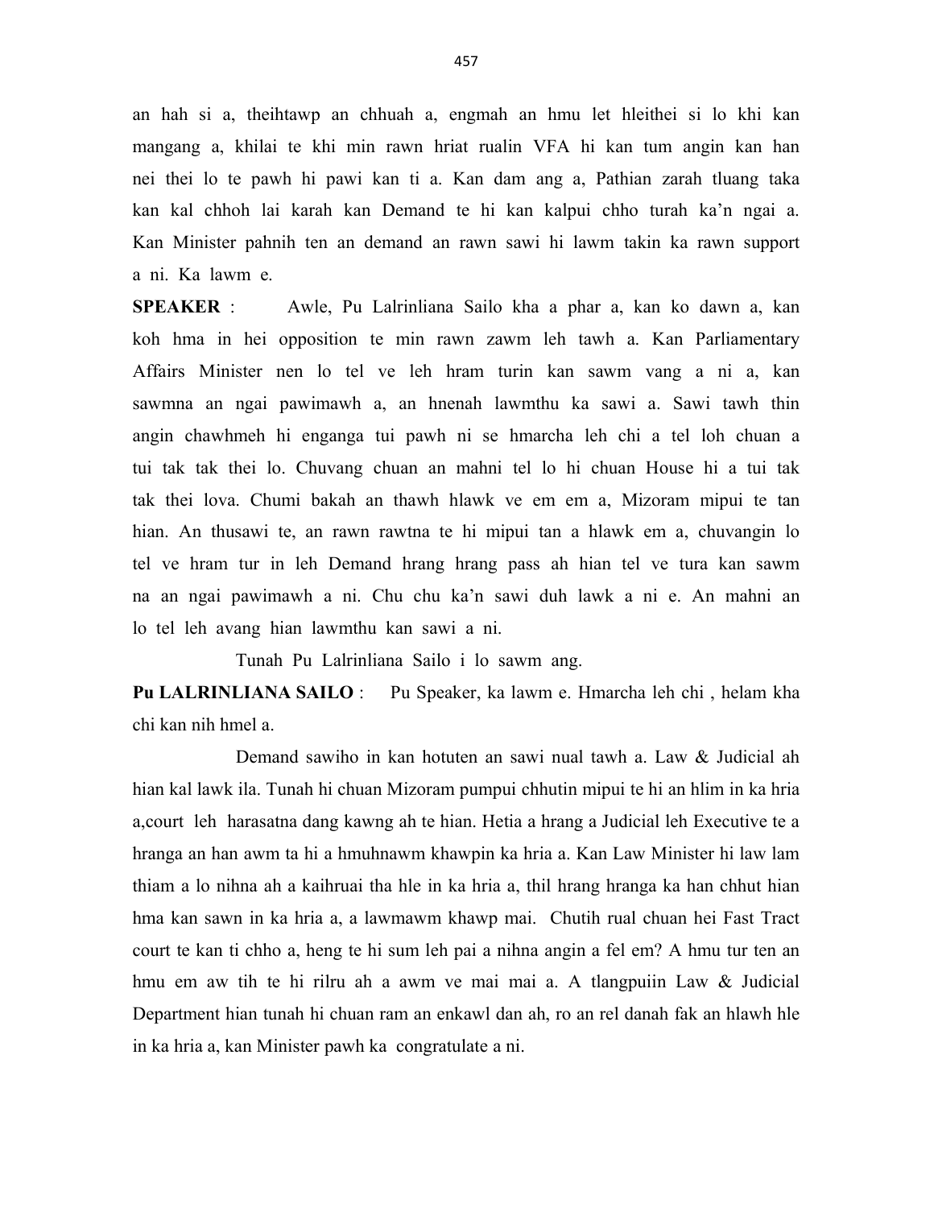an hah si a, theihtawp an chhuah a, engmah an hmu let hleithei si lo khi kan mangang a, khilai te khi min rawn hriat rualin VFA hi kan tum angin kan han nei thei lo te pawh hi pawi kan ti a. Kan dam ang a, Pathian zarah tluang taka kan kal chhoh lai karah kan Demand te hi kan kalpui chho turah ka'n ngai a. Kan Minister pahnih ten an demand an rawn sawi hi lawm takin ka rawn support a ni. Ka lawm e.

**SPEAKER** : Awle, Pu Lalrinliana Sailo kha a phar a, kan ko dawn a, kan koh hma in hei opposition te min rawn zawm leh tawh a. Kan Parliamentary Affairs Minister nen lo tel ve leh hram turin kan sawm vang a ni a, kan sawmna an ngai pawimawh a, an hnenah lawmthu ka sawi a. Sawi tawh thin angin chawhmeh hi enganga tui pawh ni se hmarcha leh chi a tel loh chuan a tui tak tak thei lo. Chuvang chuan an mahni tel lo hi chuan House hi a tui tak tak thei lova. Chumi bakah an thawh hlawk ve em em a, Mizoram mipui te tan hian. An thusawi te, an rawn rawtna te hi mipui tan a hlawk em a, chuvangin lo tel ve hram tur in leh Demand hrang hrang pass ah hian tel ve tura kan sawm na an ngai pawimawh a ni. Chu chu ka'n sawi duh lawk a ni e. An mahni an lo tel leh avang hian lawmthu kan sawi a ni.

Tunah Pu Lalrinliana Sailo i lo sawm ang.

**Pu LALRINLIANA SAILO** : Pu Speaker, ka lawm e. Hmarcha leh chi , helam kha chi kan nih hmel a.

Demand sawiho in kan hotuten an sawi nual tawh a. Law & Judicial ah hian kal lawk ila. Tunah hi chuan Mizoram pumpui chhutin mipui te hi an hlim in ka hria a,court leh harasatna dang kawng ah te hian. Hetia a hrang a Judicial leh Executive te a hranga an han awm ta hi a hmuhnawm khawpin ka hria a. Kan Law Minister hi law lam thiam a lo nihna ah a kaihruai tha hle in ka hria a, thil hrang hranga ka han chhut hian hma kan sawn in ka hria a, a lawmawm khawp mai. Chutih rual chuan hei Fast Tract court te kan ti chho a, heng te hi sum leh pai a nihna angin a fel em? A hmu tur ten an hmu em aw tih te hi rilru ah a awm ve mai mai a. A tlangpuiin Law & Judicial Department hian tunah hi chuan ram an enkawl dan ah, ro an rel danah fak an hlawh hle in ka hria a, kan Minister pawh ka congratulate a ni.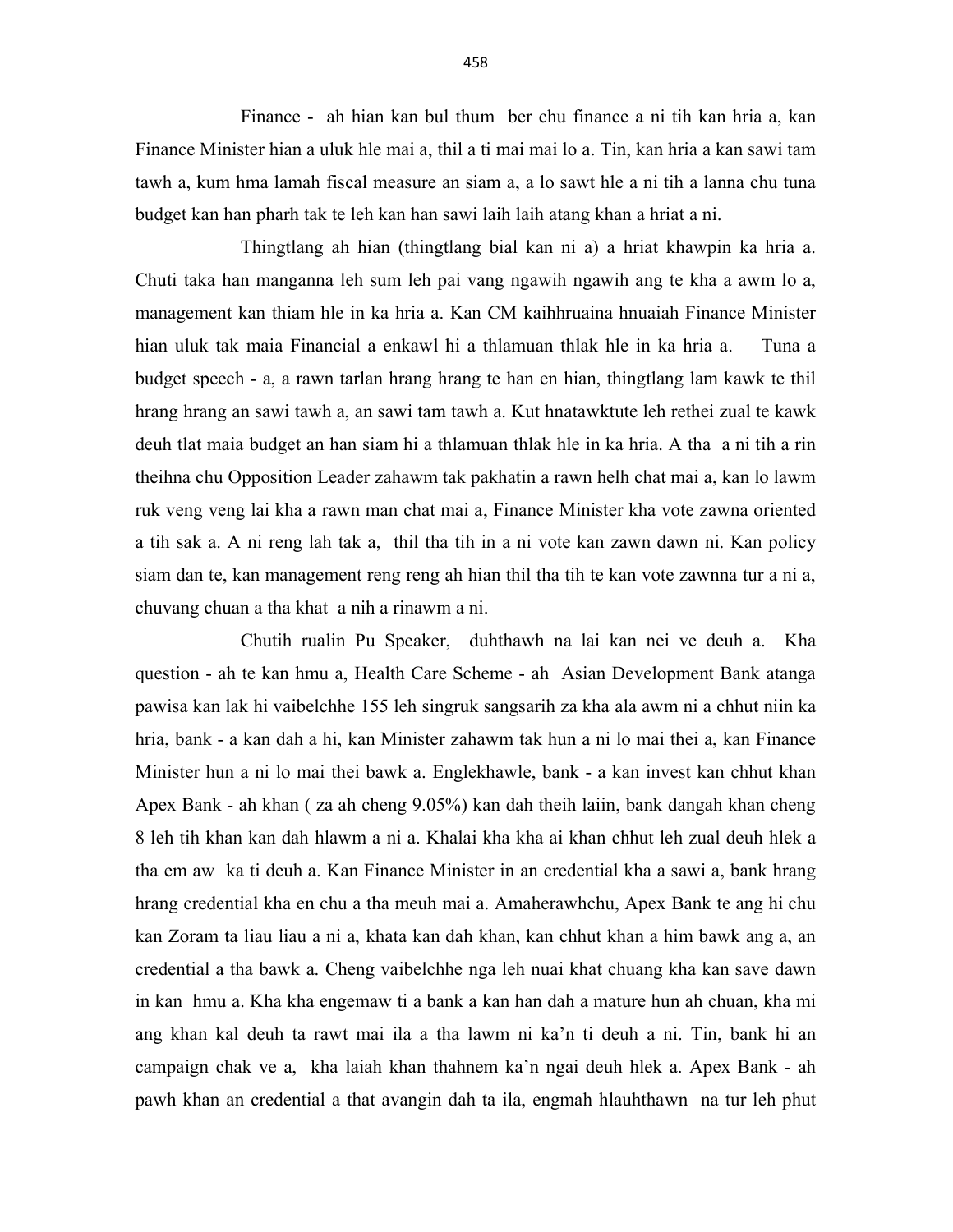Finance - ah hian kan bul thum ber chu finance a ni tih kan hria a, kan Finance Minister hian a uluk hle mai a, thil a ti mai mai lo a. Tin, kan hria a kan sawi tam tawh a, kum hma lamah fiscal measure an siam a, a lo sawt hle a ni tih a lanna chu tuna budget kan han pharh tak te leh kan han sawi laih laih atang khan a hriat a ni.

Thingtlang ah hian (thingtlang bial kan ni a) a hriat khawpin ka hria a. Chuti taka han manganna leh sum leh pai vang ngawih ngawih ang te kha a awm lo a, management kan thiam hle in ka hria a. Kan CM kaihhruaina hnuaiah Finance Minister hian uluk tak maia Financial a enkawl hi a thlamuan thlak hle in ka hria a. Tuna a budget speech - a, a rawn tarlan hrang hrang te han en hian, thingtlang lam kawk te thil hrang hrang an sawi tawh a, an sawi tam tawh a. Kut hnatawktute leh rethei zual te kawk deuh tlat maia budget an han siam hi a thlamuan thlak hle in ka hria. A tha a ni tih a rin theihna chu Opposition Leader zahawm tak pakhatin a rawn helh chat mai a, kan lo lawm ruk veng veng lai kha a rawn man chat mai a, Finance Minister kha vote zawna oriented a tih sak a. A ni reng lah tak a, thil tha tih in a ni vote kan zawn dawn ni. Kan policy siam dan te, kan management reng reng ah hian thil tha tih te kan vote zawnna tur a ni a, chuvang chuan a tha khat a nih a rinawm a ni.

Chutih rualin Pu Speaker, duhthawh na lai kan nei ve deuh a. Kha question - ah te kan hmu a, Health Care Scheme - ah Asian Development Bank atanga pawisa kan lak hi vaibelchhe 155 leh singruk sangsarih za kha ala awm ni a chhut niin ka hria, bank - a kan dah a hi, kan Minister zahawm tak hun a ni lo mai thei a, kan Finance Minister hun a ni lo mai thei bawk a. Englekhawle, bank - a kan invest kan chhut khan Apex Bank - ah khan ( za ah cheng 9.05%) kan dah theih laiin, bank dangah khan cheng 8 leh tih khan kan dah hlawm a ni a. Khalai kha kha ai khan chhut leh zual deuh hlek a tha em aw ka ti deuh a. Kan Finance Minister in an credential kha a sawi a, bank hrang hrang credential kha en chu a tha meuh mai a. Amaherawhchu, Apex Bank te ang hi chu kan Zoram ta liau liau a ni a, khata kan dah khan, kan chhut khan a him bawk ang a, an credential a tha bawk a. Cheng vaibelchhe nga leh nuai khat chuang kha kan save dawn in kan hmu a. Kha kha engemaw ti a bank a kan han dah a mature hun ah chuan, kha mi ang khan kal deuh ta rawt mai ila a tha lawm ni ka'n ti deuh a ni. Tin, bank hi an campaign chak ve a, kha laiah khan thahnem ka'n ngai deuh hlek a. Apex Bank - ah pawh khan an credential a that avangin dah ta ila, engmah hlauhthawn na tur leh phut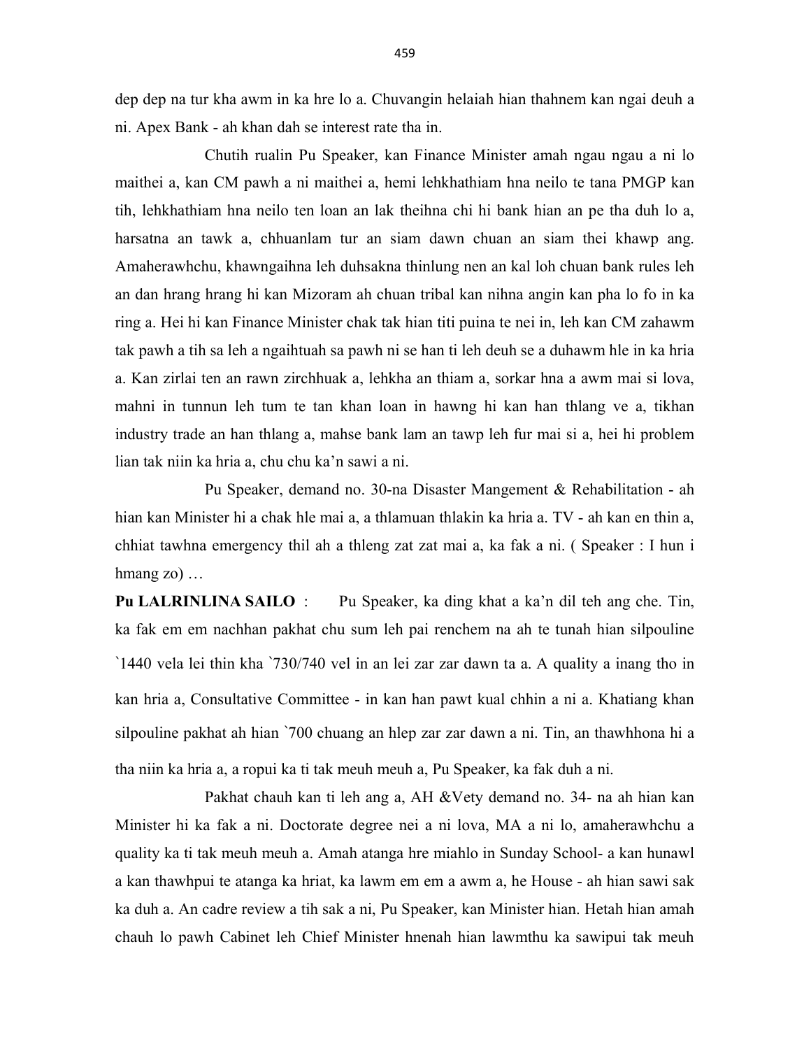dep dep na tur kha awm in ka hre lo a. Chuvangin helaiah hian thahnem kan ngai deuh a ni. Apex Bank - ah khan dah se interest rate tha in.

Chutih rualin Pu Speaker, kan Finance Minister amah ngau ngau a ni lo maithei a, kan CM pawh a ni maithei a, hemi lehkhathiam hna neilo te tana PMGP kan tih, lehkhathiam hna neilo ten loan an lak theihna chi hi bank hian an pe tha duh lo a, harsatna an tawk a, chhuanlam tur an siam dawn chuan an siam thei khawp ang. Amaherawhchu, khawngaihna leh duhsakna thinlung nen an kal loh chuan bank rules leh an dan hrang hrang hi kan Mizoram ah chuan tribal kan nihna angin kan pha lo fo in ka ring a. Hei hi kan Finance Minister chak tak hian titi puina te nei in, leh kan CM zahawm tak pawh a tih sa leh a ngaihtuah sa pawh ni se han ti leh deuh se a duhawm hle in ka hria a. Kan zirlai ten an rawn zirchhuak a, lehkha an thiam a, sorkar hna a awm mai si lova, mahni in tunnun leh tum te tan khan loan in hawng hi kan han thlang ve a, tikhan industry trade an han thlang a, mahse bank lam an tawp leh fur mai si a, hei hi problem lian tak niin ka hria a, chu chu ka'n sawi a ni.

Pu Speaker, demand no. 30-na Disaster Mangement & Rehabilitation - ah hian kan Minister hi a chak hle mai a, a thlamuan thlakin ka hria a. TV - ah kan en thin a, chhiat tawhna emergency thil ah a thleng zat zat mai a, ka fak a ni. ( Speaker : I hun i hmang zo) …

**Pu LALRINLINA SAILO** : Pu Speaker, ka ding khat a ka'n dil teh ang che. Tin, ka fak em em nachhan pakhat chu sum leh pai renchem na ah te tunah hian silpouline `1440 vela lei thin kha `730/740 vel in an lei zar zar dawn ta a. A quality a inang tho in kan hria a, Consultative Committee - in kan han pawt kual chhin a ni a. Khatiang khan silpouline pakhat ah hian `700 chuang an hlep zar zar dawn a ni. Tin, an thawhhona hi a tha niin ka hria a, a ropui ka ti tak meuh meuh a, Pu Speaker, ka fak duh a ni.

Pakhat chauh kan ti leh ang a, AH &Vety demand no. 34- na ah hian kan Minister hi ka fak a ni. Doctorate degree nei a ni lova, MA a ni lo, amaherawhchu a quality ka ti tak meuh meuh a. Amah atanga hre miahlo in Sunday School- a kan hunawl a kan thawhpui te atanga ka hriat, ka lawm em em a awm a, he House - ah hian sawi sak ka duh a. An cadre review a tih sak a ni, Pu Speaker, kan Minister hian. Hetah hian amah chauh lo pawh Cabinet leh Chief Minister hnenah hian lawmthu ka sawipui tak meuh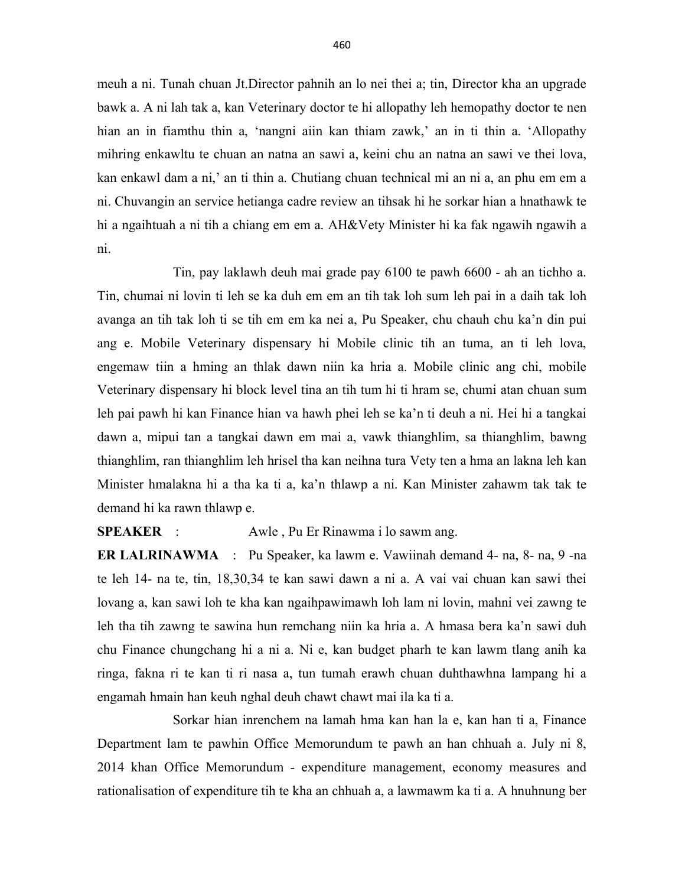meuh a ni. Tunah chuan Jt.Director pahnih an lo nei thei a; tin, Director kha an upgrade bawk a. A ni lah tak a, kan Veterinary doctor te hi allopathy leh hemopathy doctor te nen hian an in fiamthu thin a, 'nangni aiin kan thiam zawk,' an in ti thin a. 'Allopathy mihring enkawltu te chuan an natna an sawi a, keini chu an natna an sawi ve thei lova, kan enkawl dam a ni,' an ti thin a. Chutiang chuan technical mi an ni a, an phu em em a ni. Chuvangin an service hetianga cadre review an tihsak hi he sorkar hian a hnathawk te hi a ngaihtuah a ni tih a chiang em em a. AH&Vety Minister hi ka fak ngawih ngawih a ni.

Tin, pay laklawh deuh mai grade pay 6100 te pawh 6600 - ah an tichho a. Tin, chumai ni lovin ti leh se ka duh em em an tih tak loh sum leh pai in a daih tak loh avanga an tih tak loh ti se tih em em ka nei a, Pu Speaker, chu chauh chu ka'n din pui ang e. Mobile Veterinary dispensary hi Mobile clinic tih an tuma, an ti leh lova, engemaw tiin a hming an thlak dawn niin ka hria a. Mobile clinic ang chi, mobile Veterinary dispensary hi block level tina an tih tum hi ti hram se, chumi atan chuan sum leh pai pawh hi kan Finance hian va hawh phei leh se ka'n ti deuh a ni. Hei hi a tangkai dawn a, mipui tan a tangkai dawn em mai a, vawk thianghlim, sa thianghlim, bawng thianghlim, ran thianghlim leh hrisel tha kan neihna tura Vety ten a hma an lakna leh kan Minister hmalakna hi a tha ka ti a, ka'n thlawp a ni. Kan Minister zahawm tak tak te demand hi ka rawn thlawp e.

**SPEAKER** : Awle , Pu Er Rinawma i lo sawm ang.

**ER LALRINAWMA** : Pu Speaker, ka lawm e. Vawiinah demand 4- na, 8- na, 9 -na te leh 14- na te, tin, 18,30,34 te kan sawi dawn a ni a. A vai vai chuan kan sawi thei lovang a, kan sawi loh te kha kan ngaihpawimawh loh lam ni lovin, mahni vei zawng te leh tha tih zawng te sawina hun remchang niin ka hria a. A hmasa bera ka'n sawi duh chu Finance chungchang hi a ni a. Ni e, kan budget pharh te kan lawm tlang anih ka ringa, fakna ri te kan ti ri nasa a, tun tumah erawh chuan duhthawhna lampang hi a engamah hmain han keuh nghal deuh chawt chawt mai ila ka ti a.

Sorkar hian inrenchem na lamah hma kan han la e, kan han ti a, Finance Department lam te pawhin Office Memorundum te pawh an han chhuah a. July ni 8, 2014 khan Office Memorundum - expenditure management, economy measures and rationalisation of expenditure tih te kha an chhuah a, a lawmawm ka ti a. A hnuhnung ber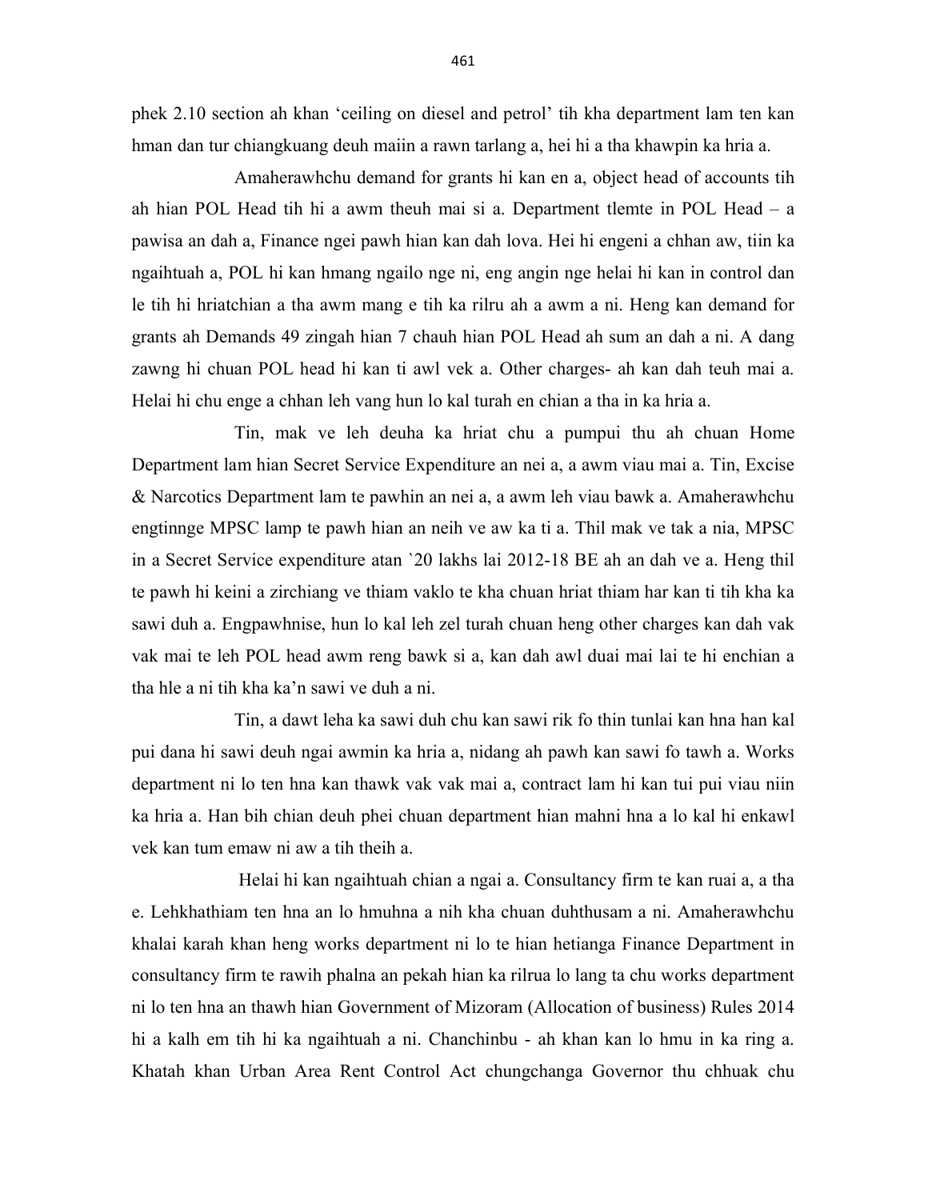phek 2.10 section ah khan 'ceiling on diesel and petrol' tih kha department lam ten kan hman dan tur chiangkuang deuh maiin a rawn tarlang a, hei hi a tha khawpin ka hria a.

Amaherawhchu demand for grants hi kan en a, object head of accounts tih ah hian POL Head tih hi a awm theuh mai si a. Department tlemte in POL Head – a pawisa an dah a, Finance ngei pawh hian kan dah lova. Hei hi engeni a chhan aw, tiin ka ngaihtuah a, POL hi kan hmang ngailo nge ni, eng angin nge helai hi kan in control dan le tih hi hriatchian a tha awm mang e tih ka rilru ah a awm a ni. Heng kan demand for grants ah Demands 49 zingah hian 7 chauh hian POL Head ah sum an dah a ni. A dang zawng hi chuan POL head hi kan ti awl vek a. Other charges- ah kan dah teuh mai a. Helai hi chu enge a chhan leh vang hun lo kal turah en chian a tha in ka hria a.

Tin, mak ve leh deuha ka hriat chu a pumpui thu ah chuan Home Department lam hian Secret Service Expenditure an nei a, a awm viau mai a. Tin, Excise & Narcotics Department lam te pawhin an nei a, a awm leh viau bawk a. Amaherawhchu engtinnge MPSC lamp te pawh hian an neih ve aw ka ti a. Thil mak ve tak a nia, MPSC in a Secret Service expenditure atan `20 lakhs lai 2012-18 BE ah an dah ve a. Heng thil te pawh hi keini a zirchiang ve thiam vaklo te kha chuan hriat thiam har kan ti tih kha ka sawi duh a. Engpawhnise, hun lo kal leh zel turah chuan heng other charges kan dah vak vak mai te leh POL head awm reng bawk si a, kan dah awl duai mai lai te hi enchian a tha hle a ni tih kha ka'n sawi ve duh a ni.

Tin, a dawt leha ka sawi duh chu kan sawi rik fo thin tunlai kan hna han kal pui dana hi sawi deuh ngai awmin ka hria a, nidang ah pawh kan sawi fo tawh a. Works department ni lo ten hna kan thawk vak vak mai a, contract lam hi kan tui pui viau niin ka hria a. Han bih chian deuh phei chuan department hian mahni hna a lo kal hi enkawl vek kan tum emaw ni aw a tih theih a.

Helai hi kan ngaihtuah chian a ngai a. Consultancy firm te kan ruai a, a tha e. Lehkhathiam ten hna an lo hmuhna a nih kha chuan duhthusam a ni. Amaherawhchu khalai karah khan heng works department ni lo te hian hetianga Finance Department in consultancy firm te rawih phalna an pekah hian ka rilrua lo lang ta chu works department ni lo ten hna an thawh hian Government of Mizoram (Allocation of business) Rules 2014 hi a kalh em tih hi ka ngaihtuah a ni. Chanchinbu - ah khan kan lo hmu in ka ring a. Khatah khan Urban Area Rent Control Act chungchanga Governor thu chhuak chu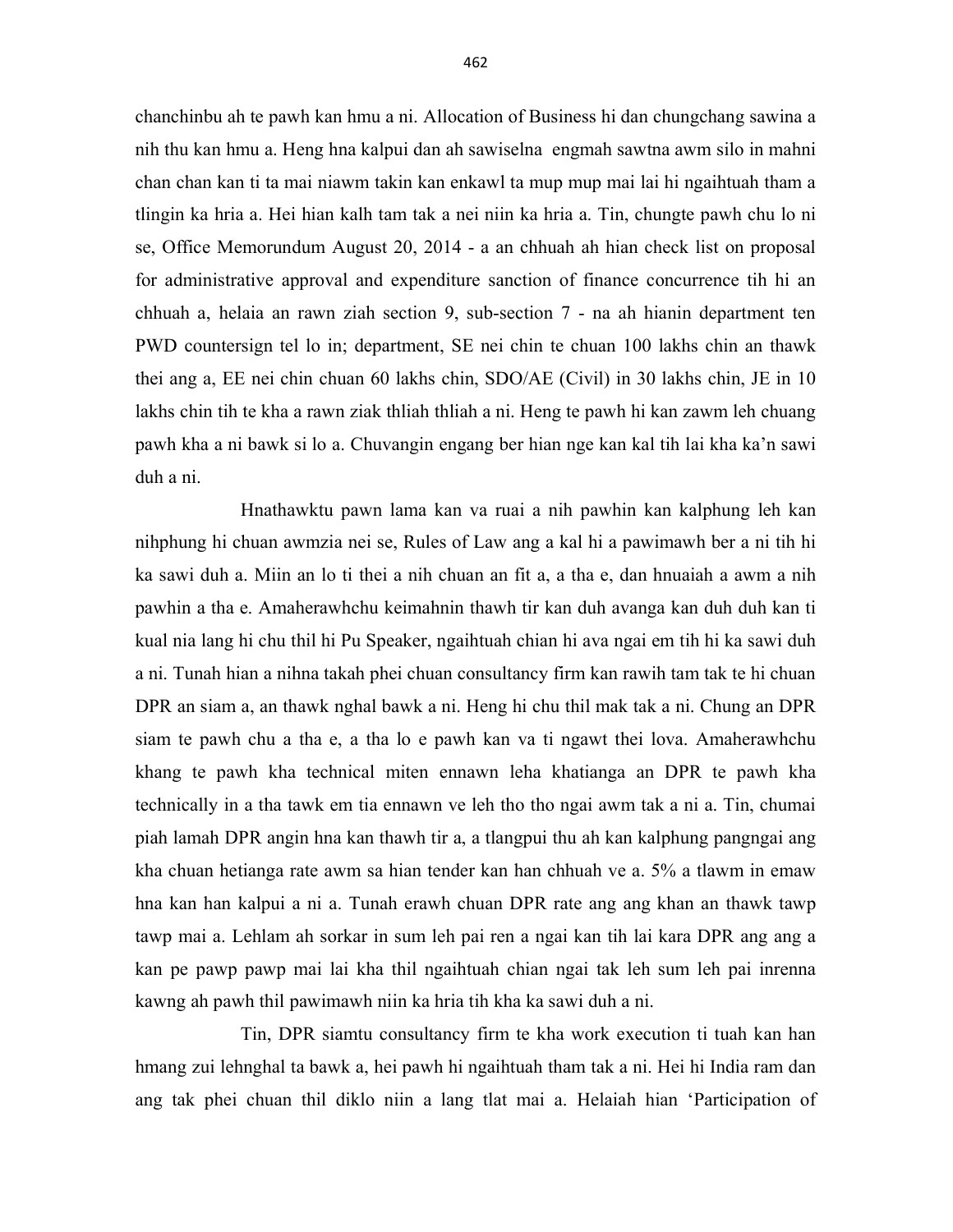chanchinbu ah te pawh kan hmu a ni. Allocation of Business hi dan chungchang sawina a nih thu kan hmu a. Heng hna kalpui dan ah sawiselna engmah sawtna awm silo in mahni chan chan kan ti ta mai niawm takin kan enkawl ta mup mup mai lai hi ngaihtuah tham a tlingin ka hria a. Hei hian kalh tam tak a nei niin ka hria a. Tin, chungte pawh chu lo ni se, Office Memorundum August 20, 2014 - a an chhuah ah hian check list on proposal for administrative approval and expenditure sanction of finance concurrence tih hi an chhuah a, helaia an rawn ziah section 9, sub-section 7 - na ah hianin department ten PWD countersign tel lo in; department, SE nei chin te chuan 100 lakhs chin an thawk thei ang a, EE nei chin chuan 60 lakhs chin, SDO/AE (Civil) in 30 lakhs chin, JE in 10 lakhs chin tih te kha a rawn ziak thliah thliah a ni. Heng te pawh hi kan zawm leh chuang pawh kha a ni bawk si lo a. Chuvangin engang ber hian nge kan kal tih lai kha ka'n sawi duh a ni.

Hnathawktu pawn lama kan va ruai a nih pawhin kan kalphung leh kan nihphung hi chuan awmzia nei se, Rules of Law ang a kal hi a pawimawh ber a ni tih hi ka sawi duh a. Miin an lo ti thei a nih chuan an fit a, a tha e, dan hnuaiah a awm a nih pawhin a tha e. Amaherawhchu keimahnin thawh tir kan duh avanga kan duh duh kan ti kual nia lang hi chu thil hi Pu Speaker, ngaihtuah chian hi ava ngai em tih hi ka sawi duh a ni. Tunah hian a nihna takah phei chuan consultancy firm kan rawih tam tak te hi chuan DPR an siam a, an thawk nghal bawk a ni. Heng hi chu thil mak tak a ni. Chung an DPR siam te pawh chu a tha e, a tha lo e pawh kan va ti ngawt thei lova. Amaherawhchu khang te pawh kha technical miten ennawn leha khatianga an DPR te pawh kha technically in a tha tawk em tia ennawn ve leh tho tho ngai awm tak a ni a. Tin, chumai piah lamah DPR angin hna kan thawh tir a, a tlangpui thu ah kan kalphung pangngai ang kha chuan hetianga rate awm sa hian tender kan han chhuah ve a. 5% a tlawm in emaw hna kan han kalpui a ni a. Tunah erawh chuan DPR rate ang ang khan an thawk tawp tawp mai a. Lehlam ah sorkar in sum leh pai ren a ngai kan tih lai kara DPR ang ang a kan pe pawp pawp mai lai kha thil ngaihtuah chian ngai tak leh sum leh pai inrenna kawng ah pawh thil pawimawh niin ka hria tih kha ka sawi duh a ni.

Tin, DPR siamtu consultancy firm te kha work execution ti tuah kan han hmang zui lehnghal ta bawk a, hei pawh hi ngaihtuah tham tak a ni. Hei hi India ram dan ang tak phei chuan thil diklo niin a lang tlat mai a. Helaiah hian 'Participation of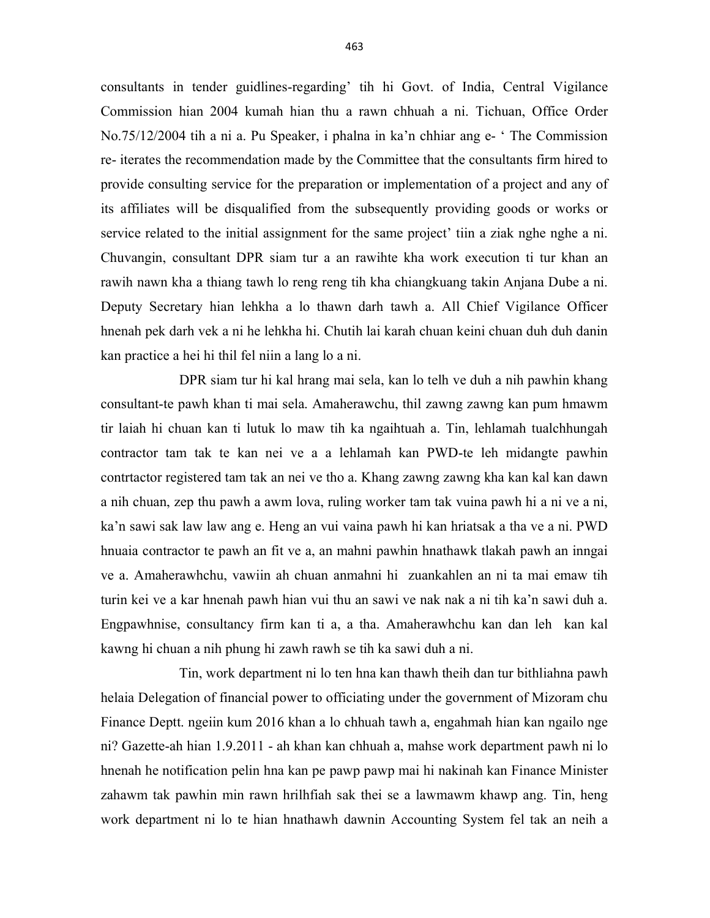consultants in tender guidlines-regarding' tih hi Govt. of India, Central Vigilance Commission hian 2004 kumah hian thu a rawn chhuah a ni. Tichuan, Office Order No.75/12/2004 tih a ni a. Pu Speaker, i phalna in ka'n chhiar ang e- ' The Commission re- iterates the recommendation made by the Committee that the consultants firm hired to provide consulting service for the preparation or implementation of a project and any of its affiliates will be disqualified from the subsequently providing goods or works or service related to the initial assignment for the same project' tiin a ziak nghe nghe a ni. Chuvangin, consultant DPR siam tur a an rawihte kha work execution ti tur khan an rawih nawn kha a thiang tawh lo reng reng tih kha chiangkuang takin Anjana Dube a ni. Deputy Secretary hian lehkha a lo thawn darh tawh a. All Chief Vigilance Officer hnenah pek darh vek a ni he lehkha hi. Chutih lai karah chuan keini chuan duh duh danin kan practice a hei hi thil fel niin a lang lo a ni.

DPR siam tur hi kal hrang mai sela, kan lo telh ve duh a nih pawhin khang consultant-te pawh khan ti mai sela. Amaherawchu, thil zawng zawng kan pum hmawm tir laiah hi chuan kan ti lutuk lo maw tih ka ngaihtuah a. Tin, lehlamah tualchhungah contractor tam tak te kan nei ve a a lehlamah kan PWD-te leh midangte pawhin contrtactor registered tam tak an nei ve tho a. Khang zawng zawng kha kan kal kan dawn a nih chuan, zep thu pawh a awm lova, ruling worker tam tak vuina pawh hi a ni ve a ni, ka'n sawi sak law law ang e. Heng an vui vaina pawh hi kan hriatsak a tha ve a ni. PWD hnuaia contractor te pawh an fit ve a, an mahni pawhin hnathawk tlakah pawh an inngai ve a. Amaherawhchu, vawiin ah chuan anmahni hi zuankahlen an ni ta mai emaw tih turin kei ve a kar hnenah pawh hian vui thu an sawi ve nak nak a ni tih ka'n sawi duh a. Engpawhnise, consultancy firm kan ti a, a tha. Amaherawhchu kan dan leh kan kal kawng hi chuan a nih phung hi zawh rawh se tih ka sawi duh a ni.

Tin, work department ni lo ten hna kan thawh theih dan tur bithliahna pawh helaia Delegation of financial power to officiating under the government of Mizoram chu Finance Deptt. ngeiin kum 2016 khan a lo chhuah tawh a, engahmah hian kan ngailo nge ni? Gazette-ah hian 1.9.2011 - ah khan kan chhuah a, mahse work department pawh ni lo hnenah he notification pelin hna kan pe pawp pawp mai hi nakinah kan Finance Minister zahawm tak pawhin min rawn hrilhfiah sak thei se a lawmawm khawp ang. Tin, heng work department ni lo te hian hnathawh dawnin Accounting System fel tak an neih a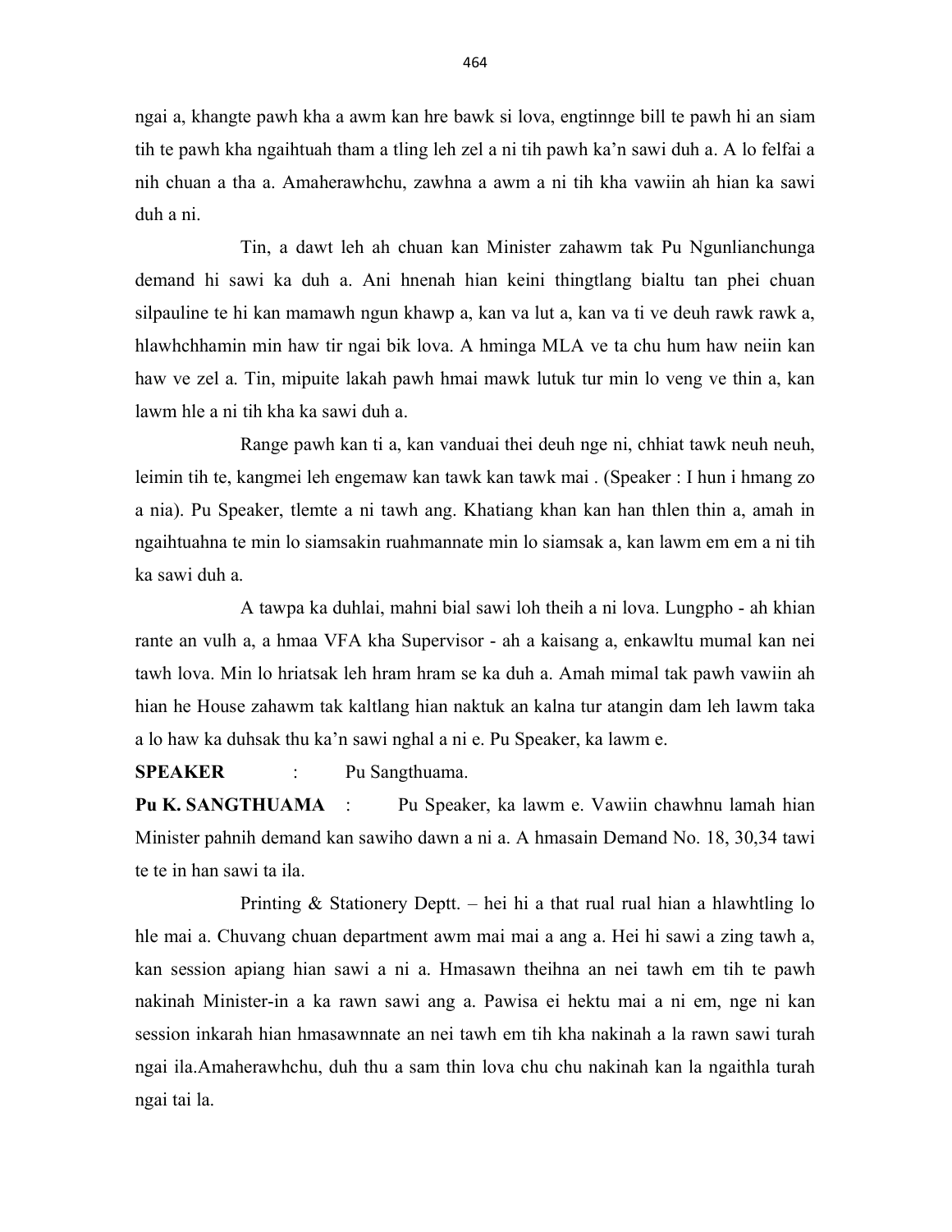ngai a, khangte pawh kha a awm kan hre bawk si lova, engtinnge bill te pawh hi an siam tih te pawh kha ngaihtuah tham a tling leh zel a ni tih pawh ka'n sawi duh a. A lo felfai a nih chuan a tha a. Amaherawhchu, zawhna a awm a ni tih kha vawiin ah hian ka sawi duh a ni.

Tin, a dawt leh ah chuan kan Minister zahawm tak Pu Ngunlianchunga demand hi sawi ka duh a. Ani hnenah hian keini thingtlang bialtu tan phei chuan silpauline te hi kan mamawh ngun khawp a, kan va lut a, kan va ti ve deuh rawk rawk a, hlawhchhamin min haw tir ngai bik lova. A hminga MLA ve ta chu hum haw neiin kan haw ve zel a. Tin, mipuite lakah pawh hmai mawk lutuk tur min lo veng ve thin a, kan lawm hle a ni tih kha ka sawi duh a.

Range pawh kan ti a, kan vanduai thei deuh nge ni, chhiat tawk neuh neuh, leimin tih te, kangmei leh engemaw kan tawk kan tawk mai . (Speaker : I hun i hmang zo a nia). Pu Speaker, tlemte a ni tawh ang. Khatiang khan kan han thlen thin a, amah in ngaihtuahna te min lo siamsakin ruahmannate min lo siamsak a, kan lawm em em a ni tih ka sawi duh a.

A tawpa ka duhlai, mahni bial sawi loh theih a ni lova. Lungpho - ah khian rante an vulh a, a hmaa VFA kha Supervisor - ah a kaisang a, enkawltu mumal kan nei tawh lova. Min lo hriatsak leh hram hram se ka duh a. Amah mimal tak pawh vawiin ah hian he House zahawm tak kaltlang hian naktuk an kalna tur atangin dam leh lawm taka a lo haw ka duhsak thu ka'n sawi nghal a ni e. Pu Speaker, ka lawm e.

**SPEAKER** : Pu Sangthuama.

**Pu K. SANGTHUAMA** : Pu Speaker, ka lawm e. Vawiin chawhnu lamah hian Minister pahnih demand kan sawiho dawn a ni a. A hmasain Demand No. 18, 30,34 tawi te te in han sawi ta ila.

Printing & Stationery Deptt. – hei hi a that rual rual hian a hlawhtling lo hle mai a. Chuvang chuan department awm mai mai a ang a. Hei hi sawi a zing tawh a, kan session apiang hian sawi a ni a. Hmasawn theihna an nei tawh em tih te pawh nakinah Minister-in a ka rawn sawi ang a. Pawisa ei hektu mai a ni em, nge ni kan session inkarah hian hmasawnnate an nei tawh em tih kha nakinah a la rawn sawi turah ngai ila.Amaherawhchu, duh thu a sam thin lova chu chu nakinah kan la ngaithla turah ngai tai la.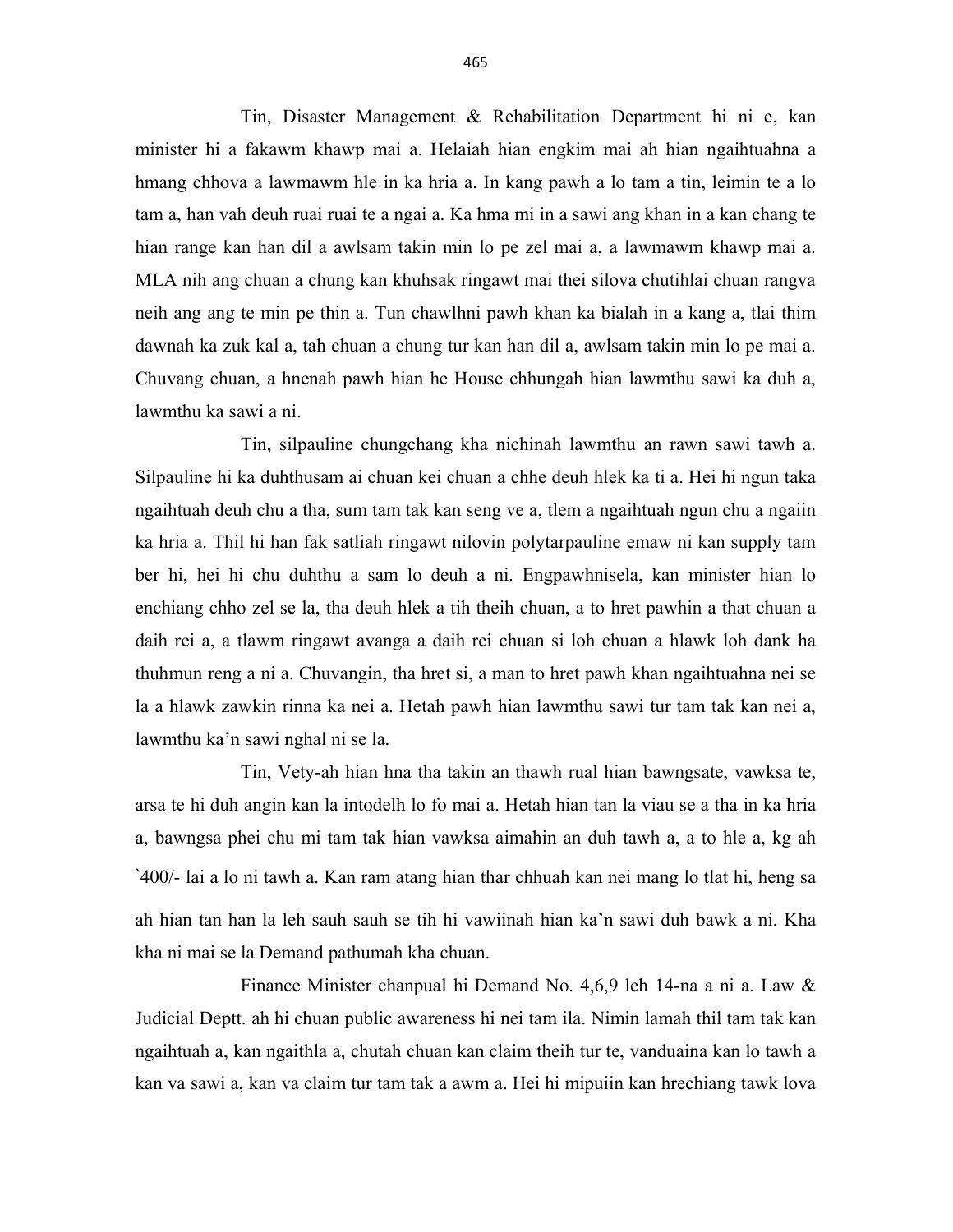Tin, Disaster Management & Rehabilitation Department hi ni e, kan minister hi a fakawm khawp mai a. Helaiah hian engkim mai ah hian ngaihtuahna a hmang chhova a lawmawm hle in ka hria a. In kang pawh a lo tam a tin, leimin te a lo tam a, han vah deuh ruai ruai te a ngai a. Ka hma mi in a sawi ang khan in a kan chang te hian range kan han dil a awlsam takin min lo pe zel mai a, a lawmawm khawp mai a. MLA nih ang chuan a chung kan khuhsak ringawt mai thei silova chutihlai chuan rangva neih ang ang te min pe thin a. Tun chawlhni pawh khan ka bialah in a kang a, tlai thim dawnah ka zuk kal a, tah chuan a chung tur kan han dil a, awlsam takin min lo pe mai a. Chuvang chuan, a hnenah pawh hian he House chhungah hian lawmthu sawi ka duh a, lawmthu ka sawi a ni.

Tin, silpauline chungchang kha nichinah lawmthu an rawn sawi tawh a. Silpauline hi ka duhthusam ai chuan kei chuan a chhe deuh hlek ka ti a. Hei hi ngun taka ngaihtuah deuh chu a tha, sum tam tak kan seng ve a, tlem a ngaihtuah ngun chu a ngaiin ka hria a. Thil hi han fak satliah ringawt nilovin polytarpauline emaw ni kan supply tam ber hi, hei hi chu duhthu a sam lo deuh a ni. Engpawhnisela, kan minister hian lo enchiang chho zel se la, tha deuh hlek a tih theih chuan, a to hret pawhin a that chuan a daih rei a, a tlawm ringawt avanga a daih rei chuan si loh chuan a hlawk loh dank ha thuhmun reng a ni a. Chuvangin, tha hret si, a man to hret pawh khan ngaihtuahna nei se la a hlawk zawkin rinna ka nei a. Hetah pawh hian lawmthu sawi tur tam tak kan nei a, lawmthu ka'n sawi nghal ni se la.

Tin, Vety-ah hian hna tha takin an thawh rual hian bawngsate, vawksa te, arsa te hi duh angin kan la intodelh lo fo mai a. Hetah hian tan la viau se a tha in ka hria a, bawngsa phei chu mi tam tak hian vawksa aimahin an duh tawh a, a to hle a, kg ah `400/- lai a lo ni tawh a. Kan ram atang hian thar chhuah kan nei mang lo tlat hi, heng sa ah hian tan han la leh sauh sauh se tih hi vawiinah hian ka'n sawi duh bawk a ni. Kha kha ni mai se la Demand pathumah kha chuan.

Finance Minister chanpual hi Demand No. 4,6,9 leh 14-na a ni a. Law & Judicial Deptt. ah hi chuan public awareness hi nei tam ila. Nimin lamah thil tam tak kan ngaihtuah a, kan ngaihthla a, chutah chuan kan claim theih tur te, vanduaina kan lo tawh a kan va sawi a, kan va claim tur tam tak a awm a. Hei hi mipuiin kan hrechiang tawk lova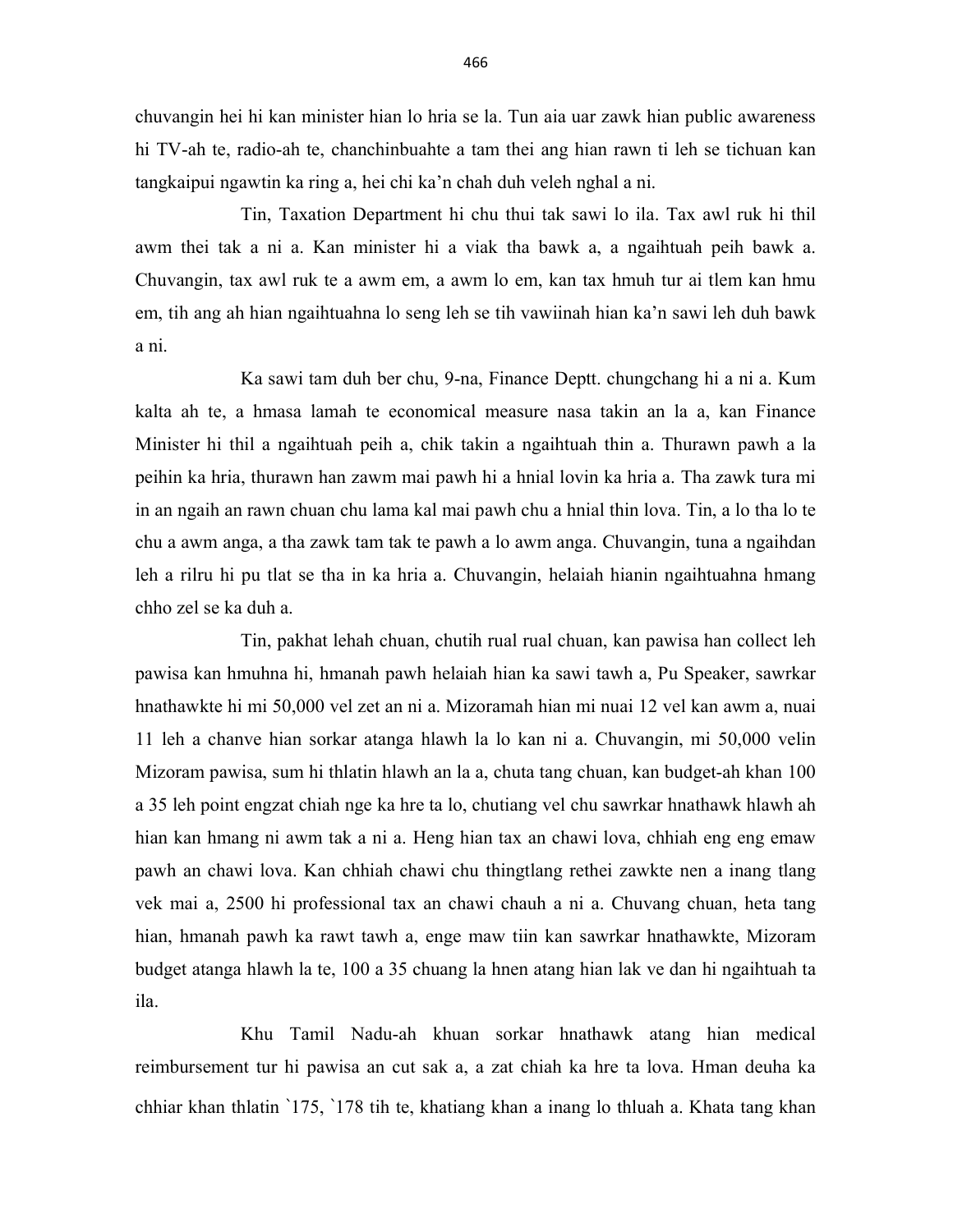chuvangin hei hi kan minister hian lo hria se la. Tun aia uar zawk hian public awareness hi TV-ah te, radio-ah te, chanchinbuahte a tam thei ang hian rawn ti leh se tichuan kan tangkaipui ngawtin ka ring a, hei chi ka'n chah duh veleh nghal a ni.

Tin, Taxation Department hi chu thui tak sawi lo ila. Tax awl ruk hi thil awm thei tak a ni a. Kan minister hi a viak tha bawk a, a ngaihtuah peih bawk a. Chuvangin, tax awl ruk te a awm em, a awm lo em, kan tax hmuh tur ai tlem kan hmu em, tih ang ah hian ngaihtuahna lo seng leh se tih vawiinah hian ka'n sawi leh duh bawk a ni.

Ka sawi tam duh ber chu, 9-na, Finance Deptt. chungchang hi a ni a. Kum kalta ah te, a hmasa lamah te economical measure nasa takin an la a, kan Finance Minister hi thil a ngaihtuah peih a, chik takin a ngaihtuah thin a. Thurawn pawh a la peihin ka hria, thurawn han zawm mai pawh hi a hnial lovin ka hria a. Tha zawk tura mi in an ngaih an rawn chuan chu lama kal mai pawh chu a hnial thin lova. Tin, a lo tha lo te chu a awm anga, a tha zawk tam tak te pawh a lo awm anga. Chuvangin, tuna a ngaihdan leh a rilru hi pu tlat se tha in ka hria a. Chuvangin, helaiah hianin ngaihtuahna hmang chho zel se ka duh a.

Tin, pakhat lehah chuan, chutih rual rual chuan, kan pawisa han collect leh pawisa kan hmuhna hi, hmanah pawh helaiah hian ka sawi tawh a, Pu Speaker, sawrkar hnathawkte hi mi 50,000 vel zet an ni a. Mizoramah hian mi nuai 12 vel kan awm a, nuai 11 leh a chanve hian sorkar atanga hlawh la lo kan ni a. Chuvangin, mi 50,000 velin Mizoram pawisa, sum hi thlatin hlawh an la a, chuta tang chuan, kan budget-ah khan 100 a 35 leh point engzat chiah nge ka hre ta lo, chutiang vel chu sawrkar hnathawk hlawh ah hian kan hmang ni awm tak a ni a. Heng hian tax an chawi lova, chhiah eng eng emaw pawh an chawi lova. Kan chhiah chawi chu thingtlang rethei zawkte nen a inang tlang vek mai a, 2500 hi professional tax an chawi chauh a ni a. Chuvang chuan, heta tang hian, hmanah pawh ka rawt tawh a, enge maw tiin kan sawrkar hnathawkte, Mizoram budget atanga hlawh la te, 100 a 35 chuang la hnen atang hian lak ve dan hi ngaihtuah ta ila.

Khu Tamil Nadu-ah khuan sorkar hnathawk atang hian medical reimbursement tur hi pawisa an cut sak a, a zat chiah ka hre ta lova. Hman deuha ka chhiar khan thlatin `175, `178 tih te, khatiang khan a inang lo thluah a. Khata tang khan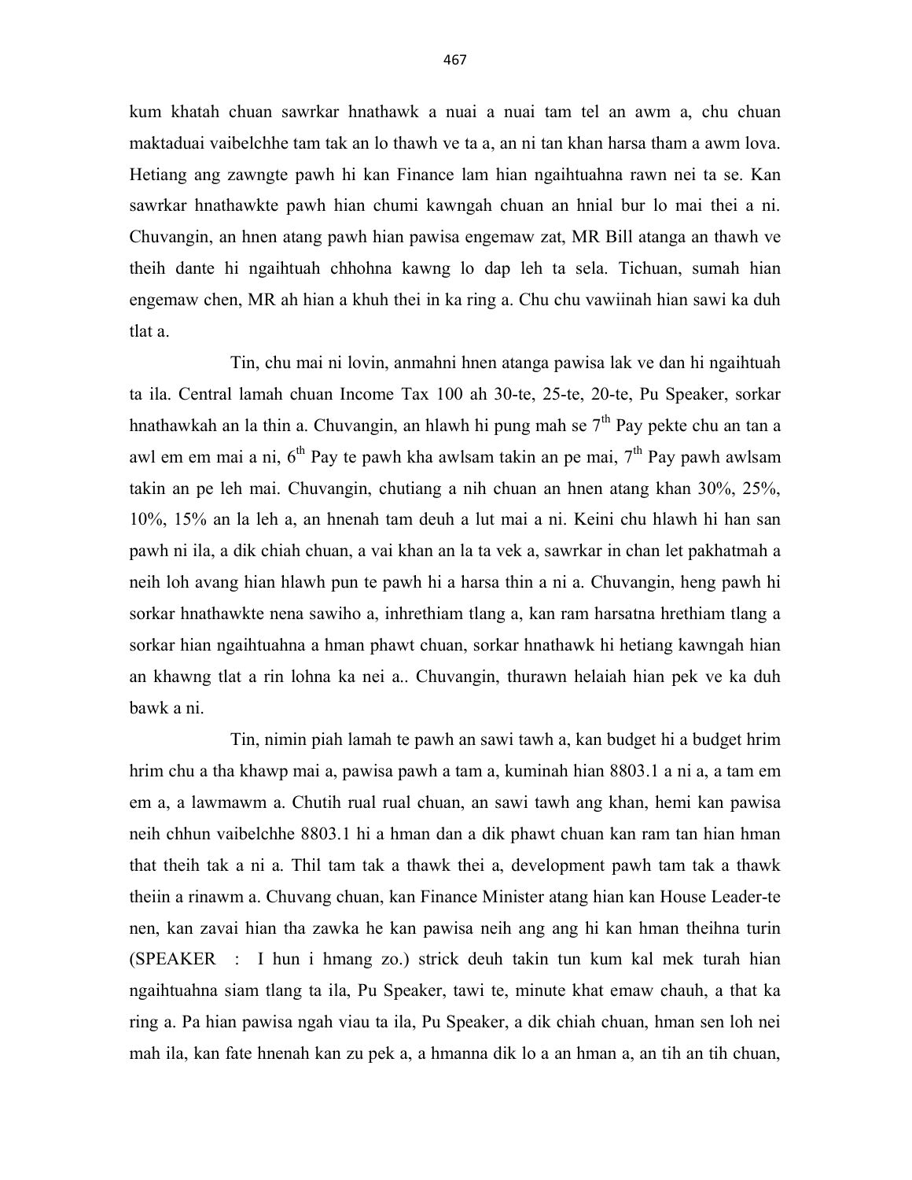kum khatah chuan sawrkar hnathawk a nuai a nuai tam tel an awm a, chu chuan maktaduai vaibelchhe tam tak an lo thawh ve ta a, an ni tan khan harsa tham a awm lova. Hetiang ang zawngte pawh hi kan Finance lam hian ngaihtuahna rawn nei ta se. Kan sawrkar hnathawkte pawh hian chumi kawngah chuan an hnial bur lo mai thei a ni. Chuvangin, an hnen atang pawh hian pawisa engemaw zat, MR Bill atanga an thawh ve theih dante hi ngaihtuah chhohna kawng lo dap leh ta sela. Tichuan, sumah hian engemaw chen, MR ah hian a khuh thei in ka ring a. Chu chu vawiinah hian sawi ka duh tlat a.

Tin, chu mai ni lovin, anmahni hnen atanga pawisa lak ve dan hi ngaihtuah ta ila. Central lamah chuan Income Tax 100 ah 30-te, 25-te, 20-te, Pu Speaker, sorkar hnathawkah an la thin a. Chuvangin, an hlawh hi pung mah se 7th Pay pekte chu an tan a awl em em mai a ni, 6th Pay te pawh kha awlsam takin an pe mai, 7th Pay pawh awlsam takin an pe leh mai. Chuvangin, chutiang a nih chuan an hnen atang khan 30%, 25%, 10%, 15% an la leh a, an hnenah tam deuh a lut mai a ni. Keini chu hlawh hi han san pawh ni ila, a dik chiah chuan, a vai khan an la ta vek a, sawrkar in chan let pakhatmah a neih loh avang hian hlawh pun te pawh hi a harsa thin a ni a. Chuvangin, heng pawh hi sorkar hnathawkte nena sawiho a, inhrethiam tlang a, kan ram harsatna hrethiam tlang a sorkar hian ngaihtuahna a hman phawt chuan, sorkar hnathawk hi hetiang kawngah hian an khawng tlat a rin lohna ka nei a.. Chuvangin, thurawn helaiah hian pek ve ka duh bawk a ni.

Tin, nimin piah lamah te pawh an sawi tawh a, kan budget hi a budget hrim hrim chu a tha khawp mai a, pawisa pawh a tam a, kuminah hian 8803.1 a ni a, a tam em em a, a lawmawm a. Chutih rual rual chuan, an sawi tawh ang khan, hemi kan pawisa neih chhun vaibelchhe 8803.1 hi a hman dan a dik phawt chuan kan ram tan hian hman that theih tak a ni a. Thil tam tak a thawk thei a, development pawh tam tak a thawk theiin a rinawm a. Chuvang chuan, kan Finance Minister atang hian kan House Leader-te nen, kan zavai hian tha zawka he kan pawisa neih ang ang hi kan hman theihna turin (SPEAKER : I hun i hmang zo.) strick deuh takin tun kum kal mek turah hian ngaihtuahna siam tlang ta ila, Pu Speaker, tawi te, minute khat emaw chauh, a that ka ring a. Pa hian pawisa ngah viau ta ila, Pu Speaker, a dik chiah chuan, hman sen loh nei mah ila, kan fate hnenah kan zu pek a, a hmanna dik lo a an hman a, an tih an tih chuan,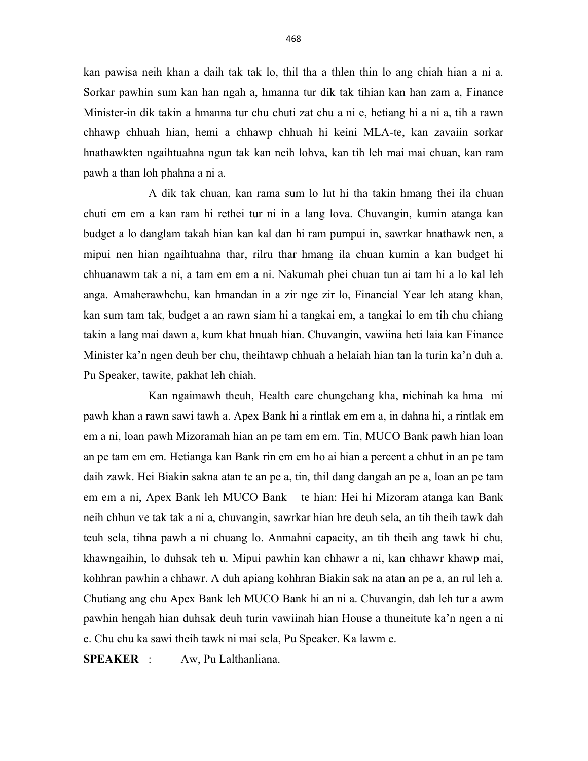kan pawisa neih khan a daih tak tak lo, thil tha a thlen thin lo ang chiah hian a ni a. Sorkar pawhin sum kan han ngah a, hmanna tur dik tak tihian kan han zam a, Finance Minister-in dik takin a hmanna tur chu chuti zat chu a ni e, hetiang hi a ni a, tih a rawn chhawp chhuah hian, hemi a chhawp chhuah hi keini MLA-te, kan zavaiin sorkar hnathawkten ngaihtuahna ngun tak kan neih lohva, kan tih leh mai mai chuan, kan ram pawh a than loh phahna a ni a.

A dik tak chuan, kan rama sum lo lut hi tha takin hmang thei ila chuan chuti em em a kan ram hi rethei tur ni in a lang lova. Chuvangin, kumin atanga kan budget a lo danglam takah hian kan kal dan hi ram pumpui in, sawrkar hnathawk nen, a mipui nen hian ngaihtuahna thar, rilru thar hmang ila chuan kumin a kan budget hi chhuanawm tak a ni, a tam em em a ni. Nakumah phei chuan tun ai tam hi a lo kal leh anga. Amaherawhchu, kan hmandan in a zir nge zir lo, Financial Year leh atang khan, kan sum tam tak, budget a an rawn siam hi a tangkai em, a tangkai lo em tih chu chiang takin a lang mai dawn a, kum khat hnuah hian. Chuvangin, vawiina heti laia kan Finance Minister ka'n ngen deuh ber chu, theihtawp chhuah a helaiah hian tan la turin ka'n duh a. Pu Speaker, tawite, pakhat leh chiah.

Kan ngaimawh theuh, Health care chungchang kha, nichinah ka hma mi pawh khan a rawn sawi tawh a. Apex Bank hi a rintlak em em a, in dahna hi, a rintlak em em a ni, loan pawh Mizoramah hian an pe tam em em. Tin, MUCO Bank pawh hian loan an pe tam em em. Hetianga kan Bank rin em em ho ai hian a percent a chhut in an pe tam daih zawk. Hei Biakin sakna atan te an pe a, tin, thil dang dangah an pe a, loan an pe tam em em a ni, Apex Bank leh MUCO Bank – te hian: Hei hi Mizoram atanga kan Bank neih chhun ve tak tak a ni a, chuvangin, sawrkar hian hre deuh sela, an tih theih tawk dah teuh sela, tihna pawh a ni chuang lo. Anmahni capacity, an tih theih ang tawk hi chu, khawngaihin, lo duhsak teh u. Mipui pawhin kan chhawr a ni, kan chhawr khawp mai, kohhran pawhin a chhawr. A duh apiang kohhran Biakin sak na atan an pe a, an rul leh a. Chutiang ang chu Apex Bank leh MUCO Bank hi an ni a. Chuvangin, dah leh tur a awm pawhin hengah hian duhsak deuh turin vawiinah hian House a thuneitute ka'n ngen a ni e. Chu chu ka sawi theih tawk ni mai sela, Pu Speaker. Ka lawm e.

**SPEAKER** : Aw, Pu Lalthanliana.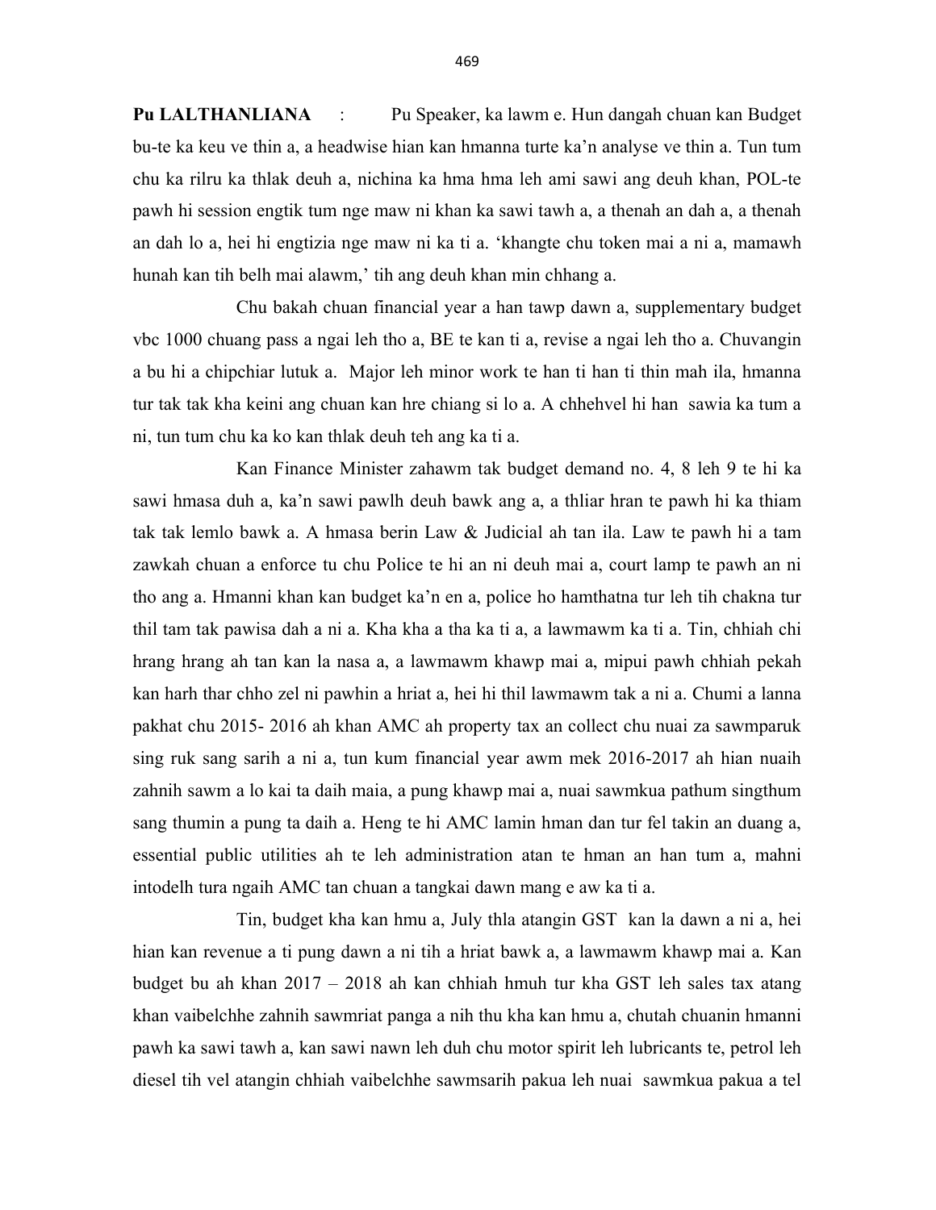**Pu LALTHANLIANA** : Pu Speaker, ka lawm e. Hun dangah chuan kan Budget bu-te ka keu ve thin a, a headwise hian kan hmanna turte ka'n analyse ve thin a. Tun tum chu ka rilru ka thlak deuh a, nichina ka hma hma leh ami sawi ang deuh khan, POL-te pawh hi session engtik tum nge maw ni khan ka sawi tawh a, a thenah an dah a, a thenah an dah lo a, hei hi engtizia nge maw ni ka ti a. 'khangte chu token mai a ni a, mamawh hunah kan tih belh mai alawm,' tih ang deuh khan min chhang a.

Chu bakah chuan financial year a han tawp dawn a, supplementary budget vbc 1000 chuang pass a ngai leh tho a, BE te kan ti a, revise a ngai leh tho a. Chuvangin a bu hi a chipchiar lutuk a. Major leh minor work te han ti han ti thin mah ila, hmanna tur tak tak kha keini ang chuan kan hre chiang si lo a. A chhehvel hi han sawia ka tum a ni, tun tum chu ka ko kan thlak deuh teh ang ka ti a.

Kan Finance Minister zahawm tak budget demand no. 4, 8 leh 9 te hi ka sawi hmasa duh a, ka'n sawi pawlh deuh bawk ang a, a thliar hran te pawh hi ka thiam tak tak lemlo bawk a. A hmasa berin Law & Judicial ah tan ila. Law te pawh hi a tam zawkah chuan a enforce tu chu Police te hi an ni deuh mai a, court lamp te pawh an ni tho ang a. Hmanni khan kan budget ka'n en a, police ho hamthatna tur leh tih chakna tur thil tam tak pawisa dah a ni a. Kha kha a tha ka ti a, a lawmawm ka ti a. Tin, chhiah chi hrang hrang ah tan kan la nasa a, a lawmawm khawp mai a, mipui pawh chhiah pekah kan harh thar chho zel ni pawhin a hriat a, hei hi thil lawmawm tak a ni a. Chumi a lanna pakhat chu 2015- 2016 ah khan AMC ah property tax an collect chu nuai za sawmparuk sing ruk sang sarih a ni a, tun kum financial year awm mek 2016-2017 ah hian nuaih zahnih sawm a lo kai ta daih maia, a pung khawp mai a, nuai sawmkua pathum singthum sang thumin a pung ta daih a. Heng te hi AMC lamin hman dan tur fel takin an duang a, essential public utilities ah te leh administration atan te hman an han tum a, mahni intodelh tura ngaih AMC tan chuan a tangkai dawn mang e aw ka ti a.

Tin, budget kha kan hmu a, July thla atangin GST kan la dawn a ni a, hei hian kan revenue a ti pung dawn a ni tih a hriat bawk a, a lawmawm khawp mai a. Kan budget bu ah khan 2017 – 2018 ah kan chhiah hmuh tur kha GST leh sales tax atang khan vaibelchhe zahnih sawmriat panga a nih thu kha kan hmu a, chutah chuanin hmanni pawh ka sawi tawh a, kan sawi nawn leh duh chu motor spirit leh lubricants te, petrol leh diesel tih vel atangin chhiah vaibelchhe sawmsarih pakua leh nuai sawmkua pakua a tel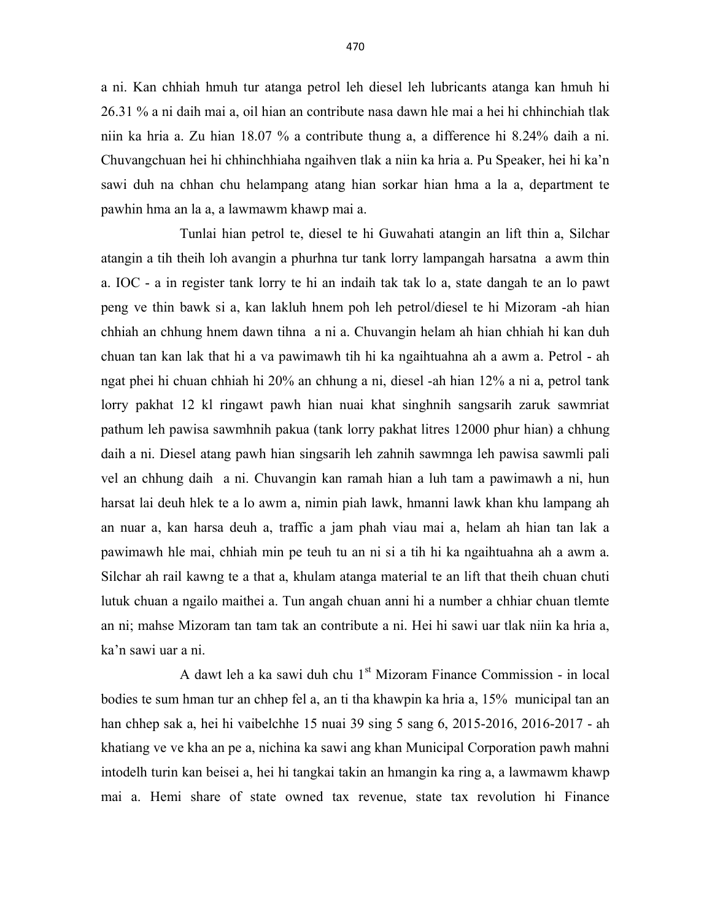a ni. Kan chhiah hmuh tur atanga petrol leh diesel leh lubricants atanga kan hmuh hi 26.31 % a ni daih mai a, oil hian an contribute nasa dawn hle mai a hei hi chhinchiah tlak niin ka hria a. Zu hian 18.07 % a contribute thung a, a difference hi 8.24% daih a ni. Chuvangchuan hei hi chhinchhiaha ngaihven tlak a niin ka hria a. Pu Speaker, hei hi ka'n sawi duh na chhan chu helampang atang hian sorkar hian hma a la a, department te pawhin hma an la a, a lawmawm khawp mai a.

Tunlai hian petrol te, diesel te hi Guwahati atangin an lift thin a, Silchar atangin a tih theih loh avangin a phurhna tur tank lorry lampangah harsatna a awm thin a. IOC - a in register tank lorry te hi an indaih tak tak lo a, state dangah te an lo pawt peng ve thin bawk si a, kan lakluh hnem poh leh petrol/diesel te hi Mizoram -ah hian chhiah an chhung hnem dawn tihna a ni a. Chuvangin helam ah hian chhiah hi kan duh chuan tan kan lak that hi a va pawimawh tih hi ka ngaihtuahna ah a awm a. Petrol - ah ngat phei hi chuan chhiah hi 20% an chhung a ni, diesel -ah hian 12% a ni a, petrol tank lorry pakhat 12 kl ringawt pawh hian nuai khat singhnih sangsarih zaruk sawmriat pathum leh pawisa sawmhnih pakua (tank lorry pakhat litres 12000 phur hian) a chhung daih a ni. Diesel atang pawh hian singsarih leh zahnih sawmnga leh pawisa sawmli pali vel an chhung daih a ni. Chuvangin kan ramah hian a luh tam a pawimawh a ni, hun harsat lai deuh hlek te a lo awm a, nimin piah lawk, hmanni lawk khan khu lampang ah an nuar a, kan harsa deuh a, traffic a jam phah viau mai a, helam ah hian tan lak a pawimawh hle mai, chhiah min pe teuh tu an ni si a tih hi ka ngaihtuahna ah a awm a. Silchar ah rail kawng te a that a, khulam atanga material te an lift that theih chuan chuti lutuk chuan a ngailo maithei a. Tun angah chuan anni hi a number a chhiar chuan tlemte an ni; mahse Mizoram tan tam tak an contribute a ni. Hei hi sawi uar tlak niin ka hria a, ka'n sawi uar a ni.

A dawt leh a ka sawi duh chu 1st Mizoram Finance Commission - in local bodies te sum hman tur an chhep fel a, an ti tha khawpin ka hria a, 15% municipal tan an han chhep sak a, hei hi vaibelchhe 15 nuai 39 sing 5 sang 6, 2015-2016, 2016-2017 - ah khatiang ve ve kha an pe a, nichina ka sawi ang khan Municipal Corporation pawh mahni intodelh turin kan beisei a, hei hi tangkai takin an hmangin ka ring a, a lawmawm khawp mai a. Hemi share of state owned tax revenue, state tax revolution hi Finance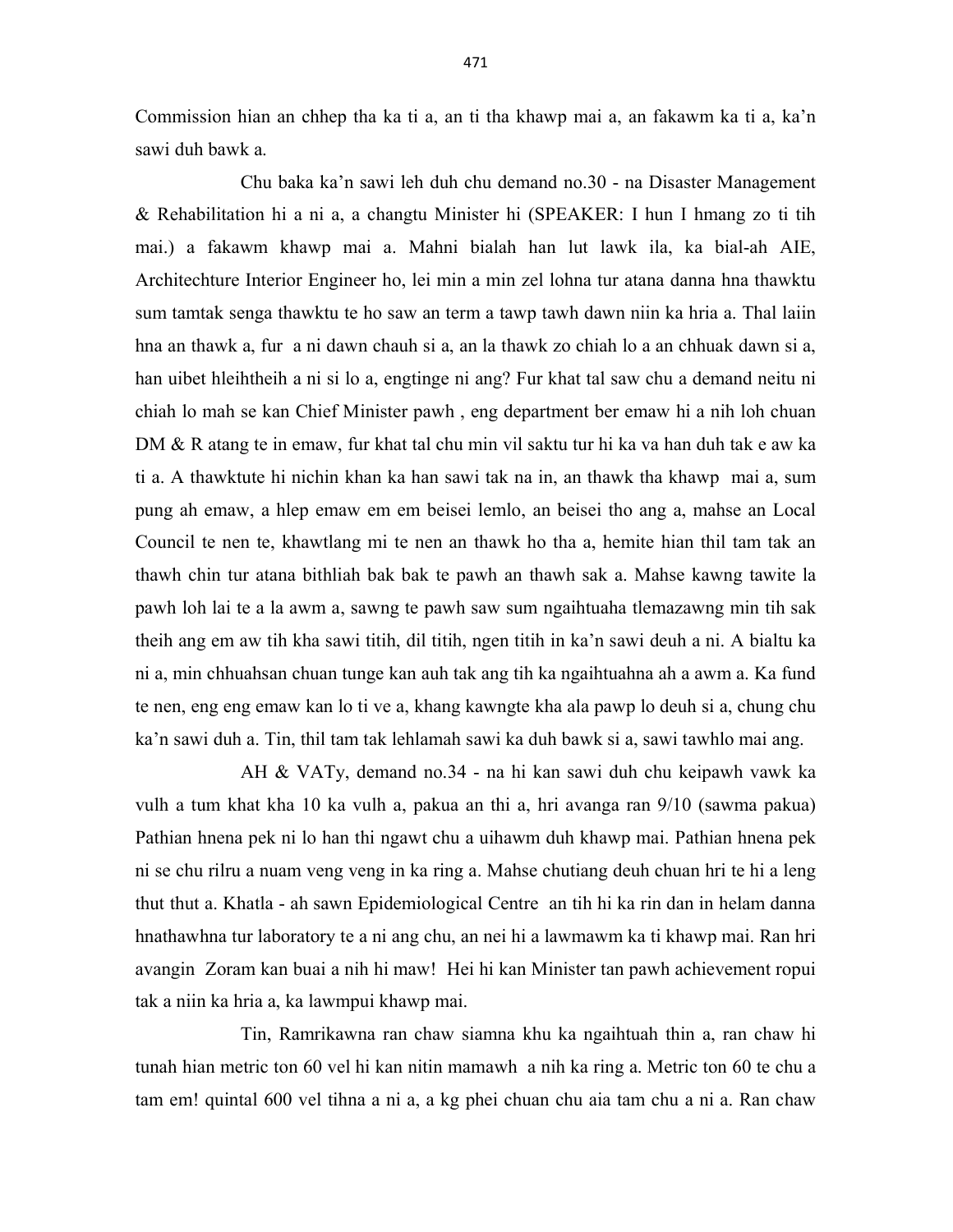Commission hian an chhep tha ka ti a, an ti tha khawp mai a, an fakawm ka ti a, ka'n sawi duh bawk a.

Chu baka ka'n sawi leh duh chu demand no.30 - na Disaster Management & Rehabilitation hi a ni a, a changtu Minister hi (SPEAKER: I hun I hmang zo ti tih mai.) a fakawm khawp mai a. Mahni bialah han lut lawk ila, ka bial-ah AIE, Architechture Interior Engineer ho, lei min a min zel lohna tur atana danna hna thawktu sum tamtak senga thawktu te ho saw an term a tawp tawh dawn niin ka hria a. Thal laiin hna an thawk a, fur a ni dawn chauh si a, an la thawk zo chiah lo a an chhuak dawn si a, han uibet hleihtheih a ni si lo a, engtinge ni ang? Fur khat tal saw chu a demand neitu ni chiah lo mah se kan Chief Minister pawh , eng department ber emaw hi a nih loh chuan DM & R atang te in emaw, fur khat tal chu min vil saktu tur hi ka va han duh tak e aw ka ti a. A thawktute hi nichin khan ka han sawi tak na in, an thawk tha khawp mai a, sum pung ah emaw, a hlep emaw em em beisei lemlo, an beisei tho ang a, mahse an Local Council te nen te, khawtlang mi te nen an thawk ho tha a, hemite hian thil tam tak an thawh chin tur atana bithliah bak bak te pawh an thawh sak a. Mahse kawng tawite la pawh loh lai te a la awm a, sawng te pawh saw sum ngaihtuaha tlemazawng min tih sak theih ang em aw tih kha sawi titih, dil titih, ngen titih in ka'n sawi deuh a ni. A bialtu ka ni a, min chhuahsan chuan tunge kan auh tak ang tih ka ngaihtuahna ah a awm a. Ka fund te nen, eng eng emaw kan lo ti ve a, khang kawngte kha ala pawp lo deuh si a, chung chu ka'n sawi duh a. Tin, thil tam tak lehlamah sawi ka duh bawk si a, sawi tawhlo mai ang.

AH & VATy, demand no.34 - na hi kan sawi duh chu keipawh vawk ka vulh a tum khat kha 10 ka vulh a, pakua an thi a, hri avanga ran 9/10 (sawma pakua) Pathian hnena pek ni lo han thi ngawt chu a uihawm duh khawp mai. Pathian hnena pek ni se chu rilru a nuam veng veng in ka ring a. Mahse chutiang deuh chuan hri te hi a leng thut thut a. Khatla - ah sawn Epidemiological Centre an tih hi ka rin dan in helam danna hnathawhna tur laboratory te a ni ang chu, an nei hi a lawmawm ka ti khawp mai. Ran hri avangin Zoram kan buai a nih hi maw! Hei hi kan Minister tan pawh achievement ropui tak a niin ka hria a, ka lawmpui khawp mai.

Tin, Ramrikawna ran chaw siamna khu ka ngaihtuah thin a, ran chaw hi tunah hian metric ton 60 vel hi kan nitin mamawh a nih ka ring a. Metric ton 60 te chu a tam em! quintal 600 vel tihna a ni a, a kg phei chuan chu aia tam chu a ni a. Ran chaw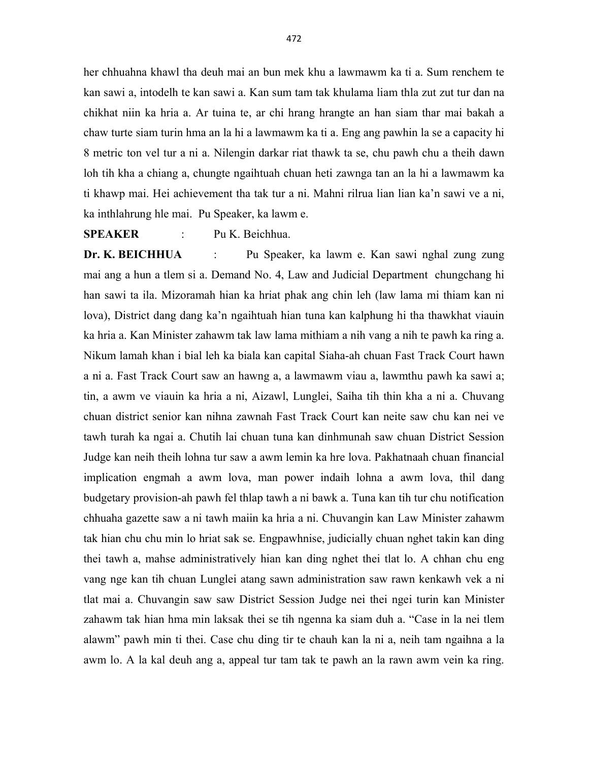her chhuahna khawl tha deuh mai an bun mek khu a lawmawm ka ti a. Sum renchem te kan sawi a, intodelh te kan sawi a. Kan sum tam tak khulama liam thla zut zut tur dan na chikhat niin ka hria a. Ar tuina te, ar chi hrang hrangte an han siam thar mai bakah a chaw turte siam turin hma an la hi a lawmawm ka ti a. Eng ang pawhin la se a capacity hi 8 metric ton vel tur a ni a. Nilengin darkar riat thawk ta se, chu pawh chu a theih dawn loh tih kha a chiang a, chungte ngaihtuah chuan heti zawnga tan an la hi a lawmawm ka ti khawp mai. Hei achievement tha tak tur a ni. Mahni rilrua lian lian ka'n sawi ve a ni, ka inthlahrung hle mai. Pu Speaker, ka lawm e.

**SPEAKER** : Pu K. Beichhua.

**Dr. K. BEICHHUA** : Pu Speaker, ka lawm e. Kan sawi nghal zung zung mai ang a hun a tlem si a. Demand No. 4, Law and Judicial Department chungchang hi han sawi ta ila. Mizoramah hian ka hriat phak ang chin leh (law lama mi thiam kan ni lova), District dang dang ka'n ngaihtuah hian tuna kan kalphung hi tha thawkhat viauin ka hria a. Kan Minister zahawm tak law lama mithiam a nih vang a nih te pawh ka ring a. Nikum lamah khan i bial leh ka biala kan capital Siaha-ah chuan Fast Track Court hawn a ni a. Fast Track Court saw an hawng a, a lawmawm viau a, lawmthu pawh ka sawi a; tin, a awm ve viauin ka hria a ni, Aizawl, Lunglei, Saiha tih thin kha a ni a. Chuvang chuan district senior kan nihna zawnah Fast Track Court kan neite saw chu kan nei ve tawh turah ka ngai a. Chutih lai chuan tuna kan dinhmunah saw chuan District Session Judge kan neih theih lohna tur saw a awm lemin ka hre lova. Pakhatnaah chuan financial implication engmah a awm lova, man power indaih lohna a awm lova, thil dang budgetary provision-ah pawh fel thlap tawh a ni bawk a. Tuna kan tih tur chu notification chhuaha gazette saw a ni tawh maiin ka hria a ni. Chuvangin kan Law Minister zahawm tak hian chu chu min lo hriat sak se. Engpawhnise, judicially chuan nghet takin kan ding thei tawh a, mahse administratively hian kan ding nghet thei tlat lo. A chhan chu eng vang nge kan tih chuan Lunglei atang sawn administration saw rawn kenkawh vek a ni tlat mai a. Chuvangin saw saw District Session Judge nei thei ngei turin kan Minister zahawm tak hian hma min laksak thei se tih ngenna ka siam duh a. "Case in la nei tlem alawm" pawh min ti thei. Case chu ding tir te chauh kan la ni a, neih tam ngaihna a la awm lo. A la kal deuh ang a, appeal tur tam tak te pawh an la rawn awm vein ka ring.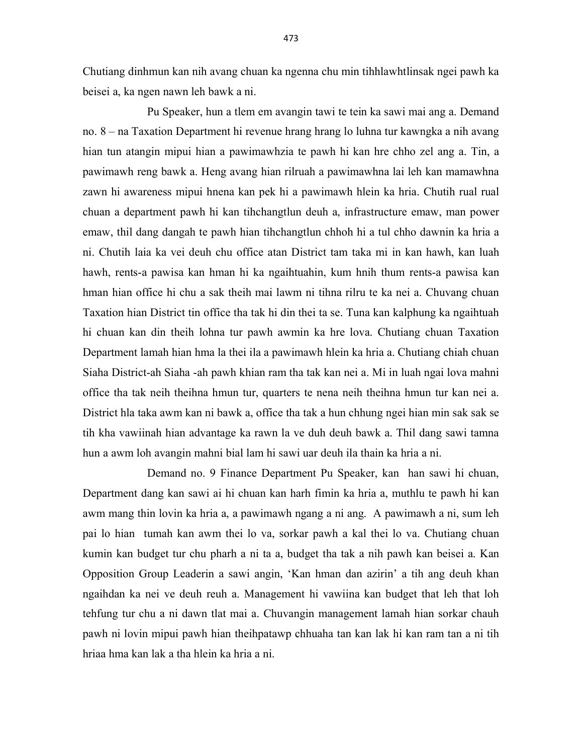Chutiang dinhmun kan nih avang chuan ka ngenna chu min tihhlawhtlinsak ngei pawh ka beisei a, ka ngen nawn leh bawk a ni.

Pu Speaker, hun a tlem em avangin tawi te tein ka sawi mai ang a. Demand no. 8 – na Taxation Department hi revenue hrang hrang lo luhna tur kawngka a nih avang hian tun atangin mipui hian a pawimawhzia te pawh hi kan hre chho zel ang a. Tin, a pawimawh reng bawk a. Heng avang hian rilruah a pawimawhna lai leh kan mamawhna zawn hi awareness mipui hnena kan pek hi a pawimawh hlein ka hria. Chutih rual rual chuan a department pawh hi kan tihchangtlun deuh a, infrastructure emaw, man power emaw, thil dang dangah te pawh hian tihchangtlun chhoh hi a tul chho dawnin ka hria a ni. Chutih laia ka vei deuh chu office atan District tam taka mi in kan hawh, kan luah hawh, rents-a pawisa kan hman hi ka ngaihtuahin, kum hnih thum rents-a pawisa kan hman hian office hi chu a sak theih mai lawm ni tihna rilru te ka nei a. Chuvang chuan Taxation hian District tin office tha tak hi din thei ta se. Tuna kan kalphung ka ngaihtuah hi chuan kan din theih lohna tur pawh awmin ka hre lova. Chutiang chuan Taxation Department lamah hian hma la thei ila a pawimawh hlein ka hria a. Chutiang chiah chuan Siaha District-ah Siaha -ah pawh khian ram tha tak kan nei a. Mi in luah ngai lova mahni office tha tak neih theihna hmun tur, quarters te nena neih theihna hmun tur kan nei a. District hla taka awm kan ni bawk a, office tha tak a hun chhung ngei hian min sak sak se tih kha vawiinah hian advantage ka rawn la ve duh deuh bawk a. Thil dang sawi tamna hun a awm loh avangin mahni bial lam hi sawi uar deuh ila thain ka hria a ni.

Demand no. 9 Finance Department Pu Speaker, kan han sawi hi chuan, Department dang kan sawi ai hi chuan kan harh fimin ka hria a, muthlu te pawh hi kan awm mang thin lovin ka hria a, a pawimawh ngang a ni ang. A pawimawh a ni, sum leh pai lo hian tumah kan awm thei lo va, sorkar pawh a kal thei lo va. Chutiang chuan kumin kan budget tur chu pharh a ni ta a, budget tha tak a nih pawh kan beisei a. Kan Opposition Group Leaderin a sawi angin, 'Kan hman dan azirin' a tih ang deuh khan ngaihdan ka nei ve deuh reuh a. Management hi vawiina kan budget that leh that loh tehfung tur chu a ni dawn tlat mai a. Chuvangin management lamah hian sorkar chauh pawh ni lovin mipui pawh hian theihpatawp chhuaha tan kan lak hi kan ram tan a ni tih hriaa hma kan lak a tha hlein ka hria a ni.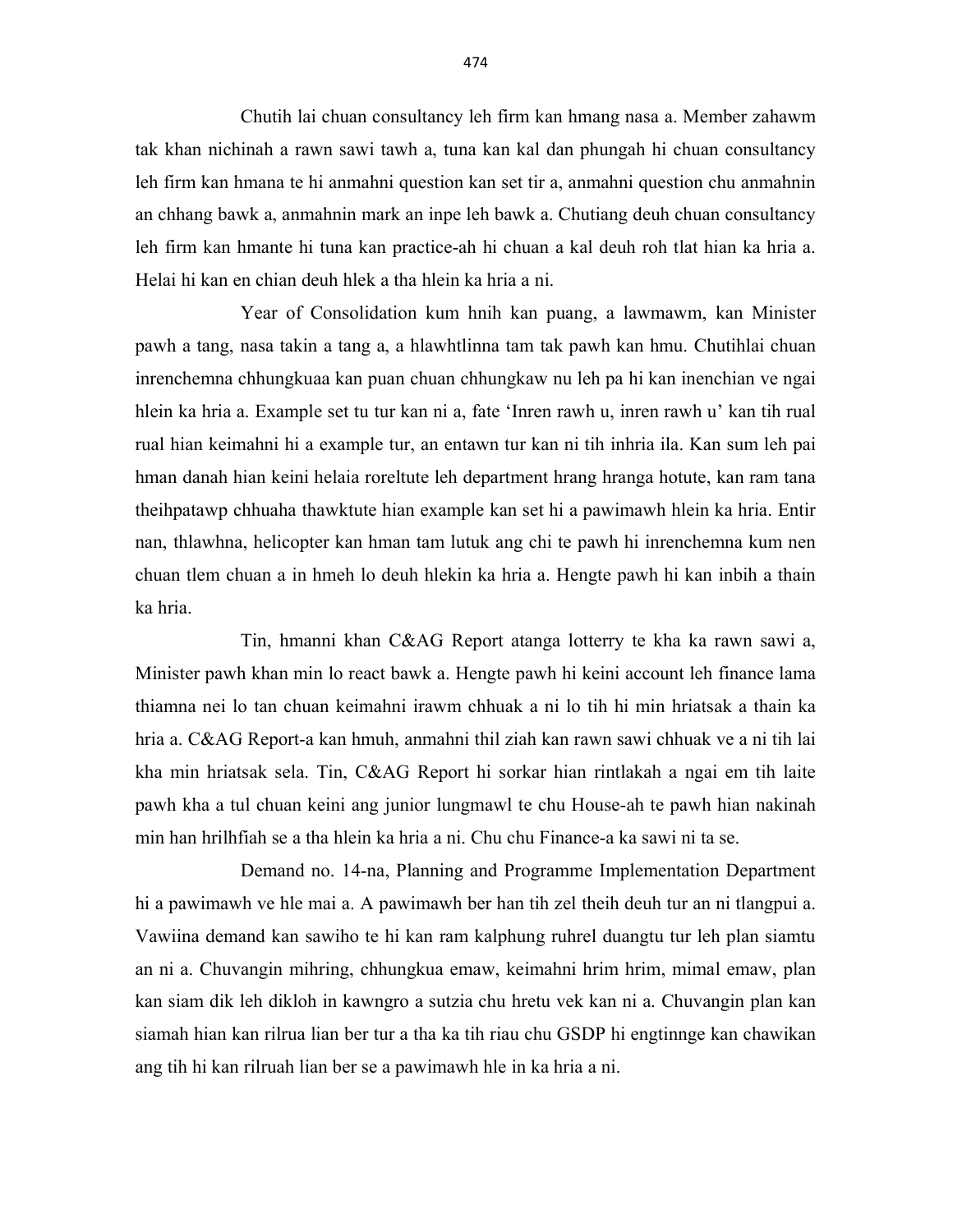Chutih lai chuan consultancy leh firm kan hmang nasa a. Member zahawm tak khan nichinah a rawn sawi tawh a, tuna kan kal dan phungah hi chuan consultancy leh firm kan hmana te hi anmahni question kan set tir a, anmahni question chu anmahnin an chhang bawk a, anmahnin mark an inpe leh bawk a. Chutiang deuh chuan consultancy leh firm kan hmante hi tuna kan practice-ah hi chuan a kal deuh roh tlat hian ka hria a. Helai hi kan en chian deuh hlek a tha hlein ka hria a ni.

Year of Consolidation kum hnih kan puang, a lawmawm, kan Minister pawh a tang, nasa takin a tang a, a hlawhtlinna tam tak pawh kan hmu. Chutihlai chuan inrenchemna chhungkuaa kan puan chuan chhungkaw nu leh pa hi kan inenchian ve ngai hlein ka hria a. Example set tu tur kan ni a, fate 'Inren rawh u, inren rawh u' kan tih rual rual hian keimahni hi a example tur, an entawn tur kan ni tih inhria ila. Kan sum leh pai hman danah hian keini helaia roreltute leh department hrang hranga hotute, kan ram tana theihpatawp chhuaha thawktute hian example kan set hi a pawimawh hlein ka hria. Entir nan, thlawhna, helicopter kan hman tam lutuk ang chi te pawh hi inrenchemna kum nen chuan tlem chuan a in hmeh lo deuh hlekin ka hria a. Hengte pawh hi kan inbih a thain ka hria.

Tin, hmanni khan C&AG Report atanga lotterry te kha ka rawn sawi a, Minister pawh khan min lo react bawk a. Hengte pawh hi keini account leh finance lama thiamna nei lo tan chuan keimahni irawm chhuak a ni lo tih hi min hriatsak a thain ka hria a. C&AG Report-a kan hmuh, anmahni thil ziah kan rawn sawi chhuak ve a ni tih lai kha min hriatsak sela. Tin, C&AG Report hi sorkar hian rintlakah a ngai em tih laite pawh kha a tul chuan keini ang junior lungmawl te chu House-ah te pawh hian nakinah min han hrilhfiah se a tha hlein ka hria a ni. Chu chu Finance-a ka sawi ni ta se.

Demand no. 14-na, Planning and Programme Implementation Department hi a pawimawh ve hle mai a. A pawimawh ber han tih zel theih deuh tur an ni tlangpui a. Vawiina demand kan sawiho te hi kan ram kalphung ruhrel duangtu tur leh plan siamtu an ni a. Chuvangin mihring, chhungkua emaw, keimahni hrim hrim, mimal emaw, plan kan siam dik leh dikloh in kawngro a sutzia chu hretu vek kan ni a. Chuvangin plan kan siamah hian kan rilrua lian ber tur a tha ka tih riau chu GSDP hi engtinnge kan chawikan ang tih hi kan rilruah lian ber se a pawimawh hle in ka hria a ni.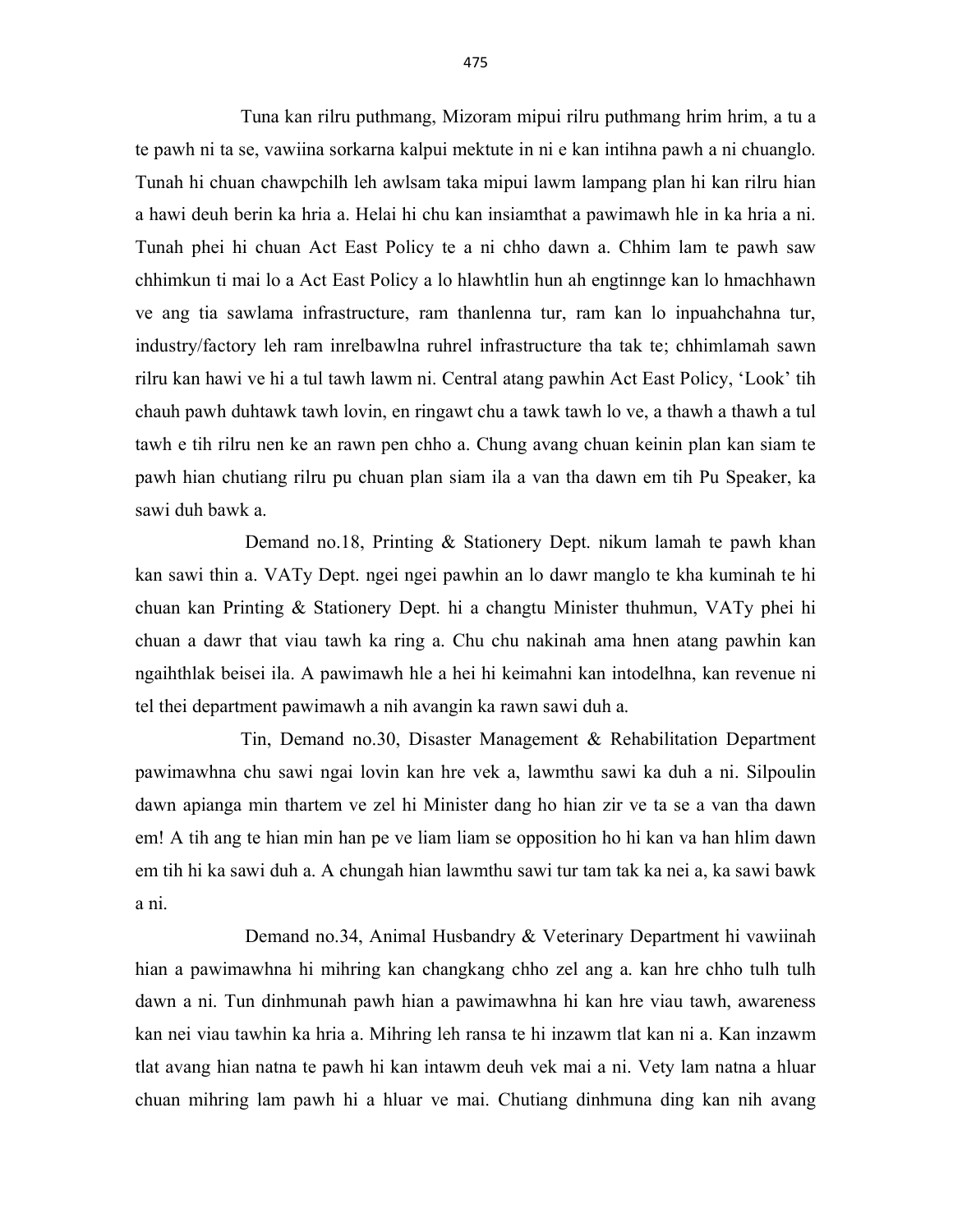Tuna kan rilru puthmang, Mizoram mipui rilru puthmang hrim hrim, a tu a te pawh ni ta se, vawiina sorkarna kalpui mektute in ni e kan intihna pawh a ni chuanglo. Tunah hi chuan chawpchilh leh awlsam taka mipui lawm lampang plan hi kan rilru hian a hawi deuh berin ka hria a. Helai hi chu kan insiamthat a pawimawh hle in ka hria a ni. Tunah phei hi chuan Act East Policy te a ni chho dawn a. Chhim lam te pawh saw chhimkun ti mai lo a Act East Policy a lo hlawhtlin hun ah engtinnge kan lo hmachhawn ve ang tia sawlama infrastructure, ram thanlenna tur, ram kan lo inpuahchahna tur, industry/factory leh ram inrelbawlna ruhrel infrastructure tha tak te; chhimlamah sawn rilru kan hawi ve hi a tul tawh lawm ni. Central atang pawhin Act East Policy, 'Look' tih chauh pawh duhtawk tawh lovin, en ringawt chu a tawk tawh lo ve, a thawh a thawh a tul tawh e tih rilru nen ke an rawn pen chho a. Chung avang chuan keinin plan kan siam te pawh hian chutiang rilru pu chuan plan siam ila a van tha dawn em tih Pu Speaker, ka sawi duh bawk a.

Demand no.18, Printing & Stationery Dept. nikum lamah te pawh khan kan sawi thin a. VATy Dept. ngei ngei pawhin an lo dawr manglo te kha kuminah te hi chuan kan Printing & Stationery Dept. hi a changtu Minister thuhmun, VATy phei hi chuan a dawr that viau tawh ka ring a. Chu chu nakinah ama hnen atang pawhin kan ngaihthlak beisei ila. A pawimawh hle a hei hi keimahni kan intodelhna, kan revenue ni tel thei department pawimawh a nih avangin ka rawn sawi duh a.

Tin, Demand no.30, Disaster Management & Rehabilitation Department pawimawhna chu sawi ngai lovin kan hre vek a, lawmthu sawi ka duh a ni. Silpoulin dawn apianga min thartem ve zel hi Minister dang ho hian zir ve ta se a van tha dawn em! A tih ang te hian min han pe ve liam liam se opposition ho hi kan va han hlim dawn em tih hi ka sawi duh a. A chungah hian lawmthu sawi tur tam tak ka nei a, ka sawi bawk a ni.

Demand no.34, Animal Husbandry & Veterinary Department hi vawiinah hian a pawimawhna hi mihring kan changkang chho zel ang a. kan hre chho tulh tulh dawn a ni. Tun dinhmunah pawh hian a pawimawhna hi kan hre viau tawh, awareness kan nei viau tawhin ka hria a. Mihring leh ransa te hi inzawm tlat kan ni a. Kan inzawm tlat avang hian natna te pawh hi kan intawm deuh vek mai a ni. Vety lam natna a hluar chuan mihring lam pawh hi a hluar ve mai. Chutiang dinhmuna ding kan nih avang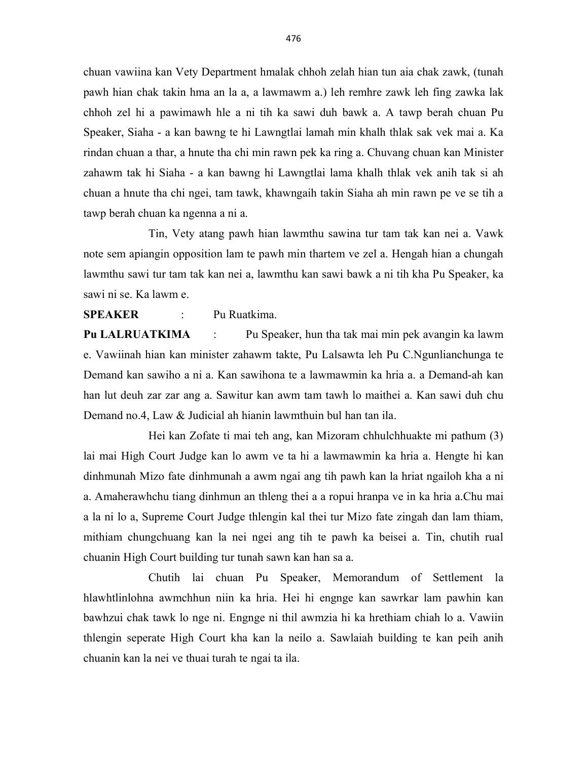chuan vawiina kan Vety Department hmalak chhoh zelah hian tun aia chak zawk, (tunah pawh hian chak takin hma an la a, a lawmawm a.) leh remhre zawk leh fing zawka lak chhoh zel hi a pawimawh hle a ni tih ka sawi duh bawk a. A tawp berah chuan Pu Speaker, Siaha - a kan bawng te hi Lawngtlai lamah min khalh thlak sak vek mai a. Ka rindan chuan a thar, a hnute tha chi min rawn pek ka ring a. Chuvang chuan kan Minister zahawm tak hi Siaha - a kan bawng hi Lawngtlai lama khalh thlak vek anih tak si ah chuan a hnute tha chi ngei, tam tawk, khawngaih takin Siaha ah min rawn pe ve se tih a tawp berah chuan ka ngenna a ni a.

Tin, Vety atang pawh hian lawmthu sawina tur tam tak kan nei a. Vawk note sem apiangin opposition lam te pawh min thartem ve zel a. Hengah hian a chungah lawmthu sawi tur tam tak kan nei a, lawmthu kan sawi bawk a ni tih kha Pu Speaker, ka sawi ni se. Ka lawm e.

**SPEAKER** : Pu Ruatkima.

**Pu LALRUATKIMA** : Pu Speaker, hun tha tak mai min pek avangin ka lawm e. Vawiinah hian kan minister zahawm takte, Pu Lalsawta leh Pu C.Ngunlianchunga te Demand kan sawiho a ni a. Kan sawihona te a lawmawmin ka hria a. a Demand-ah kan han lut deuh zar zar ang a. Sawitur kan awm tam tawh lo maithei a. Kan sawi duh chu Demand no.4, Law & Judicial ah hianin lawmthuin bul han tan ila.

Hei kan Zofate ti mai teh ang, kan Mizoram chhulchhuakte mi pathum (3) lai mai High Court Judge kan lo awm ve ta hi a lawmawmin ka hria a. Hengte hi kan dinhmunah Mizo fate dinhmunah a awm ngai ang tih pawh kan la hriat ngailoh kha a ni a. Amaherawhchu tiang dinhmun an thleng thei a a ropui hranpa ve in ka hria a.Chu mai a la ni lo a, Supreme Court Judge thlengin kal thei tur Mizo fate zingah dan lam thiam, mithiam chungchuang kan la nei ngei ang tih te pawh ka beisei a. Tin, chutih rual chuanin High Court building tur tunah sawn kan han sa a.

Chutih lai chuan Pu Speaker, Memorandum of Settlement la hlawhtlinlohna awmchhun niin ka hria. Hei hi engnge kan sawrkar lam pawhin kan bawhzui chak tawk lo nge ni. Engnge ni thil awmzia hi ka hrethiam chiah lo a. Vawiin thlengin seperate High Court kha kan la neilo a. Sawlaiah building te kan peih anih chuanin kan la nei ve thuai turah te ngai ta ila.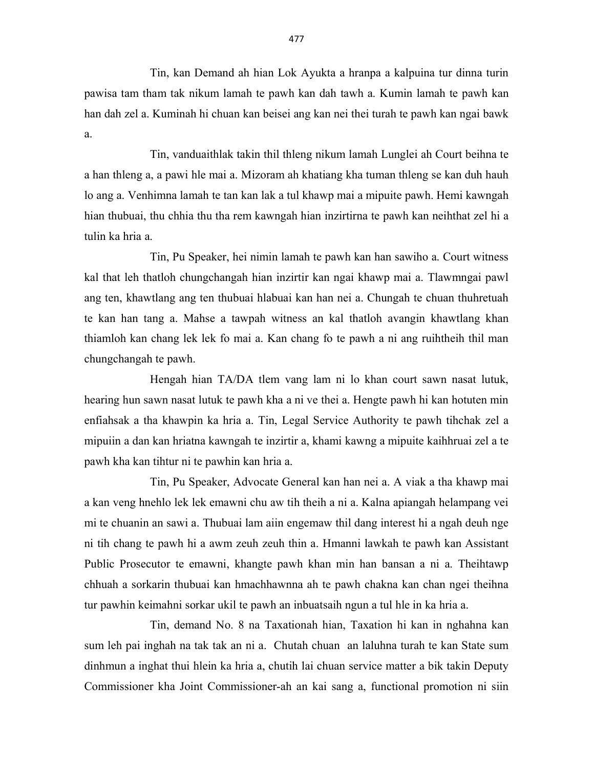Tin, kan Demand ah hian Lok Ayukta a hranpa a kalpuina tur dinna turin pawisa tam tham tak nikum lamah te pawh kan dah tawh a. Kumin lamah te pawh kan han dah zel a. Kuminah hi chuan kan beisei ang kan nei thei turah te pawh kan ngai bawk a.

Tin, vanduaithlak takin thil thleng nikum lamah Lunglei ah Court beihna te a han thleng a, a pawi hle mai a. Mizoram ah khatiang kha tuman thleng se kan duh hauh lo ang a. Venhimna lamah te tan kan lak a tul khawp mai a mipuite pawh. Hemi kawngah hian thubuai, thu chhia thu tha rem kawngah hian inzirtirna te pawh kan neihthat zel hi a tulin ka hria a.

Tin, Pu Speaker, hei nimin lamah te pawh kan han sawiho a. Court witness kal that leh thatloh chungchangah hian inzirtir kan ngai khawp mai a. Tlawmngai pawl ang ten, khawtlang ang ten thubuai hlabuai kan han nei a. Chungah te chuan thuhretuah te kan han tang a. Mahse a tawpah witness an kal thatloh avangin khawtlang khan thiamloh kan chang lek lek fo mai a. Kan chang fo te pawh a ni ang ruihtheih thil man chungchangah te pawh.

Hengah hian TA/DA tlem vang lam ni lo khan court sawn nasat lutuk, hearing hun sawn nasat lutuk te pawh kha a ni ve thei a. Hengte pawh hi kan hotuten min enfiahsak a tha khawpin ka hria a. Tin, Legal Service Authority te pawh tihchak zel a mipuiin a dan kan hriatna kawngah te inzirtir a, khami kawng a mipuite kaihhruai zel a te pawh kha kan tihtur ni te pawhin kan hria a.

Tin, Pu Speaker, Advocate General kan han nei a. A viak a tha khawp mai a kan veng hnehlo lek lek emawni chu aw tih theih a ni a. Kalna apiangah helampang vei mi te chuanin an sawi a. Thubuai lam aiin engemaw thil dang interest hi a ngah deuh nge ni tih chang te pawh hi a awm zeuh zeuh thin a. Hmanni lawkah te pawh kan Assistant Public Prosecutor te emawni, khangte pawh khan min han bansan a ni a. Theihtawp chhuah a sorkarin thubuai kan hmachhawnna ah te pawh chakna kan chan ngei theihna tur pawhin keimahni sorkar ukil te pawh an inbuatsaih ngun a tul hle in ka hria a.

Tin, demand No. 8 na Taxationah hian, Taxation hi kan in nghahna kan sum leh pai inghah na tak tak an ni a. Chutah chuan an laluhna turah te kan State sum dinhmun a inghat thui hlein ka hria a, chutih lai chuan service matter a bik takin Deputy Commissioner kha Joint Commissioner-ah an kai sang a, functional promotion ni siin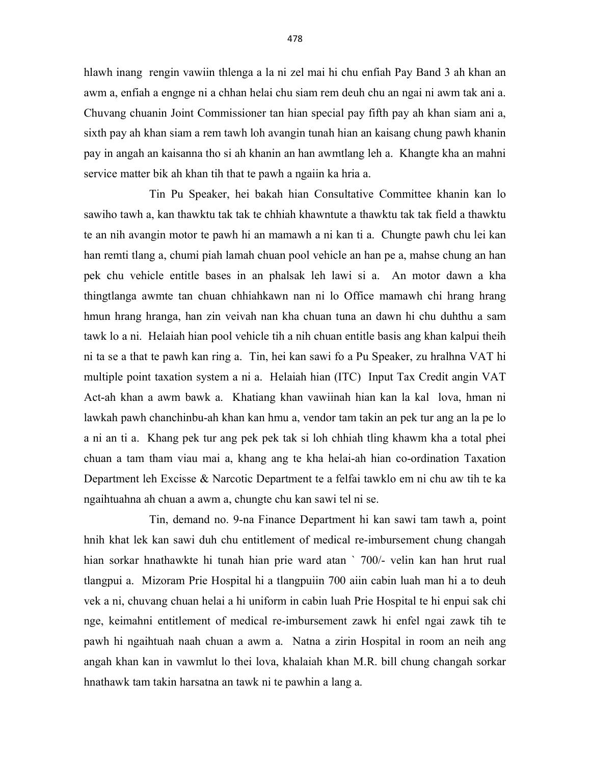hlawh inang rengin vawiin thlenga a la ni zel mai hi chu enfiah Pay Band 3 ah khan an awm a, enfiah a engnge ni a chhan helai chu siam rem deuh chu an ngai ni awm tak ani a. Chuvang chuanin Joint Commissioner tan hian special pay fifth pay ah khan siam ani a, sixth pay ah khan siam a rem tawh loh avangin tunah hian an kaisang chung pawh khanin pay in angah an kaisanna tho si ah khanin an han awmtlang leh a. Khangte kha an mahni service matter bik ah khan tih that te pawh a ngaiin ka hria a.

Tin Pu Speaker, hei bakah hian Consultative Committee khanin kan lo sawiho tawh a, kan thawktu tak tak te chhiah khawntute a thawktu tak tak field a thawktu te an nih avangin motor te pawh hi an mamawh a ni kan ti a. Chungte pawh chu lei kan han remti tlang a, chumi piah lamah chuan pool vehicle an han pe a, mahse chung an han pek chu vehicle entitle bases in an phalsak leh lawi si a. An motor dawn a kha thingtlanga awmte tan chuan chhiahkawn nan ni lo Office mamawh chi hrang hrang hmun hrang hranga, han zin veivah nan kha chuan tuna an dawn hi chu duhthu a sam tawk lo a ni. Helaiah hian pool vehicle tih a nih chuan entitle basis ang khan kalpui theih ni ta se a that te pawh kan ring a. Tin, hei kan sawi fo a Pu Speaker, zu hralhna VAT hi multiple point taxation system a ni a. Helaiah hian (ITC) Input Tax Credit angin VAT Act-ah khan a awm bawk a. Khatiang khan vawiinah hian kan la kal lova, hman ni lawkah pawh chanchinbu-ah khan kan hmu a, vendor tam takin an pek tur ang an la pe lo a ni an ti a. Khang pek tur ang pek pek tak si loh chhiah tling khawm kha a total phei chuan a tam tham viau mai a, khang ang te kha helai-ah hian co-ordination Taxation Department leh Excisse & Narcotic Department te a felfai tawklo em ni chu aw tih te ka ngaihtuahna ah chuan a awm a, chungte chu kan sawi tel ni se.

Tin, demand no. 9-na Finance Department hi kan sawi tam tawh a, point hnih khat lek kan sawi duh chu entitlement of medical re-imbursement chung changah hian sorkar hnathawkte hi tunah hian prie ward atan ` 700/- velin kan han hrut rual tlangpui a. Mizoram Prie Hospital hi a tlangpuiin 700 aiin cabin luah man hi a to deuh vek a ni, chuvang chuan helai a hi uniform in cabin luah Prie Hospital te hi enpui sak chi nge, keimahni entitlement of medical re-imbursement zawk hi enfel ngai zawk tih te pawh hi ngaihtuah naah chuan a awm a. Natna a zirin Hospital in room an neih ang angah khan kan in vawmlut lo thei lova, khalaiah khan M.R. bill chung changah sorkar hnathawk tam takin harsatna an tawk ni te pawhin a lang a.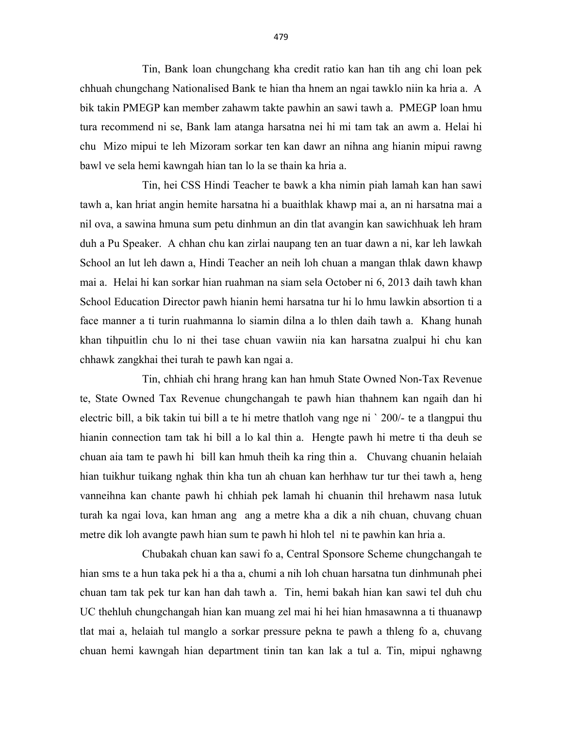Tin, Bank loan chungchang kha credit ratio kan han tih ang chi loan pek chhuah chungchang Nationalised Bank te hian tha hnem an ngai tawklo niin ka hria a. A bik takin PMEGP kan member zahawm takte pawhin an sawi tawh a. PMEGP loan hmu tura recommend ni se, Bank lam atanga harsatna nei hi mi tam tak an awm a. Helai hi chu Mizo mipui te leh Mizoram sorkar ten kan dawr an nihna ang hianin mipui rawng bawl ve sela hemi kawngah hian tan lo la se thain ka hria a.

Tin, hei CSS Hindi Teacher te bawk a kha nimin piah lamah kan han sawi tawh a, kan hriat angin hemite harsatna hi a buaithlak khawp mai a, an ni harsatna mai a nil ova, a sawina hmuna sum petu dinhmun an din tlat avangin kan sawichhuak leh hram duh a Pu Speaker. A chhan chu kan zirlai naupang ten an tuar dawn a ni, kar leh lawkah School an lut leh dawn a, Hindi Teacher an neih loh chuan a mangan thlak dawn khawp mai a. Helai hi kan sorkar hian ruahman na siam sela October ni 6, 2013 daih tawh khan School Education Director pawh hianin hemi harsatna tur hi lo hmu lawkin absortion ti a face manner a ti turin ruahmanna lo siamin dilna a lo thlen daih tawh a. Khang hunah khan tihpuitlin chu lo ni thei tase chuan vawiin nia kan harsatna zualpui hi chu kan chhawk zangkhai thei turah te pawh kan ngai a.

Tin, chhiah chi hrang hrang kan han hmuh State Owned Non-Tax Revenue te, State Owned Tax Revenue chungchangah te pawh hian thahnem kan ngaih dan hi electric bill, a bik takin tui bill a te hi metre thatloh vang nge ni ` 200/- te a tlangpui thu hianin connection tam tak hi bill a lo kal thin a. Hengte pawh hi metre ti tha deuh se chuan aia tam te pawh hi bill kan hmuh theih ka ring thin a. Chuvang chuanin helaiah hian tuikhur tuikang nghak thin kha tun ah chuan kan herhhaw tur tur thei tawh a, heng vanneihna kan chante pawh hi chhiah pek lamah hi chuanin thil hrehawm nasa lutuk turah ka ngai lova, kan hman ang ang a metre kha a dik a nih chuan, chuvang chuan metre dik loh avangte pawh hian sum te pawh hi hloh tel ni te pawhin kan hria a.

Chubakah chuan kan sawi fo a, Central Sponsore Scheme chungchangah te hian sms te a hun taka pek hi a tha a, chumi a nih loh chuan harsatna tun dinhmunah phei chuan tam tak pek tur kan han dah tawh a. Tin, hemi bakah hian kan sawi tel duh chu UC thehluh chungchangah hian kan muang zel mai hi hei hian hmasawnna a ti thuanawp tlat mai a, helaiah tul manglo a sorkar pressure pekna te pawh a thleng fo a, chuvang chuan hemi kawngah hian department tinin tan kan lak a tul a. Tin, mipui nghawng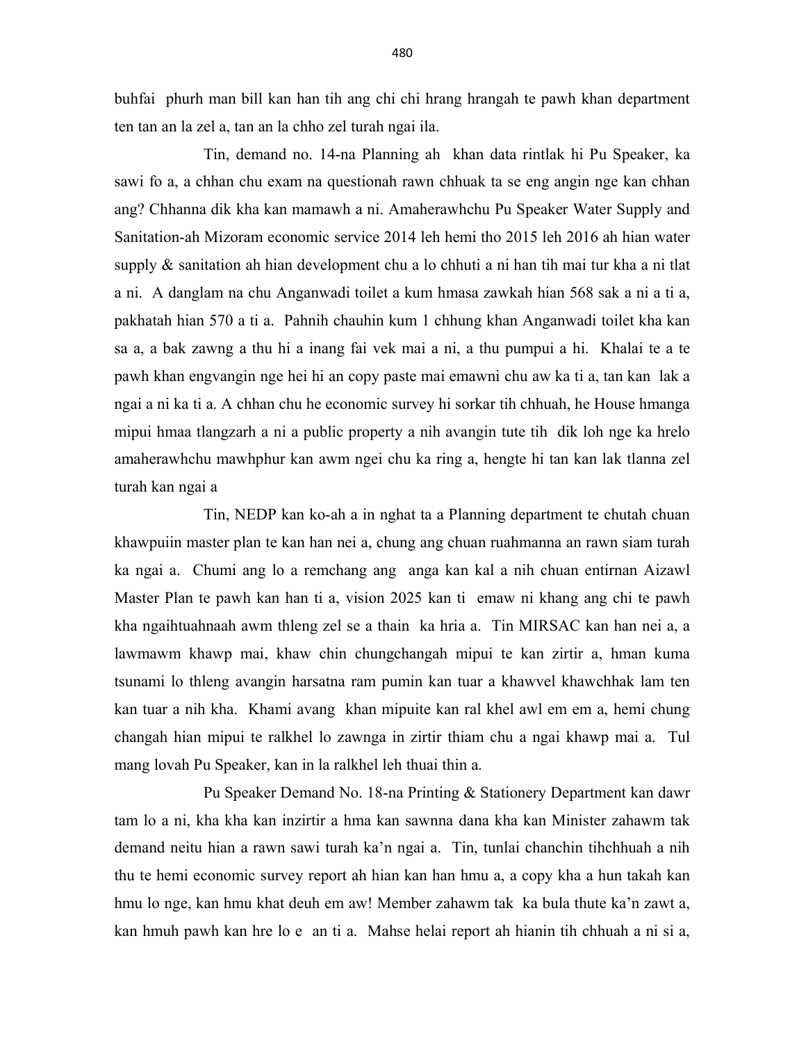buhfai phurh man bill kan han tih ang chi chi hrang hrangah te pawh khan department ten tan an la zel a, tan an la chho zel turah ngai ila.

Tin, demand no. 14-na Planning ah khan data rintlak hi Pu Speaker, ka sawi fo a, a chhan chu exam na questionah rawn chhuak ta se eng angin nge kan chhan ang? Chhanna dik kha kan mamawh a ni. Amaherawhchu Pu Speaker Water Supply and Sanitation-ah Mizoram economic service 2014 leh hemi tho 2015 leh 2016 ah hian water supply & sanitation ah hian development chu a lo chhuti a ni han tih mai tur kha a ni tlat a ni. A danglam na chu Anganwadi toilet a kum hmasa zawkah hian 568 sak a ni a ti a, pakhatah hian 570 a ti a. Pahnih chauhin kum 1 chhung khan Anganwadi toilet kha kan sa a, a bak zawng a thu hi a inang fai vek mai a ni, a thu pumpui a hi. Khalai te a te pawh khan engvangin nge hei hi an copy paste mai emawni chu aw ka ti a, tan kan lak a ngai a ni ka ti a. A chhan chu he economic survey hi sorkar tih chhuah, he House hmanga mipui hmaa tlangzarh a ni a public property a nih avangin tute tih dik loh nge ka hrelo amaherawhchu mawhphur kan awm ngei chu ka ring a, hengte hi tan kan lak tlanna zel turah kan ngai a

Tin, NEDP kan ko-ah a in nghat ta a Planning department te chutah chuan khawpuiin master plan te kan han nei a, chung ang chuan ruahmanna an rawn siam turah ka ngai a. Chumi ang lo a remchang ang anga kan kal a nih chuan entirnan Aizawl Master Plan te pawh kan han ti a, vision 2025 kan ti emaw ni khang ang chi te pawh kha ngaihtuahnaah awm thleng zel se a thain ka hria a. Tin MIRSAC kan han nei a, a lawmawm khawp mai, khaw chin chungchangah mipui te kan zirtir a, hman kuma tsunami lo thleng avangin harsatna ram pumin kan tuar a khawvel khawchhak lam ten kan tuar a nih kha. Khami avang khan mipuite kan ral khel awl em em a, hemi chung changah hian mipui te ralkhel lo zawnga in zirtir thiam chu a ngai khawp mai a. Tul mang lovah Pu Speaker, kan in la ralkhel leh thuai thin a.

Pu Speaker Demand No. 18-na Printing & Stationery Department kan dawr tam lo a ni, kha kha kan inzirtir a hma kan sawnna dana kha kan Minister zahawm tak demand neitu hian a rawn sawi turah ka'n ngai a. Tin, tunlai chanchin tihchhuah a nih thu te hemi economic survey report ah hian kan han hmu a, a copy kha a hun takah kan hmu lo nge, kan hmu khat deuh em aw! Member zahawm tak ka bula thute ka'n zawt a, kan hmuh pawh kan hre lo e an ti a. Mahse helai report ah hianin tih chhuah a ni si a,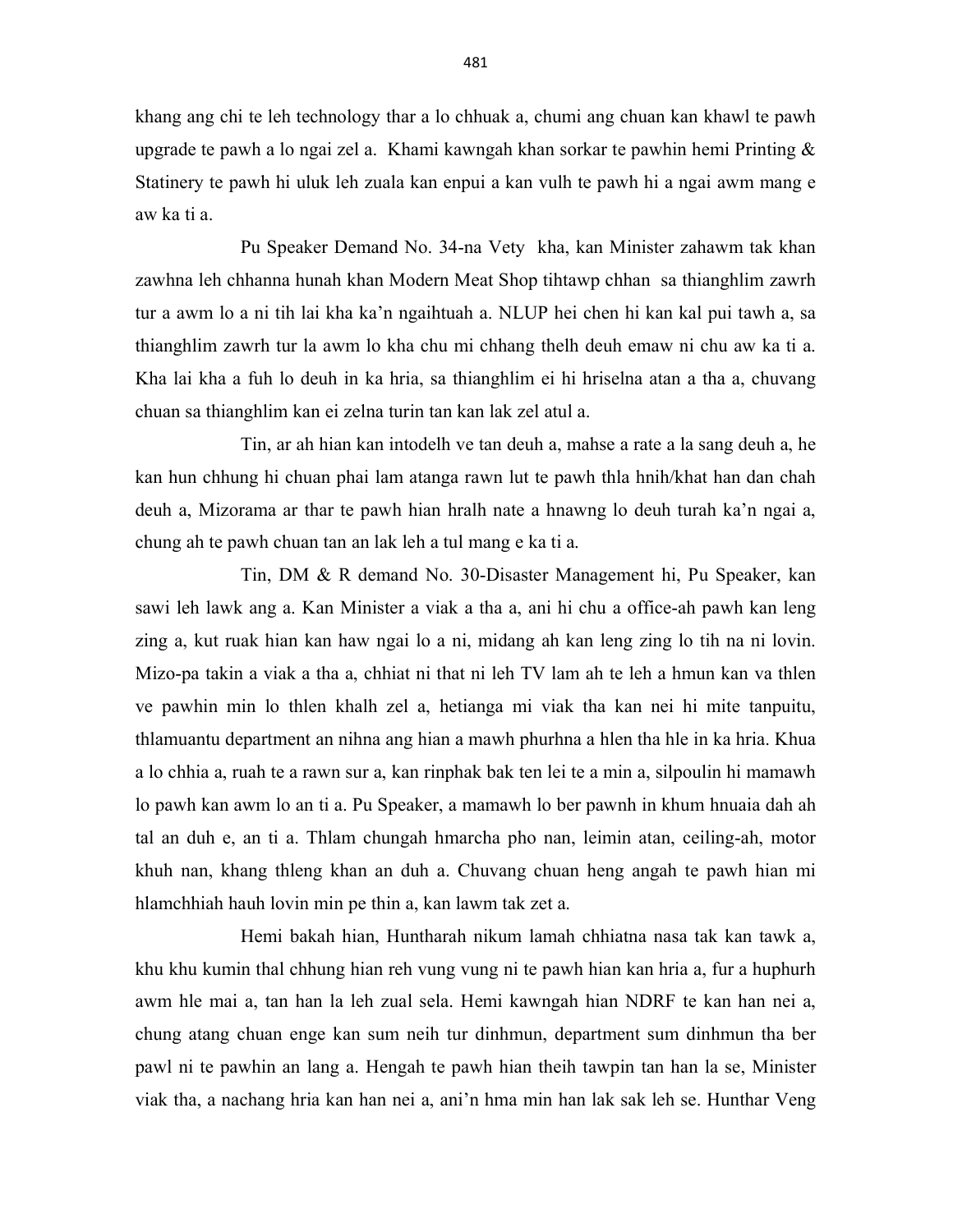khang ang chi te leh technology thar a lo chhuak a, chumi ang chuan kan khawl te pawh upgrade te pawh a lo ngai zel a. Khami kawngah khan sorkar te pawhin hemi Printing & Statinery te pawh hi uluk leh zuala kan enpui a kan vulh te pawh hi a ngai awm mang e aw ka ti a.

Pu Speaker Demand No. 34-na Vety kha, kan Minister zahawm tak khan zawhna leh chhanna hunah khan Modern Meat Shop tihtawp chhan sa thianghlim zawrh tur a awm lo a ni tih lai kha ka'n ngaihtuah a. NLUP hei chen hi kan kal pui tawh a, sa thianghlim zawrh tur la awm lo kha chu mi chhang thelh deuh emaw ni chu aw ka ti a. Kha lai kha a fuh lo deuh in ka hria, sa thianghlim ei hi hriselna atan a tha a, chuvang chuan sa thianghlim kan ei zelna turin tan kan lak zel atul a.

Tin, ar ah hian kan intodelh ve tan deuh a, mahse a rate a la sang deuh a, he kan hun chhung hi chuan phai lam atanga rawn lut te pawh thla hnih/khat han dan chah deuh a, Mizorama ar thar te pawh hian hralh nate a hnawng lo deuh turah ka'n ngai a, chung ah te pawh chuan tan an lak leh a tul mang e ka ti a.

Tin, DM & R demand No. 30-Disaster Management hi, Pu Speaker, kan sawi leh lawk ang a. Kan Minister a viak a tha a, ani hi chu a office-ah pawh kan leng zing a, kut ruak hian kan haw ngai lo a ni, midang ah kan leng zing lo tih na ni lovin. Mizo-pa takin a viak a tha a, chhiat ni that ni leh TV lam ah te leh a hmun kan va thlen ve pawhin min lo thlen khalh zel a, hetianga mi viak tha kan nei hi mite tanpuitu, thlamuantu department an nihna ang hian a mawh phurhna a hlen tha hle in ka hria. Khua a lo chhia a, ruah te a rawn sur a, kan rinphak bak ten lei te a min a, silpoulin hi mamawh lo pawh kan awm lo an ti a. Pu Speaker, a mamawh lo ber pawnh in khum hnuaia dah ah tal an duh e, an ti a. Thlam chungah hmarcha pho nan, leimin atan, ceiling-ah, motor khuh nan, khang thleng khan an duh a. Chuvang chuan heng angah te pawh hian mi hlamchhiah hauh lovin min pe thin a, kan lawm tak zet a.

Hemi bakah hian, Huntharah nikum lamah chhiatna nasa tak kan tawk a, khu khu kumin thal chhung hian reh vung vung ni te pawh hian kan hria a, fur a huphurh awm hle mai a, tan han la leh zual sela. Hemi kawngah hian NDRF te kan han nei a, chung atang chuan enge kan sum neih tur dinhmun, department sum dinhmun tha ber pawl ni te pawhin an lang a. Hengah te pawh hian theih tawpin tan han la se, Minister viak tha, a nachang hria kan han nei a, ani'n hma min han lak sak leh se. Hunthar Veng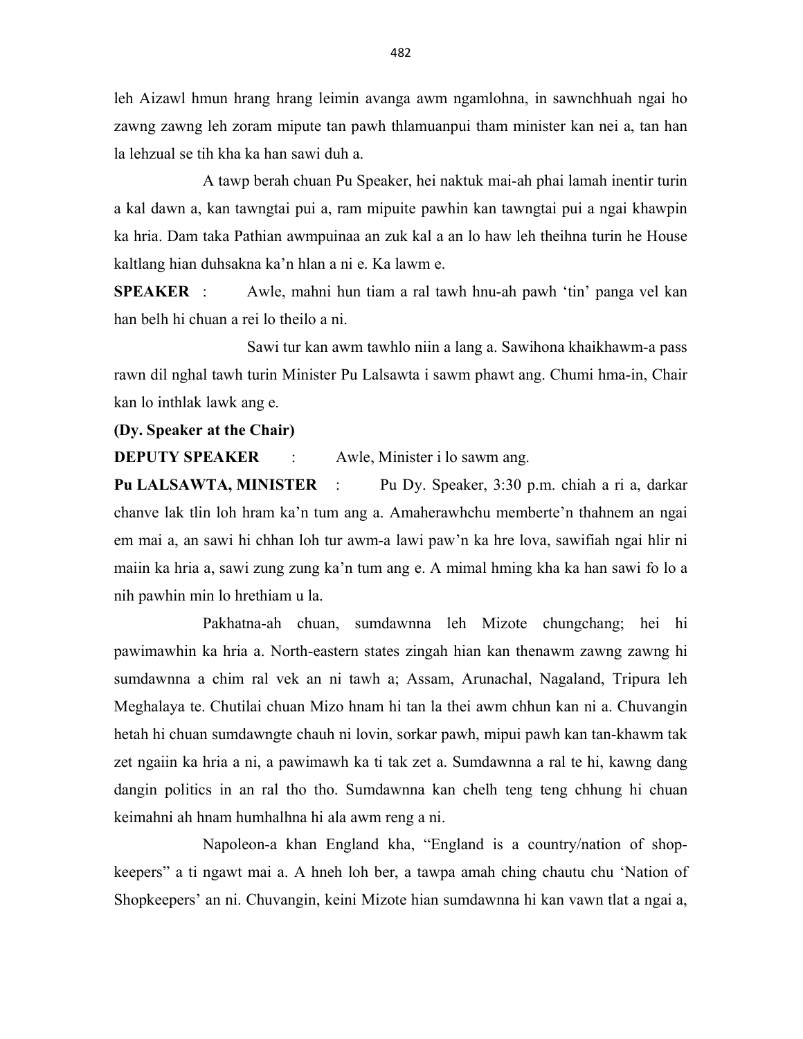leh Aizawl hmun hrang hrang leimin avanga awm ngamlohna, in sawnchhuah ngai ho zawng zawng leh zoram mipute tan pawh thlamuanpui tham minister kan nei a, tan han la lehzual se tih kha ka han sawi duh a.

A tawp berah chuan Pu Speaker, hei naktuk mai-ah phai lamah inentir turin a kal dawn a, kan tawngtai pui a, ram mipuite pawhin kan tawngtai pui a ngai khawpin ka hria. Dam taka Pathian awmpuinaa an zuk kal a an lo haw leh theihna turin he House kaltlang hian duhsakna ka'n hlan a ni e. Ka lawm e.

**SPEAKER** : Awle, mahni hun tiam a ral tawh hnu-ah pawh 'tin' panga vel kan han belh hi chuan a rei lo theilo a ni.

Sawi tur kan awm tawhlo niin a lang a. Sawihona khaikhawm-a pass rawn dil nghal tawh turin Minister Pu Lalsawta i sawm phawt ang. Chumi hma-in, Chair kan lo inthlak lawk ang e.

**(Dy. Speaker at the Chair)**

**DEPUTY SPEAKER** : Awle, Minister i lo sawm ang.

**Pu LALSAWTA, MINISTER** : Pu Dy. Speaker, 3:30 p.m. chiah a ri a, darkar chanve lak tlin loh hram ka'n tum ang a. Amaherawhchu memberte'n thahnem an ngai em mai a, an sawi hi chhan loh tur awm-a lawi paw'n ka hre lova, sawifiah ngai hlir ni maiin ka hria a, sawi zung zung ka'n tum ang e. A mimal hming kha ka han sawi fo lo a nih pawhin min lo hrethiam u la.

Pakhatna-ah chuan, sumdawnna leh Mizote chungchang; hei hi pawimawhin ka hria a. North-eastern states zingah hian kan thenawm zawng zawng hi sumdawnna a chim ral vek an ni tawh a; Assam, Arunachal, Nagaland, Tripura leh Meghalaya te. Chutilai chuan Mizo hnam hi tan la thei awm chhun kan ni a. Chuvangin hetah hi chuan sumdawngte chauh ni lovin, sorkar pawh, mipui pawh kan tan-khawm tak zet ngaiin ka hria a ni, a pawimawh ka ti tak zet a. Sumdawnna a ral te hi, kawng dang dangin politics in an ral tho tho. Sumdawnna kan chelh teng teng chhung hi chuan keimahni ah hnam humhalhna hi ala awm reng a ni.

Napoleon-a khan England kha, "England is a country/nation of shop-keepers" a ti ngawt mai a. A hneh loh ber, a tawpa amah ching chautu chu 'Nation of Shopkeepers' an ni. Chuvangin, keini Mizote hian sumdawnna hi kan vawn tlat a ngai a,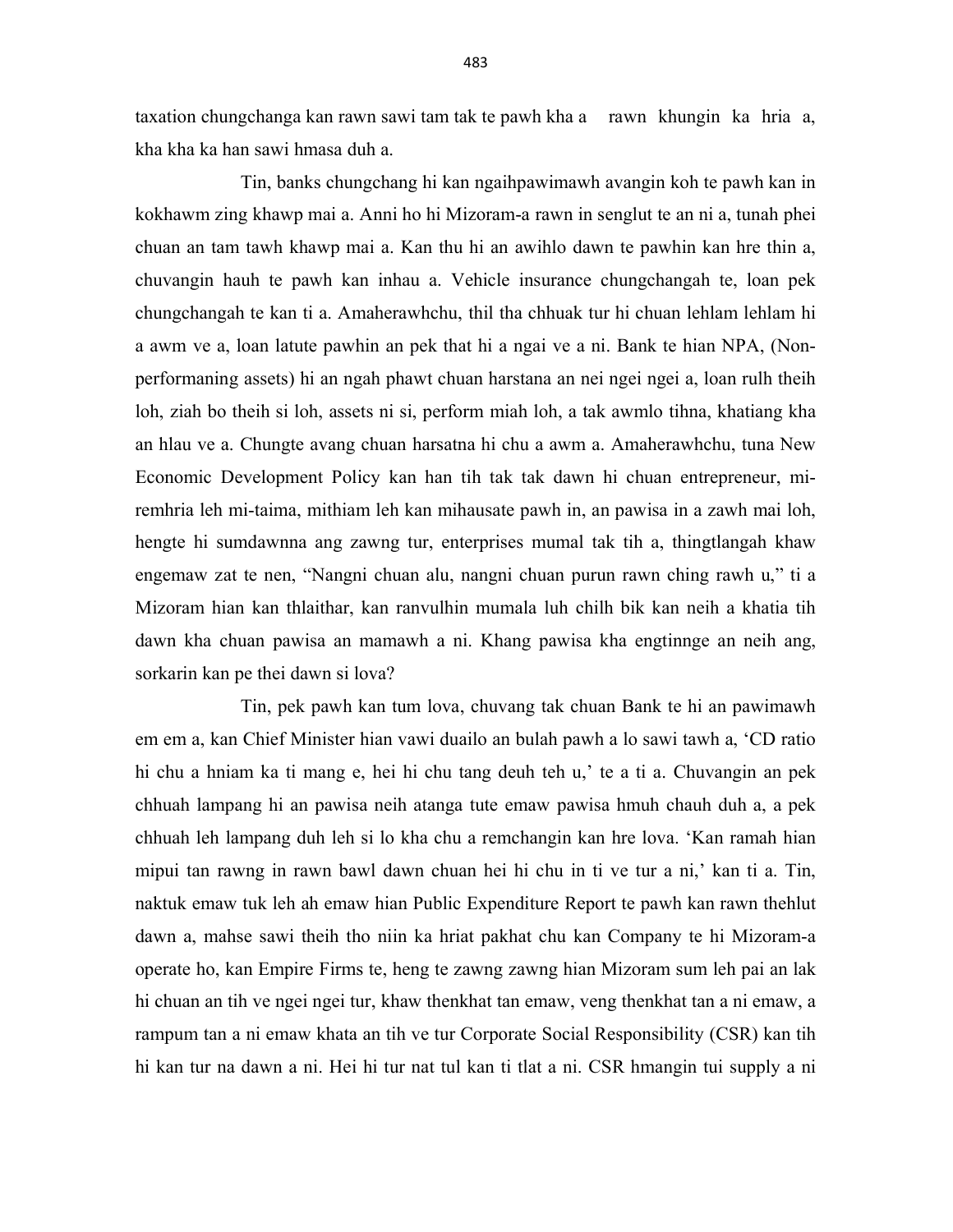taxation chungchanga kan rawn sawi tam tak te pawh kha a rawn khungin ka hria a, kha kha ka han sawi hmasa duh a.

Tin, banks chungchang hi kan ngaihpawimawh avangin koh te pawh kan in kokhawm zing khawp mai a. Anni ho hi Mizoram-a rawn in senglut te an ni a, tunah phei chuan an tam tawh khawp mai a. Kan thu hi an awihlo dawn te pawhin kan hre thin a, chuvangin hauh te pawh kan inhau a. Vehicle insurance chungchangah te, loan pek chungchangah te kan ti a. Amaherawhchu, thil tha chhuak tur hi chuan lehlam lehlam hi a awm ve a, loan latute pawhin an pek that hi a ngai ve a ni. Bank te hian NPA, (Non-performaning assets) hi an ngah phawt chuan harstana an nei ngei ngei a, loan rulh theih loh, ziah bo theih si loh, assets ni si, perform miah loh, a tak awmlo tihna, khatiang kha an hlau ve a. Chungte avang chuan harsatna hi chu a awm a. Amaherawhchu, tuna New Economic Development Policy kan han tih tak tak dawn hi chuan entrepreneur, mi-remhria leh mi-taima, mithiam leh kan mihausate pawh in, an pawisa in a zawh mai loh, hengte hi sumdawnna ang zawng tur, enterprises mumal tak tih a, thingtlangah khaw engemaw zat te nen, "Nangni chuan alu, nangni chuan purun rawn ching rawh u," ti a Mizoram hian kan thlaithar, kan ranvulhin mumala luh chilh bik kan neih a khatia tih dawn kha chuan pawisa an mamawh a ni. Khang pawisa kha engtinnge an neih ang, sorkarin kan pe thei dawn si lova?

Tin, pek pawh kan tum lova, chuvang tak chuan Bank te hi an pawimawh em em a, kan Chief Minister hian vawi duailo an bulah pawh a lo sawi tawh a, 'CD ratio hi chu a hniam ka ti mang e, hei hi chu tang deuh teh u,' te a ti a. Chuvangin an pek chhuah lampang hi an pawisa neih atanga tute emaw pawisa hmuh chauh duh a, a pek chhuah leh lampang duh leh si lo kha chu a remchangin kan hre lova. 'Kan ramah hian mipui tan rawng in rawn bawl dawn chuan hei hi chu in ti ve tur a ni,' kan ti a. Tin, naktuk emaw tuk leh ah emaw hian Public Expenditure Report te pawh kan rawn thehlut dawn a, mahse sawi theih tho niin ka hriat pakhat chu kan Company te hi Mizoram-a operate ho, kan Empire Firms te, heng te zawng zawng hian Mizoram sum leh pai an lak hi chuan an tih ve ngei ngei tur, khaw thenkhat tan emaw, veng thenkhat tan a ni emaw, a rampum tan a ni emaw khata an tih ve tur Corporate Social Responsibility (CSR) kan tih hi kan tur na dawn a ni. Hei hi tur nat tul kan ti tlat a ni. CSR hmangin tui supply a ni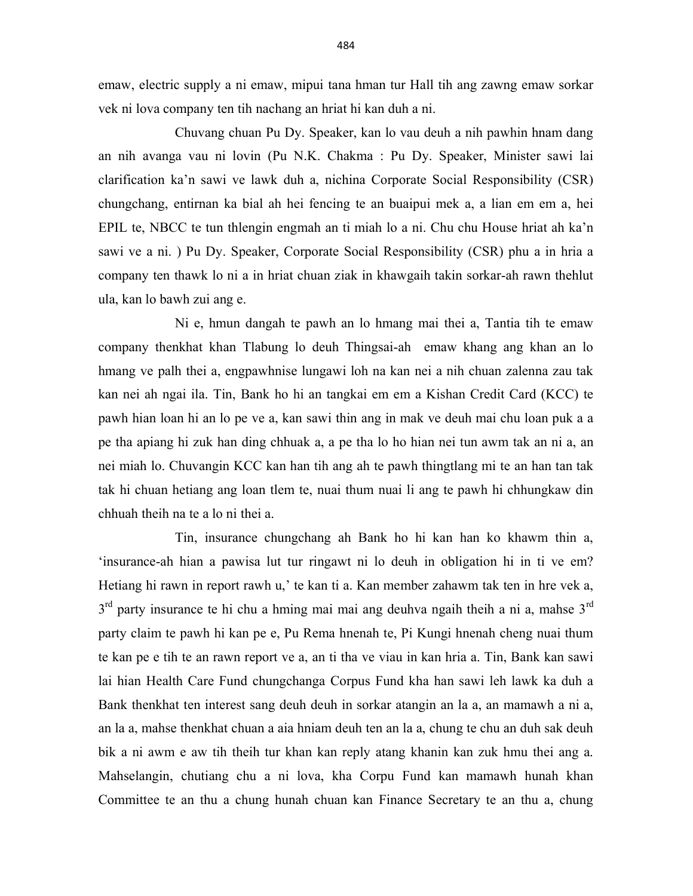emaw, electric supply a ni emaw, mipui tana hman tur Hall tih ang zawng emaw sorkar vek ni lova company ten tih nachang an hriat hi kan duh a ni.

Chuvang chuan Pu Dy. Speaker, kan lo vau deuh a nih pawhin hnam dang an nih avanga vau ni lovin (Pu N.K. Chakma : Pu Dy. Speaker, Minister sawi lai clarification ka'n sawi ve lawk duh a, nichina Corporate Social Responsibility (CSR) chungchang, entirnan ka bial ah hei fencing te an buaipui mek a, a lian em em a, hei EPIL te, NBCC te tun thlengin engmah an ti miah lo a ni. Chu chu House hriat ah ka'n sawi ve a ni. ) Pu Dy. Speaker, Corporate Social Responsibility (CSR) phu a in hria a company ten thawk lo ni a in hriat chuan ziak in khawgaih takin sorkar-ah rawn thehlut ula, kan lo bawh zui ang e.

Ni e, hmun dangah te pawh an lo hmang mai thei a, Tantia tih te emaw company thenkhat khan Tlabung lo deuh Thingsai-ah emaw khang ang khan an lo hmang ve palh thei a, engpawhnise lungawi loh na kan nei a nih chuan zalenna zau tak kan nei ah ngai ila. Tin, Bank ho hi an tangkai em em a Kishan Credit Card (KCC) te pawh hian loan hi an lo pe ve a, kan sawi thin ang in mak ve deuh mai chu loan puk a a pe tha apiang hi zuk han ding chhuak a, a pe tha lo ho hian nei tun awm tak an ni a, an nei miah lo. Chuvangin KCC kan han tih ang ah te pawh thingtlang mi te an han tan tak tak hi chuan hetiang ang loan tlem te, nuai thum nuai li ang te pawh hi chhungkaw din chhuah theih na te a lo ni thei a.

Tin, insurance chungchang ah Bank ho hi kan han ko khawm thin a, 'insurance-ah hian a pawisa lut tur ringawt ni lo deuh in obligation hi in ti ve em? Hetiang hi rawn in report rawh u,' te kan ti a. Kan member zahawm tak ten in hre vek a, 3rd party insurance te hi chu a hming mai mai ang deuhva ngaih theih a ni a, mahse 3rd party claim te pawh hi kan pe e, Pu Rema hnenah te, Pi Kungi hnenah cheng nuai thum te kan pe e tih te an rawn report ve a, an ti tha ve viau in kan hria a. Tin, Bank kan sawi lai hian Health Care Fund chungchanga Corpus Fund kha han sawi leh lawk ka duh a Bank thenkhat ten interest sang deuh deuh in sorkar atangin an la a, an mamawh a ni a, an la a, mahse thenkhat chuan a aia hniam deuh ten an la a, chung te chu an duh sak deuh bik a ni awm e aw tih theih tur khan kan reply atang khanin kan zuk hmu thei ang a. Mahselangin, chutiang chu a ni lova, kha Corpu Fund kan mamawh hunah khan Committee te an thu a chung hunah chuan kan Finance Secretary te an thu a, chung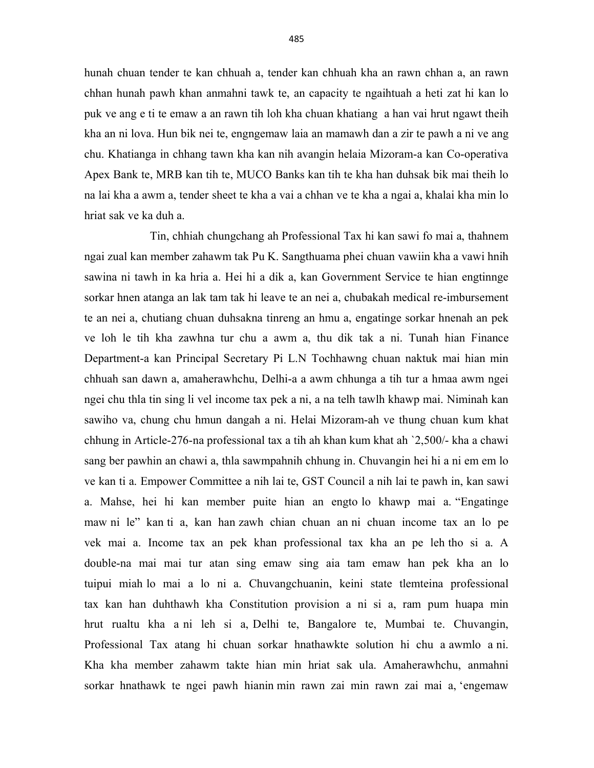hunah chuan tender te kan chhuah a, tender kan chhuah kha an rawn chhan a, an rawn chhan hunah pawh khan anmahni tawk te, an capacity te ngaihtuah a heti zat hi kan lo puk ve ang e ti te emaw a an rawn tih loh kha chuan khatiang a han vai hrut ngawt theih kha an ni lova. Hun bik nei te, engngemaw laia an mamawh dan a zir te pawh a ni ve ang chu. Khatianga in chhang tawn kha kan nih avangin helaia Mizoram-a kan Co-operativa Apex Bank te, MRB kan tih te, MUCO Banks kan tih te kha han duhsak bik mai theih lo na lai kha a awm a, tender sheet te kha a vai a chhan ve te kha a ngai a, khalai kha min lo hriat sak ve ka duh a.

Tin, chhiah chungchang ah Professional Tax hi kan sawi fo mai a, thahnem ngai zual kan member zahawm tak Pu K. Sangthuama phei chuan vawiin kha a vawi hnih sawina ni tawh in ka hria a. Hei hi a dik a, kan Government Service te hian engtinnge sorkar hnen atanga an lak tam tak hi leave te an nei a, chubakah medical re-imbursement te an nei a, chutiang chuan duhsakna tinreng an hmu a, engatinge sorkar hnenah an pek ve loh le tih kha zawhna tur chu a awm a, thu dik tak a ni. Tunah hian Finance Department-a kan Principal Secretary Pi L.N Tochhawng chuan naktuk mai hian min chhuah san dawn a, amaherawhchu, Delhi-a a awm chhunga a tih tur a hmaa awm ngei ngei chu thla tin sing li vel income tax pek a ni, a na telh tawlh khawp mai. Niminah kan sawiho va, chung chu hmun dangah a ni. Helai Mizoram-ah ve thung chuan kum khat chhung in Article-276-na professional tax a tih ah khan kum khat ah `2,500/- kha a chawi sang ber pawhin an chawi a, thla sawmpahnih chhung in. Chuvangin hei hi a ni em em lo ve kan ti a. Empower Committee a nih lai te, GST Council a nih lai te pawh in, kan sawi a. Mahse, hei hi kan member puite hian an engto lo khawp mai a. "Engatinge maw ni le" kan ti a, kan han zawh chian chuan an ni chuan income tax an lo pe vek mai a. Income tax an pek khan professional tax kha an pe leh tho si a. A double-na mai mai tur atan sing emaw sing aia tam emaw han pek kha an lo tuipui miah lo mai a lo ni a. Chuvangchuanin, keini state tlemteina professional tax kan han duhthawh kha Constitution provision a ni si a, ram pum huapa min hrut rualtu kha a ni leh si a, Delhi te, Bangalore te, Mumbai te. Chuvangin, Professional Tax atang hi chuan sorkar hnathawkte solution hi chu a awmlo a ni. Kha kha member zahawm takte hian min hriat sak ula. Amaherawhchu, anmahni sorkar hnathawk te ngei pawh hianin min rawn zai min rawn zai mai a, 'engemaw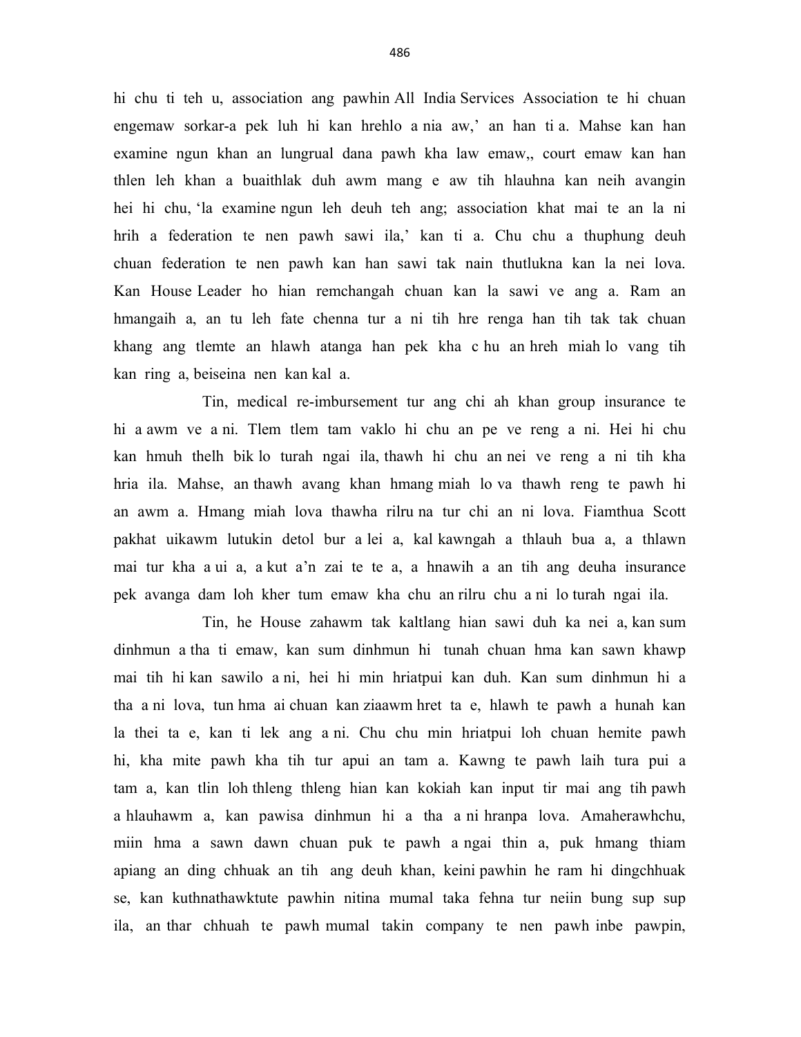hi chu ti teh u, association ang pawhin All India Services Association te hi chuan engemaw sorkar-a pek luh hi kan hrehlo a nia aw,' an han ti a. Mahse kan han examine ngun khan an lungrual dana pawh kha law emaw,, court emaw kan han thlen leh khan a buaithlak duh awm mang e aw tih hlauhna kan neih avangin hei hi chu, 'la examine ngun leh deuh teh ang; association khat mai te an la ni hrih a federation te nen pawh sawi ila,' kan ti a. Chu chu a thuphung deuh chuan federation te nen pawh kan han sawi tak nain thutlukna kan la nei lova. Kan House Leader ho hian remchangah chuan kan la sawi ve ang a. Ram an hmangaih a, an tu leh fate chenna tur a ni tih hre renga han tih tak tak chuan khang ang tlemte an hlawh atanga han pek kha c hu an hreh miah lo vang tih kan ring a, beiseina nen kan kal a.

Tin, medical re-imbursement tur ang chi ah khan group insurance te hi a awm ve a ni. Tlem tlem tam vaklo hi chu an pe ve reng a ni. Hei hi chu kan hmuh thelh bik lo turah ngai ila, thawh hi chu an nei ve reng a ni tih kha hria ila. Mahse, an thawh avang khan hmang miah lo va thawh reng te pawh hi an awm a. Hmang miah lova thawha rilru na tur chi an ni lova. Fiamthua Scott pakhat uikawm lutukin detol bur a lei a, kal kawngah a thlauh bua a, a thlawn mai tur kha a ui a, a kut a'n zai te te a, a hnawih a an tih ang deuha insurance pek avanga dam loh kher tum emaw kha chu an rilru chu a ni lo turah ngai ila.

Tin, he House zahawm tak kaltlang hian sawi duh ka nei a, kan sum dinhmun a tha ti emaw, kan sum dinhmun hi tunah chuan hma kan sawn khawp mai tih hi kan sawilo a ni, hei hi min hriatpui kan duh. Kan sum dinhmun hi a tha a ni lova, tun hma ai chuan kan ziaawm hret ta e, hlawh te pawh a hunah kan la thei ta e, kan ti lek ang a ni. Chu chu min hriatpui loh chuan hemite pawh hi, kha mite pawh kha tih tur apui an tam a. Kawng te pawh laih tura pui a tam a, kan tlin loh thleng thleng hian kan kokiah kan input tir mai ang tih pawh a hlauhawm a, kan pawisa dinhmun hi a tha a ni hranpa lova. Amaherawhchu, miin hma a sawn dawn chuan puk te pawh a ngai thin a, puk hmang thiam apiang an ding chhuak an tih ang deuh khan, keini pawhin he ram hi dingchhuak se, kan kuthnathawktute pawhin nitina mumal taka fehna tur neiin bung sup sup ila, an thar chhuah te pawh mumal takin company te nen pawh inbe pawpin,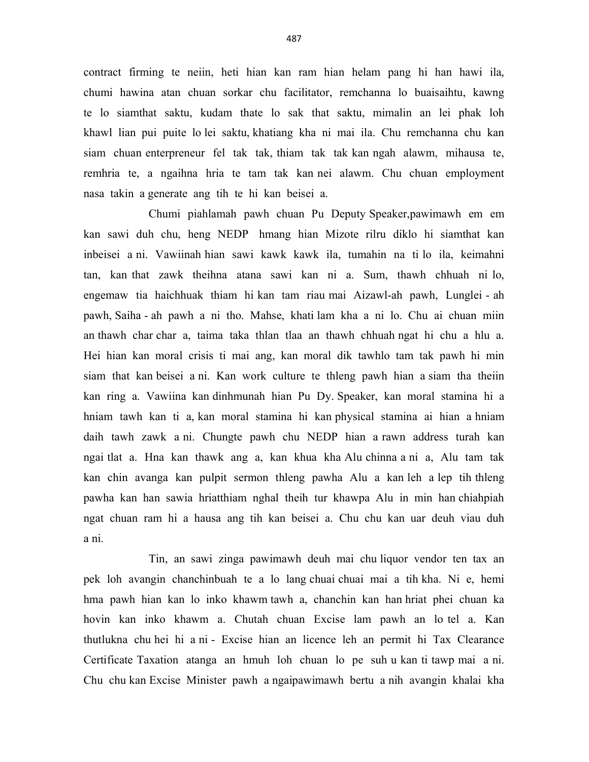contract firming te neiin, heti hian kan ram hian helam pang hi han hawi ila, chumi hawina atan chuan sorkar chu facilitator, remchanna lo buaisaihtu, kawng te lo siamthat saktu, kudam thate lo sak that saktu, mimalin an lei phak loh khawl lian pui puite lo lei saktu, khatiang kha ni mai ila. Chu remchanna chu kan siam chuan enterpreneur fel tak tak, thiam tak tak kan ngah alawm, mihausa te, remhria te, a ngaihna hria te tam tak kan nei alawm. Chu chuan employment nasa takin a generate ang tih te hi kan beisei a.

Chumi piahlamah pawh chuan Pu Deputy Speaker,pawimawh em em kan sawi duh chu, heng NEDP hmang hian Mizote rilru diklo hi siamthat kan inbeisei a ni. Vawiinah hian sawi kawk kawk ila, tumahin na ti lo ila, keimahni tan, kan that zawk theihna atana sawi kan ni a. Sum, thawh chhuah ni lo, engemaw tia haichhuak thiam hi kan tam riau mai Aizawl-ah pawh, Lunglei - ah pawh, Saiha - ah pawh a ni tho. Mahse, khati lam kha a ni lo. Chu ai chuan miin an thawh char char a, taima taka thlan tlaa an thawh chhuah ngat hi chu a hlu a. Hei hian kan moral crisis ti mai ang, kan moral dik tawhlo tam tak pawh hi min siam that kan beisei a ni. Kan work culture te thleng pawh hian a siam tha theiin kan ring a. Vawiina kan dinhmunah hian Pu Dy. Speaker, kan moral stamina hi a hniam tawh kan ti a, kan moral stamina hi kan physical stamina ai hian a hniam daih tawh zawk a ni. Chungte pawh chu NEDP hian a rawn address turah kan ngai tlat a. Hna kan thawk ang a, kan khua kha Alu chinna a ni a, Alu tam tak kan chin avanga kan pulpit sermon thleng pawha Alu a kan leh a lep tih thleng pawha kan han sawia hriatthiam nghal theih tur khawpa Alu in min han chiahpiah ngat chuan ram hi a hausa ang tih kan beisei a. Chu chu kan uar deuh viau duh a ni.

Tin, an sawi zinga pawimawh deuh mai chu liquor vendor ten tax an pek loh avangin chanchinbuah te a lo lang chuai chuai mai a tih kha. Ni e, hemi hma pawh hian kan lo inko khawm tawh a, chanchin kan han hriat phei chuan ka hovin kan inko khawm a. Chutah chuan Excise lam pawh an lo tel a. Kan thutlukna chu hei hi a ni - Excise hian an licence leh an permit hi Tax Clearance Certificate Taxation atanga an hmuh loh chuan lo pe suh u kan ti tawp mai a ni. Chu chu kan Excise Minister pawh a ngaipawimawh bertu a nih avangin khalai kha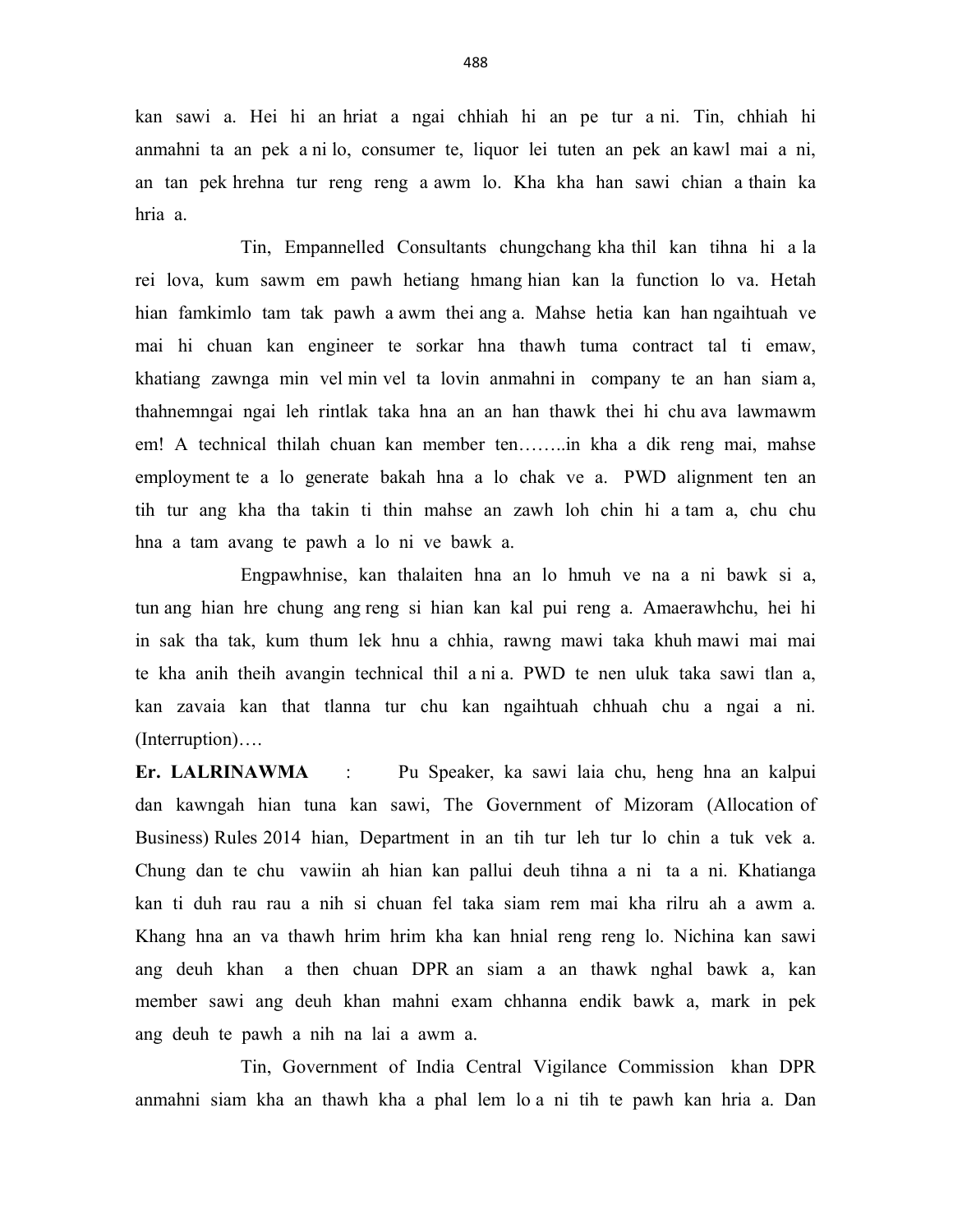kan sawi a. Hei hi an hriat a ngai chhiah hi an pe tur a ni. Tin, chhiah hi anmahni ta an pek a ni lo, consumer te, liquor lei tuten an pek an kawl mai a ni, an tan pek hrehna tur reng reng a awm lo. Kha kha han sawi chian a thain ka hria a.

Tin, Empannelled Consultants chungchang kha thil kan tihna hi a la rei lova, kum sawm em pawh hetiang hmang hian kan la function lo va. Hetah hian famkimlo tam tak pawh a awm thei ang a. Mahse hetia kan han ngaihtuah ve mai hi chuan kan engineer te sorkar hna thawh tuma contract tal ti emaw, khatiang zawnga min vel min vel ta lovin anmahni in company te an han siam a, thahnemngai ngai leh rintlak taka hna an an han thawk thei hi chu ava lawmawm em! A technical thilah chuan kan member ten……..in kha a dik reng mai, mahse employment te a lo generate bakah hna a lo chak ve a. PWD alignment ten an tih tur ang kha tha takin ti thin mahse an zawh loh chin hi a tam a, chu chu hna a tam avang te pawh a lo ni ve bawk a.

Engpawhnise, kan thalaiten hna an lo hmuh ve na a ni bawk si a, tun ang hian hre chung ang reng si hian kan kal pui reng a. Amaerawhchu, hei hi in sak tha tak, kum thum lek hnu a chhia, rawng mawi taka khuh mawi mai mai te kha anih theih avangin technical thil a ni a. PWD te nen uluk taka sawi tlan a, kan zavaia kan that tlanna tur chu kan ngaihtuah chhuah chu a ngai a ni. (Interruption)….

**Er. LALRINAWMA** : Pu Speaker, ka sawi laia chu, heng hna an kalpui dan kawngah hian tuna kan sawi, The Government of Mizoram (Allocation of Business) Rules 2014 hian, Department in an tih tur leh tur lo chin a tuk vek a. Chung dan te chu vawiin ah hian kan pallui deuh tihna a ni ta a ni. Khatianga kan ti duh rau rau a nih si chuan fel taka siam rem mai kha rilru ah a awm a. Khang hna an va thawh hrim hrim kha kan hnial reng reng lo. Nichina kan sawi ang deuh khan a then chuan DPR an siam a an thawk nghal bawk a, kan member sawi ang deuh khan mahni exam chhanna endik bawk a, mark in pek ang deuh te pawh a nih na lai a awm a.

Tin, Government of India Central Vigilance Commission khan DPR anmahni siam kha an thawh kha a phal lem lo a ni tih te pawh kan hria a. Dan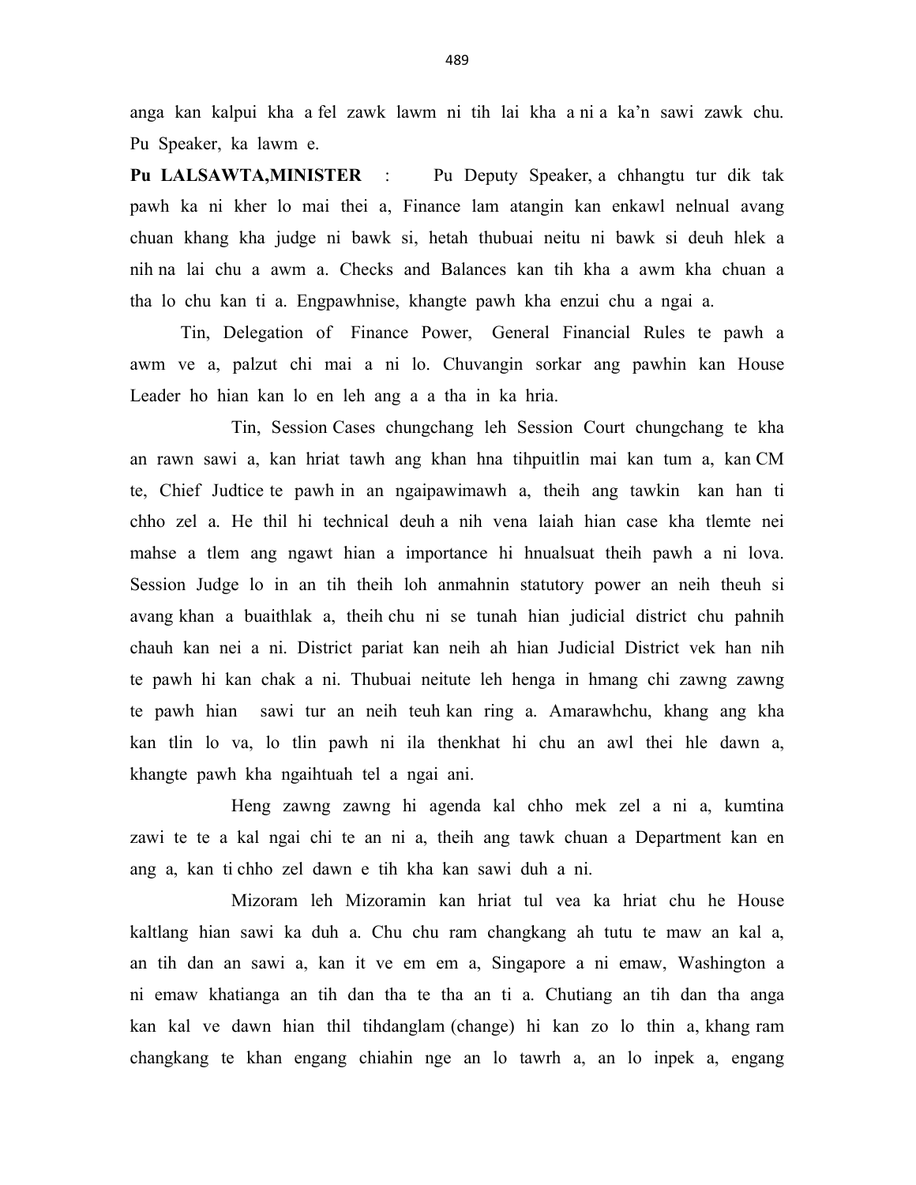anga kan kalpui kha a fel zawk lawm ni tih lai kha a ni a ka'n sawi zawk chu. Pu Speaker, ka lawm e.

**Pu LALSAWTA,MINISTER** : Pu Deputy Speaker, a chhangtu tur dik tak pawh ka ni kher lo mai thei a, Finance lam atangin kan enkawl nelnual avang chuan khang kha judge ni bawk si, hetah thubuai neitu ni bawk si deuh hlek a nih na lai chu a awm a. Checks and Balances kan tih kha a awm kha chuan a tha lo chu kan ti a. Engpawhnise, khangte pawh kha enzui chu a ngai a.

Tin, Delegation of Finance Power, General Financial Rules te pawh a awm ve a, palzut chi mai a ni lo. Chuvangin sorkar ang pawhin kan House Leader ho hian kan lo en leh ang a a tha in ka hria.

Tin, Session Cases chungchang leh Session Court chungchang te kha an rawn sawi a, kan hriat tawh ang khan hna tihpuitlin mai kan tum a, kan CM te, Chief Judtice te pawh in an ngaipawimawh a, theih ang tawkin kan han ti chho zel a. He thil hi technical deuh a nih vena laiah hian case kha tlemte nei mahse a tlem ang ngawt hian a importance hi hnualsuat theih pawh a ni lova. Session Judge lo in an tih theih loh anmahnin statutory power an neih theuh si avang khan a buaithlak a, theih chu ni se tunah hian judicial district chu pahnih chauh kan nei a ni. District pariat kan neih ah hian Judicial District vek han nih te pawh hi kan chak a ni. Thubuai neitute leh henga in hmang chi zawng zawng te pawh hian sawi tur an neih teuh kan ring a. Amarawhchu, khang ang kha kan tlin lo va, lo tlin pawh ni ila thenkhat hi chu an awl thei hle dawn a, khangte pawh kha ngaihtuah tel a ngai ani.

Heng zawng zawng hi agenda kal chho mek zel a ni a, kumtina zawi te te a kal ngai chi te an ni a, theih ang tawk chuan a Department kan en ang a, kan ti chho zel dawn e tih kha kan sawi duh a ni.

Mizoram leh Mizoramin kan hriat tul vea ka hriat chu he House kaltlang hian sawi ka duh a. Chu chu ram changkang ah tutu te maw an kal a, an tih dan an sawi a, kan it ve em em a, Singapore a ni emaw, Washington a ni emaw khatianga an tih dan tha te tha an ti a. Chutiang an tih dan tha anga kan kal ve dawn hian thil tihdanglam (change) hi kan zo lo thin a, khang ram changkang te khan engang chiahin nge an lo tawrh a, an lo inpek a, engang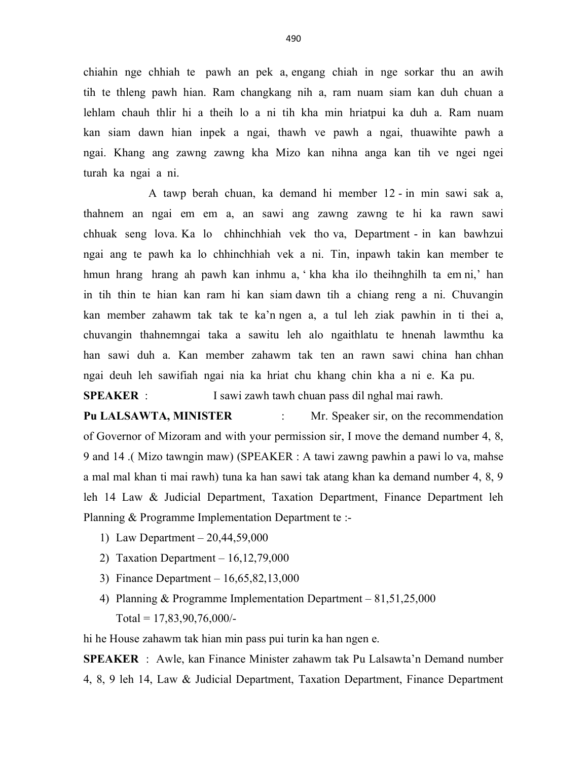chiahin nge chhiah te pawh an pek a, engang chiah in nge sorkar thu an awih tih te thleng pawh hian. Ram changkang nih a, ram nuam siam kan duh chuan a lehlam chauh thlir hi a theih lo a ni tih kha min hriatpui ka duh a. Ram nuam kan siam dawn hian inpek a ngai, thawh ve pawh a ngai, thuawihte pawh a ngai. Khang ang zawng zawng kha Mizo kan nihna anga kan tih ve ngei ngei turah ka ngai a ni.

A tawp berah chuan, ka demand hi member 12 - in min sawi sak a, thahnem an ngai em em a, an sawi ang zawng zawng te hi ka rawn sawi chhuak seng lova. Ka lo chhinchhiah vek tho va, Department - in kan bawhzui ngai ang te pawh ka lo chhinchhiah vek a ni. Tin, inpawh takin kan member te hmun hrang hrang ah pawh kan inhmu a, 'kha kha ilo theihnghilh ta em ni,' han in tih thin te hian kan ram hi kan siam dawn tih a chiang reng a ni. Chuvangin kan member zahawm tak tak te ka'n ngen a, a tul leh ziak pawhin in ti thei a, chuvangin thahnemngai taka a sawitu leh alo ngaithlatu te hnenah lawmthu ka han sawi duh a. Kan member zahawm tak ten an rawn sawi china han chhan ngai deuh leh sawifiah ngai nia ka hriat chu khang chin kha a ni e. Ka pu.

**SPEAKER** : I sawi zawh tawh chuan pass dil nghal mai rawh.

**Pu LALSAWTA, MINISTER** : Mr. Speaker sir, on the recommendation of Governor of Mizoram and with your permission sir, I move the demand number 4, 8, 9 and 14 .( Mizo tawngin maw) (SPEAKER : A tawi zawng pawhin a pawi lo va, mahse a mal mal khan ti mai rawh) tuna ka han sawi tak atang khan ka demand number 4, 8, 9 leh 14 Law & Judicial Department, Taxation Department, Finance Department leh Planning & Programme Implementation Department te :-

1) Law Department – 20,44,59,000
2) Taxation Department – 16,12,79,000
3) Finance Department – 16,65,82,13,000
4) Planning & Programme Implementation Department – 81,51,25,000

   Total = 17,83,90,76,000/-

hi he House zahawm tak hian min pass pui turin ka han ngen e.

**SPEAKER** : Awle, kan Finance Minister zahawm tak Pu Lalsawta'n Demand number 4, 8, 9 leh 14, Law & Judicial Department, Taxation Department, Finance Department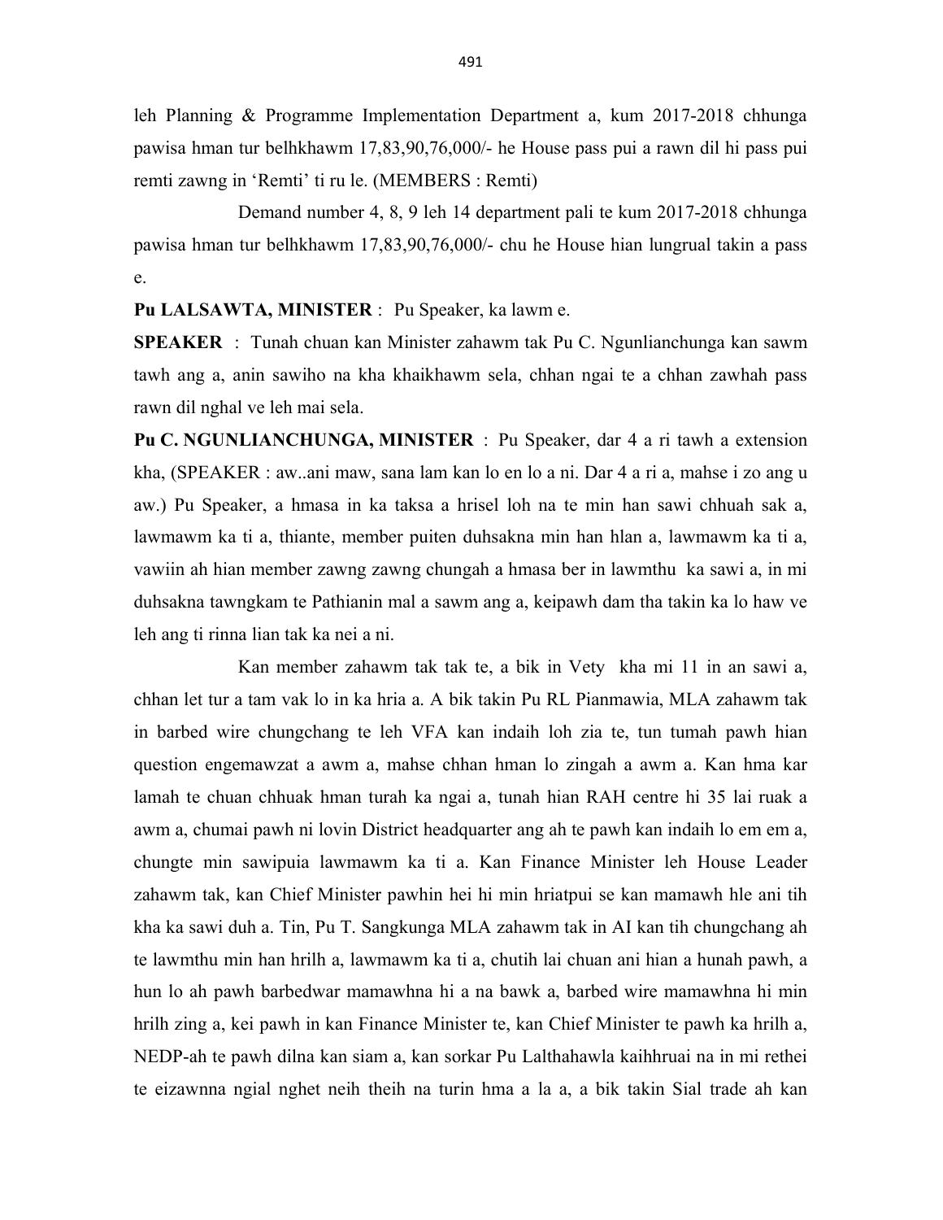leh Planning & Programme Implementation Department a, kum 2017-2018 chhunga pawisa hman tur belhkhawm 17,83,90,76,000/- he House pass pui a rawn dil hi pass pui remti zawng in 'Remti' ti ru le. (MEMBERS : Remti)

Demand number 4, 8, 9 leh 14 department pali te kum 2017-2018 chhunga pawisa hman tur belhkhawm 17,83,90,76,000/- chu he House hian lungrual takin a pass e.

**Pu LALSAWTA, MINISTER** : Pu Speaker, ka lawm e.

**SPEAKER** : Tunah chuan kan Minister zahawm tak Pu C. Ngunlianchunga kan sawm tawh ang a, anin sawiho na kha khaikhawm sela, chhan ngai te a chhan zawhah pass rawn dil nghal ve leh mai sela.

**Pu C. NGUNLIANCHUNGA, MINISTER** : Pu Speaker, dar 4 a ri tawh a extension kha, (SPEAKER : aw..ani maw, sana lam kan lo en lo a ni. Dar 4 a ri a, mahse i zo ang u aw.) Pu Speaker, a hmasa in ka taksa a hrisel loh na te min han sawi chhuah sak a, lawmawm ka ti a, thiante, member puiten duhsakna min han hlan a, lawmawm ka ti a, vawiin ah hian member zawng zawng chungah a hmasa ber in lawmthu ka sawi a, in mi duhsakna tawngkam te Pathianin mal a sawm ang a, keipawh dam tha takin ka lo haw ve leh ang ti rinna lian tak ka nei a ni.

Kan member zahawm tak tak te, a bik in Vety kha mi 11 in an sawi a, chhan let tur a tam vak lo in ka hria a. A bik takin Pu RL Pianmawia, MLA zahawm tak in barbed wire chungchang te leh VFA kan indaih loh zia te, tun tumah pawh hian question engemawzat a awm a, mahse chhan hman lo zingah a awm a. Kan hma kar lamah te chuan chhuak hman turah ka ngai a, tunah hian RAH centre hi 35 lai ruak a awm a, chumai pawh ni lovin District headquarter ang ah te pawh kan indaih lo em em a, chungte min sawipuia lawmawm ka ti a. Kan Finance Minister leh House Leader zahawm tak, kan Chief Minister pawhin hei hi min hriatpui se kan mamawh hle ani tih kha ka sawi duh a. Tin, Pu T. Sangkunga MLA zahawm tak in AI kan tih chungchang ah te lawmthu min han hrilh a, lawmawm ka ti a, chutih lai chuan ani hian a hunah pawh, a hun lo ah pawh barbedwar mamawhna hi a na bawk a, barbed wire mamawhna hi min hrilh zing a, kei pawh in kan Finance Minister te, kan Chief Minister te pawh ka hrilh a, NEDP-ah te pawh dilna kan siam a, kan sorkar Pu Lalthahawla kaihhruai na in mi rethei te eizawnna ngial nghet neih theih na turin hma a la a, a bik takin Sial trade ah kan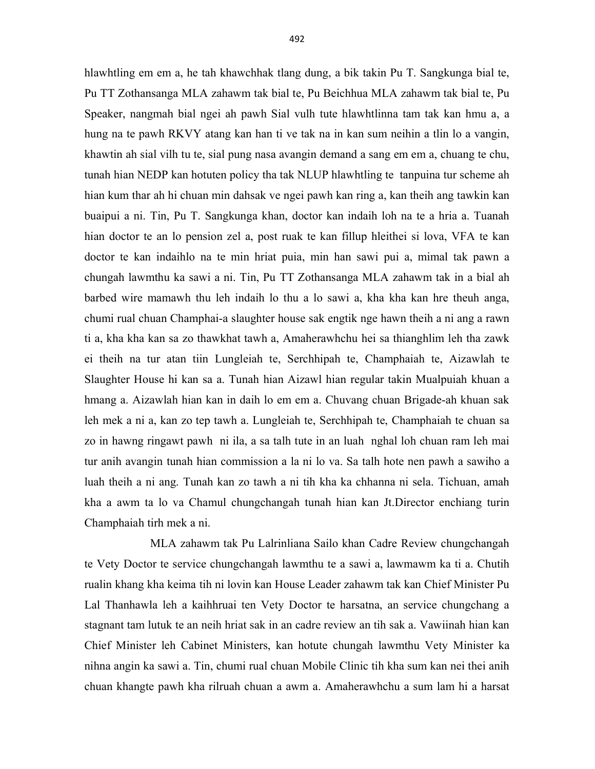hlawhtling em em a, he tah khawchhak tlang dung, a bik takin Pu T. Sangkunga bial te, Pu TT Zothansanga MLA zahawm tak bial te, Pu Beichhua MLA zahawm tak bial te, Pu Speaker, nangmah bial ngei ah pawh Sial vulh tute hlawhtlinna tam tak kan hmu a, a hung na te pawh RKVY atang kan han ti ve tak na in kan sum neihin a tlin lo a vangin, khawtin ah sial vilh tu te, sial pung nasa avangin demand a sang em em a, chuang te chu, tunah hian NEDP kan hotuten policy tha tak NLUP hlawhtling te tanpuina tur scheme ah hian kum thar ah hi chuan min dahsak ve ngei pawh kan ring a, kan theih ang tawkin kan buaipui a ni. Tin, Pu T. Sangkunga khan, doctor kan indaih loh na te a hria a. Tuanah hian doctor te an lo pension zel a, post ruak te kan fillup hleithei si lova, VFA te kan doctor te kan indaihlo na te min hriat puia, min han sawi pui a, mimal tak pawn a chungah lawmthu ka sawi a ni. Tin, Pu TT Zothansanga MLA zahawm tak in a bial ah barbed wire mamawh thu leh indaih lo thu a lo sawi a, kha kha kan hre theuh anga, chumi rual chuan Champhai-a slaughter house sak engtik nge hawn theih a ni ang a rawn ti a, kha kha kan sa zo thawkhat tawh a, Amaherawhchu hei sa thianghlim leh tha zawk ei theih na tur atan tiin Lungleiah te, Serchhipah te, Champhaiah te, Aizawlah te Slaughter House hi kan sa a. Tunah hian Aizawl hian regular takin Mualpuiah khuan a hmang a. Aizawlah hian kan in daih lo em em a. Chuvang chuan Brigade-ah khuan sak leh mek a ni a, kan zo tep tawh a. Lungleiah te, Serchhipah te, Champhaiah te chuan sa zo in hawng ringawt pawh ni ila, a sa talh tute in an luah nghal loh chuan ram leh mai tur anih avangin tunah hian commission a la ni lo va. Sa talh hote nen pawh a sawiho a luah theih a ni ang. Tunah kan zo tawh a ni tih kha ka chhanna ni sela. Tichuan, amah kha a awm ta lo va Chamul chungchangah tunah hian kan Jt.Director enchiang turin Champhaiah tirh mek a ni.

MLA zahawm tak Pu Lalrinliana Sailo khan Cadre Review chungchangah te Vety Doctor te service chungchangah lawmthu te a sawi a, lawmawm ka ti a. Chutih rualin khang kha keima tih ni lovin kan House Leader zahawm tak kan Chief Minister Pu Lal Thanhawla leh a kaihhruai ten Vety Doctor te harsatna, an service chungchang a stagnant tam lutuk te an neih hriat sak in an cadre review an tih sak a. Vawiinah hian kan Chief Minister leh Cabinet Ministers, kan hotute chungah lawmthu Vety Minister ka nihna angin ka sawi a. Tin, chumi rual chuan Mobile Clinic tih kha sum kan nei thei anih chuan khangte pawh kha rilruah chuan a awm a. Amaherawhchu a sum lam hi a harsat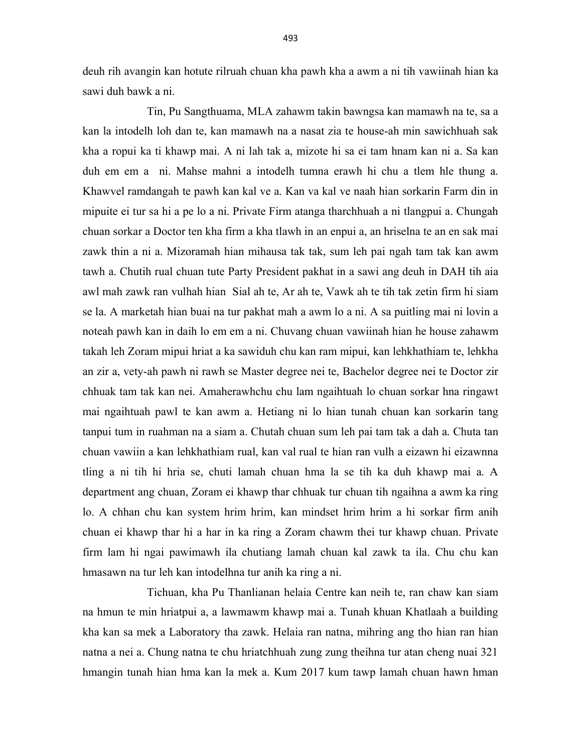deuh rih avangin kan hotute rilruah chuan kha pawh kha a awm a ni tih vawiinah hian ka sawi duh bawk a ni.

Tin, Pu Sangthuama, MLA zahawm takin bawngsa kan mamawh na te, sa a kan la intodelh loh dan te, kan mamawh na a nasat zia te house-ah min sawichhuah sak kha a ropui ka ti khawp mai. A ni lah tak a, mizote hi sa ei tam hnam kan ni a. Sa kan duh em em a ni. Mahse mahni a intodelh tumna erawh hi chu a tlem hle thung a. Khawvel ramdangah te pawh kan kal ve a. Kan va kal ve naah hian sorkarin Farm din in mipuite ei tur sa hi a pe lo a ni. Private Firm atanga tharchhuah a ni tlangpui a. Chungah chuan sorkar a Doctor ten kha firm a kha tlawh in an enpui a, an hriselna te an en sak mai zawk thin a ni a. Mizoramah hian mihausa tak tak, sum leh pai ngah tam tak kan awm tawh a. Chutih rual chuan tute Party President pakhat in a sawi ang deuh in DAH tih aia awl mah zawk ran vulhah hian Sial ah te, Ar ah te, Vawk ah te tih tak zetin firm hi siam se la. A marketah hian buai na tur pakhat mah a awm lo a ni. A sa puitling mai ni lovin a noteah pawh kan in daih lo em em a ni. Chuvang chuan vawiinah hian he house zahawm takah leh Zoram mipui hriat a ka sawiduh chu kan ram mipui, kan lehkhathiam te, lehkha an zir a, vety-ah pawh ni rawh se Master degree nei te, Bachelor degree nei te Doctor zir chhuak tam tak kan nei. Amaherawhchu chu lam ngaihtuah lo chuan sorkar hna ringawt mai ngaihtuah pawl te kan awm a. Hetiang ni lo hian tunah chuan kan sorkarin tang tanpui tum in ruahman na a siam a. Chutah chuan sum leh pai tam tak a dah a. Chuta tan chuan vawiin a kan lehkhathiam rual, kan val rual te hian ran vulh a eizawn hi eizawnna tling a ni tih hi hria se, chuti lamah chuan hma la se tih ka duh khawp mai a. A department ang chuan, Zoram ei khawp thar chhuak tur chuan tih ngaihna a awm ka ring lo. A chhan chu kan system hrim hrim, kan mindset hrim hrim a hi sorkar firm anih chuan ei khawp thar hi a har in ka ring a Zoram chawm thei tur khawp chuan. Private firm lam hi ngai pawimawh ila chutiang lamah chuan kal zawk ta ila. Chu chu kan hmasawn na tur leh kan intodelhna tur anih ka ring a ni.

Tichuan, kha Pu Thanlianan helaia Centre kan neih te, ran chaw kan siam na hmun te min hriatpui a, a lawmawm khawp mai a. Tunah khuan Khatlaah a building kha kan sa mek a Laboratory tha zawk. Helaia ran natna, mihring ang tho hian ran hian natna a nei a. Chung natna te chu hriatchhuah zung zung theihna tur atan cheng nuai 321 hmangin tunah hian hma kan la mek a. Kum 2017 kum tawp lamah chuan hawn hman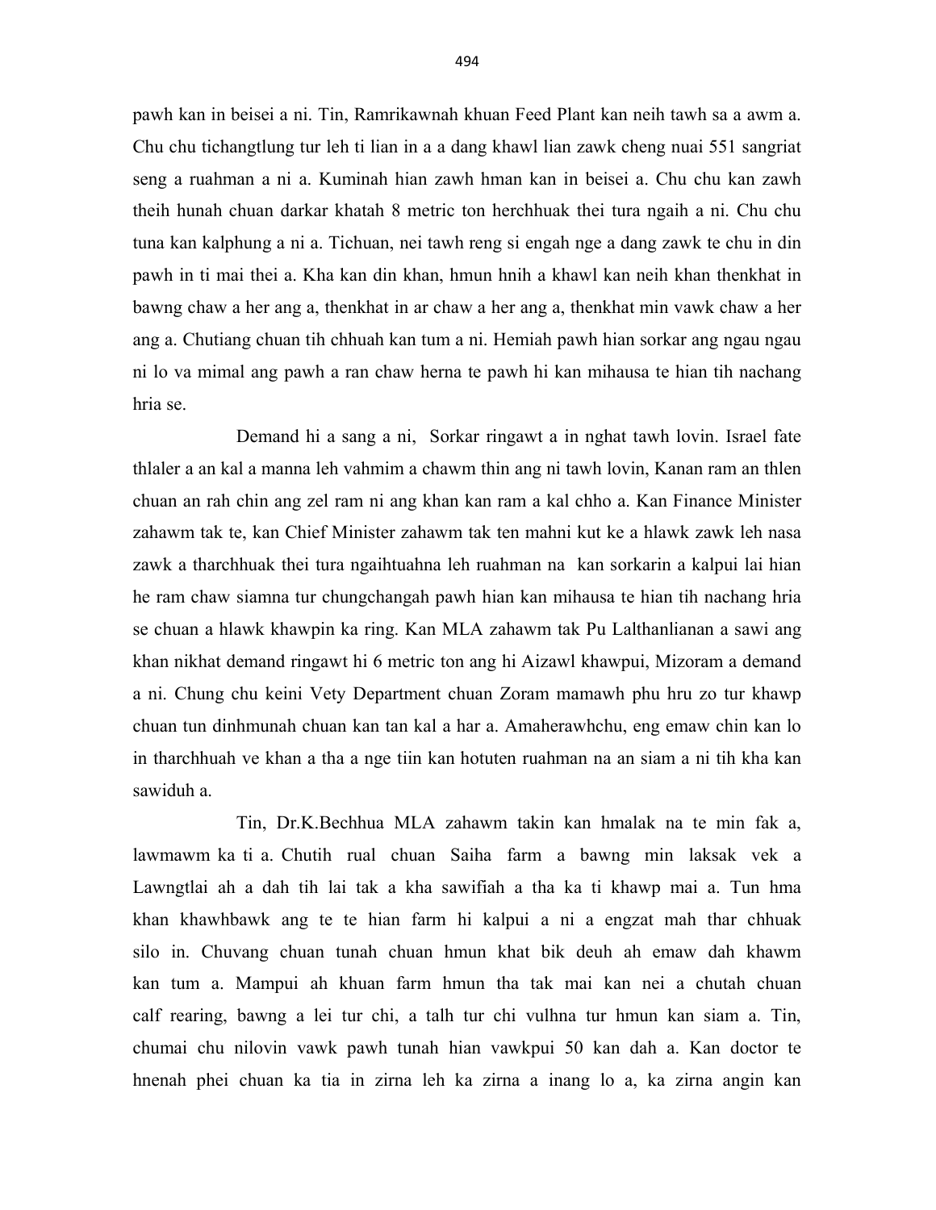pawh kan in beisei a ni. Tin, Ramrikawnah khuan Feed Plant kan neih tawh sa a awm a. Chu chu tichangtlung tur leh ti lian in a a dang khawl lian zawk cheng nuai 551 sangriat seng a ruahman a ni a. Kuminah hian zawh hman kan in beisei a. Chu chu kan zawh theih hunah chuan darkar khatah 8 metric ton herchhuak thei tura ngaih a ni. Chu chu tuna kan kalphung a ni a. Tichuan, nei tawh reng si engah nge a dang zawk te chu in din pawh in ti mai thei a. Kha kan din khan, hmun hnih a khawl kan neih khan thenkhat in bawng chaw a her ang a, thenkhat in ar chaw a her ang a, thenkhat min vawk chaw a her ang a. Chutiang chuan tih chhuah kan tum a ni. Hemiah pawh hian sorkar ang ngau ngau ni lo va mimal ang pawh a ran chaw herna te pawh hi kan mihausa te hian tih nachang hria se.

Demand hi a sang a ni, Sorkar ringawt a in nghat tawh lovin. Israel fate thlaler a an kal a manna leh vahmim a chawm thin ang ni tawh lovin, Kanan ram an thlen chuan an rah chin ang zel ram ni ang khan kan ram a kal chho a. Kan Finance Minister zahawm tak te, kan Chief Minister zahawm tak ten mahni kut ke a hlawk zawk leh nasa zawk a tharchhuak thei tura ngaihtuahna leh ruahman na kan sorkarin a kalpui lai hian he ram chaw siamna tur chungchangah pawh hian kan mihausa te hian tih nachang hria se chuan a hlawk khawpin ka ring. Kan MLA zahawm tak Pu Lalthanlianan a sawi ang khan nikhat demand ringawt hi 6 metric ton ang hi Aizawl khawpui, Mizoram a demand a ni. Chung chu keini Vety Department chuan Zoram mamawh phu hru zo tur khawp chuan tun dinhmunah chuan kan tan kal a har a. Amaherawhchu, eng emaw chin kan lo in tharchhuah ve khan a tha a nge tiin kan hotuten ruahman na an siam a ni tih kha kan sawiduh a.

Tin, Dr.K.Bechhua MLA zahawm takin kan hmalak na te min fak a, lawmawm ka ti a. Chutih rual chuan Saiha farm a bawng min laksak vek a Lawngtlai ah a dah tih lai tak a kha sawifiah a tha ka ti khawp mai a. Tun hma khan khawhbawk ang te te hian farm hi kalpui a ni a engzat mah thar chhuak silo in. Chuvang chuan tunah chuan hmun khat bik deuh ah emaw dah khawm kan tum a. Mampui ah khuan farm hmun tha tak mai kan nei a chutah chuan calf rearing, bawng a lei tur chi, a talh tur chi vulhna tur hmun kan siam a. Tin, chumai chu nilovin vawk pawh tunah hian vawkpui 50 kan dah a. Kan doctor te hnenah phei chuan ka tia in zirna leh ka zirna a inang lo a, ka zirna angin kan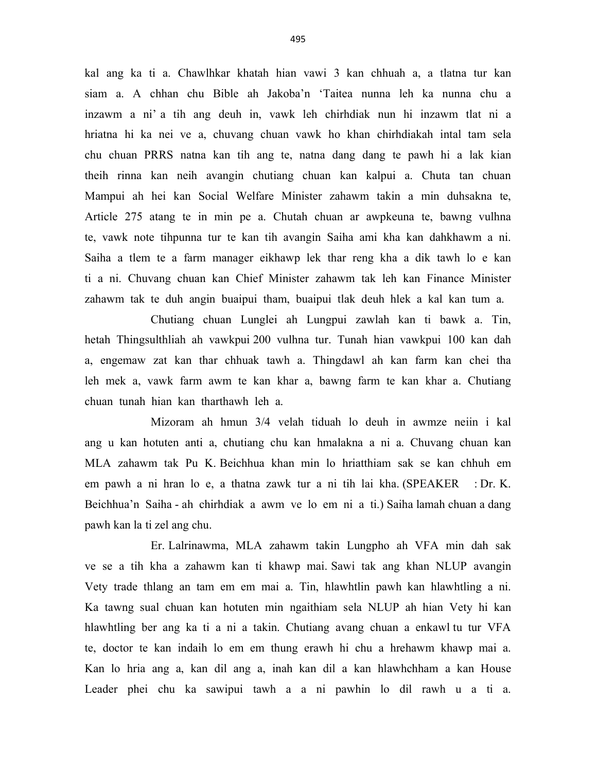kal ang ka ti a. Chawlhkar khatah hian vawi 3 kan chhuah a, a tlatna tur kan siam a. A chhan chu Bible ah Jakoba'n 'Taitea nunna leh ka nunna chu a inzawm a ni' a tih ang deuh in, vawk leh chirhdiak nun hi inzawm tlat ni a hriatna hi ka nei ve a, chuvang chuan vawk ho khan chirhdiakah intal tam sela chu chuan PRRS natna kan tih ang te, natna dang dang te pawh hi a lak kian theih rinna kan neih avangin chutiang chuan kan kalpui a. Chuta tan chuan Mampui ah hei kan Social Welfare Minister zahawm takin a min duhsakna te, Article 275 atang te in min pe a. Chutah chuan ar awpkeuna te, bawng vulhna te, vawk note tihpunna tur te kan tih avangin Saiha ami kha kan dahkhawm a ni. Saiha a tlem te a farm manager eikhawp lek thar reng kha a dik tawh lo e kan ti a ni. Chuvang chuan kan Chief Minister zahawm tak leh kan Finance Minister zahawm tak te duh angin buaipui tham, buaipui tlak deuh hlek a kal kan tum a.

Chutiang chuan Lunglei ah Lungpui zawlah kan ti bawk a. Tin, hetah Thingsulthliah ah vawkpui 200 vulhna tur. Tunah hian vawkpui 100 kan dah a, engemaw zat kan thar chhuak tawh a. Thingdawl ah kan farm kan chei tha leh mek a, vawk farm awm te kan khar a, bawng farm te kan khar a. Chutiang chuan tunah hian kan tharthawh leh a.

Mizoram ah hmun 3/4 velah tiduah lo deuh in awmze neiin i kal ang u kan hotuten anti a, chutiang chu kan hmalakna a ni a. Chuvang chuan kan MLA zahawm tak Pu K. Beichhua khan min lo hriatthiam sak se kan chhuh em em pawh a ni hran lo e, a thatna zawk tur a ni tih lai kha. (SPEAKER : Dr. K. Beichhua'n Saiha - ah chirhdiak a awm ve lo em ni a ti.) Saiha lamah chuan a dang pawh kan la ti zel ang chu.

Er. Lalrinawma, MLA zahawm takin Lungpho ah VFA min dah sak ve se a tih kha a zahawm kan ti khawp mai. Sawi tak ang khan NLUP avangin Vety trade thlang an tam em em mai a. Tin, hlawhtlin pawh kan hlawhtling a ni. Ka tawng sual chuan kan hotuten min ngaithiam sela NLUP ah hian Vety hi kan hlawhtling ber ang ka ti a ni a takin. Chutiang avang chuan a enkawl tu tur VFA te, doctor te kan indaih lo em em thung erawh hi chu a hrehawm khawp mai a. Kan lo hria ang a, kan dil ang a, inah kan dil a kan hlawhchham a kan House Leader phei chu ka sawipui tawh a a ni pawhin lo dil rawh u a ti a.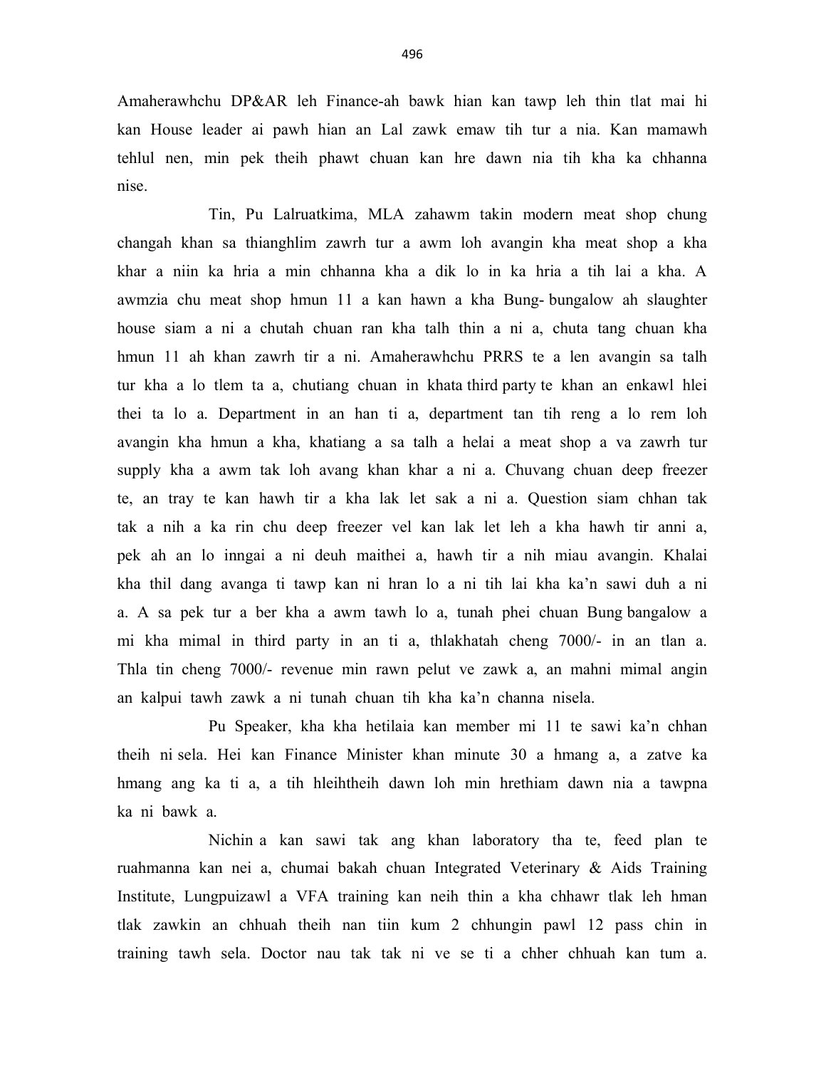Amaherawhchu DP&AR leh Finance-ah bawk hian kan tawp leh thin tlat mai hi kan House leader ai pawh hian an Lal zawk emaw tih tur a nia. Kan mamawh tehlul nen, min pek theih phawt chuan kan hre dawn nia tih kha ka chhanna nise.

Tin, Pu Lalruatkima, MLA zahawm takin modern meat shop chung changah khan sa thianghlim zawrh tur a awm loh avangin kha meat shop a kha khar a niin ka hria a min chhanna kha a dik lo in ka hria a tih lai a kha. A awmzia chu meat shop hmun 11 a kan hawn a kha Bung- bungalow ah slaughter house siam a ni a chutah chuan ran kha talh thin a ni a, chuta tang chuan kha hmun 11 ah khan zawrh tir a ni. Amaherawhchu PRRS te a len avangin sa talh tur kha a lo tlem ta a, chutiang chuan in khata third party te khan an enkawl hlei thei ta lo a. Department in an han ti a, department tan tih reng a lo rem loh avangin kha hmun a kha, khatiang a sa talh a helai a meat shop a va zawrh tur supply kha a awm tak loh avang khan khar a ni a. Chuvang chuan deep freezer te, an tray te kan hawh tir a kha lak let sak a ni a. Question siam chhan tak tak a nih a ka rin chu deep freezer vel kan lak let leh a kha hawh tir anni a, pek ah an lo inngai a ni deuh maithei a, hawh tir a nih miau avangin. Khalai kha thil dang avanga ti tawp kan ni hran lo a ni tih lai kha ka'n sawi duh a ni a. A sa pek tur a ber kha a awm tawh lo a, tunah phei chuan Bung bangalow a mi kha mimal in third party in an ti a, thlakhatah cheng 7000/- in an tlan a. Thla tin cheng 7000/- revenue min rawn pelut ve zawk a, an mahni mimal angin an kalpui tawh zawk a ni tunah chuan tih kha ka'n channa nisela.

Pu Speaker, kha kha hetilaia kan member mi 11 te sawi ka'n chhan theih ni sela. Hei kan Finance Minister khan minute 30 a hmang a, a zatve ka hmang ang ka ti a, a tih hleihtheih dawn loh min hrethiam dawn nia a tawpna ka ni bawk a.

Nichin a kan sawi tak ang khan laboratory tha te, feed plan te ruahmanna kan nei a, chumai bakah chuan Integrated Veterinary & Aids Training Institute, Lungpuizawl a VFA training kan neih thin a kha chhawr tlak leh hman tlak zawkin an chhuah theih nan tiin kum 2 chhungin pawl 12 pass chin in training tawh sela. Doctor nau tak tak ni ve se ti a chher chhuah kan tum a.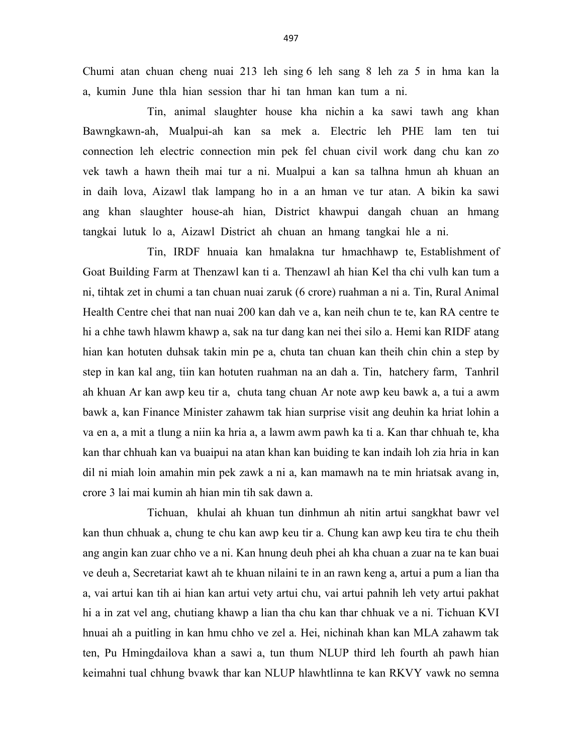Chumi atan chuan cheng nuai 213 leh sing 6 leh sang 8 leh za 5 in hma kan la a, kumin June thla hian session thar hi tan hman kan tum a ni.

Tin, animal slaughter house kha nichin a ka sawi tawh ang khan Bawngkawn-ah, Mualpui-ah kan sa mek a. Electric leh PHE lam ten tui connection leh electric connection min pek fel chuan civil work dang chu kan zo vek tawh a hawn theih mai tur a ni. Mualpui a kan sa talhna hmun ah khuan an in daih lova, Aizawl tlak lampang ho in a an hman ve tur atan. A bikin ka sawi ang khan slaughter house-ah hian, District khawpui dangah chuan an hmang tangkai lutuk lo a, Aizawl District ah chuan an hmang tangkai hle a ni.

Tin, IRDF hnuaia kan hmalakna tur hmachhawp te, Establishment of Goat Building Farm at Thenzawl kan ti a. Thenzawl ah hian Kel tha chi vulh kan tum a ni, tihtak zet in chumi a tan chuan nuai zaruk (6 crore) ruahman a ni a. Tin, Rural Animal Health Centre chei that nan nuai 200 kan dah ve a, kan neih chun te te, kan RA centre te hi a chhe tawh hlawm khawp a, sak na tur dang kan nei thei silo a. Hemi kan RIDF atang hian kan hotuten duhsak takin min pe a, chuta tan chuan kan theih chin chin a step by step in kan kal ang, tiin kan hotuten ruahman na an dah a. Tin, hatchery farm, Tanhril ah khuan Ar kan awp keu tir a, chuta tang chuan Ar note awp keu bawk a, a tui a awm bawk a, kan Finance Minister zahawm tak hian surprise visit ang deuhin ka hriat lohin a va en a, a mit a tlung a niin ka hria a, a lawm awm pawh ka ti a. Kan thar chhuah te, kha kan thar chhuah kan va buaipui na atan khan kan buiding te kan indaih loh zia hria in kan dil ni miah loin amahin min pek zawk a ni a, kan mamawh na te min hriatsak avang in, crore 3 lai mai kumin ah hian min tih sak dawn a.

Tichuan, khulai ah khuan tun dinhmun ah nitin artui sangkhat bawr vel kan thun chhuak a, chung te chu kan awp keu tir a. Chung kan awp keu tira te chu theih ang angin kan zuar chho ve a ni. Kan hnung deuh phei ah kha chuan a zuar na te kan buai ve deuh a, Secretariat kawt ah te khuan nilaini te in an rawn keng a, artui a pum a lian tha a, vai artui kan tih ai hian kan artui vety artui chu, vai artui pahnih leh vety artui pakhat hi a in zat vel ang, chutiang khawp a lian tha chu kan thar chhuak ve a ni. Tichuan KVI hnuai ah a puitling in kan hmu chho ve zel a. Hei, nichinah khan kan MLA zahawm tak ten, Pu Hmingdailova khan a sawi a, tun thum NLUP third leh fourth ah pawh hian keimahni tual chhung bvawk thar kan NLUP hlawhtlinna te kan RKVY vawk no semna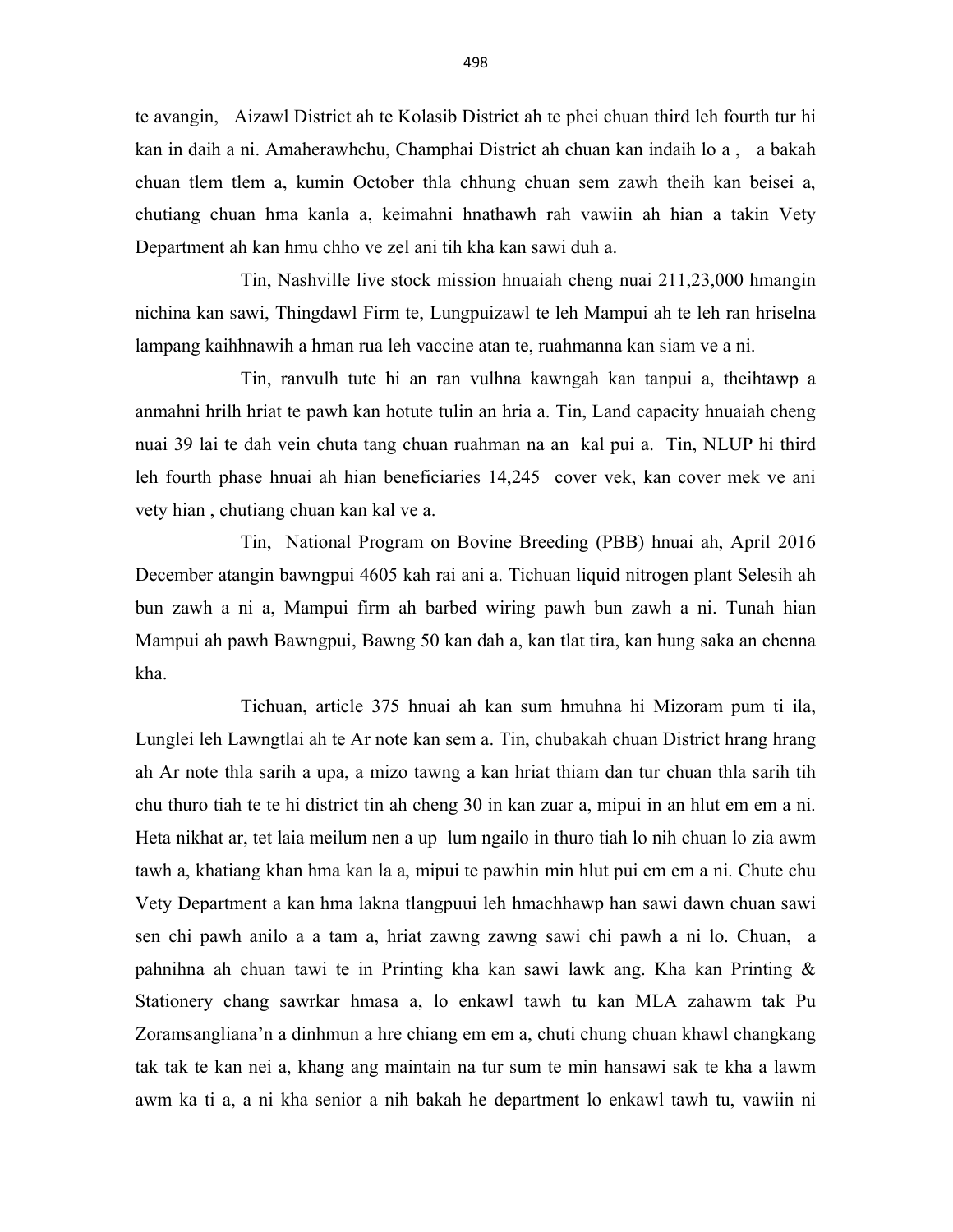te avangin, Aizawl District ah te Kolasib District ah te phei chuan third leh fourth tur hi kan in daih a ni. Amaherawhchu, Champhai District ah chuan kan indaih lo a , a bakah chuan tlem tlem a, kumin October thla chhung chuan sem zawh theih kan beisei a, chutiang chuan hma kanla a, keimahni hnathawh rah vawiin ah hian a takin Vety Department ah kan hmu chho ve zel ani tih kha kan sawi duh a.

Tin, Nashville live stock mission hnuaiah cheng nuai 211,23,000 hmangin nichina kan sawi, Thingdawl Firm te, Lungpuizawl te leh Mampui ah te leh ran hriselna lampang kaihhnawih a hman rua leh vaccine atan te, ruahmanna kan siam ve a ni.

Tin, ranvulh tute hi an ran vulhna kawngah kan tanpui a, theihtawp a anmahni hrilh hriat te pawh kan hotute tulin an hria a. Tin, Land capacity hnuaiah cheng nuai 39 lai te dah vein chuta tang chuan ruahman na an kal pui a. Tin, NLUP hi third leh fourth phase hnuai ah hian beneficiaries 14,245 cover vek, kan cover mek ve ani vety hian , chutiang chuan kan kal ve a.

Tin, National Program on Bovine Breeding (PBB) hnuai ah, April 2016 December atangin bawngpui 4605 kah rai ani a. Tichuan liquid nitrogen plant Selesih ah bun zawh a ni a, Mampui firm ah barbed wiring pawh bun zawh a ni. Tunah hian Mampui ah pawh Bawngpui, Bawng 50 kan dah a, kan tlat tira, kan hung saka an chenna kha.

Tichuan, article 375 hnuai ah kan sum hmuhna hi Mizoram pum ti ila, Lunglei leh Lawngtlai ah te Ar note kan sem a. Tin, chubakah chuan District hrang hrang ah Ar note thla sarih a upa, a mizo tawng a kan hriat thiam dan tur chuan thla sarih tih chu thuro tiah te te hi district tin ah cheng 30 in kan zuar a, mipui in an hlut em em a ni. Heta nikhat ar, tet laia meilum nen a up lum ngailo in thuro tiah lo nih chuan lo zia awm tawh a, khatiang khan hma kan la a, mipui te pawhin min hlut pui em em a ni. Chute chu Vety Department a kan hma lakna tlangpuui leh hmachhawp han sawi dawn chuan sawi sen chi pawh anilo a a tam a, hriat zawng zawng sawi chi pawh a ni lo. Chuan, a pahnihna ah chuan tawi te in Printing kha kan sawi lawk ang. Kha kan Printing & Stationery chang sawrkar hmasa a, lo enkawl tawh tu kan MLA zahawm tak Pu Zoramsangliana'n a dinhmun a hre chiang em em a, chuti chung chuan khawl changkang tak tak te kan nei a, khang ang maintain na tur sum te min hansawi sak te kha a lawm awm ka ti a, a ni kha senior a nih bakah he department lo enkawl tawh tu, vawiin ni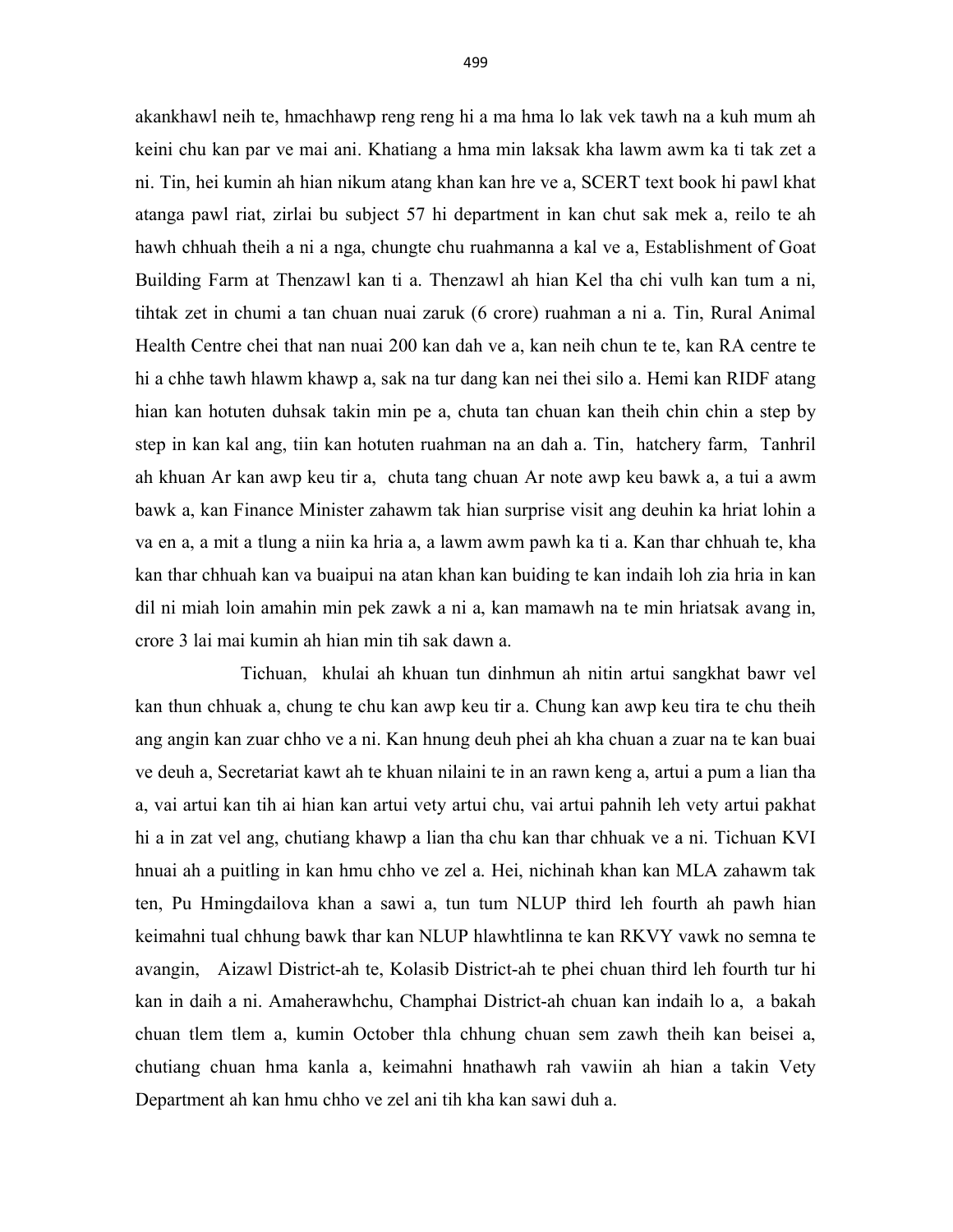akankhawl neih te, hmachhawp reng reng hi a ma hma lo lak vek tawh na a kuh mum ah keini chu kan par ve mai ani. Khatiang a hma min laksak kha lawm awm ka ti tak zet a ni. Tin, hei kumin ah hian nikum atang khan kan hre ve a, SCERT text book hi pawl khat atanga pawl riat, zirlai bu subject 57 hi department in kan chut sak mek a, reilo te ah hawh chhuah theih a ni a nga, chungte chu ruahmanna a kal ve a, Establishment of Goat Building Farm at Thenzawl kan ti a. Thenzawl ah hian Kel tha chi vulh kan tum a ni, tihtak zet in chumi a tan chuan nuai zaruk (6 crore) ruahman a ni a. Tin, Rural Animal Health Centre chei that nan nuai 200 kan dah ve a, kan neih chun te te, kan RA centre te hi a chhe tawh hlawm khawp a, sak na tur dang kan nei thei silo a. Hemi kan RIDF atang hian kan hotuten duhsak takin min pe a, chuta tan chuan kan theih chin chin a step by step in kan kal ang, tiin kan hotuten ruahman na an dah a. Tin, hatchery farm, Tanhril ah khuan Ar kan awp keu tir a, chuta tang chuan Ar note awp keu bawk a, a tui a awm bawk a, kan Finance Minister zahawm tak hian surprise visit ang deuhin ka hriat lohin a va en a, a mit a tlung a niin ka hria a, a lawm awm pawh ka ti a. Kan thar chhuah te, kha kan thar chhuah kan va buaipui na atan khan kan buiding te kan indaih loh zia hria in kan dil ni miah loin amahin min pek zawk a ni a, kan mamawh na te min hriatsak avang in, crore 3 lai mai kumin ah hian min tih sak dawn a.

Tichuan, khulai ah khuan tun dinhmun ah nitin artui sangkhat bawr vel kan thun chhuak a, chung te chu kan awp keu tir a. Chung kan awp keu tira te chu theih ang angin kan zuar chho ve a ni. Kan hnung deuh phei ah kha chuan a zuar na te kan buai ve deuh a, Secretariat kawt ah te khuan nilaini te in an rawn keng a, artui a pum a lian tha a, vai artui kan tih ai hian kan artui vety artui chu, vai artui pahnih leh vety artui pakhat hi a in zat vel ang, chutiang khawp a lian tha chu kan thar chhuak ve a ni. Tichuan KVI hnuai ah a puitling in kan hmu chho ve zel a. Hei, nichinah khan kan MLA zahawm tak ten, Pu Hmingdailova khan a sawi a, tun tum NLUP third leh fourth ah pawh hian keimahni tual chhung bawk thar kan NLUP hlawhtlinna te kan RKVY vawk no semna te avangin, Aizawl District-ah te, Kolasib District-ah te phei chuan third leh fourth tur hi kan in daih a ni. Amaherawhchu, Champhai District-ah chuan kan indaih lo a, a bakah chuan tlem tlem a, kumin October thla chhung chuan sem zawh theih kan beisei a, chutiang chuan hma kanla a, keimahni hnathawh rah vawiin ah hian a takin Vety Department ah kan hmu chho ve zel ani tih kha kan sawi duh a.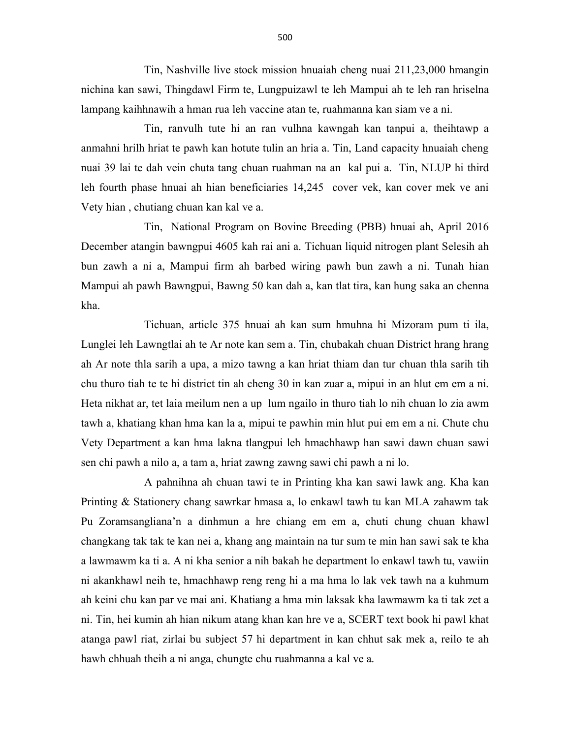Tin, Nashville live stock mission hnuaiah cheng nuai 211,23,000 hmangin nichina kan sawi, Thingdawl Firm te, Lungpuizawl te leh Mampui ah te leh ran hriselna lampang kaihhnawih a hman rua leh vaccine atan te, ruahmanna kan siam ve a ni.

Tin, ranvulh tute hi an ran vulhna kawngah kan tanpui a, theihtawp a anmahni hrilh hriat te pawh kan hotute tulin an hria a. Tin, Land capacity hnuaiah cheng nuai 39 lai te dah vein chuta tang chuan ruahman na an kal pui a. Tin, NLUP hi third leh fourth phase hnuai ah hian beneficiaries 14,245 cover vek, kan cover mek ve ani Vety hian , chutiang chuan kan kal ve a.

Tin, National Program on Bovine Breeding (PBB) hnuai ah, April 2016 December atangin bawngpui 4605 kah rai ani a. Tichuan liquid nitrogen plant Selesih ah bun zawh a ni a, Mampui firm ah barbed wiring pawh bun zawh a ni. Tunah hian Mampui ah pawh Bawngpui, Bawng 50 kan dah a, kan tlat tira, kan hung saka an chenna kha.

Tichuan, article 375 hnuai ah kan sum hmuhna hi Mizoram pum ti ila, Lunglei leh Lawngtlai ah te Ar note kan sem a. Tin, chubakah chuan District hrang hrang ah Ar note thla sarih a upa, a mizo tawng a kan hriat thiam dan tur chuan thla sarih tih chu thuro tiah te te hi district tin ah cheng 30 in kan zuar a, mipui in an hlut em em a ni. Heta nikhat ar, tet laia meilum nen a up lum ngailo in thuro tiah lo nih chuan lo zia awm tawh a, khatiang khan hma kan la a, mipui te pawhin min hlut pui em em a ni. Chute chu Vety Department a kan hma lakna tlangpui leh hmachhawp han sawi dawn chuan sawi sen chi pawh a nilo a, a tam a, hriat zawng zawng sawi chi pawh a ni lo.

A pahnihna ah chuan tawi te in Printing kha kan sawi lawk ang. Kha kan Printing & Stationery chang sawrkar hmasa a, lo enkawl tawh tu kan MLA zahawm tak Pu Zoramsangliana'n a dinhmun a hre chiang em em a, chuti chung chuan khawl changkang tak tak te kan nei a, khang ang maintain na tur sum te min han sawi sak te kha a lawmawm ka ti a. A ni kha senior a nih bakah he department lo enkawl tawh tu, vawiin ni akankhawl neih te, hmachhawp reng reng hi a ma hma lo lak vek tawh na a kuhmum ah keini chu kan par ve mai ani. Khatiang a hma min laksak kha lawmawm ka ti tak zet a ni. Tin, hei kumin ah hian nikum atang khan kan hre ve a, SCERT text book hi pawl khat atanga pawl riat, zirlai bu subject 57 hi department in kan chhut sak mek a, reilo te ah hawh chhuah theih a ni anga, chungte chu ruahmanna a kal ve a.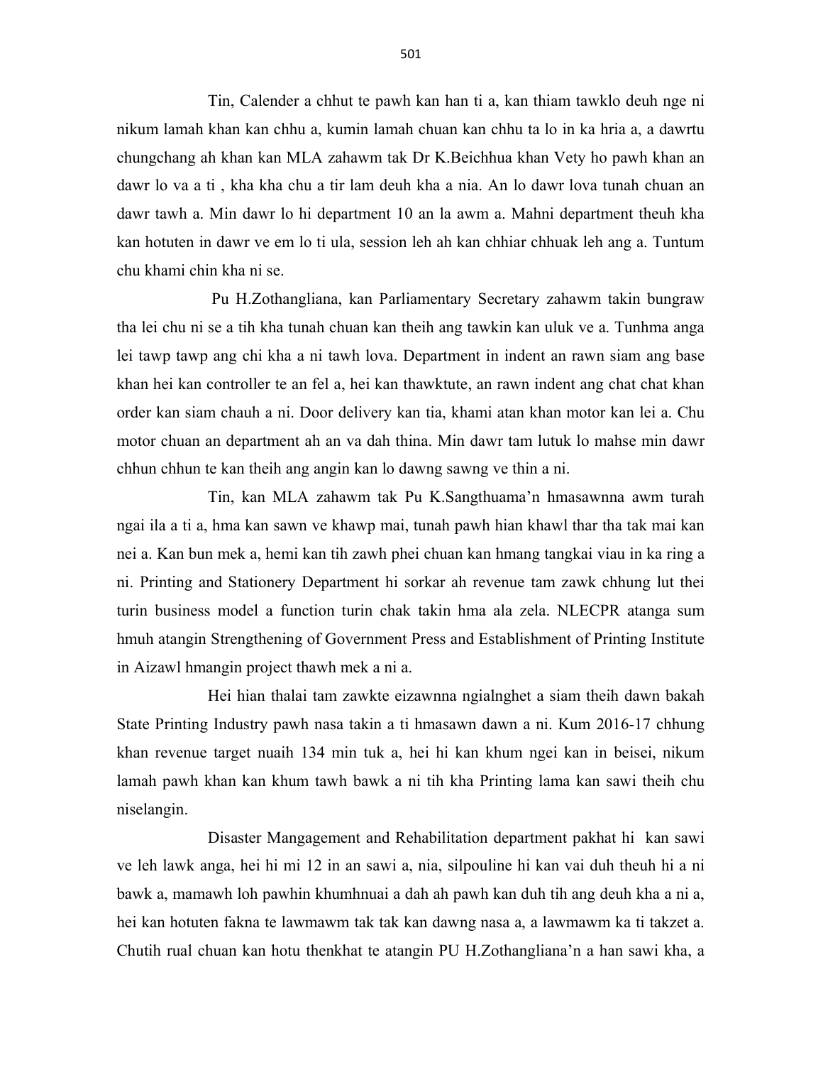Tin, Calender a chhut te pawh kan han ti a, kan thiam tawklo deuh nge ni nikum lamah khan kan chhu a, kumin lamah chuan kan chhu ta lo in ka hria a, a dawrtu chungchang ah khan kan MLA zahawm tak Dr K.Beichhua khan Vety ho pawh khan an dawr lo va a ti , kha kha chu a tir lam deuh kha a nia. An lo dawr lova tunah chuan an dawr tawh a. Min dawr lo hi department 10 an la awm a. Mahni department theuh kha kan hotuten in dawr ve em lo ti ula, session leh ah kan chhiar chhuak leh ang a. Tuntum chu khami chin kha ni se.

Pu H.Zothangliana, kan Parliamentary Secretary zahawm takin bungraw tha lei chu ni se a tih kha tunah chuan kan theih ang tawkin kan uluk ve a. Tunhma anga lei tawp tawp ang chi kha a ni tawh lova. Department in indent an rawn siam ang base khan hei kan controller te an fel a, hei kan thawktute, an rawn indent ang chat chat khan order kan siam chauh a ni. Door delivery kan tia, khami atan khan motor kan lei a. Chu motor chuan an department ah an va dah thina. Min dawr tam lutuk lo mahse min dawr chhun chhun te kan theih ang angin kan lo dawng sawng ve thin a ni.

Tin, kan MLA zahawm tak Pu K.Sangthuama'n hmasawnna awm turah ngai ila a ti a, hma kan sawn ve khawp mai, tunah pawh hian khawl thar tha tak mai kan nei a. Kan bun mek a, hemi kan tih zawh phei chuan kan hmang tangkai viau in ka ring a ni. Printing and Stationery Department hi sorkar ah revenue tam zawk chhung lut thei turin business model a function turin chak takin hma ala zela. NLECPR atanga sum hmuh atangin Strengthening of Government Press and Establishment of Printing Institute in Aizawl hmangin project thawh mek a ni a.

Hei hian thalai tam zawkte eizawnna ngialnghet a siam theih dawn bakah State Printing Industry pawh nasa takin a ti hmasawn dawn a ni. Kum 2016-17 chhung khan revenue target nuaih 134 min tuk a, hei hi kan khum ngei kan in beisei, nikum lamah pawh khan kan khum tawh bawk a ni tih kha Printing lama kan sawi theih chu niselangin.

Disaster Mangagement and Rehabilitation department pakhat hi  kan sawi ve leh lawk anga, hei hi mi 12 in an sawi a, nia, silpouline hi kan vai duh theuh hi a ni bawk a, mamawh loh pawhin khumhnuai a dah ah pawh kan duh tih ang deuh kha a ni a, hei kan hotuten fakna te lawmawm tak tak kan dawng nasa a, a lawmawm ka ti takzet a. Chutih rual chuan kan hotu thenkhat te atangin PU H.Zothangliana'n a han sawi kha, a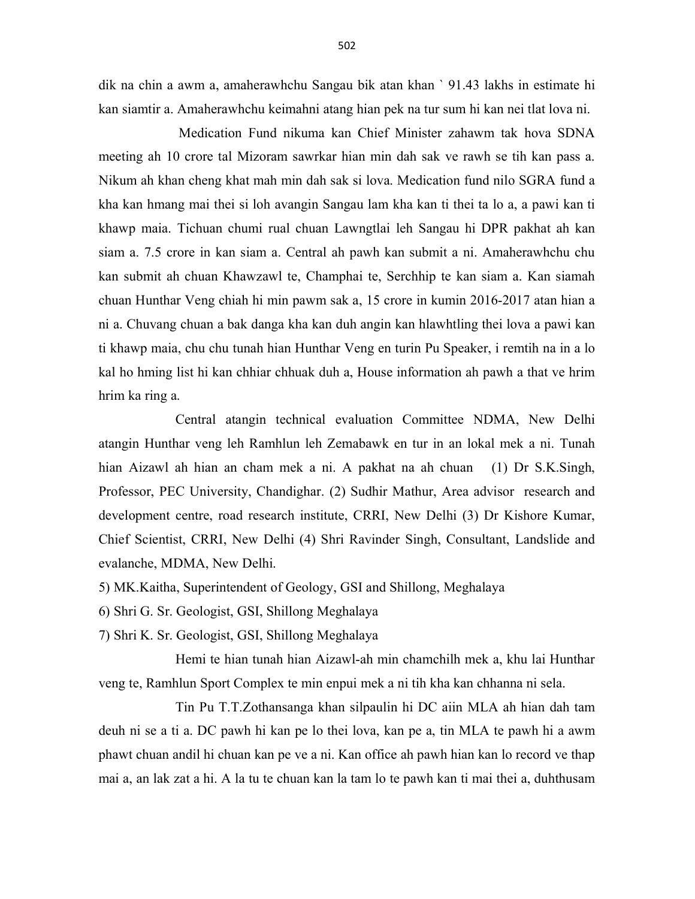dik na chin a awm a, amaherawhchu Sangau bik atan khan ` 91.43 lakhs in estimate hi kan siamtir a. Amaherawhchu keimahni atang hian pek na tur sum hi kan nei tlat lova ni.

Medication Fund nikuma kan Chief Minister zahawm tak hova SDNA meeting ah 10 crore tal Mizoram sawrkar hian min dah sak ve rawh se tih kan pass a. Nikum ah khan cheng khat mah min dah sak si lova. Medication fund nilo SGRA fund a kha kan hmang mai thei si loh avangin Sangau lam kha kan ti thei ta lo a, a pawi kan ti khawp maia. Tichuan chumi rual chuan Lawngtlai leh Sangau hi DPR pakhat ah kan siam a. 7.5 crore in kan siam a. Central ah pawh kan submit a ni. Amaherawhchu chu kan submit ah chuan Khawzawl te, Champhai te, Serchhip te kan siam a. Kan siamah chuan Hunthar Veng chiah hi min pawm sak a, 15 crore in kumin 2016-2017 atan hian a ni a. Chuvang chuan a bak danga kha kan duh angin kan hlawhtling thei lova a pawi kan ti khawp maia, chu chu tunah hian Hunthar Veng en turin Pu Speaker, i remtih na in a lo kal ho hming list hi kan chhiar chhuak duh a, House information ah pawh a that ve hrim hrim ka ring a.

Central atangin technical evaluation Committee NDMA, New Delhi atangin Hunthar veng leh Ramhlun leh Zemabawk en tur in an lokal mek a ni. Tunah hian Aizawl ah hian an cham mek a ni. A pakhat na ah chuan (1) Dr S.K.Singh, Professor, PEC University, Chandighar. (2) Sudhir Mathur, Area advisor research and development centre, road research institute, CRRI, New Delhi (3) Dr Kishore Kumar, Chief Scientist, CRRI, New Delhi (4) Shri Ravinder Singh, Consultant, Landslide and evalanche, MDMA, New Delhi.

5) MK.Kaitha, Superintendent of Geology, GSI and Shillong, Meghalaya

6) Shri G. Sr. Geologist, GSI, Shillong Meghalaya

7) Shri K. Sr. Geologist, GSI, Shillong Meghalaya

Hemi te hian tunah hian Aizawl-ah min chamchilh mek a, khu lai Hunthar veng te, Ramhlun Sport Complex te min enpui mek a ni tih kha kan chhanna ni sela.

Tin Pu T.T.Zothansanga khan silpaulin hi DC aiin MLA ah hian dah tam deuh ni se a ti a. DC pawh hi kan pe lo thei lova, kan pe a, tin MLA te pawh hi a awm phawt chuan andil hi chuan kan pe ve a ni. Kan office ah pawh hian kan lo record ve thap mai a, an lak zat a hi. A la tu te chuan kan la tam lo te pawh kan ti mai thei a, duhthusam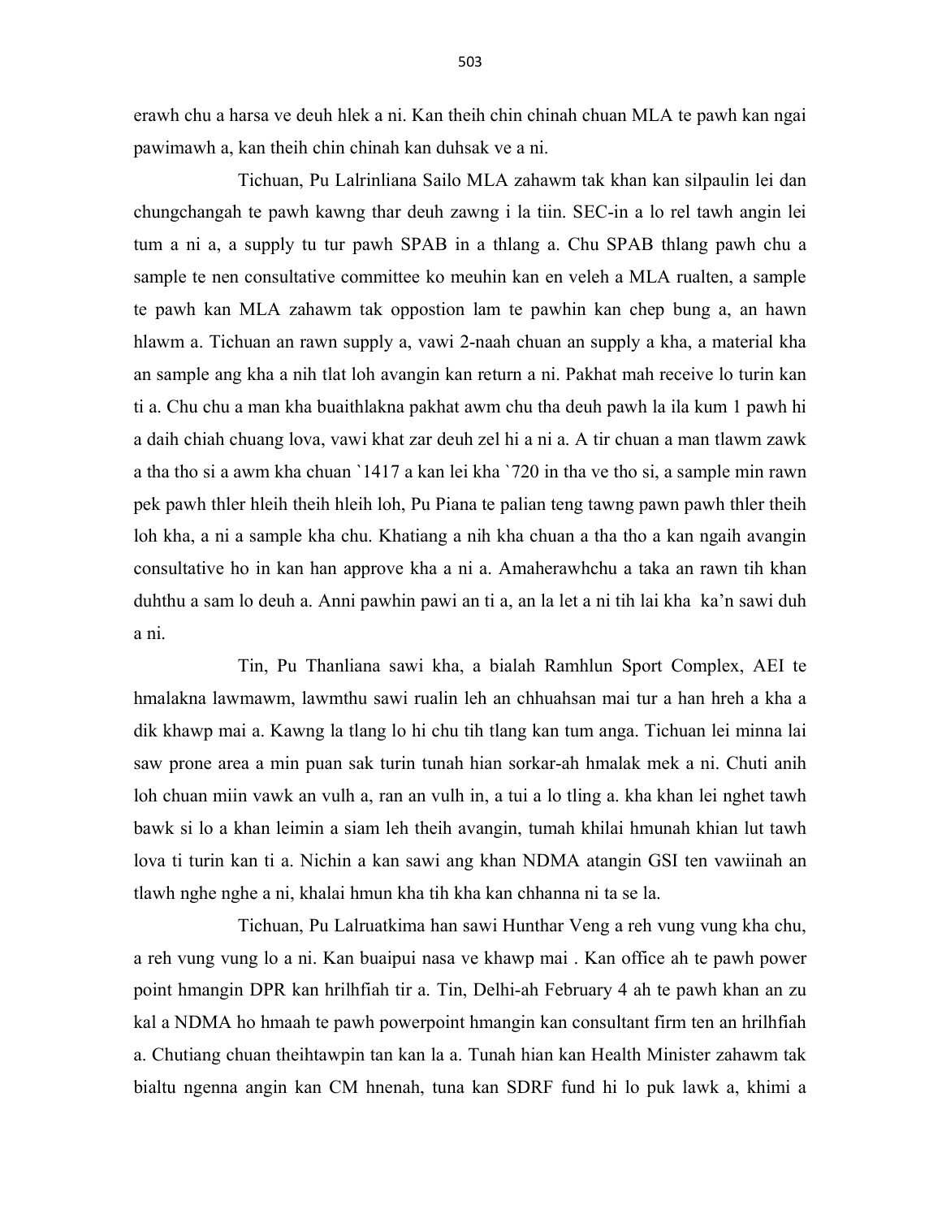erawh chu a harsa ve deuh hlek a ni. Kan theih chin chinah chuan MLA te pawh kan ngai pawimawh a, kan theih chin chinah kan duhsak ve a ni.

Tichuan, Pu Lalrinliana Sailo MLA zahawm tak khan kan silpaulin lei dan chungchangah te pawh kawng thar deuh zawng i la tiin. SEC-in a lo rel tawh angin lei tum a ni a, a supply tu tur pawh SPAB in a thlang a. Chu SPAB thlang pawh chu a sample te nen consultative committee ko meuhin kan en veleh a MLA rualten, a sample te pawh kan MLA zahawm tak oppostion lam te pawhin kan chep bung a, an hawn hlawm a. Tichuan an rawn supply a, vawi 2-naah chuan an supply a kha, a material kha an sample ang kha a nih tlat loh avangin kan return a ni. Pakhat mah receive lo turin kan ti a. Chu chu a man kha buaithlakna pakhat awm chu tha deuh pawh la ila kum 1 pawh hi a daih chiah chuang lova, vawi khat zar deuh zel hi a ni a. A tir chuan a man tlawm zawk a tha tho si a awm kha chuan `1417 a kan lei kha `720 in tha ve tho si, a sample min rawn pek pawh thler hleih theih hleih loh, Pu Piana te palian teng tawng pawn pawh thler theih loh kha, a ni a sample kha chu. Khatiang a nih kha chuan a tha tho a kan ngaih avangin consultative ho in kan han approve kha a ni a. Amaherawhchu a taka an rawn tih khan duhthu a sam lo deuh a. Anni pawhin pawi an ti a, an la let a ni tih lai kha ka'n sawi duh a ni.

Tin, Pu Thanliana sawi kha, a bialah Ramhlun Sport Complex, AEI te hmalakna lawmawm, lawmthu sawi rualin leh an chhuahsan mai tur a han hreh a kha a dik khawp mai a. Kawng la tlang lo hi chu tih tlang kan tum anga. Tichuan lei minna lai saw prone area a min puan sak turin tunah hian sorkar-ah hmalak mek a ni. Chuti anih loh chuan miin vawk an vulh a, ran an vulh in, a tui a lo tling a. kha khan lei nghet tawh bawk si lo a khan leimin a siam leh theih avangin, tumah khilai hmunah khian lut tawh lova ti turin kan ti a. Nichin a kan sawi ang khan NDMA atangin GSI ten vawiinah an tlawh nghe nghe a ni, khalai hmun kha tih kha kan chhanna ni ta se la.

Tichuan, Pu Lalruatkima han sawi Hunthar Veng a reh vung vung kha chu, a reh vung vung lo a ni. Kan buaipui nasa ve khawp mai . Kan office ah te pawh power point hmangin DPR kan hrilhfiah tir a. Tin, Delhi-ah February 4 ah te pawh khan an zu kal a NDMA ho hmaah te pawh powerpoint hmangin kan consultant firm ten an hrilhfiah a. Chutiang chuan theihtawpin tan kan la a. Tunah hian kan Health Minister zahawm tak bialtu ngenna angin kan CM hnenah, tuna kan SDRF fund hi lo puk lawk a, khimi a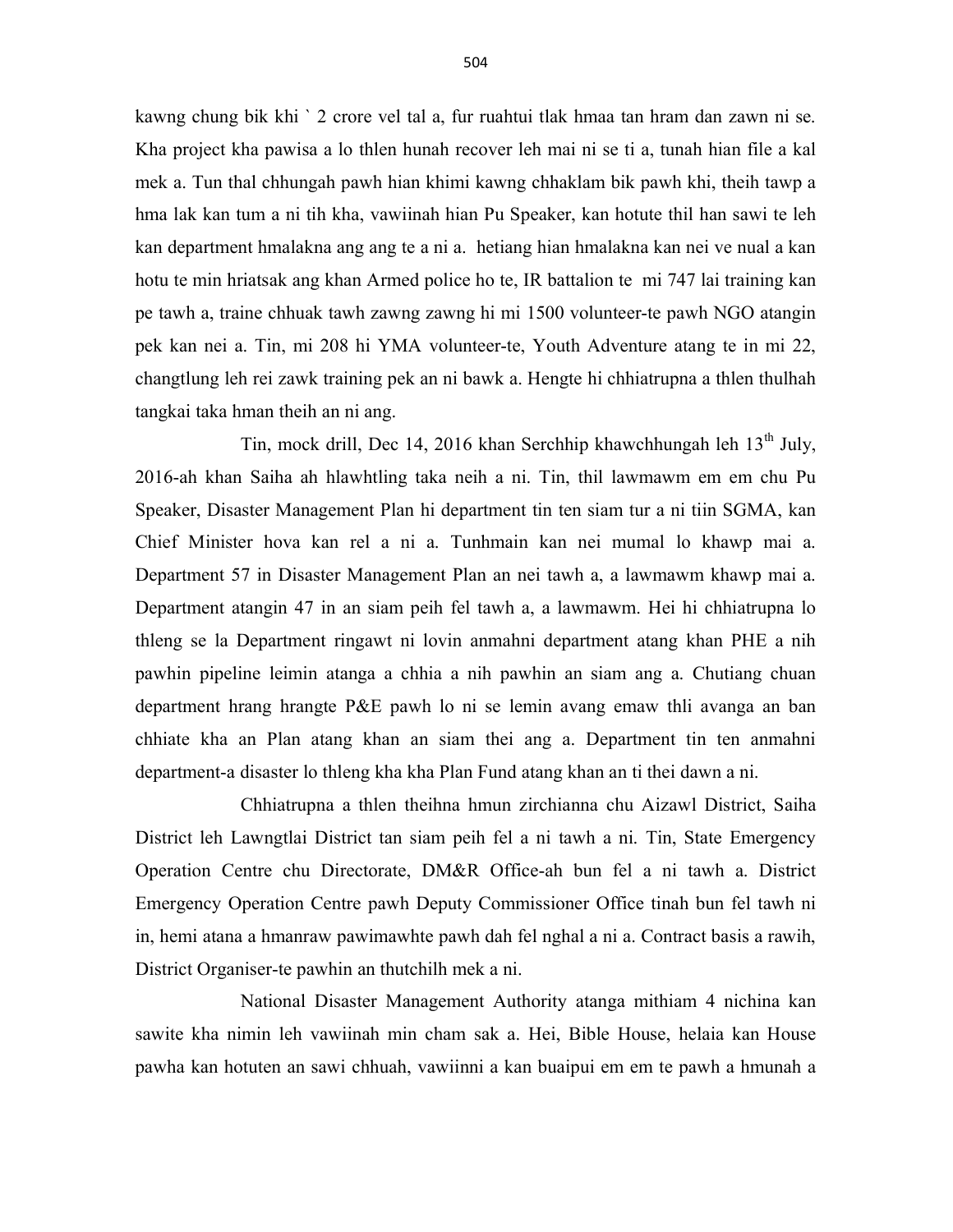kawng chung bik khi ` 2 crore vel tal a, fur ruahtui tlak hmaa tan hram dan zawn ni se. Kha project kha pawisa a lo thlen hunah recover leh mai ni se ti a, tunah hian file a kal mek a. Tun thal chhungah pawh hian khimi kawng chhaklam bik pawh khi, theih tawp a hma lak kan tum a ni tih kha, vawiinah hian Pu Speaker, kan hotute thil han sawi te leh kan department hmalakna ang ang te a ni a. hetiang hian hmalakna kan nei ve nual a kan hotu te min hriatsak ang khan Armed police ho te, IR battalion te mi 747 lai training kan pe tawh a, traine chhuak tawh zawng zawng hi mi 1500 volunteer-te pawh NGO atangin pek kan nei a. Tin, mi 208 hi YMA volunteer-te, Youth Adventure atang te in mi 22, changtlung leh rei zawk training pek an ni bawk a. Hengte hi chhiatrupna a thlen thulhah tangkai taka hman theih an ni ang.

Tin, mock drill, Dec 14, 2016 khan Serchhip khawchhungah leh 13th July, 2016-ah khan Saiha ah hlawhtling taka neih a ni. Tin, thil lawmawm em em chu Pu Speaker, Disaster Management Plan hi department tin ten siam tur a ni tiin SGMA, kan Chief Minister hova kan rel a ni a. Tunhmain kan nei mumal lo khawp mai a. Department 57 in Disaster Management Plan an nei tawh a, a lawmawm khawp mai a. Department atangin 47 in an siam peih fel tawh a, a lawmawm. Hei hi chhiatrupna lo thleng se la Department ringawt ni lovin anmahni department atang khan PHE a nih pawhin pipeline leimin atanga a chhia a nih pawhin an siam ang a. Chutiang chuan department hrang hrangte P&E pawh lo ni se lemin avang emaw thli avanga an ban chhiate kha an Plan atang khan an siam thei ang a. Department tin ten anmahni department-a disaster lo thleng kha kha Plan Fund atang khan an ti thei dawn a ni.

Chhiatrupna a thlen theihna hmun zirchianna chu Aizawl District, Saiha District leh Lawngtlai District tan siam peih fel a ni tawh a ni. Tin, State Emergency Operation Centre chu Directorate, DM&R Office-ah bun fel a ni tawh a. District Emergency Operation Centre pawh Deputy Commissioner Office tinah bun fel tawh ni in, hemi atana a hmanraw pawimawhte pawh dah fel nghal a ni a. Contract basis a rawih, District Organiser-te pawhin an thutchilh mek a ni.

National Disaster Management Authority atanga mithiam 4 nichina kan sawite kha nimin leh vawiinah min cham sak a. Hei, Bible House, helaia kan House pawha kan hotuten an sawi chhuah, vawiinni a kan buaipui em em te pawh a hmunah a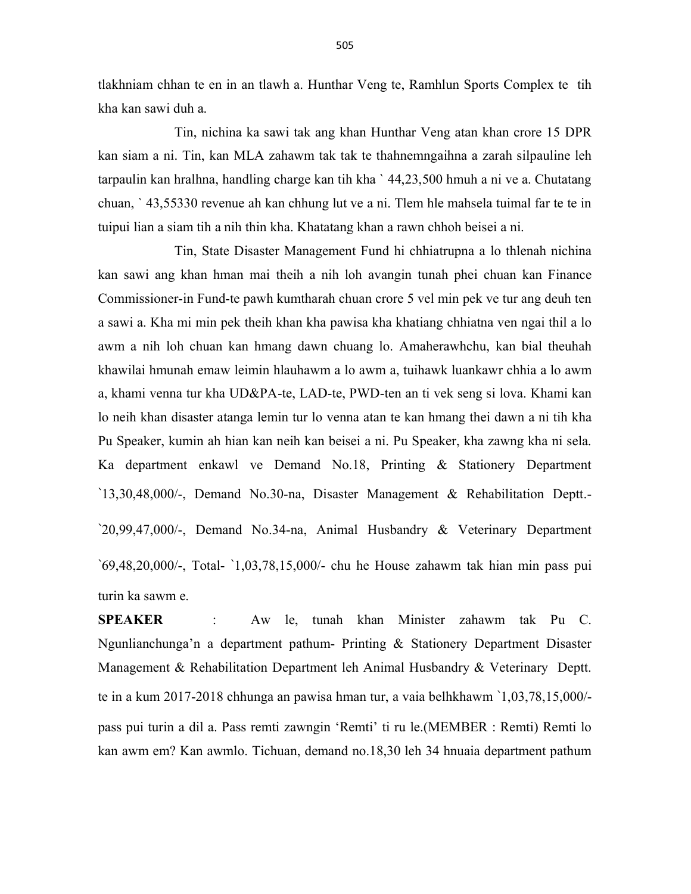tlakhniam chhan te en in an tlawh a. Hunthar Veng te, Ramhlun Sports Complex te tih kha kan sawi duh a.

Tin, nichina ka sawi tak ang khan Hunthar Veng atan khan crore 15 DPR kan siam a ni. Tin, kan MLA zahawm tak tak te thahnemngaihna a zarah silpauline leh tarpaulin kan hralhna, handling charge kan tih kha ` 44,23,500 hmuh a ni ve a. Chutatang chuan, ` 43,55330 revenue ah kan chhung lut ve a ni. Tlem hle mahsela tuimal far te te in tuipui lian a siam tih a nih thin kha. Khatatang khan a rawn chhoh beisei a ni.

Tin, State Disaster Management Fund hi chhiatrupna a lo thlenah nichina kan sawi ang khan hman mai theih a nih loh avangin tunah phei chuan kan Finance Commissioner-in Fund-te pawh kumtharah chuan crore 5 vel min pek ve tur ang deuh ten a sawi a. Kha mi min pek theih khan kha pawisa kha khatiang chhiatna ven ngai thil a lo awm a nih loh chuan kan hmang dawn chuang lo. Amaherawhchu, kan bial theuhah khawilai hmunah emaw leimin hlauhawm a lo awm a, tuihawk luankawr chhia a lo awm a, khami venna tur kha UD&PA-te, LAD-te, PWD-ten an ti vek seng si lova. Khami kan lo neih khan disaster atanga lemin tur lo venna atan te kan hmang thei dawn a ni tih kha Pu Speaker, kumin ah hian kan neih kan beisei a ni. Pu Speaker, kha zawng kha ni sela. Ka department enkawl ve Demand No.18, Printing & Stationery Department `13,30,48,000/-, Demand No.30-na, Disaster Management & Rehabilitation Deptt.- `20,99,47,000/-, Demand No.34-na, Animal Husbandry & Veterinary Department `69,48,20,000/-, Total- `1,03,78,15,000/- chu he House zahawm tak hian min pass pui turin ka sawm e.

**SPEAKER** : Aw le, tunah khan Minister zahawm tak Pu C. Ngunlianchunga'n a department pathum- Printing & Stationery Department Disaster Management & Rehabilitation Department leh Animal Husbandry & Veterinary Deptt. te in a kum 2017-2018 chhunga an pawisa hman tur, a vaia belhkhawm `1,03,78,15,000/- pass pui turin a dil a. Pass remti zawngin 'Remti' ti ru le.(MEMBER : Remti) Remti lo kan awm em? Kan awmlo. Tichuan, demand no.18,30 leh 34 hnuaia department pathum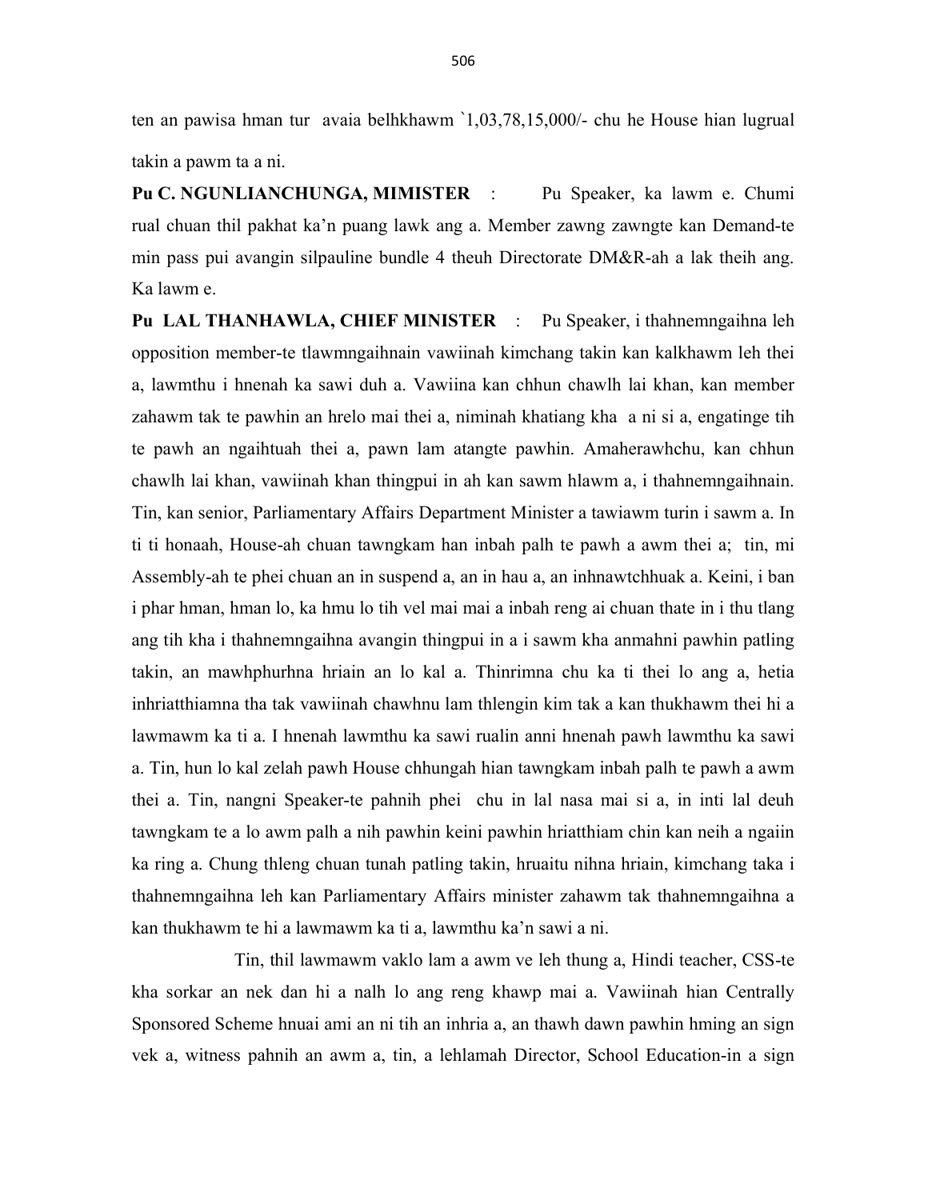ten an pawisa hman tur avaia belhkhawm `1,03,78,15,000/- chu he House hian lugrual takin a pawm ta a ni.

**Pu C. NGUNLIANCHUNGA, MIMISTER** : Pu Speaker, ka lawm e. Chumi rual chuan thil pakhat ka'n puang lawk ang a. Member zawng zawngte kan Demand-te min pass pui avangin silpauline bundle 4 theuh Directorate DM&R-ah a lak theih ang. Ka lawm e.

**Pu LAL THANHAWLA, CHIEF MINISTER** : Pu Speaker, i thahnemngaihna leh opposition member-te tlawmngaihnain vawiinah kimchang takin kan kalkhawm leh thei a, lawmthu i hnenah ka sawi duh a. Vawiina kan chhun chawlh lai khan, kan member zahawm tak te pawhin an hrelo mai thei a, niminah khatiang kha a ni si a, engatinge tih te pawh an ngaihtuah thei a, pawn lam atangte pawhin. Amaherawhchu, kan chhun chawlh lai khan, vawiinah khan thingpui in ah kan sawm hlawm a, i thahnemngaihnain. Tin, kan senior, Parliamentary Affairs Department Minister a tawiawm turin i sawm a. In ti ti honaah, House-ah chuan tawngkam han inbah palh te pawh a awm thei a; tin, mi Assembly-ah te phei chuan an in suspend a, an in hau a, an inhnawtchhuak a. Keini, i ban i phar hman, hman lo, ka hmu lo tih vel mai mai a inbah reng ai chuan thate in i thu tlang ang tih kha i thahnemngaihna avangin thingpui in a i sawm kha anmahni pawhin patling takin, an mawhphurhna hriain an lo kal a. Thinrimna chu ka ti thei lo ang a, hetia inhriatthiamna tha tak vawiinah chawhnu lam thlengin kim tak a kan thukhawm thei hi a lawmawm ka ti a. I hnenah lawmthu ka sawi rualin anni hnenah pawh lawmthu ka sawi a. Tin, hun lo kal zelah pawh House chhungah hian tawngkam inbah palh te pawh a awm thei a. Tin, nangni Speaker-te pahnih phei chu in lal nasa mai si a, in inti lal deuh tawngkam te a lo awm palh a nih pawhin keini pawhin hriatthiam chin kan neih a ngaiin ka ring a. Chung thleng chuan tunah patling takin, hruaitu nihna hriain, kimchang taka i thahnemngaihna leh kan Parliamentary Affairs minister zahawm tak thahnemngaihna a kan thukhawm te hi a lawmawm ka ti a, lawmthu ka'n sawi a ni.

Tin, thil lawmawm vaklo lam a awm ve leh thung a, Hindi teacher, CSS-te kha sorkar an nek dan hi a nalh lo ang reng khawp mai a. Vawiinah hian Centrally Sponsored Scheme hnuai ami an ni tih an inhria a, an thawh dawn pawhin hming an sign vek a, witness pahnih an awm a, tin, a lehlamah Director, School Education-in a sign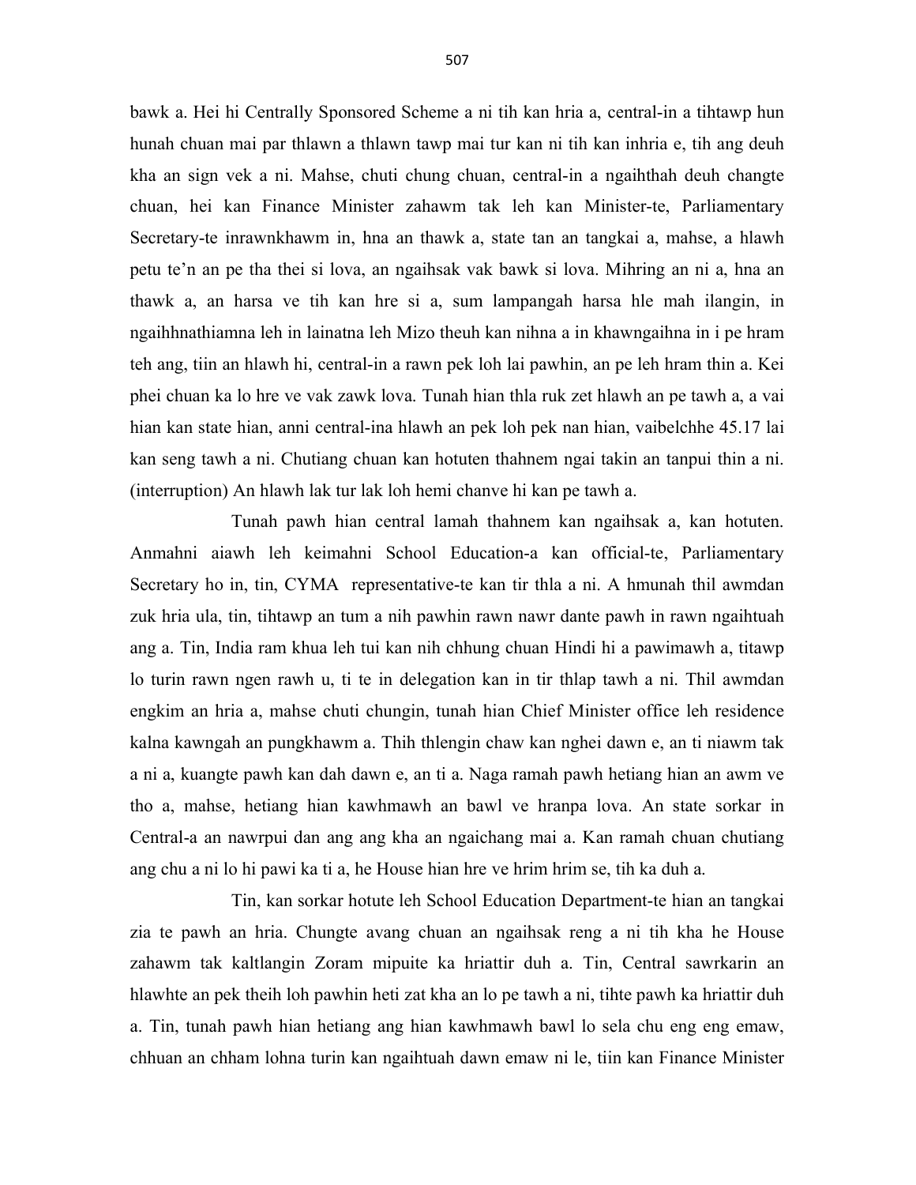bawk a. Hei hi Centrally Sponsored Scheme a ni tih kan hria a, central-in a tihtawp hun hunah chuan mai par thlawn a thlawn tawp mai tur kan ni tih kan inhria e, tih ang deuh kha an sign vek a ni. Mahse, chuti chung chuan, central-in a ngaihthah deuh changte chuan, hei kan Finance Minister zahawm tak leh kan Minister-te, Parliamentary Secretary-te inrawnkhawm in, hna an thawk a, state tan an tangkai a, mahse, a hlawh petu te'n an pe tha thei si lova, an ngaihsak vak bawk si lova. Mihring an ni a, hna an thawk a, an harsa ve tih kan hre si a, sum lampangah harsa hle mah ilangin, in ngaihhnathiamna leh in lainatna leh Mizo theuh kan nihna a in khawngaihna in i pe hram teh ang, tiin an hlawh hi, central-in a rawn pek loh lai pawhin, an pe leh hram thin a. Kei phei chuan ka lo hre ve vak zawk lova. Tunah hian thla ruk zet hlawh an pe tawh a, a vai hian kan state hian, anni central-ina hlawh an pek loh pek nan hian, vaibelchhe 45.17 lai kan seng tawh a ni. Chutiang chuan kan hotuten thahnem ngai takin an tanpui thin a ni. (interruption) An hlawh lak tur lak loh hemi chanve hi kan pe tawh a.

Tunah pawh hian central lamah thahnem kan ngaihsak a, kan hotuten. Anmahni aiawh leh keimahni School Education-a kan official-te, Parliamentary Secretary ho in, tin, CYMA representative-te kan tir thla a ni. A hmunah thil awmdan zuk hria ula, tin, tihtawp an tum a nih pawhin rawn nawr dante pawh in rawn ngaihtuah ang a. Tin, India ram khua leh tui kan nih chhung chuan Hindi hi a pawimawh a, titawp lo turin rawn ngen rawh u, ti te in delegation kan in tir thlap tawh a ni. Thil awmdan engkim an hria a, mahse chuti chungin, tunah hian Chief Minister office leh residence kalna kawngah an pungkhawm a. Thih thlengin chaw kan nghei dawn e, an ti niawm tak a ni a, kuangte pawh kan dah dawn e, an ti a. Naga ramah pawh hetiang hian an awm ve tho a, mahse, hetiang hian kawhmawh an bawl ve hranpa lova. An state sorkar in Central-a an nawrpui dan ang ang kha an ngaichang mai a. Kan ramah chuan chutiang ang chu a ni lo hi pawi ka ti a, he House hian hre ve hrim hrim se, tih ka duh a.

Tin, kan sorkar hotute leh School Education Department-te hian an tangkai zia te pawh an hria. Chungte avang chuan an ngaihsak reng a ni tih kha he House zahawm tak kaltlangin Zoram mipuite ka hriattir duh a. Tin, Central sawrkarin an hlawhte an pek theih loh pawhin heti zat kha an lo pe tawh a ni, tihte pawh ka hriattir duh a. Tin, tunah pawh hian hetiang ang hian kawhmawh bawl lo sela chu eng eng emaw, chhuan an chham lohna turin kan ngaihtuah dawn emaw ni le, tiin kan Finance Minister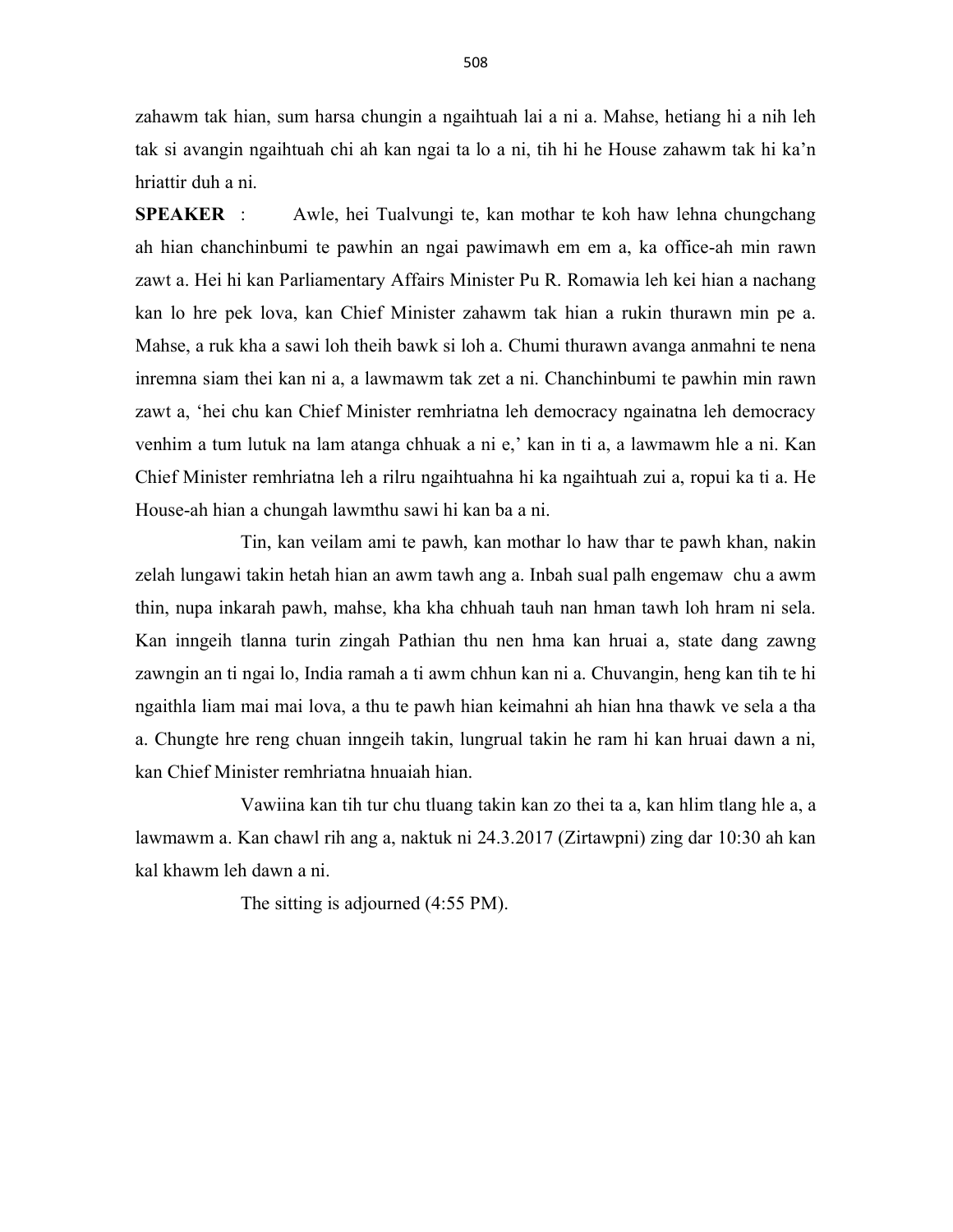zahawm tak hian, sum harsa chungin a ngaihtuah lai a ni a. Mahse, hetiang hi a nih leh tak si avangin ngaihtuah chi ah kan ngai ta lo a ni, tih hi he House zahawm tak hi ka'n hriattir duh a ni.

**SPEAKER** : Awle, hei Tualvungi te, kan mothar te koh haw lehna chungchang ah hian chanchinbumi te pawhin an ngai pawimawh em em a, ka office-ah min rawn zawt a. Hei hi kan Parliamentary Affairs Minister Pu R. Romawia leh kei hian a nachang kan lo hre pek lova, kan Chief Minister zahawm tak hian a rukin thurawn min pe a. Mahse, a ruk kha a sawi loh theih bawk si loh a. Chumi thurawn avanga anmahni te nena inremna siam thei kan ni a, a lawmawm tak zet a ni. Chanchinbumi te pawhin min rawn zawt a, 'hei chu kan Chief Minister remhriatna leh democracy ngainatna leh democracy venhim a tum lutuk na lam atanga chhuak a ni e,' kan in ti a, a lawmawm hle a ni. Kan Chief Minister remhriatna leh a rilru ngaihtuahna hi ka ngaihtuah zui a, ropui ka ti a. He House-ah hian a chungah lawmthu sawi hi kan ba a ni.

Tin, kan veilam ami te pawh, kan mothar lo haw thar te pawh khan, nakin zelah lungawi takin hetah hian an awm tawh ang a. Inbah sual palh engemaw chu a awm thin, nupa inkarah pawh, mahse, kha kha chhuah tauh nan hman tawh loh hram ni sela. Kan inngeih tlanna turin zingah Pathian thu nen hma kan hruai a, state dang zawng zawngin an ti ngai lo, India ramah a ti awm chhun kan ni a. Chuvangin, heng kan tih te hi ngaithla liam mai mai lova, a thu te pawh hian keimahni ah hian hna thawk ve sela a tha a. Chungte hre reng chuan inngeih takin, lungrual takin he ram hi kan hruai dawn a ni, kan Chief Minister remhriatna hnuaiah hian.

Vawiina kan tih tur chu tluang takin kan zo thei ta a, kan hlim tlang hle a, a lawmawm a. Kan chawl rih ang a, naktuk ni 24.3.2017 (Zirtawpni) zing dar 10:30 ah kan kal khawm leh dawn a ni.

The sitting is adjourned (4:55 PM).